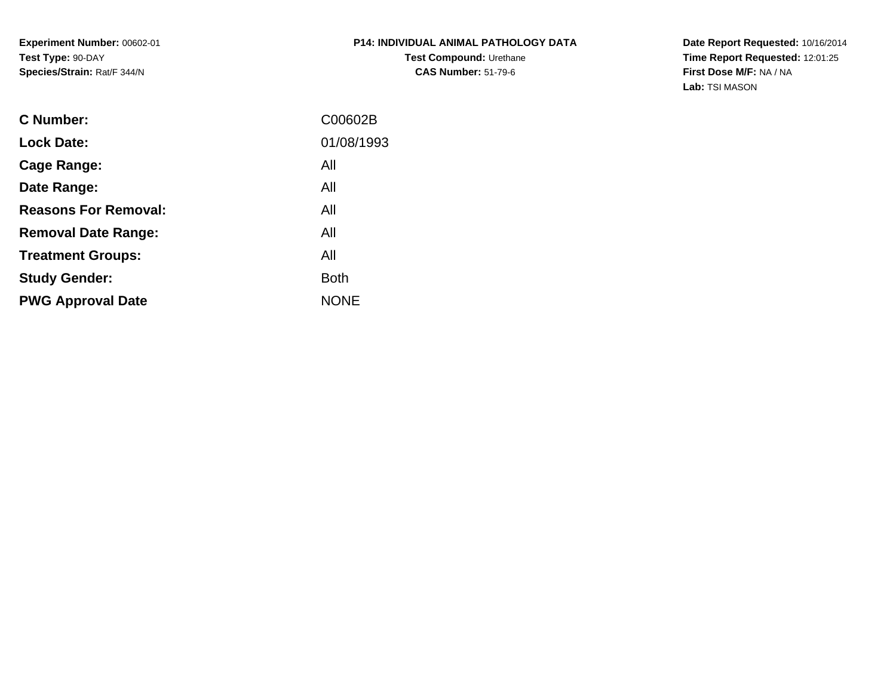**Experiment Number:** 00602-01
**Test Type:** 90-DAY
**Species/Strain:** Rat/F 344/N

**P14: INDIVIDUAL ANIMAL PATHOLOGY DATA**
**Test Compound:** Urethane
**CAS Number:** 51-79-6

**Date Report Requested:** 10/16/2014
**Time Report Requested:** 12:01:25
**First Dose M/F:** NA / NA
**Lab:** TSI MASON

| | |
|---|---|
| **C Number:** | C00602B |
| **Lock Date:** | 01/08/1993 |
| **Cage Range:** | All |
| **Date Range:** | All |
| **Reasons For Removal:** | All |
| **Removal Date Range:** | All |
| **Treatment Groups:** | All |
| **Study Gender:** | Both |
| **PWG Approval Date** | NONE |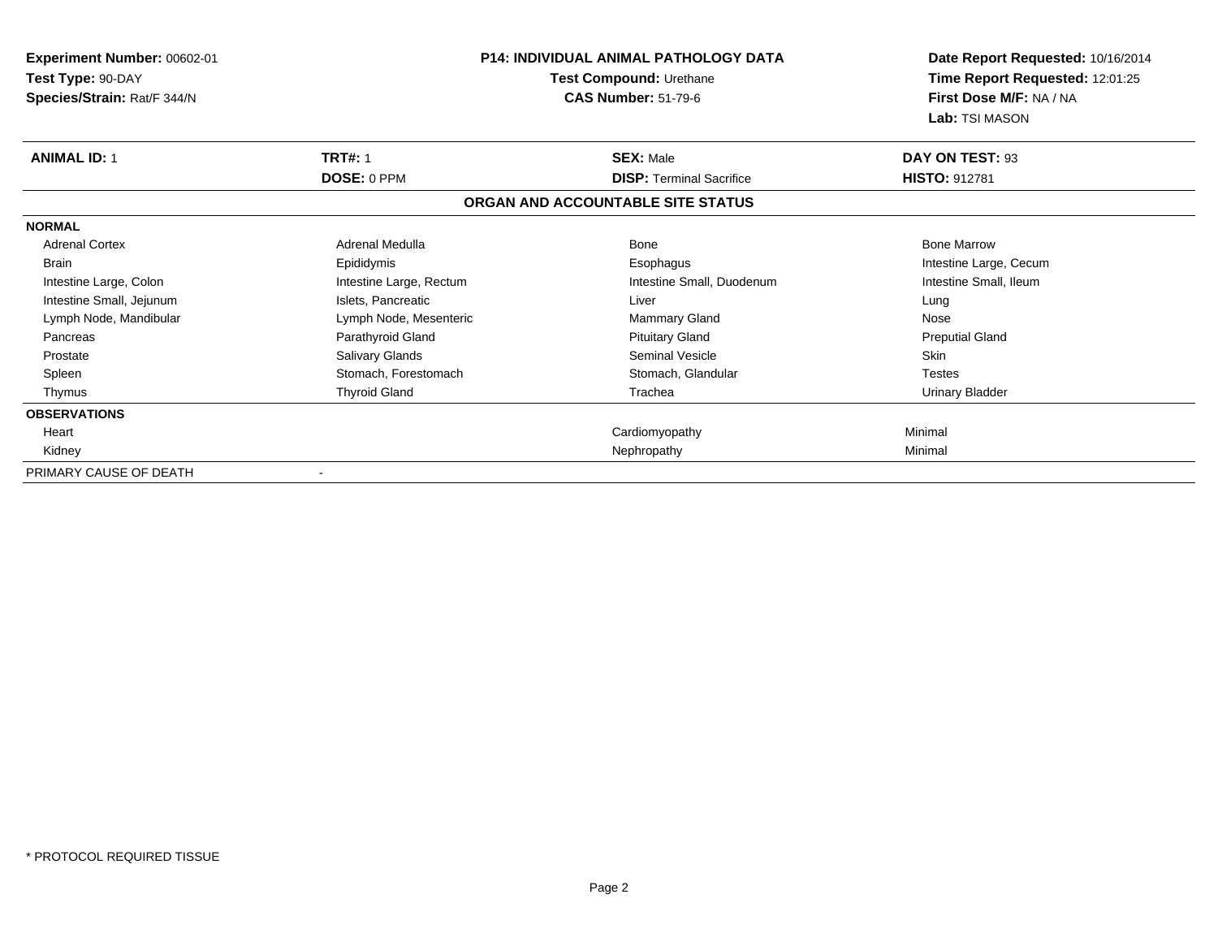**Experiment Number:** 00602-01
**Test Type:** 90-DAY
**Species/Strain:** Rat/F 344/N

**P14: INDIVIDUAL ANIMAL PATHOLOGY DATA**
**Test Compound:** Urethane
**CAS Number:** 51-79-6

**Date Report Requested:** 10/16/2014
**Time Report Requested:** 12:01:25
**First Dose M/F:** NA / NA
**Lab:** TSI MASON

| **ANIMAL ID:** 1 | **TRT#:** 1 | **SEX:** Male | **DAY ON TEST:** 93 |
|---|---|---|---|
| | **DOSE:** 0 PPM | **DISP:** Terminal Sacrifice | **HISTO:** 912781 |

**ORGAN AND ACCOUNTABLE SITE STATUS**

**NORMAL**

| | | | |
|---|---|---|---|
| Adrenal Cortex | Adrenal Medulla | Bone | Bone Marrow |
| Brain | Epididymis | Esophagus | Intestine Large, Cecum |
| Intestine Large, Colon | Intestine Large, Rectum | Intestine Small, Duodenum | Intestine Small, Ileum |
| Intestine Small, Jejunum | Islets, Pancreatic | Liver | Lung |
| Lymph Node, Mandibular | Lymph Node, Mesenteric | Mammary Gland | Nose |
| Pancreas | Parathyroid Gland | Pituitary Gland | Preputial Gland |
| Prostate | Salivary Glands | Seminal Vesicle | Skin |
| Spleen | Stomach, Forestomach | Stomach, Glandular | Testes |
| Thymus | Thyroid Gland | Trachea | Urinary Bladder |

**OBSERVATIONS**

| | | | |
|---|---|---|---|
| Heart | | Cardiomyopathy | Minimal |
| Kidney | | Nephropathy | Minimal |

PRIMARY CAUSE OF DEATH -

* PROTOCOL REQUIRED TISSUE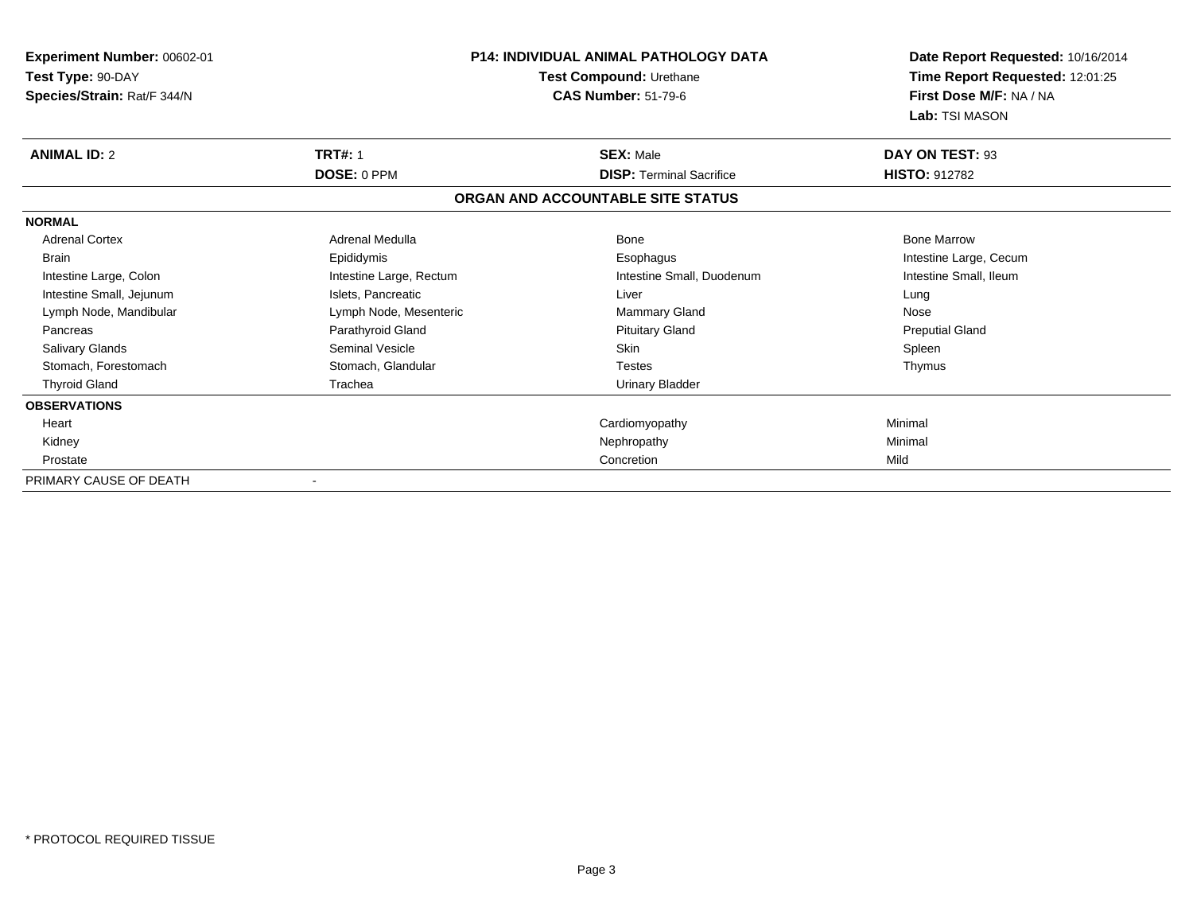**Experiment Number:** 00602-01
**Test Type:** 90-DAY
**Species/Strain:** Rat/F 344/N

**P14: INDIVIDUAL ANIMAL PATHOLOGY DATA**
**Test Compound:** Urethane
**CAS Number:** 51-79-6

**Date Report Requested:** 10/16/2014
**Time Report Requested:** 12:01:25
**First Dose M/F:** NA / NA
**Lab:** TSI MASON

| **ANIMAL ID:** 2 | **TRT#:** 1 | **SEX:** Male | **DAY ON TEST:** 93 |
|---|---|---|---|
| | **DOSE:** 0 PPM | **DISP:** Terminal Sacrifice | **HISTO:** 912782 |

**ORGAN AND ACCOUNTABLE SITE STATUS**

| | | | |
|---|---|---|---|
| **NORMAL** | | | |
| Adrenal Cortex | Adrenal Medulla | Bone | Bone Marrow |
| Brain | Epididymis | Esophagus | Intestine Large, Cecum |
| Intestine Large, Colon | Intestine Large, Rectum | Intestine Small, Duodenum | Intestine Small, Ileum |
| Intestine Small, Jejunum | Islets, Pancreatic | Liver | Lung |
| Lymph Node, Mandibular | Lymph Node, Mesenteric | Mammary Gland | Nose |
| Pancreas | Parathyroid Gland | Pituitary Gland | Preputial Gland |
| Salivary Glands | Seminal Vesicle | Skin | Spleen |
| Stomach, Forestomach | Stomach, Glandular | Testes | Thymus |
| Thyroid Gland | Trachea | Urinary Bladder | |
| **OBSERVATIONS** | | | |
| Heart | | Cardiomyopathy | Minimal |
| Kidney | | Nephropathy | Minimal |
| Prostate | | Concretion | Mild |
| PRIMARY CAUSE OF DEATH | - | | |

* PROTOCOL REQUIRED TISSUE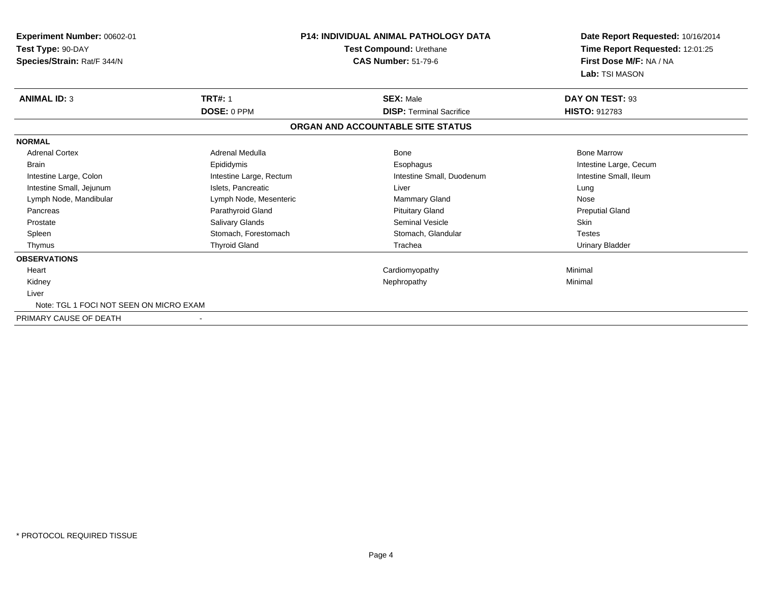**Experiment Number:** 00602-01
**Test Type:** 90-DAY
**Species/Strain:** Rat/F 344/N

**P14: INDIVIDUAL ANIMAL PATHOLOGY DATA**
**Test Compound:** Urethane
**CAS Number:** 51-79-6

**Date Report Requested:** 10/16/2014
**Time Report Requested:** 12:01:25
**First Dose M/F:** NA / NA
**Lab:** TSI MASON

| | | | |
|---|---|---|---|
| **ANIMAL ID:** 3 | **TRT#:** 1 | **SEX:** Male | **DAY ON TEST:** 93 |
| | **DOSE:** 0 PPM | **DISP:** Terminal Sacrifice | **HISTO:** 912783 |

**ORGAN AND ACCOUNTABLE SITE STATUS**

| | | | |
|---|---|---|---|
| **NORMAL** | | | |
| Adrenal Cortex | Adrenal Medulla | Bone | Bone Marrow |
| Brain | Epididymis | Esophagus | Intestine Large, Cecum |
| Intestine Large, Colon | Intestine Large, Rectum | Intestine Small, Duodenum | Intestine Small, Ileum |
| Intestine Small, Jejunum | Islets, Pancreatic | Liver | Lung |
| Lymph Node, Mandibular | Lymph Node, Mesenteric | Mammary Gland | Nose |
| Pancreas | Parathyroid Gland | Pituitary Gland | Preputial Gland |
| Prostate | Salivary Glands | Seminal Vesicle | Skin |
| Spleen | Stomach, Forestomach | Stomach, Glandular | Testes |
| Thymus | Thyroid Gland | Trachea | Urinary Bladder |
| **OBSERVATIONS** | | | |
| Heart | | Cardiomyopathy | Minimal |
| Kidney | | Nephropathy | Minimal |
| Liver | | | |
| Note: TGL 1 FOCI NOT SEEN ON MICRO EXAM | | | |
| PRIMARY CAUSE OF DEATH | - | | |

* PROTOCOL REQUIRED TISSUE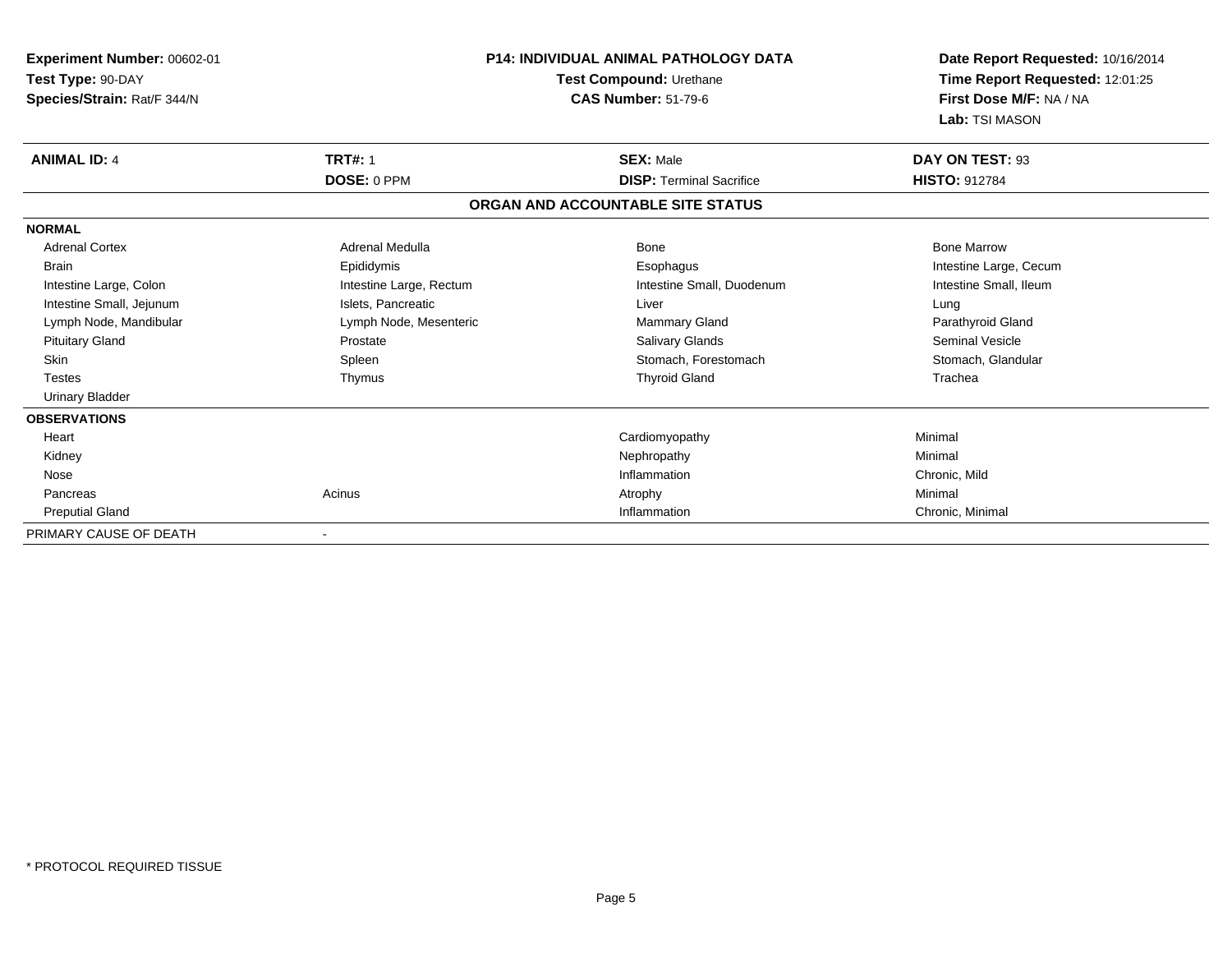**Experiment Number:** 00602-01
**Test Type:** 90-DAY
**Species/Strain:** Rat/F 344/N

**P14: INDIVIDUAL ANIMAL PATHOLOGY DATA**
**Test Compound:** Urethane
**CAS Number:** 51-79-6

**Date Report Requested:** 10/16/2014
**Time Report Requested:** 12:01:25
**First Dose M/F:** NA / NA
**Lab:** TSI MASON

| **ANIMAL ID:** 4 | **TRT#:** 1 | **SEX:** Male | **DAY ON TEST:** 93 |
|---|---|---|---|
| | **DOSE:** 0 PPM | **DISP:** Terminal Sacrifice | **HISTO:** 912784 |

**ORGAN AND ACCOUNTABLE SITE STATUS**

| | | | |
|---|---|---|---|
| **NORMAL** | | | |
| Adrenal Cortex | Adrenal Medulla | Bone | Bone Marrow |
| Brain | Epididymis | Esophagus | Intestine Large, Cecum |
| Intestine Large, Colon | Intestine Large, Rectum | Intestine Small, Duodenum | Intestine Small, Ileum |
| Intestine Small, Jejunum | Islets, Pancreatic | Liver | Lung |
| Lymph Node, Mandibular | Lymph Node, Mesenteric | Mammary Gland | Parathyroid Gland |
| Pituitary Gland | Prostate | Salivary Glands | Seminal Vesicle |
| Skin | Spleen | Stomach, Forestomach | Stomach, Glandular |
| Testes | Thymus | Thyroid Gland | Trachea |
| Urinary Bladder | | | |
| **OBSERVATIONS** | | | |
| Heart | | Cardiomyopathy | Minimal |
| Kidney | | Nephropathy | Minimal |
| Nose | | Inflammation | Chronic, Mild |
| Pancreas | Acinus | Atrophy | Minimal |
| Preputial Gland | | Inflammation | Chronic, Minimal |
| PRIMARY CAUSE OF DEATH | - | | |

\* PROTOCOL REQUIRED TISSUE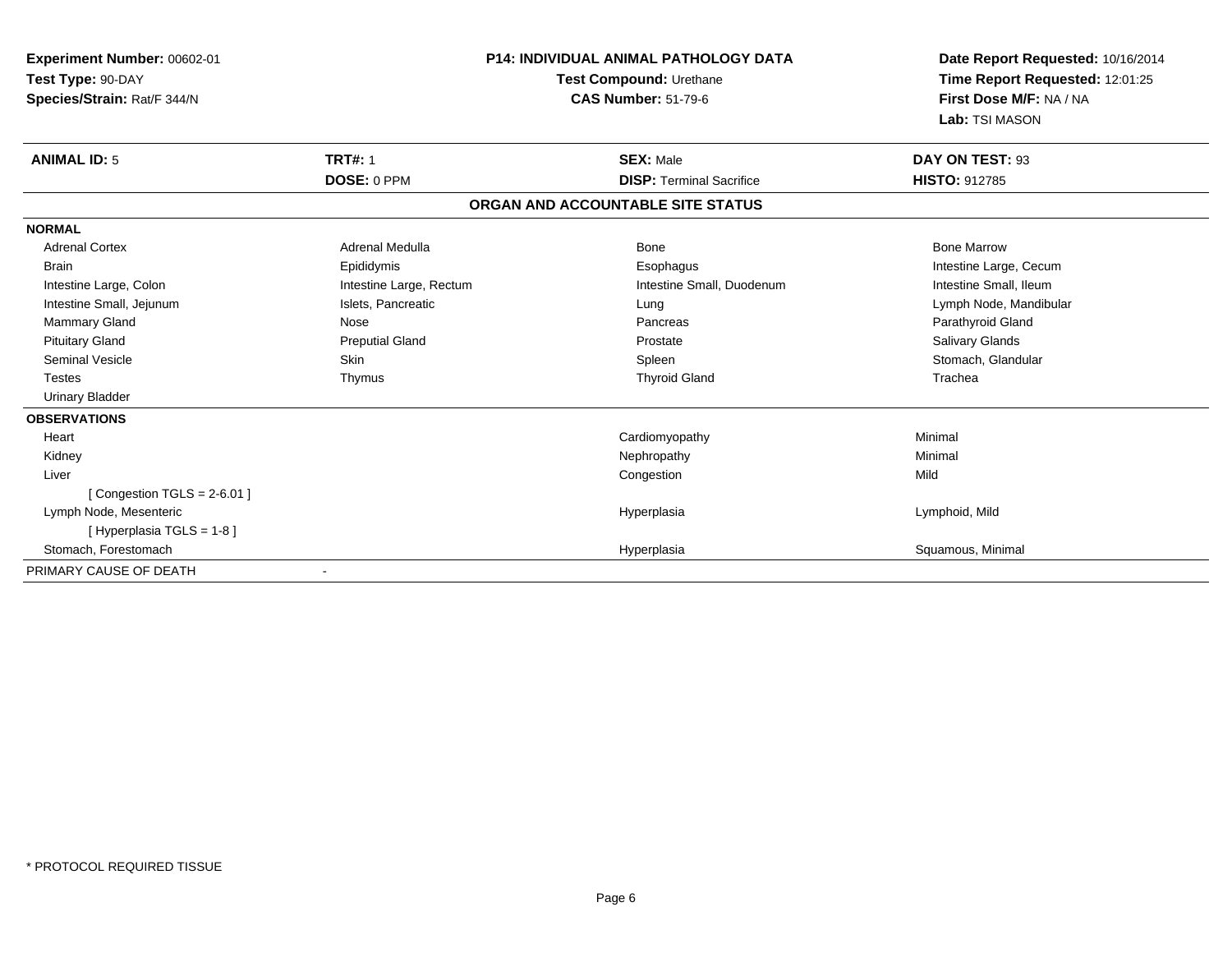**Experiment Number:** 00602-01
**Test Type:** 90-DAY
**Species/Strain:** Rat/F 344/N

**P14: INDIVIDUAL ANIMAL PATHOLOGY DATA**
**Test Compound:** Urethane
**CAS Number:** 51-79-6

**Date Report Requested:** 10/16/2014
**Time Report Requested:** 12:01:25
**First Dose M/F:** NA / NA
**Lab:** TSI MASON

| **ANIMAL ID:** 5 | **TRT#:** 1 | **SEX:** Male | **DAY ON TEST:** 93 |
|---|---|---|---|
| | **DOSE:** 0 PPM | **DISP:** Terminal Sacrifice | **HISTO:** 912785 |

## ORGAN AND ACCOUNTABLE SITE STATUS

| | | | |
|---|---|---|---|
| **NORMAL** | | | |
| Adrenal Cortex | Adrenal Medulla | Bone | Bone Marrow |
| Brain | Epididymis | Esophagus | Intestine Large, Cecum |
| Intestine Large, Colon | Intestine Large, Rectum | Intestine Small, Duodenum | Intestine Small, Ileum |
| Intestine Small, Jejunum | Islets, Pancreatic | Lung | Lymph Node, Mandibular |
| Mammary Gland | Nose | Pancreas | Parathyroid Gland |
| Pituitary Gland | Preputial Gland | Prostate | Salivary Glands |
| Seminal Vesicle | Skin | Spleen | Stomach, Glandular |
| Testes | Thymus | Thyroid Gland | Trachea |
| Urinary Bladder | | | |
| **OBSERVATIONS** | | | |
| Heart | | Cardiomyopathy | Minimal |
| Kidney | | Nephropathy | Minimal |
| Liver | | Congestion | Mild |
| [ Congestion TGLS = 2-6.01 ] | | | |
| Lymph Node, Mesenteric | | Hyperplasia | Lymphoid, Mild |
| [ Hyperplasia TGLS = 1-8 ] | | | |
| Stomach, Forestomach | | Hyperplasia | Squamous, Minimal |
| PRIMARY CAUSE OF DEATH | - | | |

* PROTOCOL REQUIRED TISSUE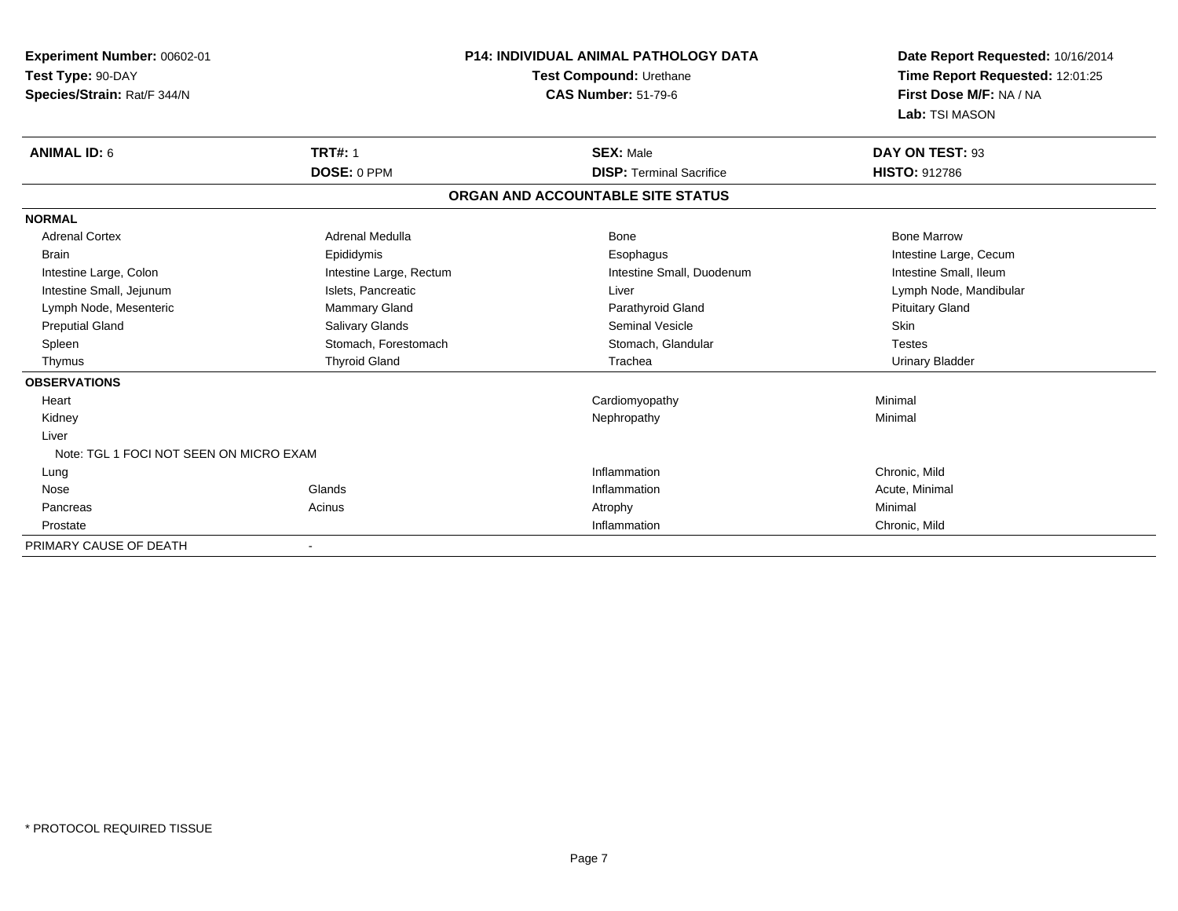**Experiment Number:** 00602-01
**Test Type:** 90-DAY
**Species/Strain:** Rat/F 344/N

## P14: INDIVIDUAL ANIMAL PATHOLOGY DATA

**Test Compound:** Urethane
**CAS Number:** 51-79-6

**Date Report Requested:** 10/16/2014
**Time Report Requested:** 12:01:25
**First Dose M/F:** NA / NA
**Lab:** TSI MASON

| **ANIMAL ID:** 6 | **TRT#:** 1 | **SEX:** Male | **DAY ON TEST:** 93 |
|---|---|---|---|
| | **DOSE:** 0 PPM | **DISP:** Terminal Sacrifice | **HISTO:** 912786 |

### ORGAN AND ACCOUNTABLE SITE STATUS

| | | | |
|---|---|---|---|
| **NORMAL** | | | |
| Adrenal Cortex | Adrenal Medulla | Bone | Bone Marrow |
| Brain | Epididymis | Esophagus | Intestine Large, Cecum |
| Intestine Large, Colon | Intestine Large, Rectum | Intestine Small, Duodenum | Intestine Small, Ileum |
| Intestine Small, Jejunum | Islets, Pancreatic | Liver | Lymph Node, Mandibular |
| Lymph Node, Mesenteric | Mammary Gland | Parathyroid Gland | Pituitary Gland |
| Preputial Gland | Salivary Glands | Seminal Vesicle | Skin |
| Spleen | Stomach, Forestomach | Stomach, Glandular | Testes |
| Thymus | Thyroid Gland | Trachea | Urinary Bladder |
| **OBSERVATIONS** | | | |
| Heart | | Cardiomyopathy | Minimal |
| Kidney | | Nephropathy | Minimal |
| Liver | | | |
| Note: TGL 1 FOCI NOT SEEN ON MICRO EXAM | | | |
| Lung | | Inflammation | Chronic, Mild |
| Nose | Glands | Inflammation | Acute, Minimal |
| Pancreas | Acinus | Atrophy | Minimal |
| Prostate | | Inflammation | Chronic, Mild |
| PRIMARY CAUSE OF DEATH | - | | |

* PROTOCOL REQUIRED TISSUE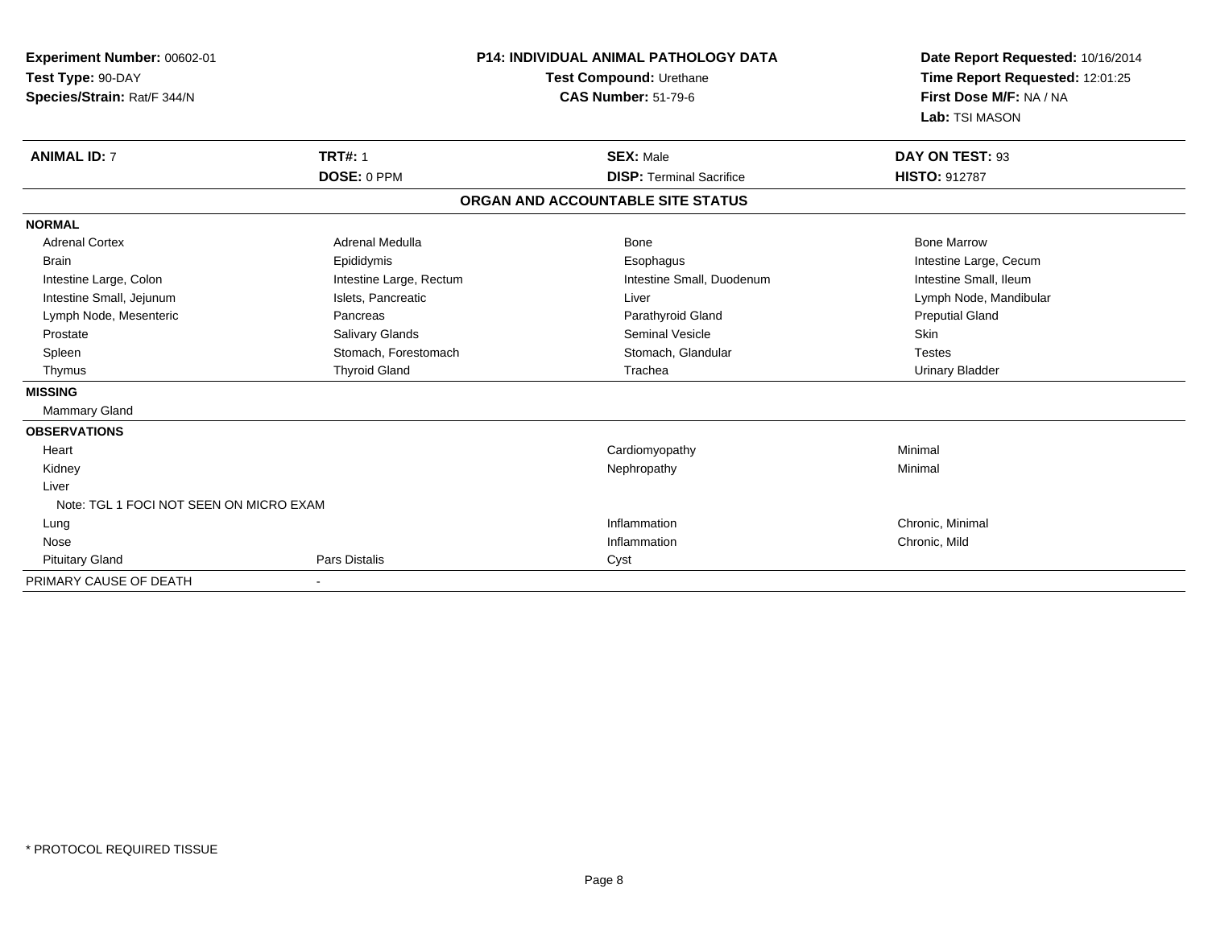**Experiment Number:** 00602-01
**Test Type:** 90-DAY
**Species/Strain:** Rat/F 344/N

**P14: INDIVIDUAL ANIMAL PATHOLOGY DATA**
**Test Compound:** Urethane
**CAS Number:** 51-79-6

**Date Report Requested:** 10/16/2014
**Time Report Requested:** 12:01:25
**First Dose M/F:** NA / NA
**Lab:** TSI MASON

| **ANIMAL ID:** 7 | **TRT#:** 1 | **SEX:** Male | **DAY ON TEST:** 93 |
|---|---|---|---|
| | **DOSE:** 0 PPM | **DISP:** Terminal Sacrifice | **HISTO:** 912787 |

## ORGAN AND ACCOUNTABLE SITE STATUS

| | | | |
|---|---|---|---|
| **NORMAL** | | | |
| Adrenal Cortex | Adrenal Medulla | Bone | Bone Marrow |
| Brain | Epididymis | Esophagus | Intestine Large, Cecum |
| Intestine Large, Colon | Intestine Large, Rectum | Intestine Small, Duodenum | Intestine Small, Ileum |
| Intestine Small, Jejunum | Islets, Pancreatic | Liver | Lymph Node, Mandibular |
| Lymph Node, Mesenteric | Pancreas | Parathyroid Gland | Preputial Gland |
| Prostate | Salivary Glands | Seminal Vesicle | Skin |
| Spleen | Stomach, Forestomach | Stomach, Glandular | Testes |
| Thymus | Thyroid Gland | Trachea | Urinary Bladder |
| **MISSING** | | | |
| Mammary Gland | | | |
| **OBSERVATIONS** | | | |
| Heart | | Cardiomyopathy | Minimal |
| Kidney | | Nephropathy | Minimal |
| Liver | | | |
| Note: TGL 1 FOCI NOT SEEN ON MICRO EXAM | | | |
| Lung | | Inflammation | Chronic, Minimal |
| Nose | | Inflammation | Chronic, Mild |
| Pituitary Gland | Pars Distalis | Cyst | |
| PRIMARY CAUSE OF DEATH | - | | |

* PROTOCOL REQUIRED TISSUE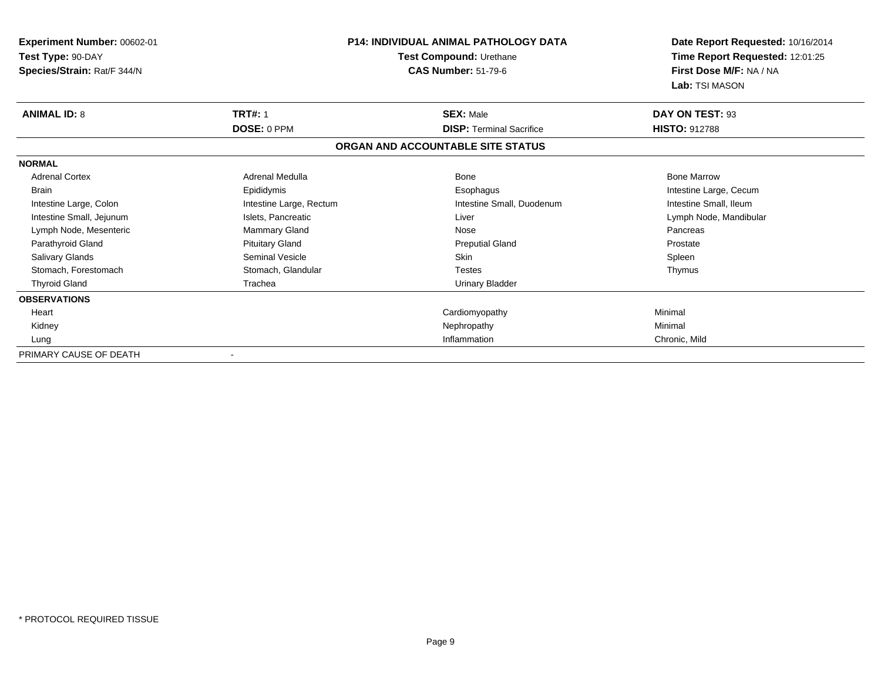**Experiment Number:** 00602-01
**Test Type:** 90-DAY
**Species/Strain:** Rat/F 344/N

**P14: INDIVIDUAL ANIMAL PATHOLOGY DATA**
**Test Compound:** Urethane
**CAS Number:** 51-79-6

**Date Report Requested:** 10/16/2014
**Time Report Requested:** 12:01:25
**First Dose M/F:** NA / NA
**Lab:** TSI MASON

| | | | |
|---|---|---|---|
| **ANIMAL ID:** 8 | **TRT#:** 1 | **SEX:** Male | **DAY ON TEST:** 93 |
| | **DOSE:** 0 PPM | **DISP:** Terminal Sacrifice | **HISTO:** 912788 |

## ORGAN AND ACCOUNTABLE SITE STATUS

| | | | |
|---|---|---|---|
| **NORMAL** | | | |
| Adrenal Cortex | Adrenal Medulla | Bone | Bone Marrow |
| Brain | Epididymis | Esophagus | Intestine Large, Cecum |
| Intestine Large, Colon | Intestine Large, Rectum | Intestine Small, Duodenum | Intestine Small, Ileum |
| Intestine Small, Jejunum | Islets, Pancreatic | Liver | Lymph Node, Mandibular |
| Lymph Node, Mesenteric | Mammary Gland | Nose | Pancreas |
| Parathyroid Gland | Pituitary Gland | Preputial Gland | Prostate |
| Salivary Glands | Seminal Vesicle | Skin | Spleen |
| Stomach, Forestomach | Stomach, Glandular | Testes | Thymus |
| Thyroid Gland | Trachea | Urinary Bladder | |
| **OBSERVATIONS** | | | |
| Heart | | Cardiomyopathy | Minimal |
| Kidney | | Nephropathy | Minimal |
| Lung | | Inflammation | Chronic, Mild |
| PRIMARY CAUSE OF DEATH | - | | |

\* PROTOCOL REQUIRED TISSUE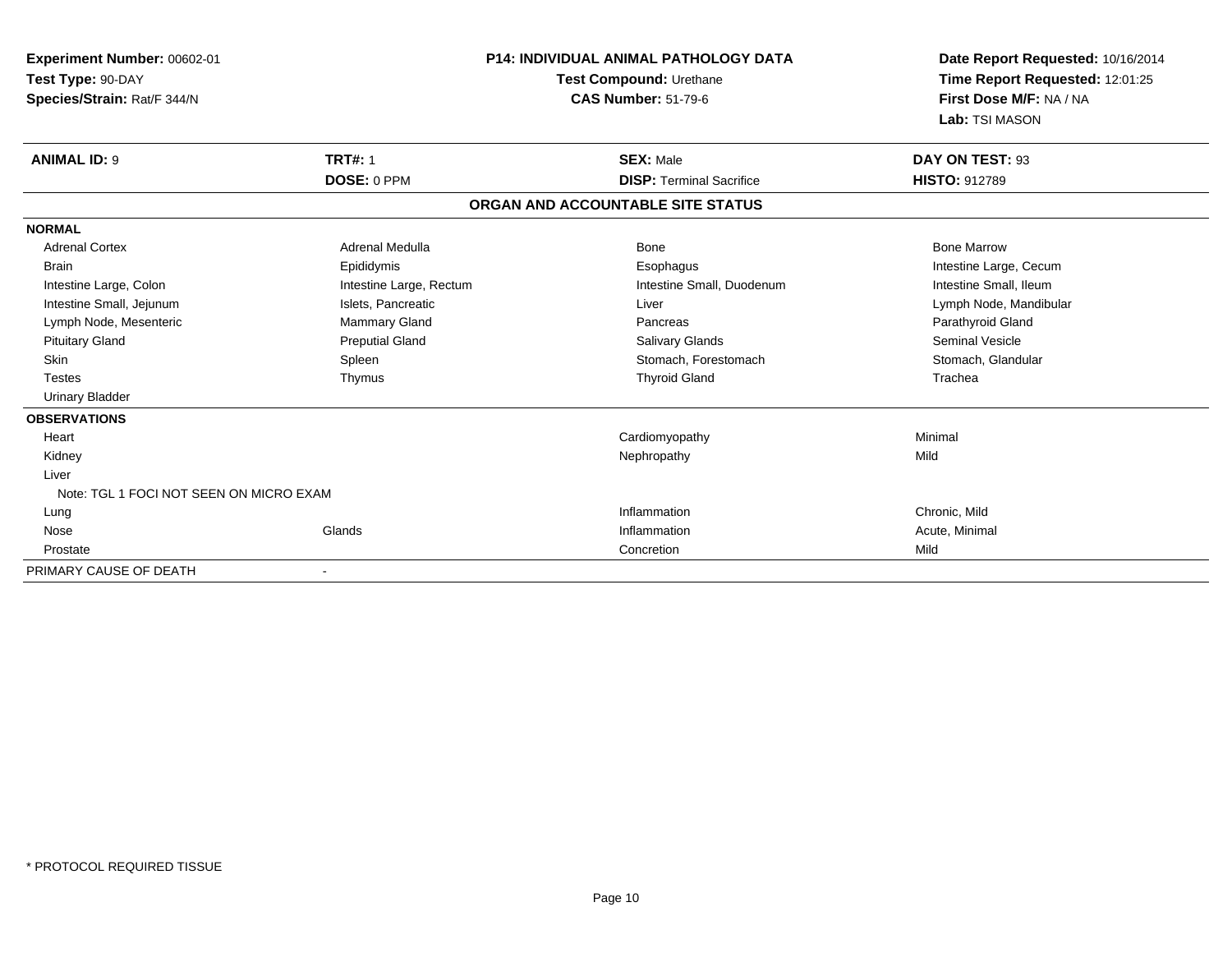**Experiment Number:** 00602-01
**Test Type:** 90-DAY
**Species/Strain:** Rat/F 344/N

**P14: INDIVIDUAL ANIMAL PATHOLOGY DATA**
**Test Compound:** Urethane
**CAS Number:** 51-79-6

**Date Report Requested:** 10/16/2014
**Time Report Requested:** 12:01:25
**First Dose M/F:** NA / NA
**Lab:** TSI MASON

| **ANIMAL ID:** 9 | **TRT#:** 1 | **SEX:** Male | **DAY ON TEST:** 93 |
|---|---|---|---|
| | **DOSE:** 0 PPM | **DISP:** Terminal Sacrifice | **HISTO:** 912789 |

## ORGAN AND ACCOUNTABLE SITE STATUS

| | | | |
|---|---|---|---|
| **NORMAL** | | | |
| Adrenal Cortex | Adrenal Medulla | Bone | Bone Marrow |
| Brain | Epididymis | Esophagus | Intestine Large, Cecum |
| Intestine Large, Colon | Intestine Large, Rectum | Intestine Small, Duodenum | Intestine Small, Ileum |
| Intestine Small, Jejunum | Islets, Pancreatic | Liver | Lymph Node, Mandibular |
| Lymph Node, Mesenteric | Mammary Gland | Pancreas | Parathyroid Gland |
| Pituitary Gland | Preputial Gland | Salivary Glands | Seminal Vesicle |
| Skin | Spleen | Stomach, Forestomach | Stomach, Glandular |
| Testes | Thymus | Thyroid Gland | Trachea |
| Urinary Bladder | | | |
| **OBSERVATIONS** | | | |
| Heart | | Cardiomyopathy | Minimal |
| Kidney | | Nephropathy | Mild |
| Liver | | | |
| Note: TGL 1 FOCI NOT SEEN ON MICRO EXAM | | | |
| Lung | | Inflammation | Chronic, Mild |
| Nose | Glands | Inflammation | Acute, Minimal |
| Prostate | | Concretion | Mild |
| PRIMARY CAUSE OF DEATH | - | | |

* PROTOCOL REQUIRED TISSUE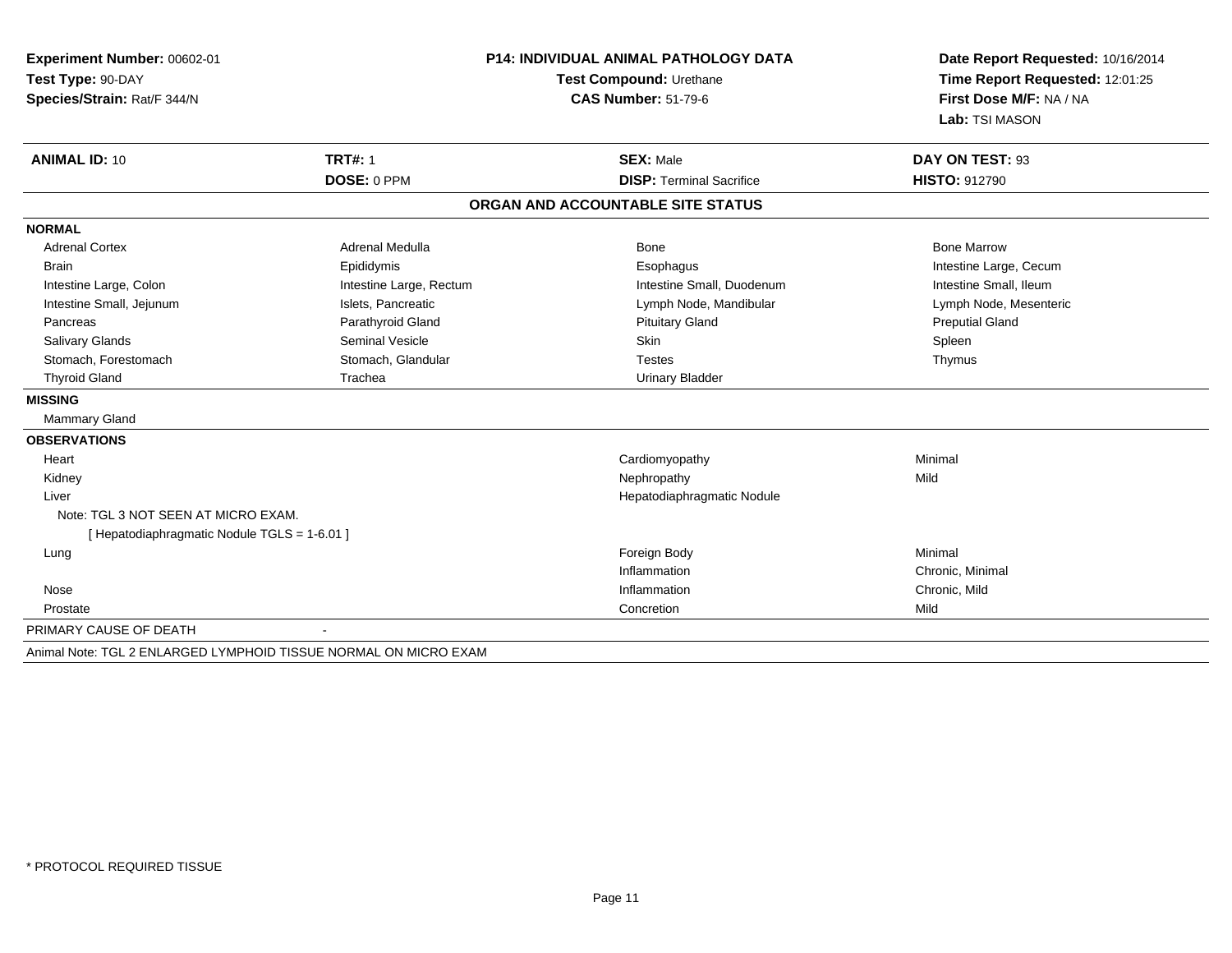**Experiment Number:** 00602-01
**Test Type:** 90-DAY
**Species/Strain:** Rat/F 344/N

**P14: INDIVIDUAL ANIMAL PATHOLOGY DATA**
**Test Compound:** Urethane
**CAS Number:** 51-79-6

**Date Report Requested:** 10/16/2014
**Time Report Requested:** 12:01:25
**First Dose M/F:** NA / NA
**Lab:** TSI MASON

| | | | |
|---|---|---|---|
| **ANIMAL ID:** 10 | **TRT#:** 1 | **SEX:** Male | **DAY ON TEST:** 93 |
| | **DOSE:** 0 PPM | **DISP:** Terminal Sacrifice | **HISTO:** 912790 |

## ORGAN AND ACCOUNTABLE SITE STATUS

**NORMAL**

| | | | |
|---|---|---|---|
| Adrenal Cortex | Adrenal Medulla | Bone | Bone Marrow |
| Brain | Epididymis | Esophagus | Intestine Large, Cecum |
| Intestine Large, Colon | Intestine Large, Rectum | Intestine Small, Duodenum | Intestine Small, Ileum |
| Intestine Small, Jejunum | Islets, Pancreatic | Lymph Node, Mandibular | Lymph Node, Mesenteric |
| Pancreas | Parathyroid Gland | Pituitary Gland | Preputial Gland |
| Salivary Glands | Seminal Vesicle | Skin | Spleen |
| Stomach, Forestomach | Stomach, Glandular | Testes | Thymus |
| Thyroid Gland | Trachea | Urinary Bladder | |

**MISSING**

Mammary Gland

**OBSERVATIONS**

| | | |
|---|---|---|
| Heart | Cardiomyopathy | Minimal |
| Kidney | Nephropathy | Mild |
| Liver | Hepatodiaphragmatic Nodule | |
| Note: TGL 3 NOT SEEN AT MICRO EXAM. | | |
| [ Hepatodiaphragmatic Nodule TGLS = 1-6.01 ] | | |
| Lung | Foreign Body | Minimal |
| | Inflammation | Chronic, Minimal |
| Nose | Inflammation | Chronic, Mild |
| Prostate | Concretion | Mild |

PRIMARY CAUSE OF DEATH -

Animal Note: TGL 2 ENLARGED LYMPHOID TISSUE NORMAL ON MICRO EXAM

* PROTOCOL REQUIRED TISSUE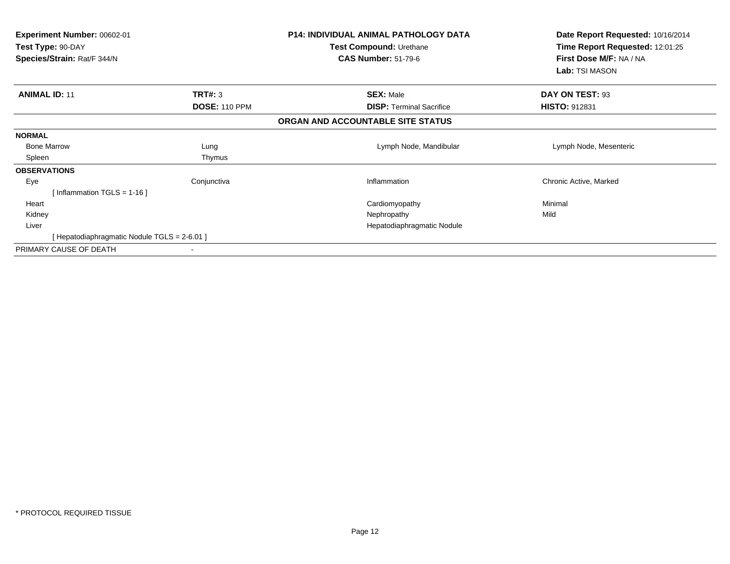**Experiment Number:** 00602-01
**Test Type:** 90-DAY
**Species/Strain:** Rat/F 344/N

**P14: INDIVIDUAL ANIMAL PATHOLOGY DATA**
**Test Compound:** Urethane
**CAS Number:** 51-79-6

**Date Report Requested:** 10/16/2014
**Time Report Requested:** 12:01:25
**First Dose M/F:** NA / NA
**Lab:** TSI MASON

| **ANIMAL ID:** 11 | **TRT#:** 3 | **SEX:** Male | **DAY ON TEST:** 93 |
|---|---|---|---|
| | **DOSE:** 110 PPM | **DISP:** Terminal Sacrifice | **HISTO:** 912831 |

**ORGAN AND ACCOUNTABLE SITE STATUS**

| | | | |
|---|---|---|---|
| **NORMAL** | | | |
| Bone Marrow | Lung | Lymph Node, Mandibular | Lymph Node, Mesenteric |
| Spleen | Thymus | | |
| **OBSERVATIONS** | | | |
| Eye | Conjunctiva | Inflammation | Chronic Active, Marked |
| [ Inflammation TGLS = 1-16 ] | | | |
| Heart | | Cardiomyopathy | Minimal |
| Kidney | | Nephropathy | Mild |
| Liver | | Hepatodiaphragmatic Nodule | |
| [ Hepatodiaphragmatic Nodule TGLS = 2-6.01 ] | | | |
| PRIMARY CAUSE OF DEATH | - | | |

* PROTOCOL REQUIRED TISSUE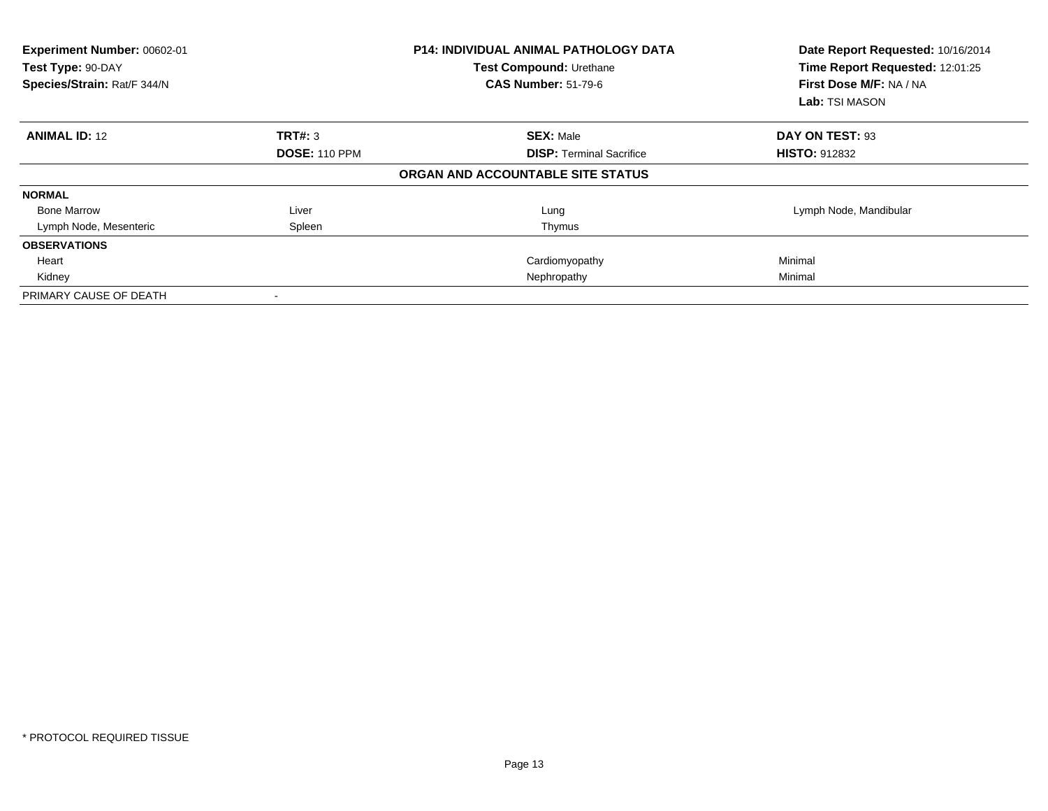**Experiment Number:** 00602-01
**Test Type:** 90-DAY
**Species/Strain:** Rat/F 344/N

**P14: INDIVIDUAL ANIMAL PATHOLOGY DATA**
**Test Compound:** Urethane
**CAS Number:** 51-79-6

**Date Report Requested:** 10/16/2014
**Time Report Requested:** 12:01:25
**First Dose M/F:** NA / NA
**Lab:** TSI MASON

| **ANIMAL ID:** 12 | **TRT#:** 3 | **SEX:** Male | **DAY ON TEST:** 93 |
|---|---|---|---|
| | **DOSE:** 110 PPM | **DISP:** Terminal Sacrifice | **HISTO:** 912832 |

**ORGAN AND ACCOUNTABLE SITE STATUS**

| | | | |
|---|---|---|---|
| **NORMAL** | | | |
| Bone Marrow | Liver | Lung | Lymph Node, Mandibular |
| Lymph Node, Mesenteric | Spleen | Thymus | |
| **OBSERVATIONS** | | | |
| Heart | | Cardiomyopathy | Minimal |
| Kidney | | Nephropathy | Minimal |
| PRIMARY CAUSE OF DEATH | - | | |

* PROTOCOL REQUIRED TISSUE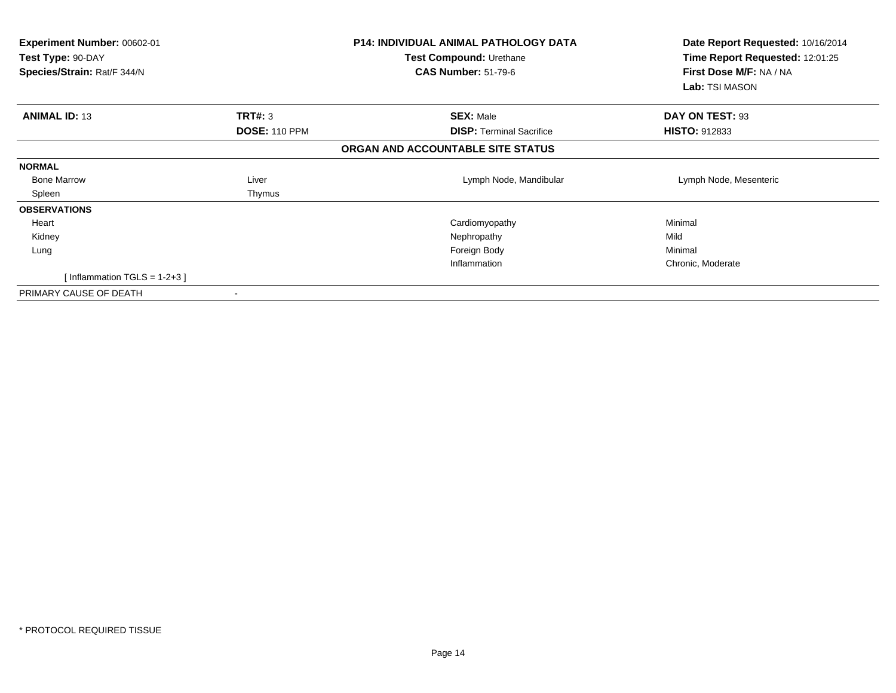**Experiment Number:** 00602-01
**Test Type:** 90-DAY
**Species/Strain:** Rat/F 344/N

**P14: INDIVIDUAL ANIMAL PATHOLOGY DATA**
**Test Compound:** Urethane
**CAS Number:** 51-79-6

**Date Report Requested:** 10/16/2014
**Time Report Requested:** 12:01:25
**First Dose M/F:** NA / NA
**Lab:** TSI MASON

| | | | |
|---|---|---|---|
| **ANIMAL ID:** 13 | **TRT#:** 3 | **SEX:** Male | **DAY ON TEST:** 93 |
| | **DOSE:** 110 PPM | **DISP:** Terminal Sacrifice | **HISTO:** 912833 |

**ORGAN AND ACCOUNTABLE SITE STATUS**

| | | | |
|---|---|---|---|
| **NORMAL** | | | |
| Bone Marrow | Liver | Lymph Node, Mandibular | Lymph Node, Mesenteric |
| Spleen | Thymus | | |
| **OBSERVATIONS** | | | |
| Heart | | Cardiomyopathy | Minimal |
| Kidney | | Nephropathy | Mild |
| Lung | | Foreign Body | Minimal |
| | | Inflammation | Chronic, Moderate |
| [ Inflammation TGLS = 1-2+3 ] | | | |
| PRIMARY CAUSE OF DEATH | - | | |

* PROTOCOL REQUIRED TISSUE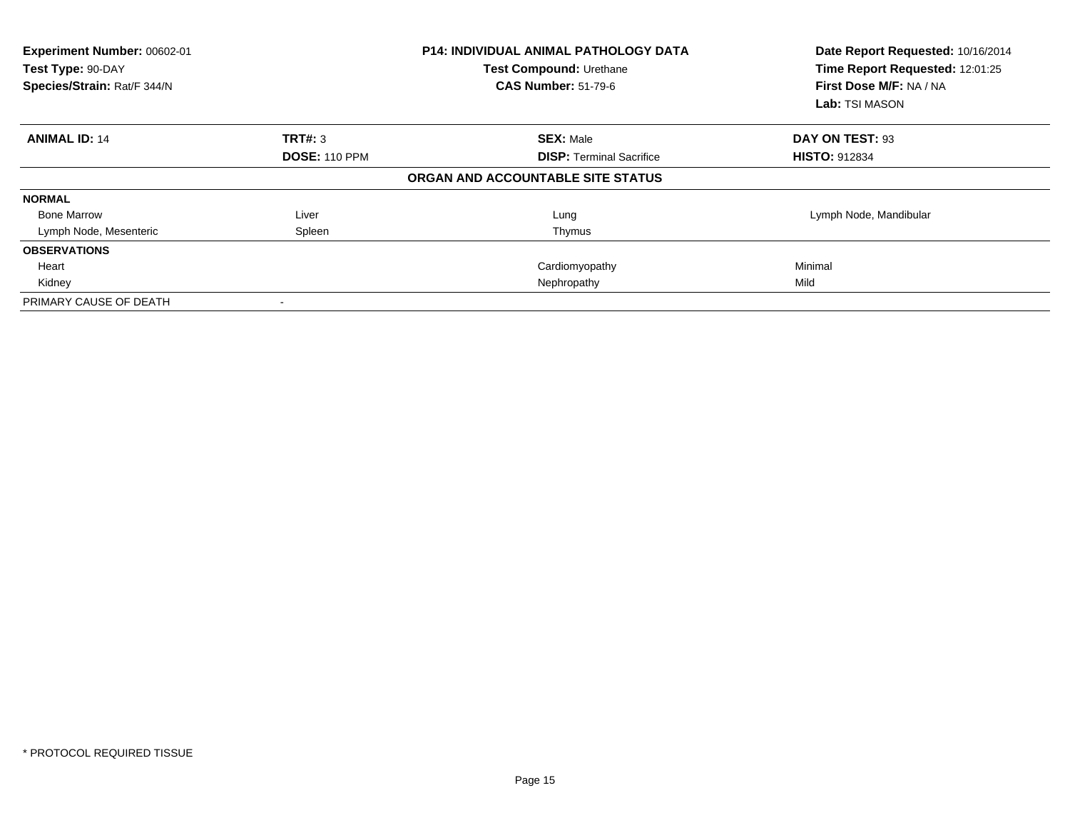**Experiment Number:** 00602-01
**Test Type:** 90-DAY
**Species/Strain:** Rat/F 344/N

**P14: INDIVIDUAL ANIMAL PATHOLOGY DATA**
**Test Compound:** Urethane
**CAS Number:** 51-79-6

**Date Report Requested:** 10/16/2014
**Time Report Requested:** 12:01:25
**First Dose M/F:** NA / NA
**Lab:** TSI MASON

| **ANIMAL ID:** 14 | **TRT#:** 3 | **SEX:** Male | **DAY ON TEST:** 93 |
|---|---|---|---|
| | **DOSE:** 110 PPM | **DISP:** Terminal Sacrifice | **HISTO:** 912834 |

**ORGAN AND ACCOUNTABLE SITE STATUS**

| | | | |
|---|---|---|---|
| **NORMAL** | | | |
| Bone Marrow | Liver | Lung | Lymph Node, Mandibular |
| Lymph Node, Mesenteric | Spleen | Thymus | |
| **OBSERVATIONS** | | | |
| Heart | | Cardiomyopathy | Minimal |
| Kidney | | Nephropathy | Mild |
| PRIMARY CAUSE OF DEATH | - | | |

* PROTOCOL REQUIRED TISSUE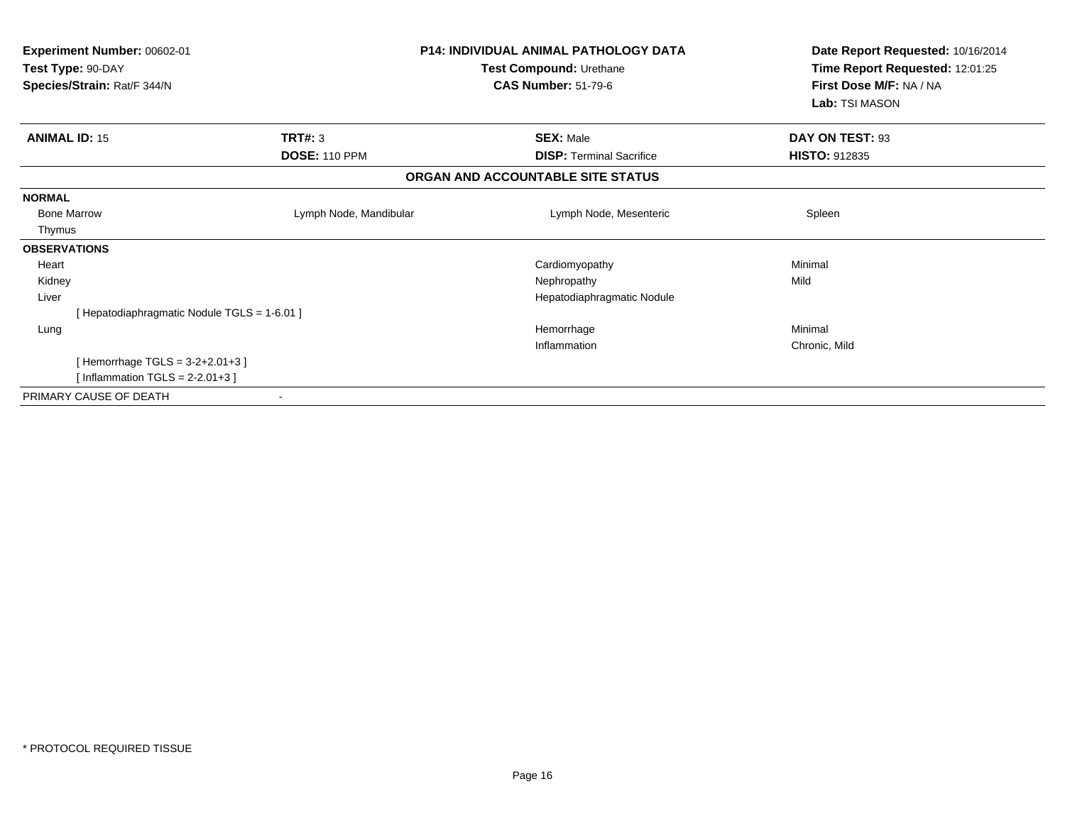**Experiment Number:** 00602-01
**Test Type:** 90-DAY
**Species/Strain:** Rat/F 344/N

**P14: INDIVIDUAL ANIMAL PATHOLOGY DATA**
**Test Compound:** Urethane
**CAS Number:** 51-79-6

**Date Report Requested:** 10/16/2014
**Time Report Requested:** 12:01:25
**First Dose M/F:** NA / NA
**Lab:** TSI MASON

| | | | |
|---|---|---|---|
| **ANIMAL ID:** 15 | **TRT#:** 3 | **SEX:** Male | **DAY ON TEST:** 93 |
| | **DOSE:** 110 PPM | **DISP:** Terminal Sacrifice | **HISTO:** 912835 |

**ORGAN AND ACCOUNTABLE SITE STATUS**

**NORMAL**

| | | | |
|---|---|---|---|
| Bone Marrow | Lymph Node, Mandibular | Lymph Node, Mesenteric | Spleen |
| Thymus | | | |

**OBSERVATIONS**

| | | |
|---|---|---|
| Heart | Cardiomyopathy | Minimal |
| Kidney | Nephropathy | Mild |
| Liver | Hepatodiaphragmatic Nodule | |
| [ Hepatodiaphragmatic Nodule TGLS = 1-6.01 ] | | |
| Lung | Hemorrhage | Minimal |
| | Inflammation | Chronic, Mild |
| [ Hemorrhage TGLS = 3-2+2.01+3 ] | | |
| [ Inflammation TGLS = 2-2.01+3 ] | | |

PRIMARY CAUSE OF DEATH -

* PROTOCOL REQUIRED TISSUE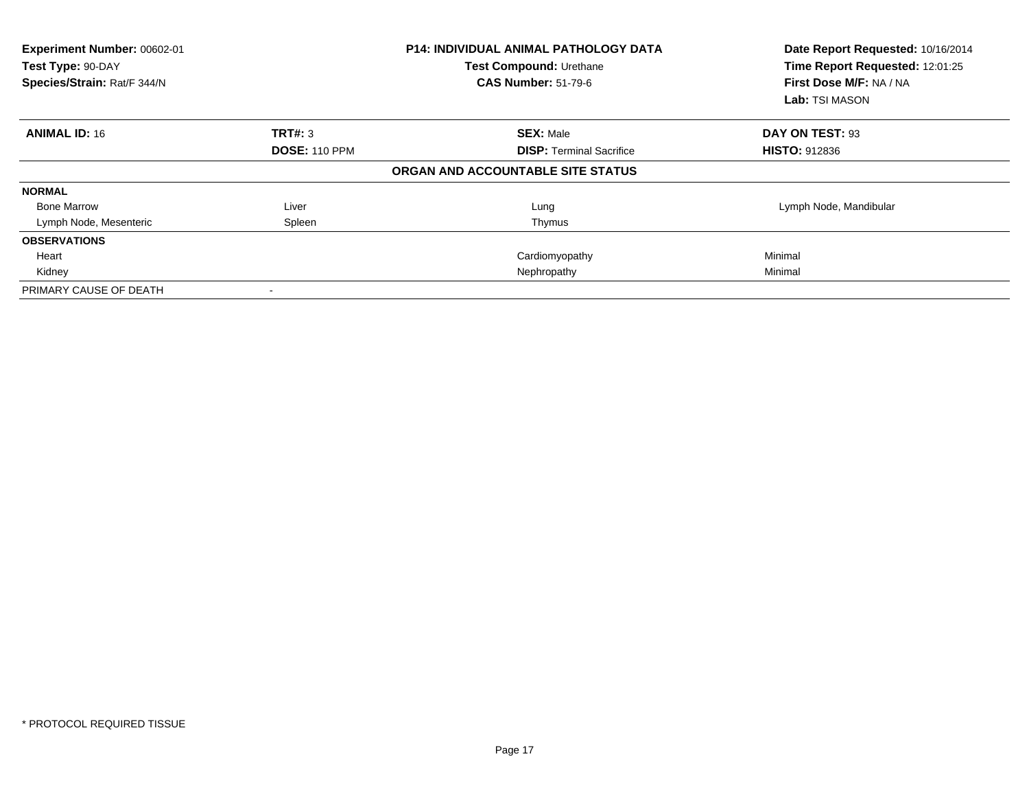**Experiment Number:** 00602-01
**Test Type:** 90-DAY
**Species/Strain:** Rat/F 344/N

**P14: INDIVIDUAL ANIMAL PATHOLOGY DATA**
**Test Compound:** Urethane
**CAS Number:** 51-79-6

**Date Report Requested:** 10/16/2014
**Time Report Requested:** 12:01:25
**First Dose M/F:** NA / NA
**Lab:** TSI MASON

| **ANIMAL ID:** 16 | **TRT#:** 3 | **SEX:** Male | **DAY ON TEST:** 93 |
|---|---|---|---|
| | **DOSE:** 110 PPM | **DISP:** Terminal Sacrifice | **HISTO:** 912836 |

**ORGAN AND ACCOUNTABLE SITE STATUS**

| | | | |
|---|---|---|---|
| **NORMAL** | | | |
| Bone Marrow | Liver | Lung | Lymph Node, Mandibular |
| Lymph Node, Mesenteric | Spleen | Thymus | |
| **OBSERVATIONS** | | | |
| Heart | | Cardiomyopathy | Minimal |
| Kidney | | Nephropathy | Minimal |
| PRIMARY CAUSE OF DEATH | - | | |

* PROTOCOL REQUIRED TISSUE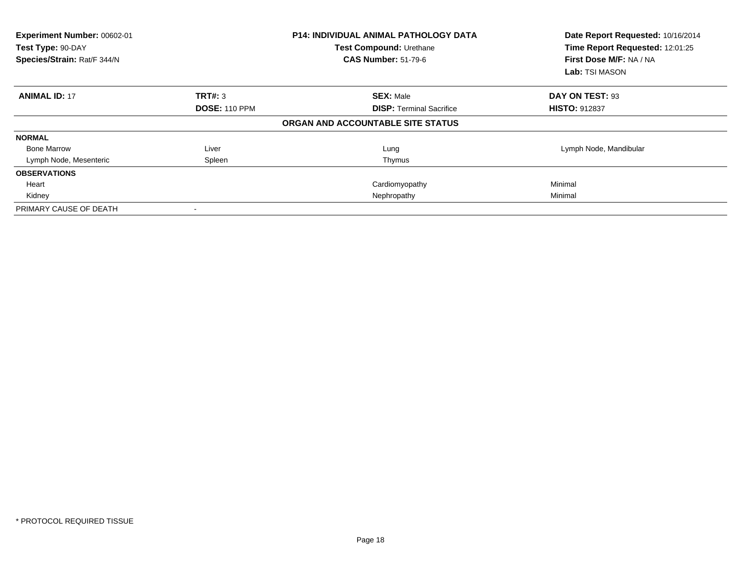**Experiment Number:** 00602-01
**Test Type:** 90-DAY
**Species/Strain:** Rat/F 344/N

**P14: INDIVIDUAL ANIMAL PATHOLOGY DATA**
**Test Compound:** Urethane
**CAS Number:** 51-79-6

**Date Report Requested:** 10/16/2014
**Time Report Requested:** 12:01:25
**First Dose M/F:** NA / NA
**Lab:** TSI MASON

| | | | |
|---|---|---|---|
| **ANIMAL ID:** 17 | **TRT#:** 3 | **SEX:** Male | **DAY ON TEST:** 93 |
| | **DOSE:** 110 PPM | **DISP:** Terminal Sacrifice | **HISTO:** 912837 |

**ORGAN AND ACCOUNTABLE SITE STATUS**

| | | | |
|---|---|---|---|
| **NORMAL** | | | |
| Bone Marrow | Liver | Lung | Lymph Node, Mandibular |
| Lymph Node, Mesenteric | Spleen | Thymus | |
| **OBSERVATIONS** | | | |
| Heart | | Cardiomyopathy | Minimal |
| Kidney | | Nephropathy | Minimal |
| PRIMARY CAUSE OF DEATH | - | | |

* PROTOCOL REQUIRED TISSUE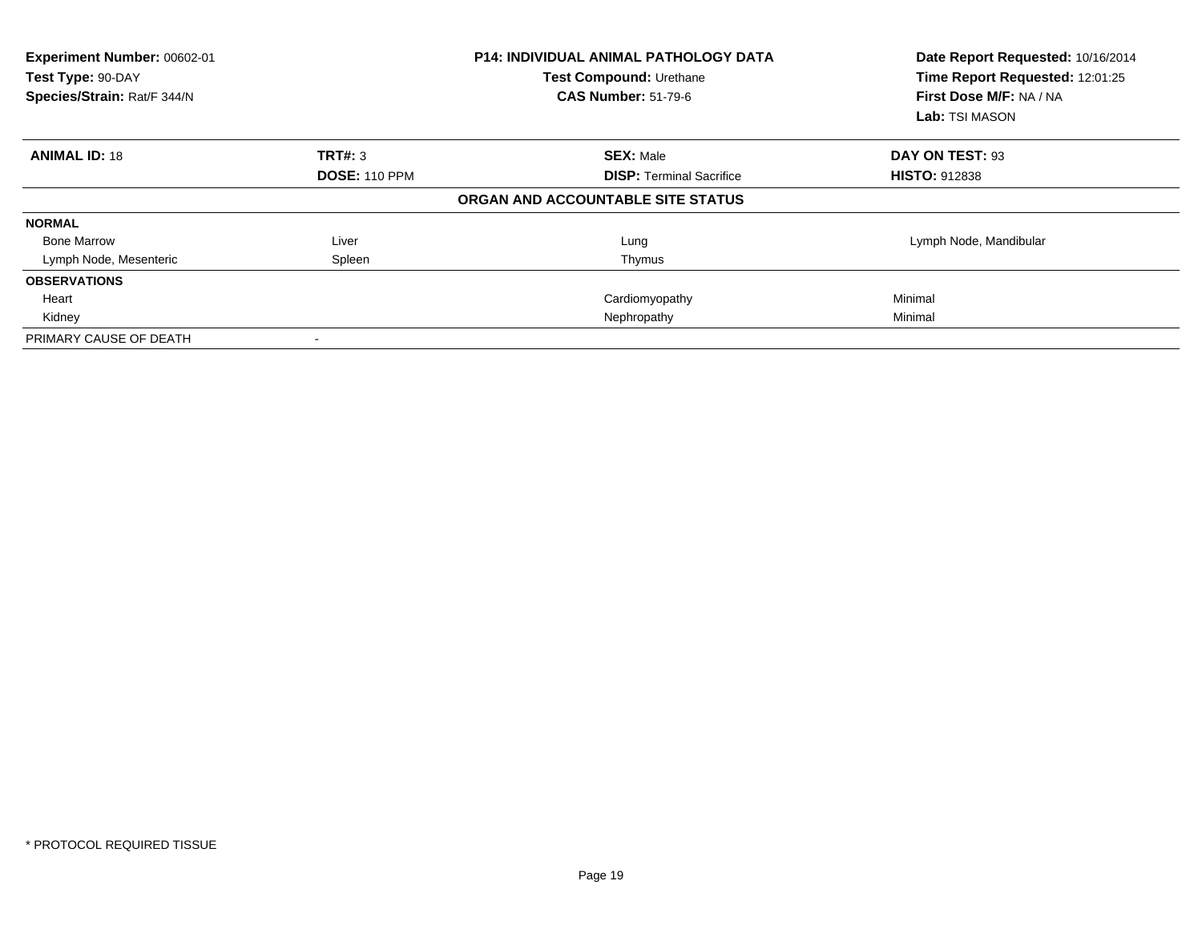**Experiment Number:** 00602-01
**Test Type:** 90-DAY
**Species/Strain:** Rat/F 344/N

**P14: INDIVIDUAL ANIMAL PATHOLOGY DATA**
**Test Compound:** Urethane
**CAS Number:** 51-79-6

**Date Report Requested:** 10/16/2014
**Time Report Requested:** 12:01:25
**First Dose M/F:** NA / NA
**Lab:** TSI MASON

| | | | |
|---|---|---|---|
| **ANIMAL ID:** 18 | **TRT#:** 3 | **SEX:** Male | **DAY ON TEST:** 93 |
| | **DOSE:** 110 PPM | **DISP:** Terminal Sacrifice | **HISTO:** 912838 |

**ORGAN AND ACCOUNTABLE SITE STATUS**

| | | | |
|---|---|---|---|
| **NORMAL** | | | |
| Bone Marrow | Liver | Lung | Lymph Node, Mandibular |
| Lymph Node, Mesenteric | Spleen | Thymus | |
| **OBSERVATIONS** | | | |
| Heart | | Cardiomyopathy | Minimal |
| Kidney | | Nephropathy | Minimal |
| PRIMARY CAUSE OF DEATH | - | | |

* PROTOCOL REQUIRED TISSUE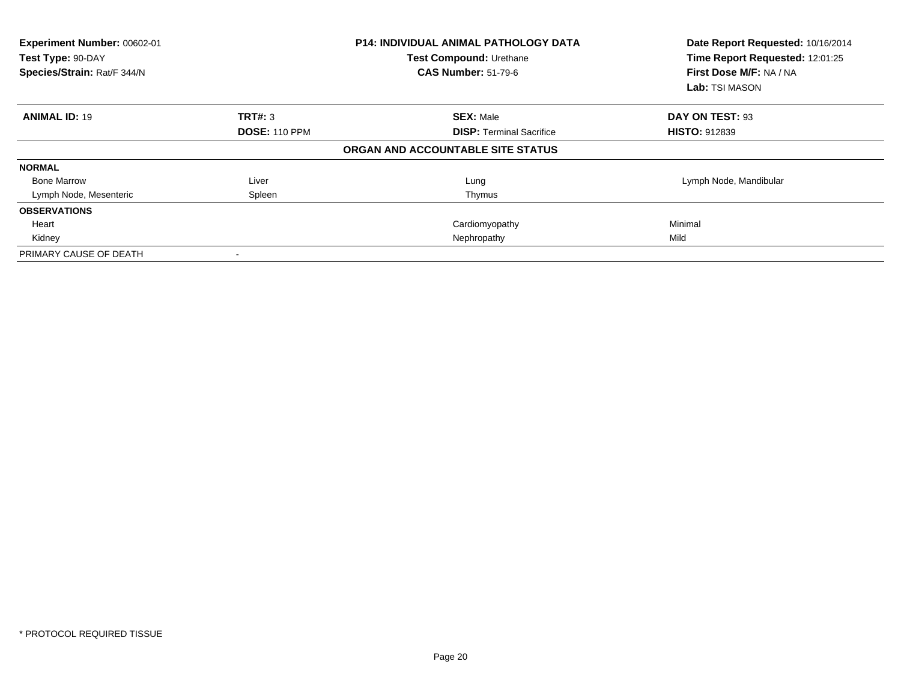**Experiment Number:** 00602-01
**Test Type:** 90-DAY
**Species/Strain:** Rat/F 344/N

**P14: INDIVIDUAL ANIMAL PATHOLOGY DATA**
**Test Compound:** Urethane
**CAS Number:** 51-79-6

**Date Report Requested:** 10/16/2014
**Time Report Requested:** 12:01:25
**First Dose M/F:** NA / NA
**Lab:** TSI MASON

| **ANIMAL ID:** 19 | **TRT#:** 3 | **SEX:** Male | **DAY ON TEST:** 93 |
|---|---|---|---|
| | **DOSE:** 110 PPM | **DISP:** Terminal Sacrifice | **HISTO:** 912839 |

**ORGAN AND ACCOUNTABLE SITE STATUS**

| | | | |
|---|---|---|---|
| **NORMAL** | | | |
| Bone Marrow | Liver | Lung | Lymph Node, Mandibular |
| Lymph Node, Mesenteric | Spleen | Thymus | |
| **OBSERVATIONS** | | | |
| Heart | | Cardiomyopathy | Minimal |
| Kidney | | Nephropathy | Mild |
| PRIMARY CAUSE OF DEATH | - | | |

\* PROTOCOL REQUIRED TISSUE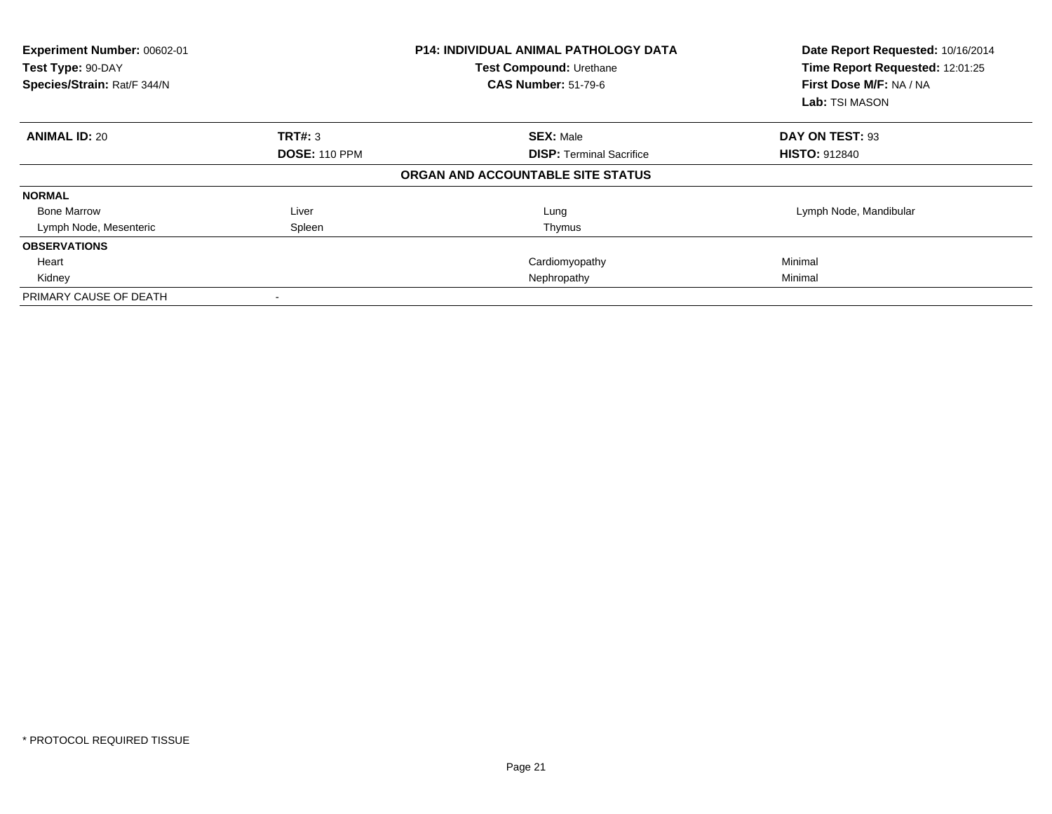| | | | |
|---|---|---|---|
| **Experiment Number:** 00602-01 | **P14: INDIVIDUAL ANIMAL PATHOLOGY DATA** | | **Date Report Requested:** 10/16/2014 |
| **Test Type:** 90-DAY | **Test Compound:** Urethane | | **Time Report Requested:** 12:01:25 |
| **Species/Strain:** Rat/F 344/N | **CAS Number:** 51-79-6 | | **First Dose M/F:** NA / NA |
| | | | **Lab:** TSI MASON |

| | | | |
|---|---|---|---|
| **ANIMAL ID:** 20 | **TRT#:** 3 | **SEX:** Male | **DAY ON TEST:** 93 |
| | **DOSE:** 110 PPM | **DISP:** Terminal Sacrifice | **HISTO:** 912840 |

**ORGAN AND ACCOUNTABLE SITE STATUS**

| | | | |
|---|---|---|---|
| **NORMAL** | | | |
| Bone Marrow | Liver | Lung | Lymph Node, Mandibular |
| Lymph Node, Mesenteric | Spleen | Thymus | |
| **OBSERVATIONS** | | | |
| Heart | | Cardiomyopathy | Minimal |
| Kidney | | Nephropathy | Minimal |
| PRIMARY CAUSE OF DEATH | - | | |

* PROTOCOL REQUIRED TISSUE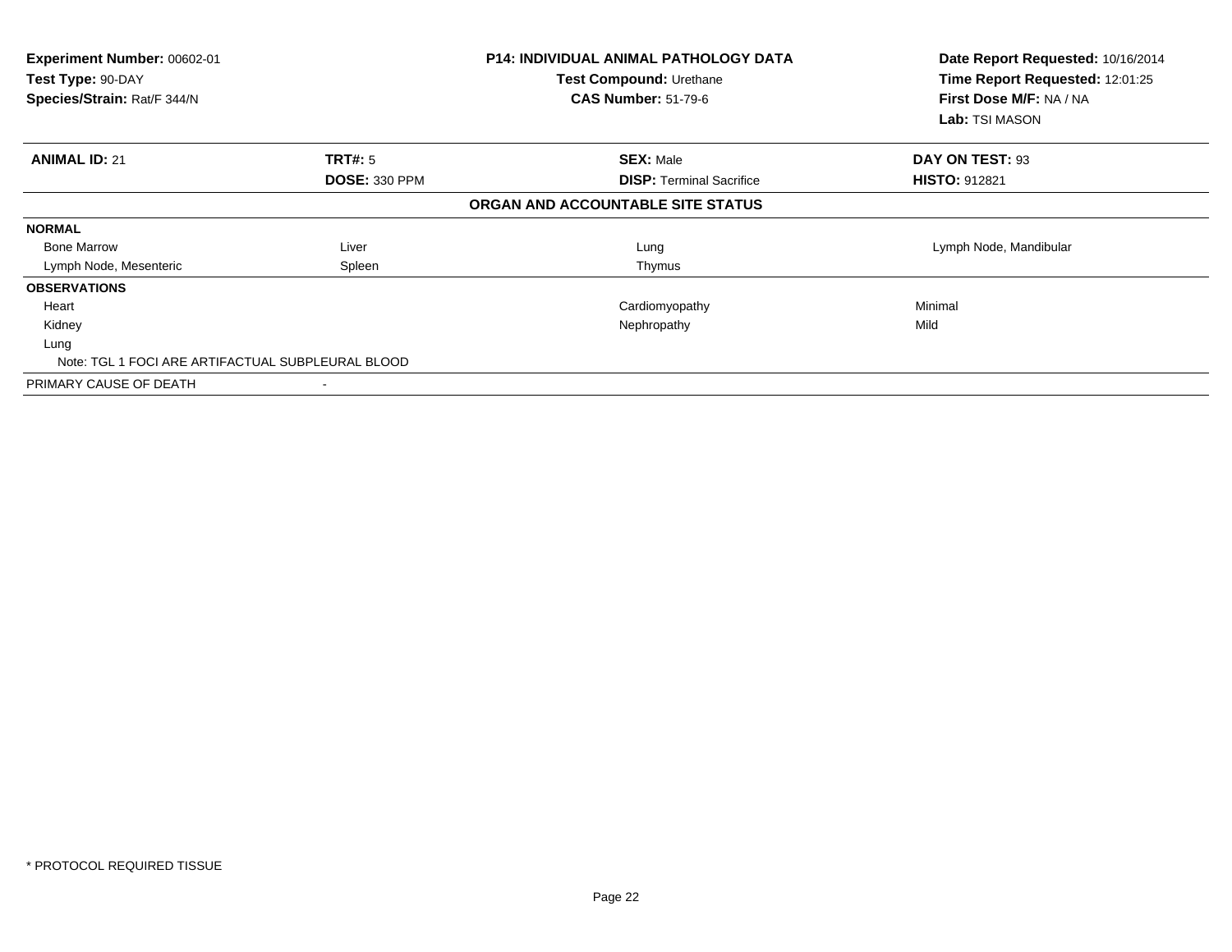**Experiment Number:** 00602-01
**Test Type:** 90-DAY
**Species/Strain:** Rat/F 344/N

**P14: INDIVIDUAL ANIMAL PATHOLOGY DATA**
**Test Compound:** Urethane
**CAS Number:** 51-79-6

**Date Report Requested:** 10/16/2014
**Time Report Requested:** 12:01:25
**First Dose M/F:** NA / NA
**Lab:** TSI MASON

| | | | |
|---|---|---|---|
| **ANIMAL ID:** 21 | **TRT#:** 5 | **SEX:** Male | **DAY ON TEST:** 93 |
| | **DOSE:** 330 PPM | **DISP:** Terminal Sacrifice | **HISTO:** 912821 |

**ORGAN AND ACCOUNTABLE SITE STATUS**

| | | | |
|---|---|---|---|
| **NORMAL** | | | |
| Bone Marrow | Liver | Lung | Lymph Node, Mandibular |
| Lymph Node, Mesenteric | Spleen | Thymus | |
| **OBSERVATIONS** | | | |
| Heart | | Cardiomyopathy | Minimal |
| Kidney | | Nephropathy | Mild |
| Lung | | | |
| Note: TGL 1 FOCI ARE ARTIFACTUAL SUBPLEURAL BLOOD | | | |
| PRIMARY CAUSE OF DEATH | - | | |

* PROTOCOL REQUIRED TISSUE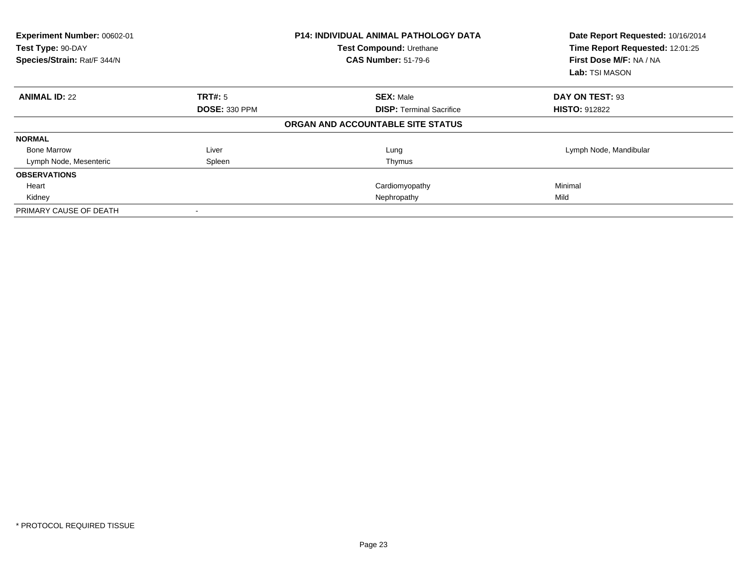**Experiment Number:** 00602-01
**Test Type:** 90-DAY
**Species/Strain:** Rat/F 344/N

**P14: INDIVIDUAL ANIMAL PATHOLOGY DATA**
**Test Compound:** Urethane
**CAS Number:** 51-79-6

**Date Report Requested:** 10/16/2014
**Time Report Requested:** 12:01:25
**First Dose M/F:** NA / NA
**Lab:** TSI MASON

| **ANIMAL ID:** 22 | **TRT#:** 5 | **SEX:** Male | **DAY ON TEST:** 93 |
|---|---|---|---|
| | **DOSE:** 330 PPM | **DISP:** Terminal Sacrifice | **HISTO:** 912822 |

**ORGAN AND ACCOUNTABLE SITE STATUS**

| | | | |
|---|---|---|---|
| **NORMAL** | | | |
| Bone Marrow | Liver | Lung | Lymph Node, Mandibular |
| Lymph Node, Mesenteric | Spleen | Thymus | |
| **OBSERVATIONS** | | | |
| Heart | | Cardiomyopathy | Minimal |
| Kidney | | Nephropathy | Mild |
| PRIMARY CAUSE OF DEATH | - | | |

* PROTOCOL REQUIRED TISSUE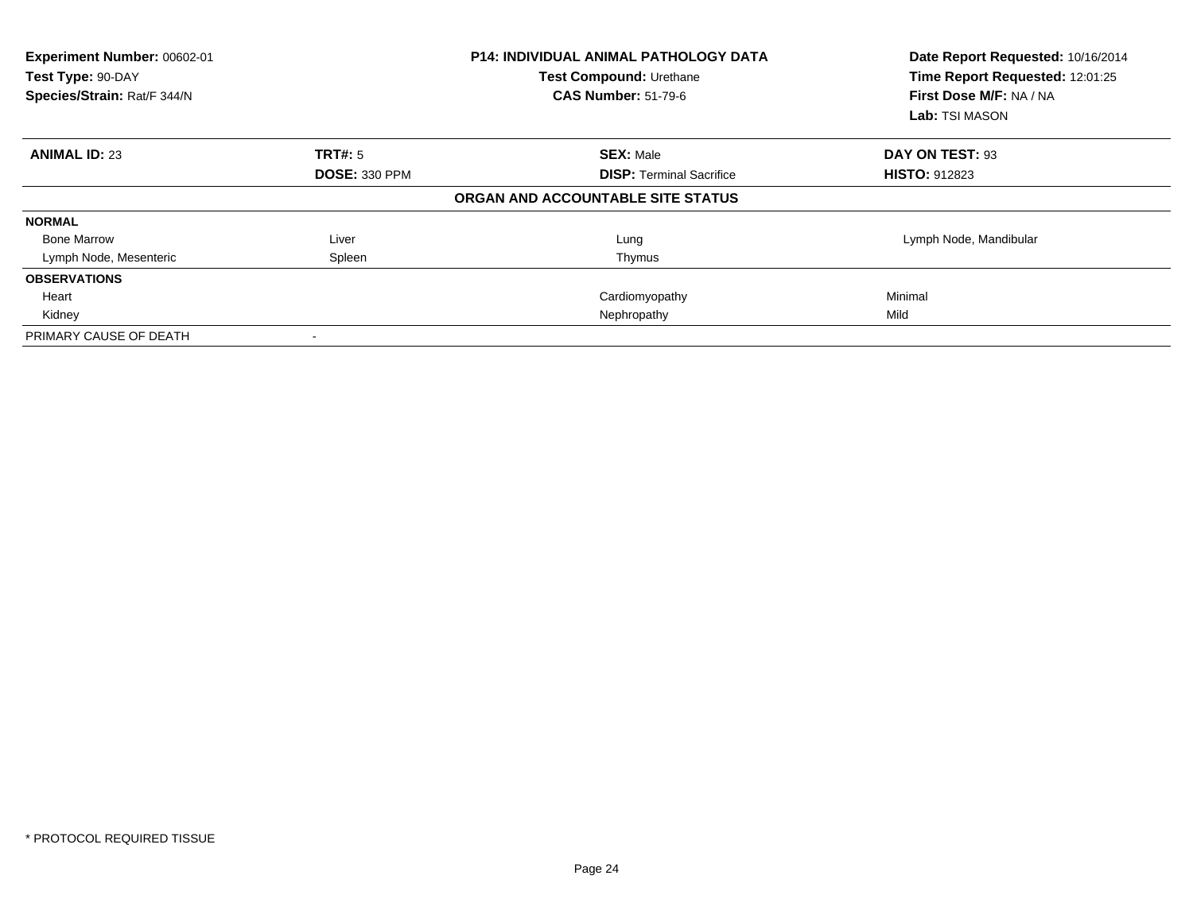| | | | |
|---|---|---|---|
| **Experiment Number:** 00602-01 | **P14: INDIVIDUAL ANIMAL PATHOLOGY DATA** | | **Date Report Requested:** 10/16/2014 |
| **Test Type:** 90-DAY | **Test Compound:** Urethane | | **Time Report Requested:** 12:01:25 |
| **Species/Strain:** Rat/F 344/N | **CAS Number:** 51-79-6 | | **First Dose M/F:** NA / NA |
| | | | **Lab:** TSI MASON |

| | | | |
|---|---|---|---|
| **ANIMAL ID:** 23 | **TRT#:** 5 | **SEX:** Male | **DAY ON TEST:** 93 |
| | **DOSE:** 330 PPM | **DISP:** Terminal Sacrifice | **HISTO:** 912823 |
| | | **ORGAN AND ACCOUNTABLE SITE STATUS** | |
| **NORMAL** | | | |
| Bone Marrow | Liver | Lung | Lymph Node, Mandibular |
| Lymph Node, Mesenteric | Spleen | Thymus | |
| **OBSERVATIONS** | | | |
| Heart | | Cardiomyopathy | Minimal |
| Kidney | | Nephropathy | Mild |
| PRIMARY CAUSE OF DEATH | - | | |

* PROTOCOL REQUIRED TISSUE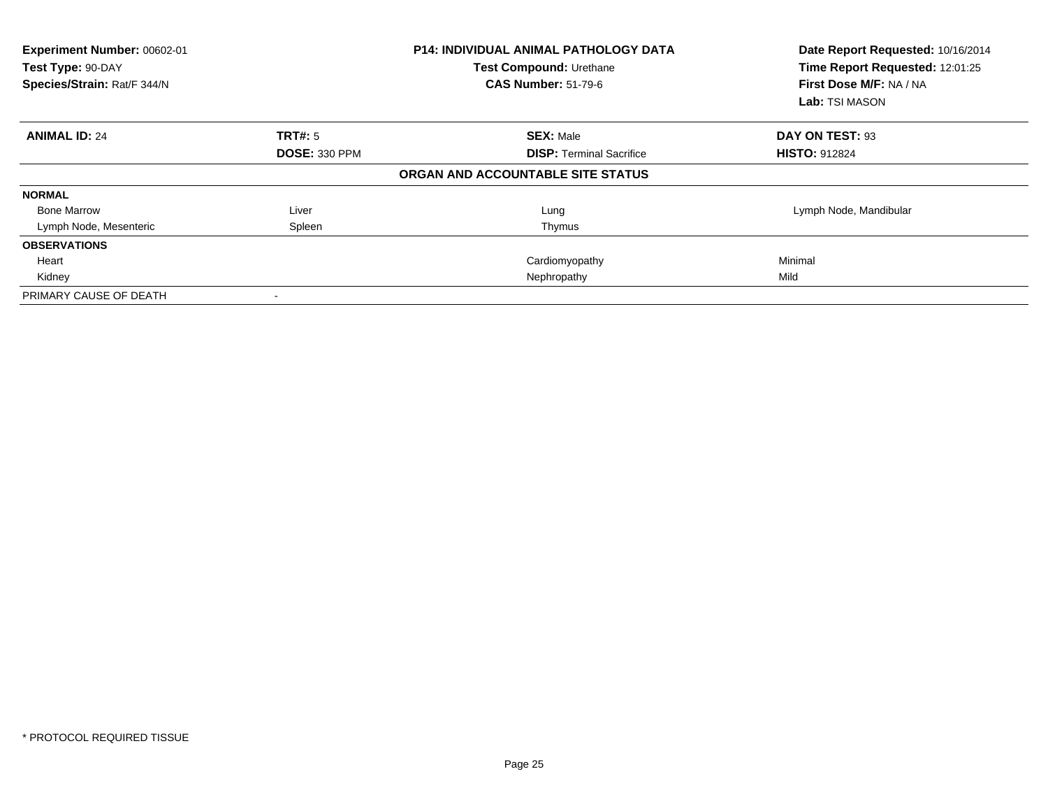**Experiment Number:** 00602-01
**Test Type:** 90-DAY
**Species/Strain:** Rat/F 344/N

**P14: INDIVIDUAL ANIMAL PATHOLOGY DATA**
**Test Compound:** Urethane
**CAS Number:** 51-79-6

**Date Report Requested:** 10/16/2014
**Time Report Requested:** 12:01:25
**First Dose M/F:** NA / NA
**Lab:** TSI MASON

| | | | |
|---|---|---|---|
| **ANIMAL ID:** 24 | **TRT#:** 5 | **SEX:** Male | **DAY ON TEST:** 93 |
| | **DOSE:** 330 PPM | **DISP:** Terminal Sacrifice | **HISTO:** 912824 |

**ORGAN AND ACCOUNTABLE SITE STATUS**

| | | | |
|---|---|---|---|
| **NORMAL** | | | |
| Bone Marrow | Liver | Lung | Lymph Node, Mandibular |
| Lymph Node, Mesenteric | Spleen | Thymus | |
| **OBSERVATIONS** | | | |
| Heart | | Cardiomyopathy | Minimal |
| Kidney | | Nephropathy | Mild |
| PRIMARY CAUSE OF DEATH | - | | |

* PROTOCOL REQUIRED TISSUE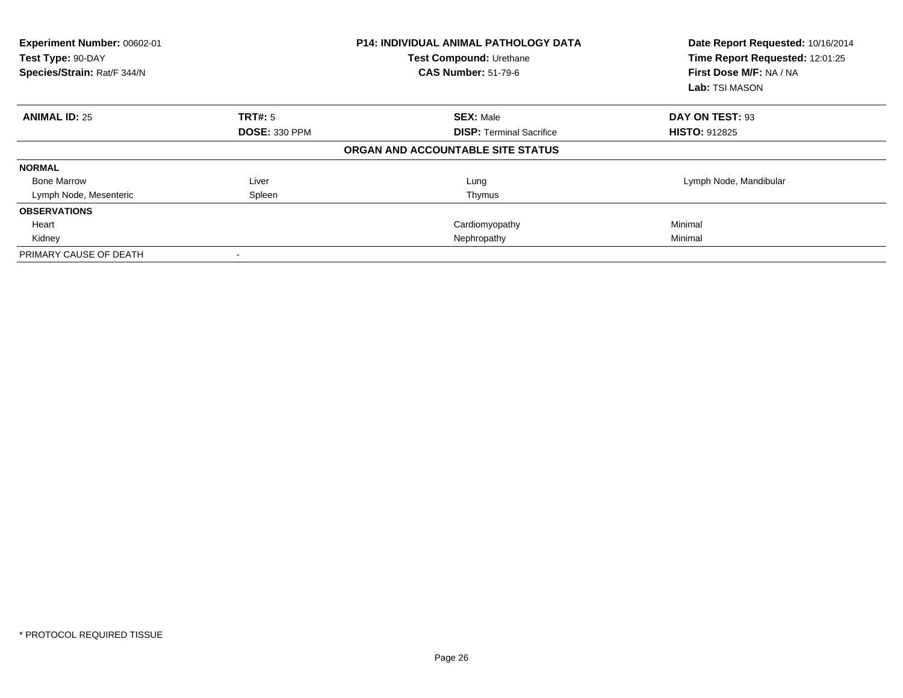**Experiment Number:** 00602-01
**Test Type:** 90-DAY
**Species/Strain:** Rat/F 344/N

**P14: INDIVIDUAL ANIMAL PATHOLOGY DATA**
**Test Compound:** Urethane
**CAS Number:** 51-79-6

**Date Report Requested:** 10/16/2014
**Time Report Requested:** 12:01:25
**First Dose M/F:** NA / NA
**Lab:** TSI MASON

| | | | |
|---|---|---|---|
| **ANIMAL ID:** 25 | **TRT#:** 5 | **SEX:** Male | **DAY ON TEST:** 93 |
| | **DOSE:** 330 PPM | **DISP:** Terminal Sacrifice | **HISTO:** 912825 |

**ORGAN AND ACCOUNTABLE SITE STATUS**

| | | | |
|---|---|---|---|
| **NORMAL** | | | |
| Bone Marrow | Liver | Lung | Lymph Node, Mandibular |
| Lymph Node, Mesenteric | Spleen | Thymus | |
| **OBSERVATIONS** | | | |
| Heart | | Cardiomyopathy | Minimal |
| Kidney | | Nephropathy | Minimal |
| PRIMARY CAUSE OF DEATH | - | | |

* PROTOCOL REQUIRED TISSUE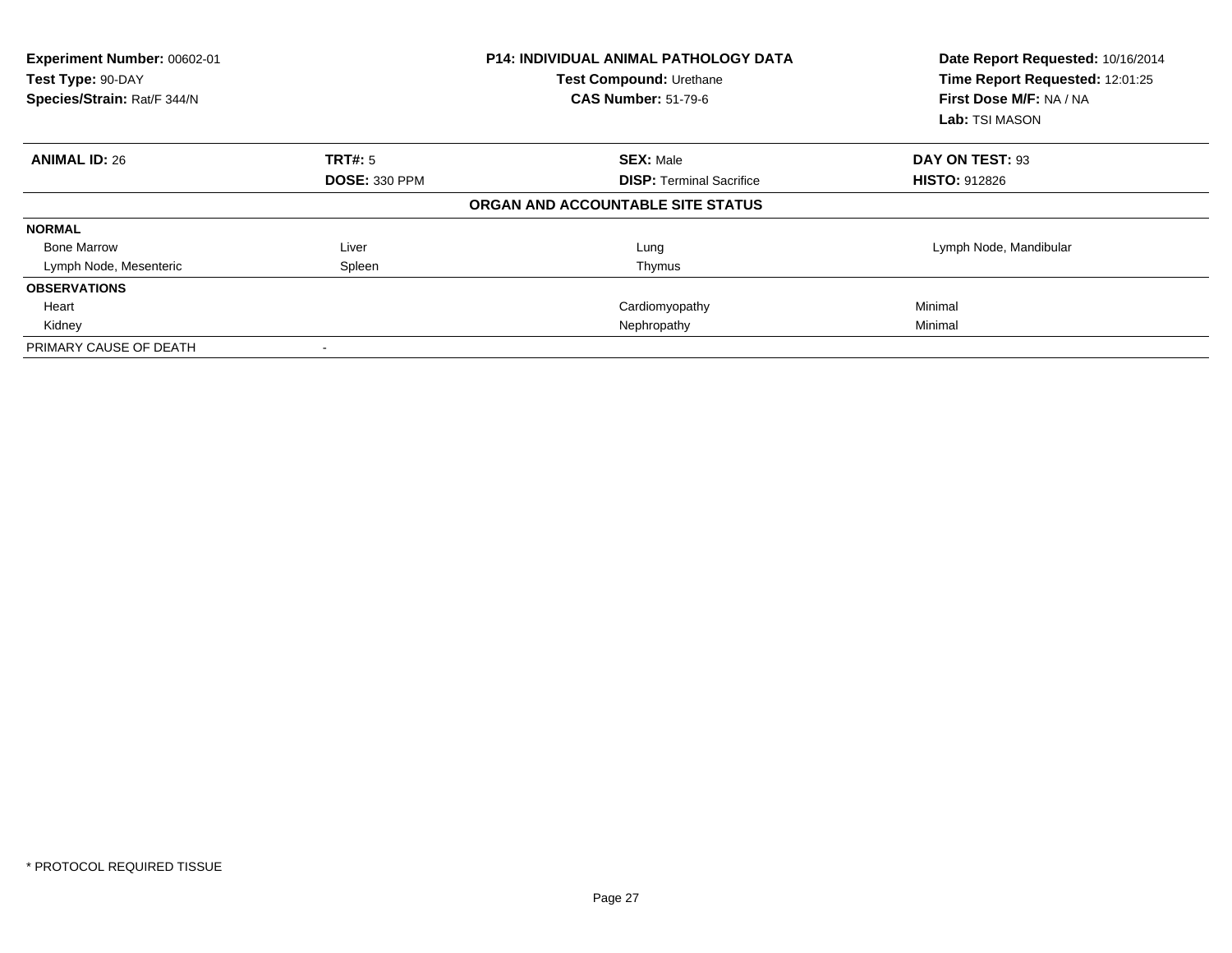**Experiment Number:** 00602-01
**Test Type:** 90-DAY
**Species/Strain:** Rat/F 344/N

**P14: INDIVIDUAL ANIMAL PATHOLOGY DATA**
**Test Compound:** Urethane
**CAS Number:** 51-79-6

**Date Report Requested:** 10/16/2014
**Time Report Requested:** 12:01:25
**First Dose M/F:** NA / NA
**Lab:** TSI MASON

| | | | |
|---|---|---|---|
| **ANIMAL ID:** 26 | **TRT#:** 5 | **SEX:** Male | **DAY ON TEST:** 93 |
| | **DOSE:** 330 PPM | **DISP:** Terminal Sacrifice | **HISTO:** 912826 |

**ORGAN AND ACCOUNTABLE SITE STATUS**

| | | | |
|---|---|---|---|
| **NORMAL** | | | |
| Bone Marrow | Liver | Lung | Lymph Node, Mandibular |
| Lymph Node, Mesenteric | Spleen | Thymus | |
| **OBSERVATIONS** | | | |
| Heart | | Cardiomyopathy | Minimal |
| Kidney | | Nephropathy | Minimal |
| PRIMARY CAUSE OF DEATH | - | | |

* PROTOCOL REQUIRED TISSUE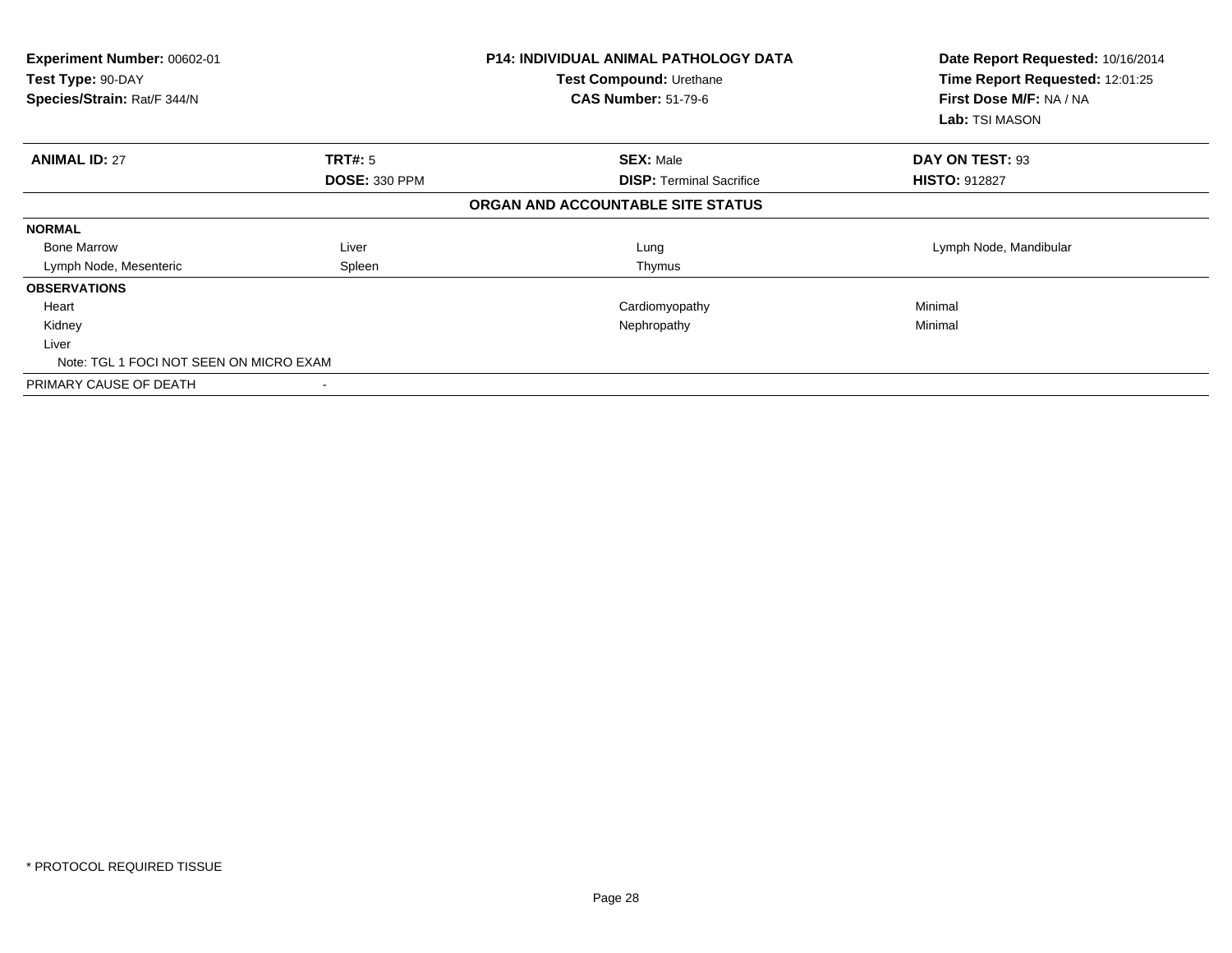| | | | |
|---|---|---|---|
| **Experiment Number:** 00602-01 | | **P14: INDIVIDUAL ANIMAL PATHOLOGY DATA** | **Date Report Requested:** 10/16/2014 |
| **Test Type:** 90-DAY | | **Test Compound:** Urethane | **Time Report Requested:** 12:01:25 |
| **Species/Strain:** Rat/F 344/N | | **CAS Number:** 51-79-6 | **First Dose M/F:** NA / NA |
| | | | **Lab:** TSI MASON |

| | | | |
|---|---|---|---|
| **ANIMAL ID:** 27 | **TRT#:** 5 | **SEX:** Male | **DAY ON TEST:** 93 |
| | **DOSE:** 330 PPM | **DISP:** Terminal Sacrifice | **HISTO:** 912827 |

**ORGAN AND ACCOUNTABLE SITE STATUS**

| | | | |
|---|---|---|---|
| **NORMAL** | | | |
| Bone Marrow | Liver | Lung | Lymph Node, Mandibular |
| Lymph Node, Mesenteric | Spleen | Thymus | |
| **OBSERVATIONS** | | | |
| Heart | | Cardiomyopathy | Minimal |
| Kidney | | Nephropathy | Minimal |
| Liver | | | |
| Note: TGL 1 FOCI NOT SEEN ON MICRO EXAM | | | |
| PRIMARY CAUSE OF DEATH | - | | |

\* PROTOCOL REQUIRED TISSUE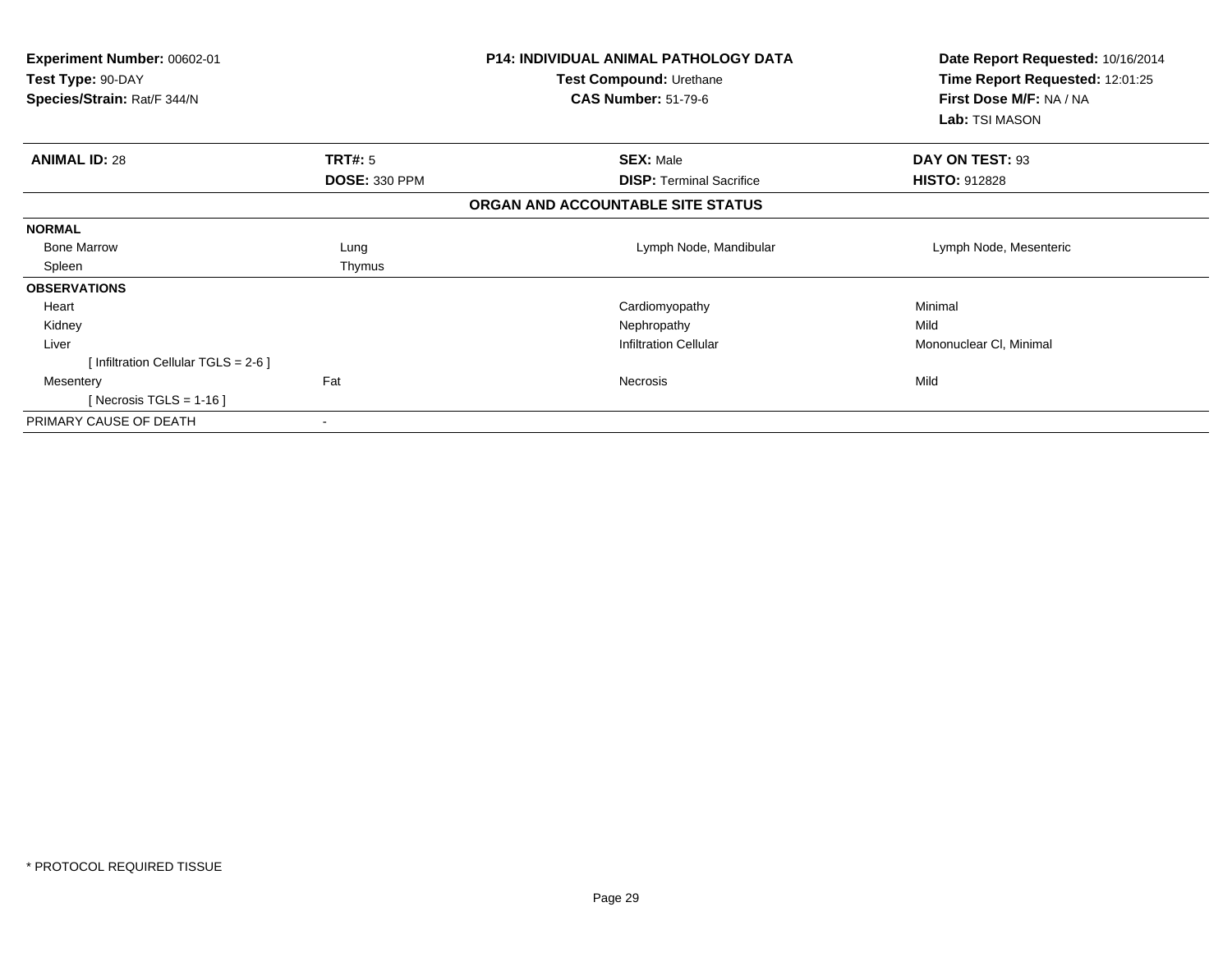**Experiment Number:** 00602-01
**Test Type:** 90-DAY
**Species/Strain:** Rat/F 344/N

**P14: INDIVIDUAL ANIMAL PATHOLOGY DATA**
**Test Compound:** Urethane
**CAS Number:** 51-79-6

**Date Report Requested:** 10/16/2014
**Time Report Requested:** 12:01:25
**First Dose M/F:** NA / NA
**Lab:** TSI MASON

| | | | |
|---|---|---|---|
| **ANIMAL ID:** 28 | **TRT#:** 5 | **SEX:** Male | **DAY ON TEST:** 93 |
| | **DOSE:** 330 PPM | **DISP:** Terminal Sacrifice | **HISTO:** 912828 |

**ORGAN AND ACCOUNTABLE SITE STATUS**

| | | | |
|---|---|---|---|
| **NORMAL** | | | |
| Bone Marrow | Lung | Lymph Node, Mandibular | Lymph Node, Mesenteric |
| Spleen | Thymus | | |
| **OBSERVATIONS** | | | |
| Heart | | Cardiomyopathy | Minimal |
| Kidney | | Nephropathy | Mild |
| Liver | | Infiltration Cellular | Mononuclear Cl, Minimal |
| [ Infiltration Cellular TGLS = 2-6 ] | | | |
| Mesentery | Fat | Necrosis | Mild |
| [ Necrosis TGLS = 1-16 ] | | | |
| PRIMARY CAUSE OF DEATH | - | | |

* PROTOCOL REQUIRED TISSUE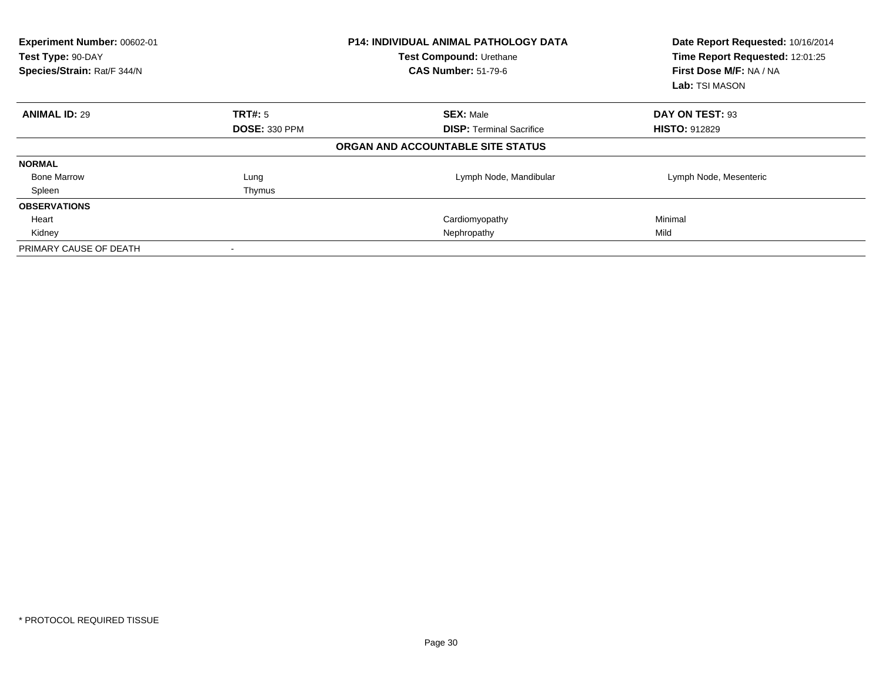**Experiment Number:** 00602-01
**Test Type:** 90-DAY
**Species/Strain:** Rat/F 344/N

**P14: INDIVIDUAL ANIMAL PATHOLOGY DATA**
**Test Compound:** Urethane
**CAS Number:** 51-79-6

**Date Report Requested:** 10/16/2014
**Time Report Requested:** 12:01:25
**First Dose M/F:** NA / NA
**Lab:** TSI MASON

| | | | |
|---|---|---|---|
| **ANIMAL ID:** 29 | **TRT#:** 5 | **SEX:** Male | **DAY ON TEST:** 93 |
| | **DOSE:** 330 PPM | **DISP:** Terminal Sacrifice | **HISTO:** 912829 |

**ORGAN AND ACCOUNTABLE SITE STATUS**

| | | | |
|---|---|---|---|
| **NORMAL** | | | |
| Bone Marrow | Lung | Lymph Node, Mandibular | Lymph Node, Mesenteric |
| Spleen | Thymus | | |
| **OBSERVATIONS** | | | |
| Heart | | Cardiomyopathy | Minimal |
| Kidney | | Nephropathy | Mild |
| PRIMARY CAUSE OF DEATH | - | | |

\* PROTOCOL REQUIRED TISSUE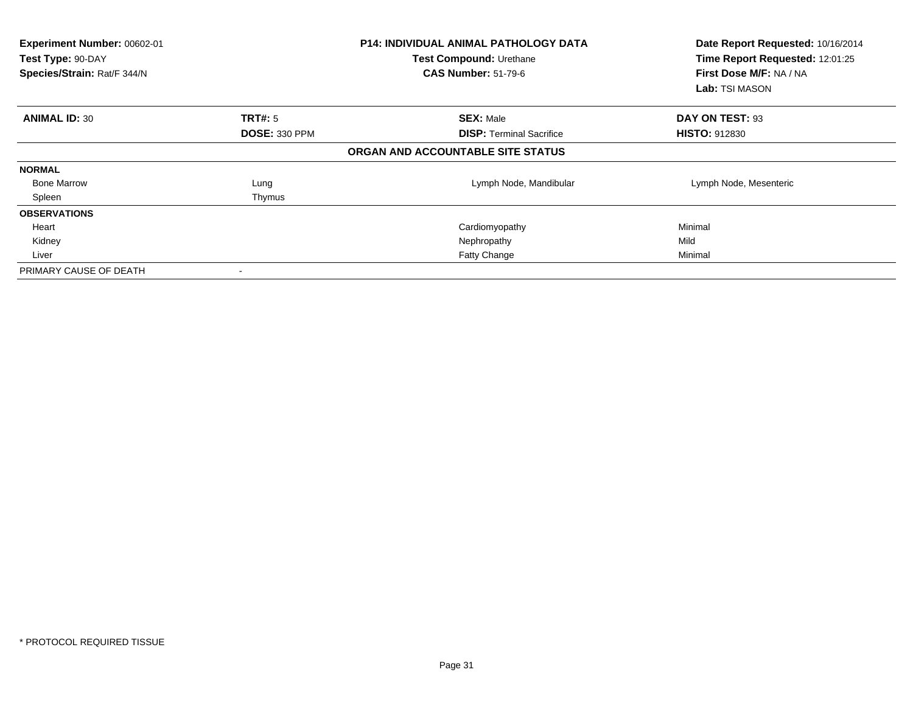**Experiment Number:** 00602-01
**Test Type:** 90-DAY
**Species/Strain:** Rat/F 344/N

**P14: INDIVIDUAL ANIMAL PATHOLOGY DATA**
**Test Compound:** Urethane
**CAS Number:** 51-79-6

**Date Report Requested:** 10/16/2014
**Time Report Requested:** 12:01:25
**First Dose M/F:** NA / NA
**Lab:** TSI MASON

| **ANIMAL ID:** 30 | **TRT#:** 5 | **SEX:** Male | **DAY ON TEST:** 93 |
|---|---|---|---|
| | **DOSE:** 330 PPM | **DISP:** Terminal Sacrifice | **HISTO:** 912830 |

**ORGAN AND ACCOUNTABLE SITE STATUS**

| | | | |
|---|---|---|---|
| **NORMAL** | | | |
| Bone Marrow | Lung | Lymph Node, Mandibular | Lymph Node, Mesenteric |
| Spleen | Thymus | | |
| **OBSERVATIONS** | | | |
| Heart | | Cardiomyopathy | Minimal |
| Kidney | | Nephropathy | Mild |
| Liver | | Fatty Change | Minimal |
| PRIMARY CAUSE OF DEATH | - | | |

* PROTOCOL REQUIRED TISSUE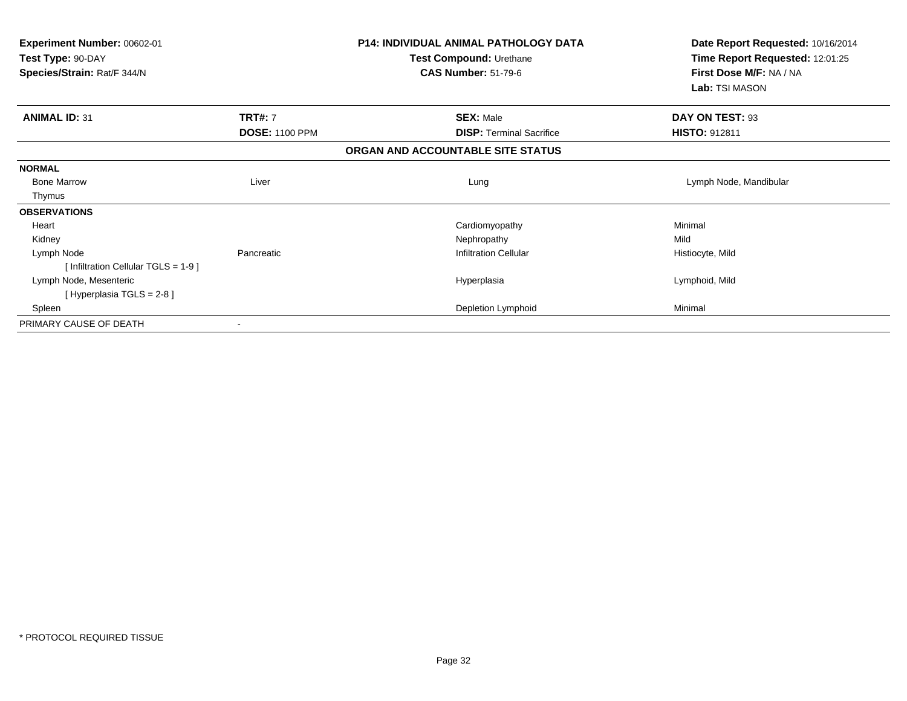**Experiment Number:** 00602-01
**Test Type:** 90-DAY
**Species/Strain:** Rat/F 344/N

**P14: INDIVIDUAL ANIMAL PATHOLOGY DATA**
**Test Compound:** Urethane
**CAS Number:** 51-79-6

**Date Report Requested:** 10/16/2014
**Time Report Requested:** 12:01:25
**First Dose M/F:** NA / NA
**Lab:** TSI MASON

| | | | |
|---|---|---|---|
| **ANIMAL ID:** 31 | **TRT#:** 7 | **SEX:** Male | **DAY ON TEST:** 93 |
| | **DOSE:** 1100 PPM | **DISP:** Terminal Sacrifice | **HISTO:** 912811 |

**ORGAN AND ACCOUNTABLE SITE STATUS**

| | | | |
|---|---|---|---|
| **NORMAL** | | | |
| Bone Marrow | Liver | Lung | Lymph Node, Mandibular |
| Thymus | | | |
| **OBSERVATIONS** | | | |
| Heart | | Cardiomyopathy | Minimal |
| Kidney | | Nephropathy | Mild |
| Lymph Node | Pancreatic | Infiltration Cellular | Histiocyte, Mild |
| [ Infiltration Cellular TGLS = 1-9 ] | | | |
| Lymph Node, Mesenteric | | Hyperplasia | Lymphoid, Mild |
| [ Hyperplasia TGLS = 2-8 ] | | | |
| Spleen | | Depletion Lymphoid | Minimal |
| PRIMARY CAUSE OF DEATH | - | | |

* PROTOCOL REQUIRED TISSUE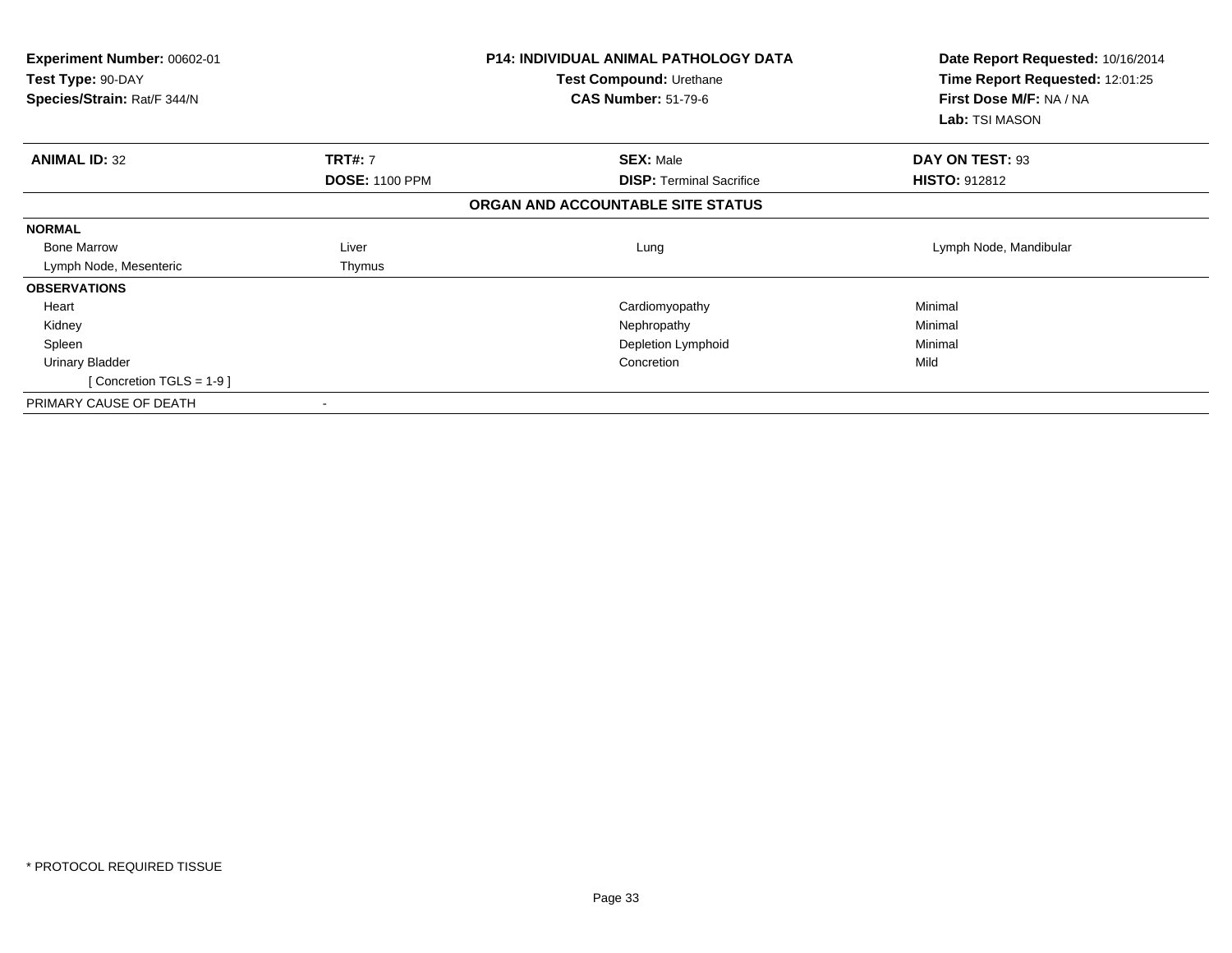| | | | |
|---|---|---|---|
| **Experiment Number:** 00602-01 | **P14: INDIVIDUAL ANIMAL PATHOLOGY DATA** | | **Date Report Requested:** 10/16/2014 |
| **Test Type:** 90-DAY | **Test Compound:** Urethane | | **Time Report Requested:** 12:01:25 |
| **Species/Strain:** Rat/F 344/N | **CAS Number:** 51-79-6 | | **First Dose M/F:** NA / NA |
| | | | **Lab:** TSI MASON |

| | | | |
|---|---|---|---|
| **ANIMAL ID:** 32 | **TRT#:** 7 | **SEX:** Male | **DAY ON TEST:** 93 |
| | **DOSE:** 1100 PPM | **DISP:** Terminal Sacrifice | **HISTO:** 912812 |

**ORGAN AND ACCOUNTABLE SITE STATUS**

| | | | |
|---|---|---|---|
| **NORMAL** | | | |
| Bone Marrow | Liver | Lung | Lymph Node, Mandibular |
| Lymph Node, Mesenteric | Thymus | | |
| **OBSERVATIONS** | | | |
| Heart | | Cardiomyopathy | Minimal |
| Kidney | | Nephropathy | Minimal |
| Spleen | | Depletion Lymphoid | Minimal |
| Urinary Bladder | | Concretion | Mild |
| [ Concretion TGLS = 1-9 ] | | | |
| PRIMARY CAUSE OF DEATH | - | | |

* PROTOCOL REQUIRED TISSUE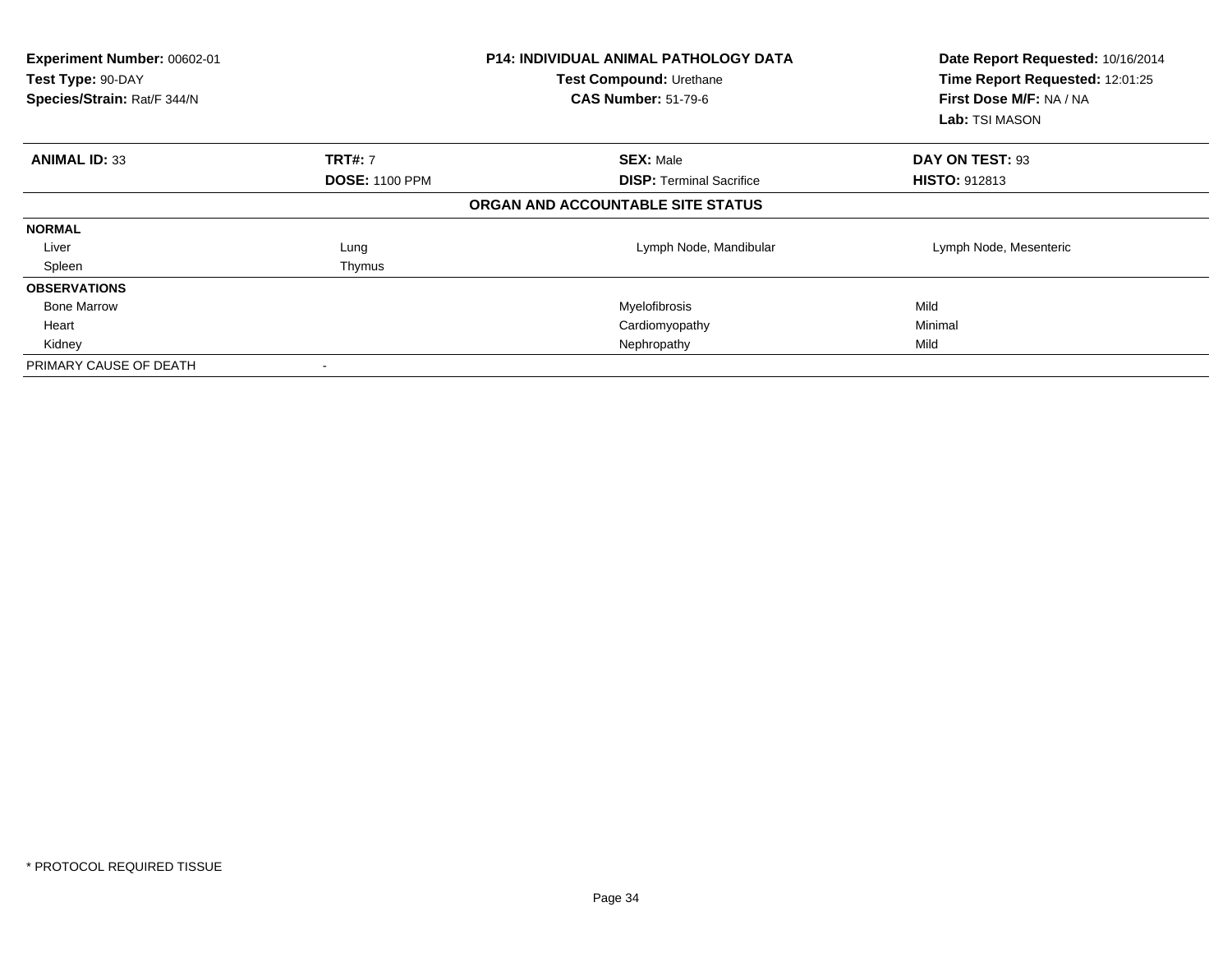**Experiment Number:** 00602-01
**Test Type:** 90-DAY
**Species/Strain:** Rat/F 344/N

**P14: INDIVIDUAL ANIMAL PATHOLOGY DATA**
**Test Compound:** Urethane
**CAS Number:** 51-79-6

**Date Report Requested:** 10/16/2014
**Time Report Requested:** 12:01:25
**First Dose M/F:** NA / NA
**Lab:** TSI MASON

| | | | |
|---|---|---|---|
| **ANIMAL ID:** 33 | **TRT#:** 7 | **SEX:** Male | **DAY ON TEST:** 93 |
| | **DOSE:** 1100 PPM | **DISP:** Terminal Sacrifice | **HISTO:** 912813 |

**ORGAN AND ACCOUNTABLE SITE STATUS**

| | | | |
|---|---|---|---|
| **NORMAL** | | | |
| Liver | Lung | Lymph Node, Mandibular | Lymph Node, Mesenteric |
| Spleen | Thymus | | |
| **OBSERVATIONS** | | | |
| Bone Marrow | | Myelofibrosis | Mild |
| Heart | | Cardiomyopathy | Minimal |
| Kidney | | Nephropathy | Mild |
| PRIMARY CAUSE OF DEATH | - | | |

* PROTOCOL REQUIRED TISSUE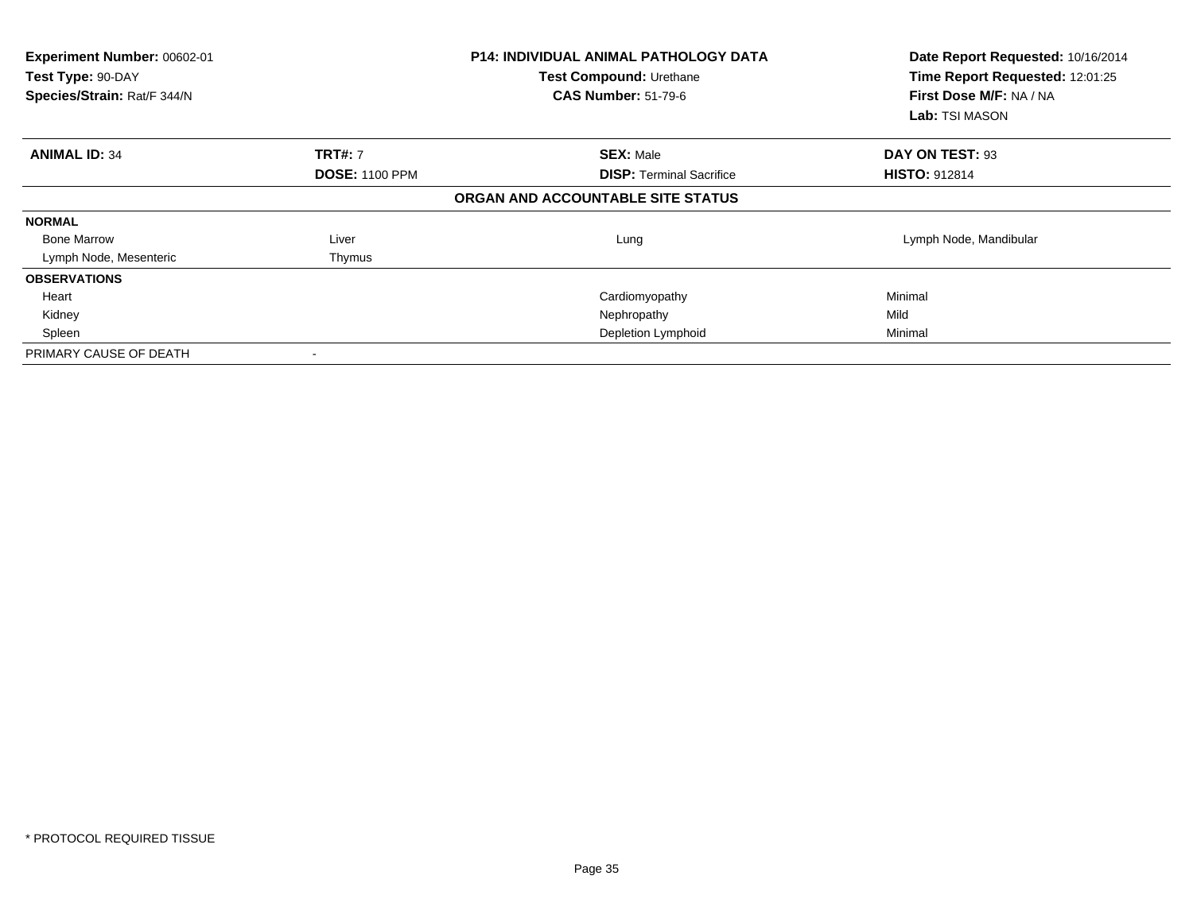| | | | |
|---|---|---|---|
| **Experiment Number:** 00602-01 | **P14: INDIVIDUAL ANIMAL PATHOLOGY DATA** | | **Date Report Requested:** 10/16/2014 |
| **Test Type:** 90-DAY | **Test Compound:** Urethane | | **Time Report Requested:** 12:01:25 |
| **Species/Strain:** Rat/F 344/N | **CAS Number:** 51-79-6 | | **First Dose M/F:** NA / NA |
| | | | **Lab:** TSI MASON |

| | | | |
|---|---|---|---|
| **ANIMAL ID:** 34 | **TRT#:** 7 | **SEX:** Male | **DAY ON TEST:** 93 |
| | **DOSE:** 1100 PPM | **DISP:** Terminal Sacrifice | **HISTO:** 912814 |
| **ORGAN AND ACCOUNTABLE SITE STATUS** | | | |
| **NORMAL** | | | |
| Bone Marrow | Liver | Lung | Lymph Node, Mandibular |
| Lymph Node, Mesenteric | Thymus | | |
| **OBSERVATIONS** | | | |
| Heart | | Cardiomyopathy | Minimal |
| Kidney | | Nephropathy | Mild |
| Spleen | | Depletion Lymphoid | Minimal |
| PRIMARY CAUSE OF DEATH | - | | |

* PROTOCOL REQUIRED TISSUE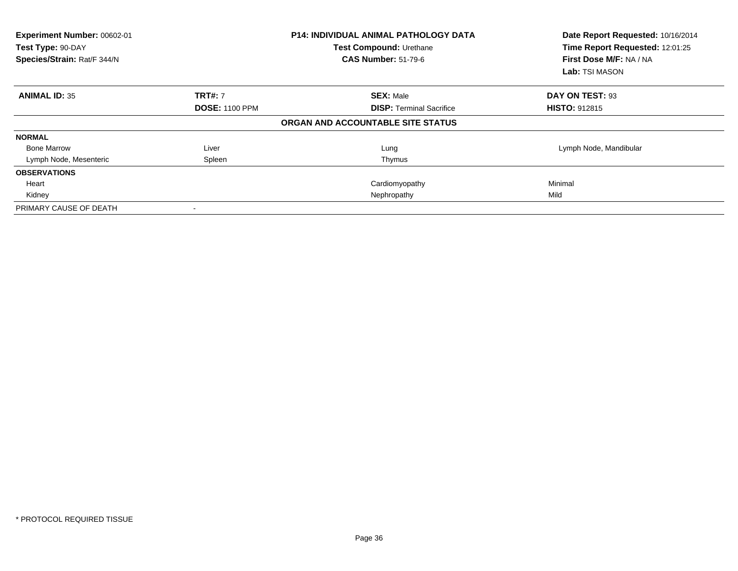**Experiment Number:** 00602-01
**Test Type:** 90-DAY
**Species/Strain:** Rat/F 344/N

**P14: INDIVIDUAL ANIMAL PATHOLOGY DATA**
**Test Compound:** Urethane
**CAS Number:** 51-79-6

**Date Report Requested:** 10/16/2014
**Time Report Requested:** 12:01:25
**First Dose M/F:** NA / NA
**Lab:** TSI MASON

| | | | |
|---|---|---|---|
| **ANIMAL ID:** 35 | **TRT#:** 7 | **SEX:** Male | **DAY ON TEST:** 93 |
| | **DOSE:** 1100 PPM | **DISP:** Terminal Sacrifice | **HISTO:** 912815 |

**ORGAN AND ACCOUNTABLE SITE STATUS**

| | | | |
|---|---|---|---|
| **NORMAL** | | | |
| Bone Marrow | Liver | Lung | Lymph Node, Mandibular |
| Lymph Node, Mesenteric | Spleen | Thymus | |
| **OBSERVATIONS** | | | |
| Heart | | Cardiomyopathy | Minimal |
| Kidney | | Nephropathy | Mild |
| PRIMARY CAUSE OF DEATH | - | | |

\* PROTOCOL REQUIRED TISSUE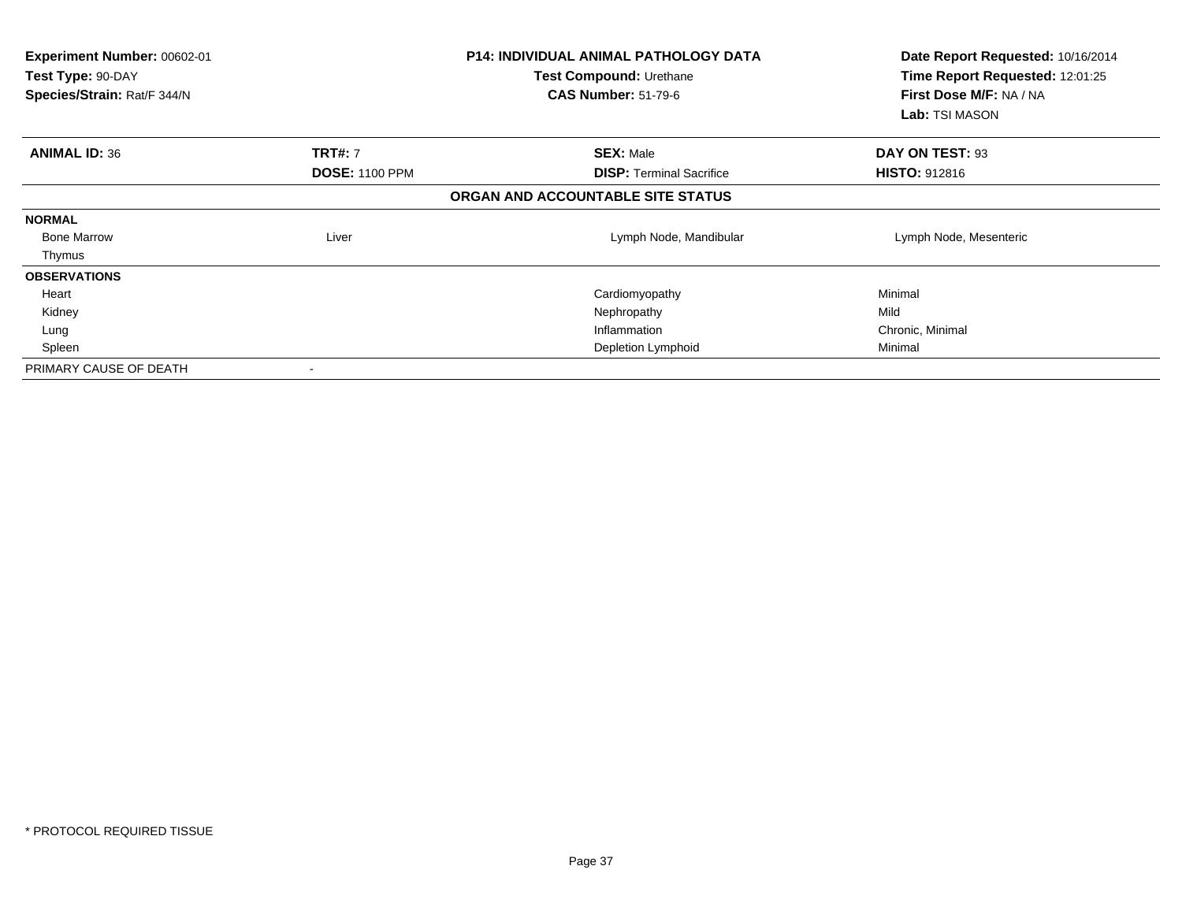**Experiment Number:** 00602-01
**Test Type:** 90-DAY
**Species/Strain:** Rat/F 344/N

**P14: INDIVIDUAL ANIMAL PATHOLOGY DATA**
**Test Compound:** Urethane
**CAS Number:** 51-79-6

**Date Report Requested:** 10/16/2014
**Time Report Requested:** 12:01:25
**First Dose M/F:** NA / NA
**Lab:** TSI MASON

| | | | |
|---|---|---|---|
| **ANIMAL ID:** 36 | **TRT#:** 7 | **SEX:** Male | **DAY ON TEST:** 93 |
| | **DOSE:** 1100 PPM | **DISP:** Terminal Sacrifice | **HISTO:** 912816 |

**ORGAN AND ACCOUNTABLE SITE STATUS**

| | | | |
|---|---|---|---|
| **NORMAL** | | | |
| Bone Marrow | Liver | Lymph Node, Mandibular | Lymph Node, Mesenteric |
| Thymus | | | |
| **OBSERVATIONS** | | | |
| Heart | | Cardiomyopathy | Minimal |
| Kidney | | Nephropathy | Mild |
| Lung | | Inflammation | Chronic, Minimal |
| Spleen | | Depletion Lymphoid | Minimal |
| PRIMARY CAUSE OF DEATH | - | | |

* PROTOCOL REQUIRED TISSUE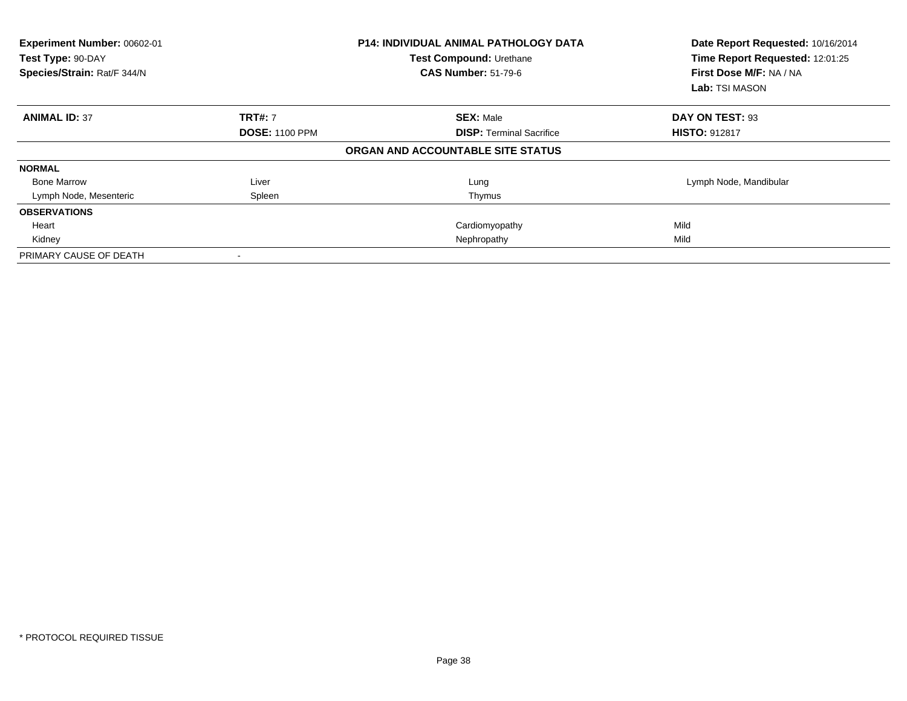| | | | |
|---|---|---|---|
| **Experiment Number:** 00602-01 | **P14: INDIVIDUAL ANIMAL PATHOLOGY DATA** | | **Date Report Requested:** 10/16/2014 |
| **Test Type:** 90-DAY | **Test Compound:** Urethane | | **Time Report Requested:** 12:01:25 |
| **Species/Strain:** Rat/F 344/N | **CAS Number:** 51-79-6 | | **First Dose M/F:** NA / NA |
| | | | **Lab:** TSI MASON |

| | | | |
|---|---|---|---|
| **ANIMAL ID:** 37 | **TRT#:** 7 | **SEX:** Male | **DAY ON TEST:** 93 |
| | **DOSE:** 1100 PPM | **DISP:** Terminal Sacrifice | **HISTO:** 912817 |
| | | **ORGAN AND ACCOUNTABLE SITE STATUS** | |
| **NORMAL** | | | |
| Bone Marrow | Liver | Lung | Lymph Node, Mandibular |
| Lymph Node, Mesenteric | Spleen | Thymus | |
| **OBSERVATIONS** | | | |
| Heart | | Cardiomyopathy | Mild |
| Kidney | | Nephropathy | Mild |
| PRIMARY CAUSE OF DEATH | - | | |

* PROTOCOL REQUIRED TISSUE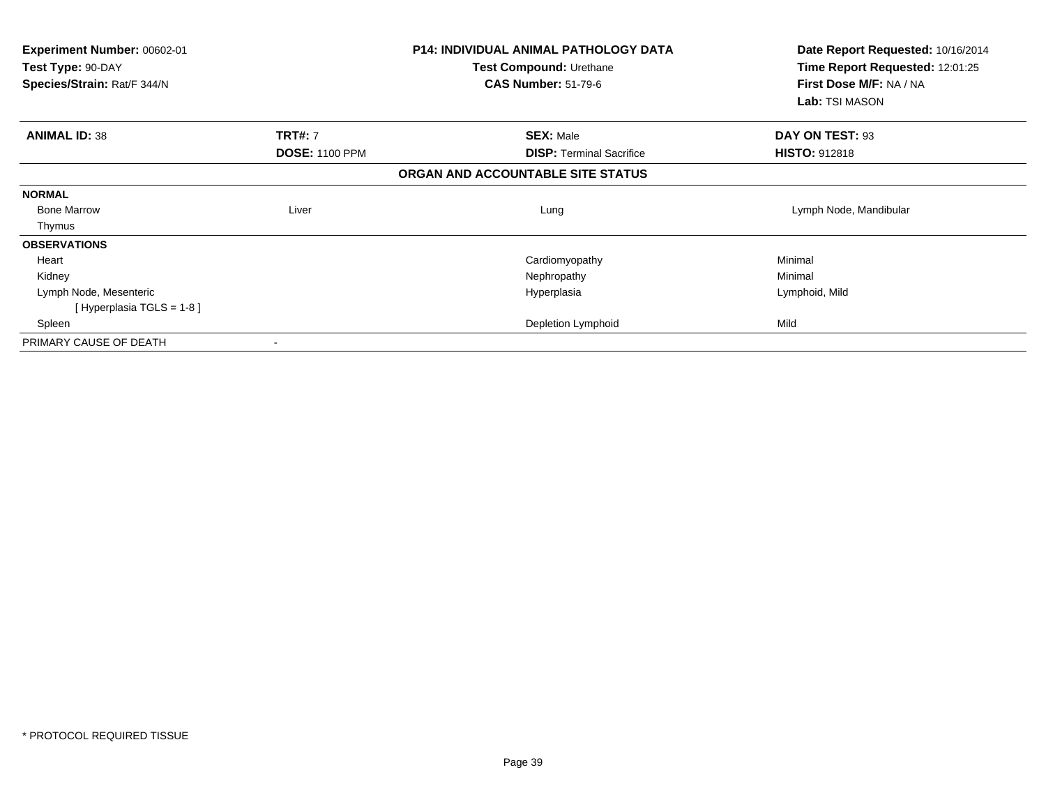**Experiment Number:** 00602-01
**Test Type:** 90-DAY
**Species/Strain:** Rat/F 344/N

**P14: INDIVIDUAL ANIMAL PATHOLOGY DATA**
**Test Compound:** Urethane
**CAS Number:** 51-79-6

**Date Report Requested:** 10/16/2014
**Time Report Requested:** 12:01:25
**First Dose M/F:** NA / NA
**Lab:** TSI MASON

| | | | |
|---|---|---|---|
| **ANIMAL ID:** 38 | **TRT#:** 7 | **SEX:** Male | **DAY ON TEST:** 93 |
| | **DOSE:** 1100 PPM | **DISP:** Terminal Sacrifice | **HISTO:** 912818 |

**ORGAN AND ACCOUNTABLE SITE STATUS**

| | | | |
|---|---|---|---|
| **NORMAL** | | | |
| Bone Marrow | Liver | Lung | Lymph Node, Mandibular |
| Thymus | | | |
| **OBSERVATIONS** | | | |
| Heart | | Cardiomyopathy | Minimal |
| Kidney | | Nephropathy | Minimal |
| Lymph Node, Mesenteric | | Hyperplasia | Lymphoid, Mild |
| [ Hyperplasia TGLS = 1-8 ] | | | |
| Spleen | | Depletion Lymphoid | Mild |
| PRIMARY CAUSE OF DEATH | - | | |

* PROTOCOL REQUIRED TISSUE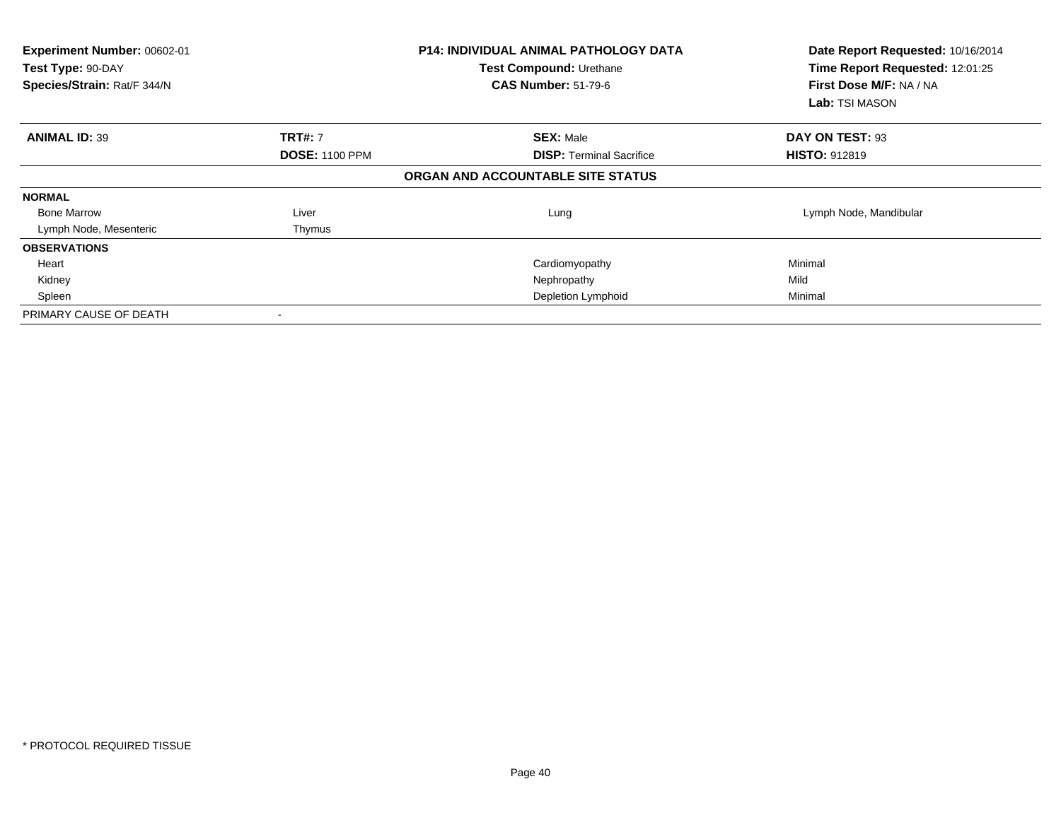| | | | |
|---|---|---|---|
| **Experiment Number:** 00602-01 | **P14: INDIVIDUAL ANIMAL PATHOLOGY DATA** | | **Date Report Requested:** 10/16/2014 |
| **Test Type:** 90-DAY | **Test Compound:** Urethane | | **Time Report Requested:** 12:01:25 |
| **Species/Strain:** Rat/F 344/N | **CAS Number:** 51-79-6 | | **First Dose M/F:** NA / NA |
| | | | **Lab:** TSI MASON |

| | | | |
|---|---|---|---|
| **ANIMAL ID:** 39 | **TRT#:** 7 | **SEX:** Male | **DAY ON TEST:** 93 |
| | **DOSE:** 1100 PPM | **DISP:** Terminal Sacrifice | **HISTO:** 912819 |

**ORGAN AND ACCOUNTABLE SITE STATUS**

| | | | |
|---|---|---|---|
| **NORMAL** | | | |
| Bone Marrow | Liver | Lung | Lymph Node, Mandibular |
| Lymph Node, Mesenteric | Thymus | | |
| **OBSERVATIONS** | | | |
| Heart | | Cardiomyopathy | Minimal |
| Kidney | | Nephropathy | Mild |
| Spleen | | Depletion Lymphoid | Minimal |
| PRIMARY CAUSE OF DEATH | - | | |

* PROTOCOL REQUIRED TISSUE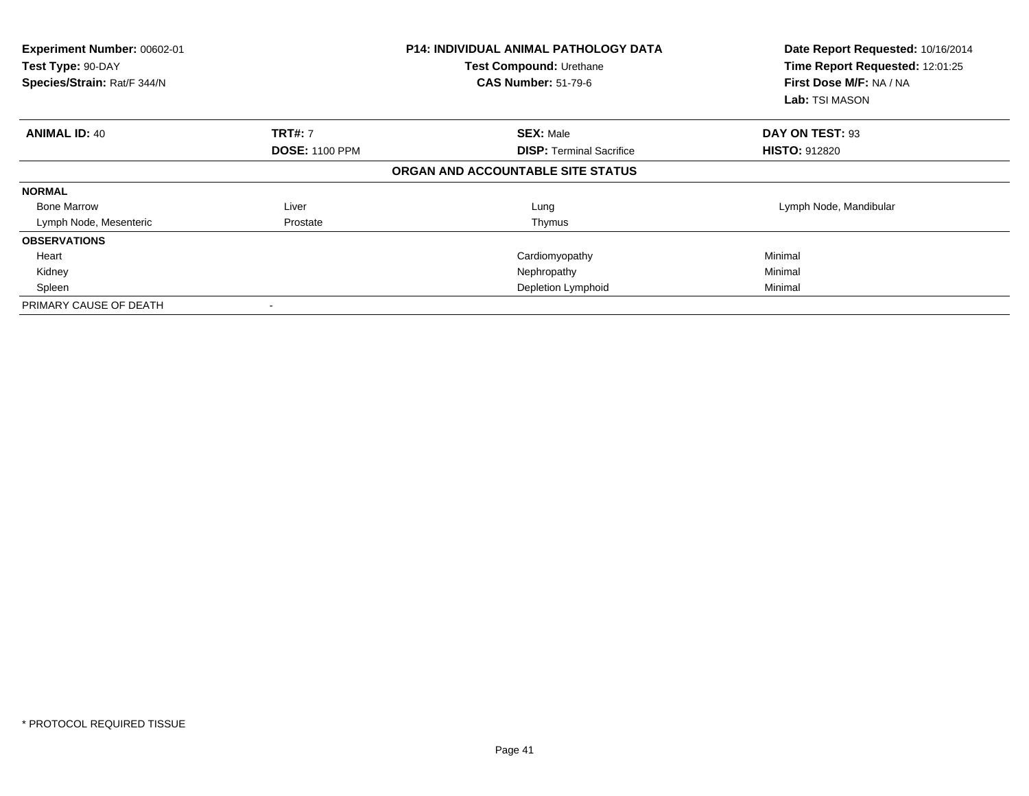**Experiment Number:** 00602-01
**Test Type:** 90-DAY
**Species/Strain:** Rat/F 344/N

**P14: INDIVIDUAL ANIMAL PATHOLOGY DATA**
**Test Compound:** Urethane
**CAS Number:** 51-79-6

**Date Report Requested:** 10/16/2014
**Time Report Requested:** 12:01:25
**First Dose M/F:** NA / NA
**Lab:** TSI MASON

| | | | |
|---|---|---|---|
| **ANIMAL ID:** 40 | **TRT#:** 7 | **SEX:** Male | **DAY ON TEST:** 93 |
| | **DOSE:** 1100 PPM | **DISP:** Terminal Sacrifice | **HISTO:** 912820 |

**ORGAN AND ACCOUNTABLE SITE STATUS**

| | | | |
|---|---|---|---|
| **NORMAL** | | | |
| Bone Marrow | Liver | Lung | Lymph Node, Mandibular |
| Lymph Node, Mesenteric | Prostate | Thymus | |
| **OBSERVATIONS** | | | |
| Heart | | Cardiomyopathy | Minimal |
| Kidney | | Nephropathy | Minimal |
| Spleen | | Depletion Lymphoid | Minimal |
| PRIMARY CAUSE OF DEATH | - | | |

* PROTOCOL REQUIRED TISSUE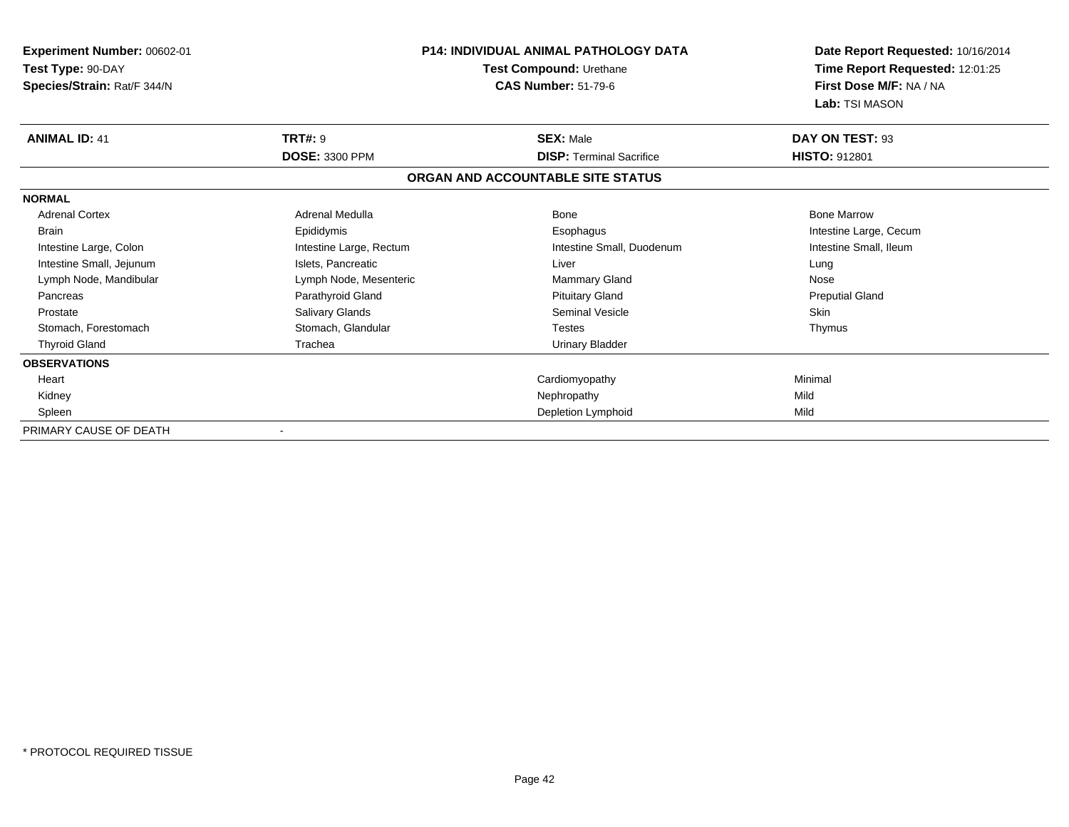**Experiment Number:** 00602-01
**Test Type:** 90-DAY
**Species/Strain:** Rat/F 344/N

**P14: INDIVIDUAL ANIMAL PATHOLOGY DATA**
**Test Compound:** Urethane
**CAS Number:** 51-79-6

**Date Report Requested:** 10/16/2014
**Time Report Requested:** 12:01:25
**First Dose M/F:** NA / NA
**Lab:** TSI MASON

| **ANIMAL ID:** 41 | **TRT#:** 9 | **SEX:** Male | **DAY ON TEST:** 93 |
|---|---|---|---|
| | **DOSE:** 3300 PPM | **DISP:** Terminal Sacrifice | **HISTO:** 912801 |

**ORGAN AND ACCOUNTABLE SITE STATUS**

| | | | |
|---|---|---|---|
| **NORMAL** | | | |
| Adrenal Cortex | Adrenal Medulla | Bone | Bone Marrow |
| Brain | Epididymis | Esophagus | Intestine Large, Cecum |
| Intestine Large, Colon | Intestine Large, Rectum | Intestine Small, Duodenum | Intestine Small, Ileum |
| Intestine Small, Jejunum | Islets, Pancreatic | Liver | Lung |
| Lymph Node, Mandibular | Lymph Node, Mesenteric | Mammary Gland | Nose |
| Pancreas | Parathyroid Gland | Pituitary Gland | Preputial Gland |
| Prostate | Salivary Glands | Seminal Vesicle | Skin |
| Stomach, Forestomach | Stomach, Glandular | Testes | Thymus |
| Thyroid Gland | Trachea | Urinary Bladder | |
| **OBSERVATIONS** | | | |
| Heart | | Cardiomyopathy | Minimal |
| Kidney | | Nephropathy | Mild |
| Spleen | | Depletion Lymphoid | Mild |
| PRIMARY CAUSE OF DEATH | - | | |

* PROTOCOL REQUIRED TISSUE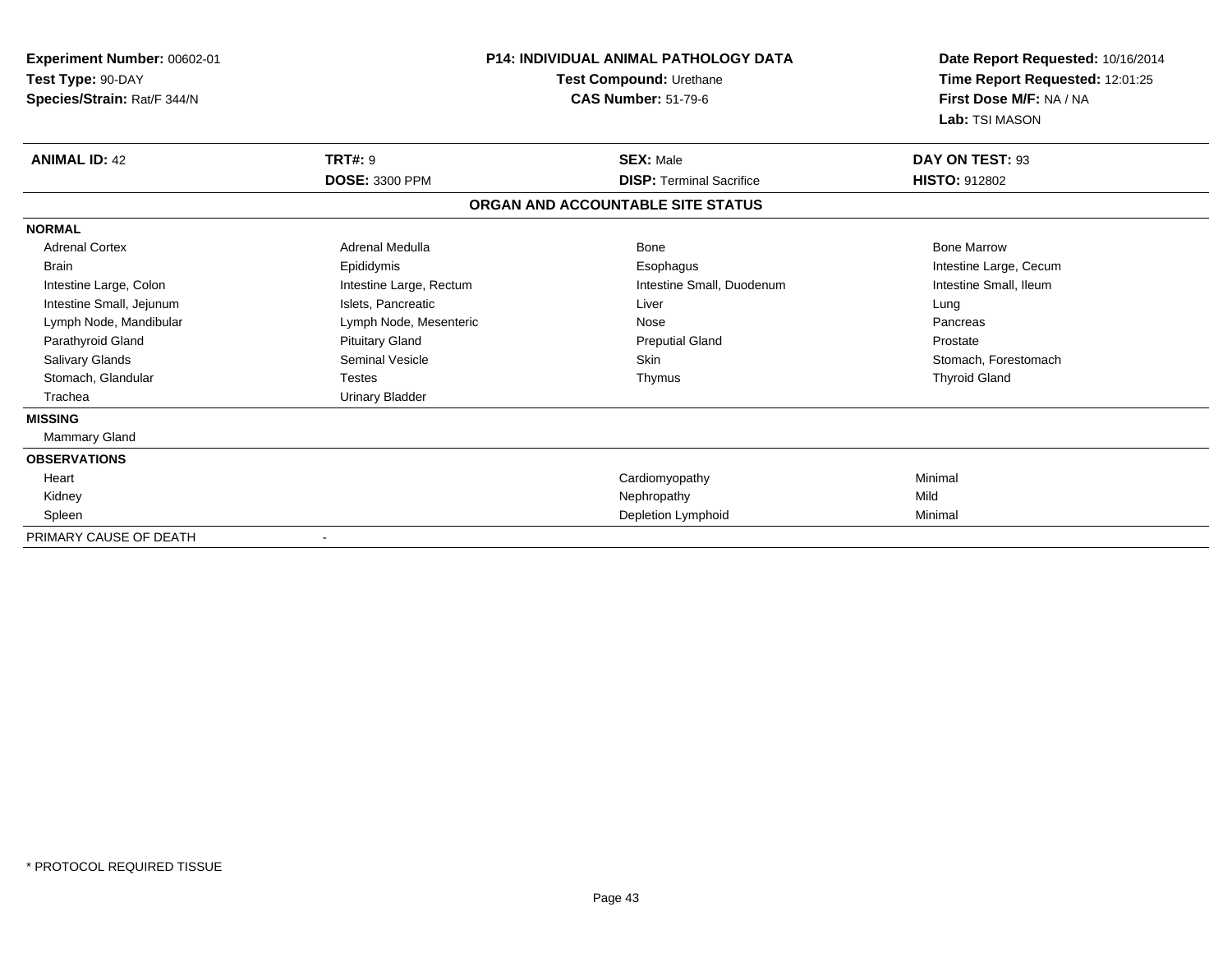**Experiment Number:** 00602-01
**Test Type:** 90-DAY
**Species/Strain:** Rat/F 344/N

**P14: INDIVIDUAL ANIMAL PATHOLOGY DATA**
**Test Compound:** Urethane
**CAS Number:** 51-79-6

**Date Report Requested:** 10/16/2014
**Time Report Requested:** 12:01:25
**First Dose M/F:** NA / NA
**Lab:** TSI MASON

| **ANIMAL ID:** 42 | **TRT#:** 9 | **SEX:** Male | **DAY ON TEST:** 93 |
|---|---|---|---|
| | **DOSE:** 3300 PPM | **DISP:** Terminal Sacrifice | **HISTO:** 912802 |

**ORGAN AND ACCOUNTABLE SITE STATUS**

| | | | |
|---|---|---|---|
| **NORMAL** | | | |
| Adrenal Cortex | Adrenal Medulla | Bone | Bone Marrow |
| Brain | Epididymis | Esophagus | Intestine Large, Cecum |
| Intestine Large, Colon | Intestine Large, Rectum | Intestine Small, Duodenum | Intestine Small, Ileum |
| Intestine Small, Jejunum | Islets, Pancreatic | Liver | Lung |
| Lymph Node, Mandibular | Lymph Node, Mesenteric | Nose | Pancreas |
| Parathyroid Gland | Pituitary Gland | Preputial Gland | Prostate |
| Salivary Glands | Seminal Vesicle | Skin | Stomach, Forestomach |
| Stomach, Glandular | Testes | Thymus | Thyroid Gland |
| Trachea | Urinary Bladder | | |
| **MISSING** | | | |
| Mammary Gland | | | |
| **OBSERVATIONS** | | | |
| Heart | | Cardiomyopathy | Minimal |
| Kidney | | Nephropathy | Mild |
| Spleen | | Depletion Lymphoid | Minimal |
| PRIMARY CAUSE OF DEATH | - | | |

\* PROTOCOL REQUIRED TISSUE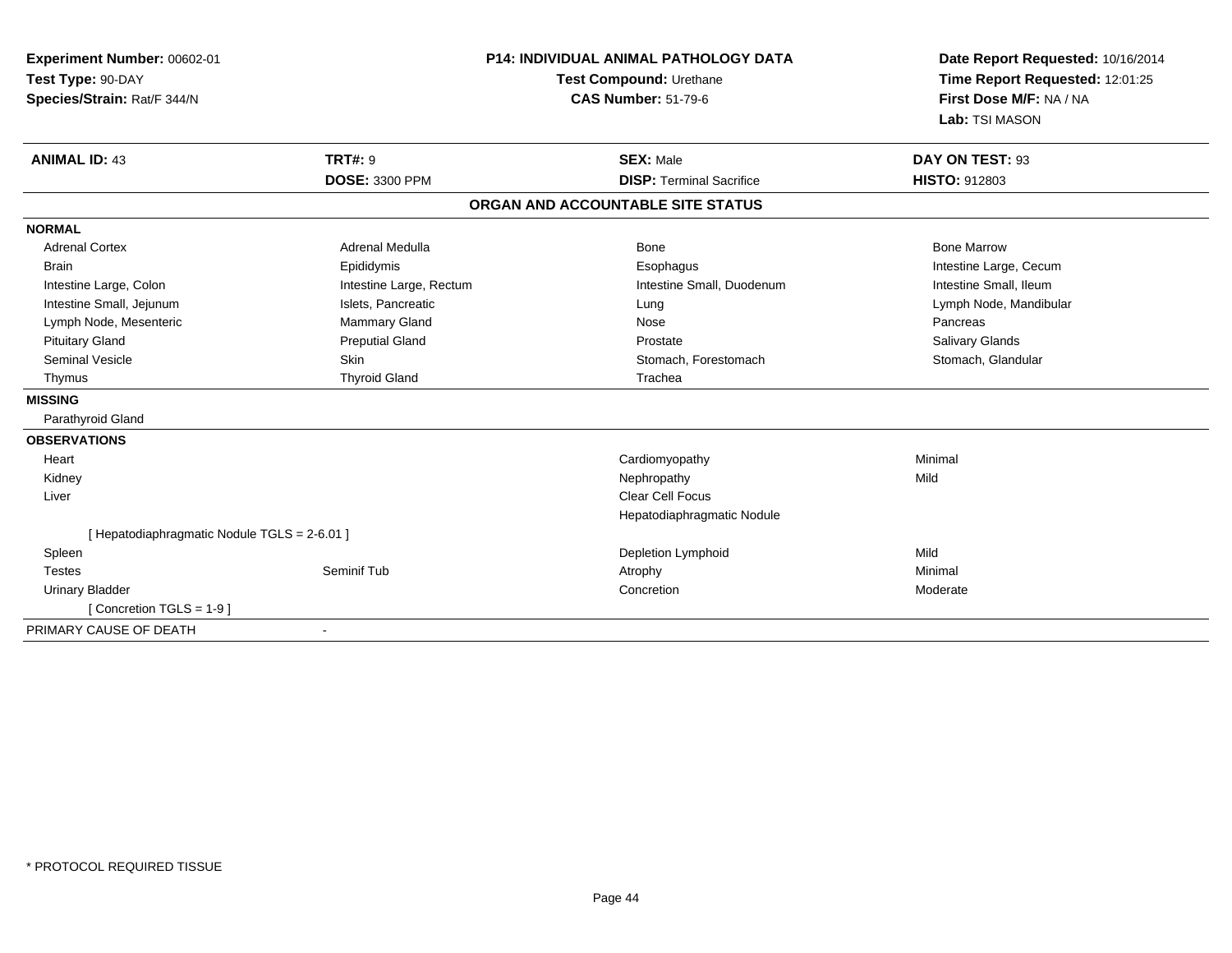**Experiment Number:** 00602-01
**Test Type:** 90-DAY
**Species/Strain:** Rat/F 344/N

**P14: INDIVIDUAL ANIMAL PATHOLOGY DATA**
**Test Compound:** Urethane
**CAS Number:** 51-79-6

**Date Report Requested:** 10/16/2014
**Time Report Requested:** 12:01:25
**First Dose M/F:** NA / NA
**Lab:** TSI MASON

| **ANIMAL ID:** 43 | **TRT#:** 9 | **SEX:** Male | **DAY ON TEST:** 93 |
|---|---|---|---|
| | **DOSE:** 3300 PPM | **DISP:** Terminal Sacrifice | **HISTO:** 912803 |

**ORGAN AND ACCOUNTABLE SITE STATUS**

| | | | |
|---|---|---|---|
| **NORMAL** | | | |
| Adrenal Cortex | Adrenal Medulla | Bone | Bone Marrow |
| Brain | Epididymis | Esophagus | Intestine Large, Cecum |
| Intestine Large, Colon | Intestine Large, Rectum | Intestine Small, Duodenum | Intestine Small, Ileum |
| Intestine Small, Jejunum | Islets, Pancreatic | Lung | Lymph Node, Mandibular |
| Lymph Node, Mesenteric | Mammary Gland | Nose | Pancreas |
| Pituitary Gland | Preputial Gland | Prostate | Salivary Glands |
| Seminal Vesicle | Skin | Stomach, Forestomach | Stomach, Glandular |
| Thymus | Thyroid Gland | Trachea | |
| **MISSING** | | | |
| Parathyroid Gland | | | |
| **OBSERVATIONS** | | | |
| Heart | | Cardiomyopathy | Minimal |
| Kidney | | Nephropathy | Mild |
| Liver | | Clear Cell Focus | |
| | | Hepatodiaphragmatic Nodule | |
| [ Hepatodiaphragmatic Nodule TGLS = 2-6.01 ] | | | |
| Spleen | | Depletion Lymphoid | Mild |
| Testes | Seminif Tub | Atrophy | Minimal |
| Urinary Bladder | | Concretion | Moderate |
| [ Concretion TGLS = 1-9 ] | | | |
| PRIMARY CAUSE OF DEATH | - | | |

* PROTOCOL REQUIRED TISSUE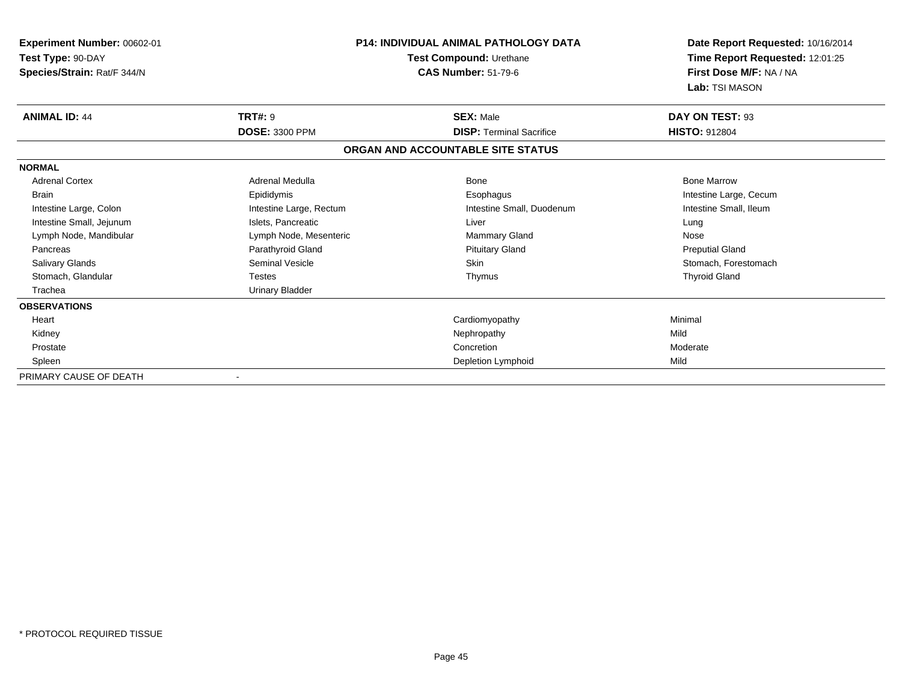**Experiment Number:** 00602-01
**Test Type:** 90-DAY
**Species/Strain:** Rat/F 344/N

**P14: INDIVIDUAL ANIMAL PATHOLOGY DATA**
**Test Compound:** Urethane
**CAS Number:** 51-79-6

**Date Report Requested:** 10/16/2014
**Time Report Requested:** 12:01:25
**First Dose M/F:** NA / NA
**Lab:** TSI MASON

| **ANIMAL ID:** 44 | **TRT#:** 9 | **SEX:** Male | **DAY ON TEST:** 93 |
|---|---|---|---|
| | **DOSE:** 3300 PPM | **DISP:** Terminal Sacrifice | **HISTO:** 912804 |

**ORGAN AND ACCOUNTABLE SITE STATUS**

| | | | |
|---|---|---|---|
| **NORMAL** | | | |
| Adrenal Cortex | Adrenal Medulla | Bone | Bone Marrow |
| Brain | Epididymis | Esophagus | Intestine Large, Cecum |
| Intestine Large, Colon | Intestine Large, Rectum | Intestine Small, Duodenum | Intestine Small, Ileum |
| Intestine Small, Jejunum | Islets, Pancreatic | Liver | Lung |
| Lymph Node, Mandibular | Lymph Node, Mesenteric | Mammary Gland | Nose |
| Pancreas | Parathyroid Gland | Pituitary Gland | Preputial Gland |
| Salivary Glands | Seminal Vesicle | Skin | Stomach, Forestomach |
| Stomach, Glandular | Testes | Thymus | Thyroid Gland |
| Trachea | Urinary Bladder | | |
| **OBSERVATIONS** | | | |
| Heart | | Cardiomyopathy | Minimal |
| Kidney | | Nephropathy | Mild |
| Prostate | | Concretion | Moderate |
| Spleen | | Depletion Lymphoid | Mild |
| PRIMARY CAUSE OF DEATH | - | | |

* PROTOCOL REQUIRED TISSUE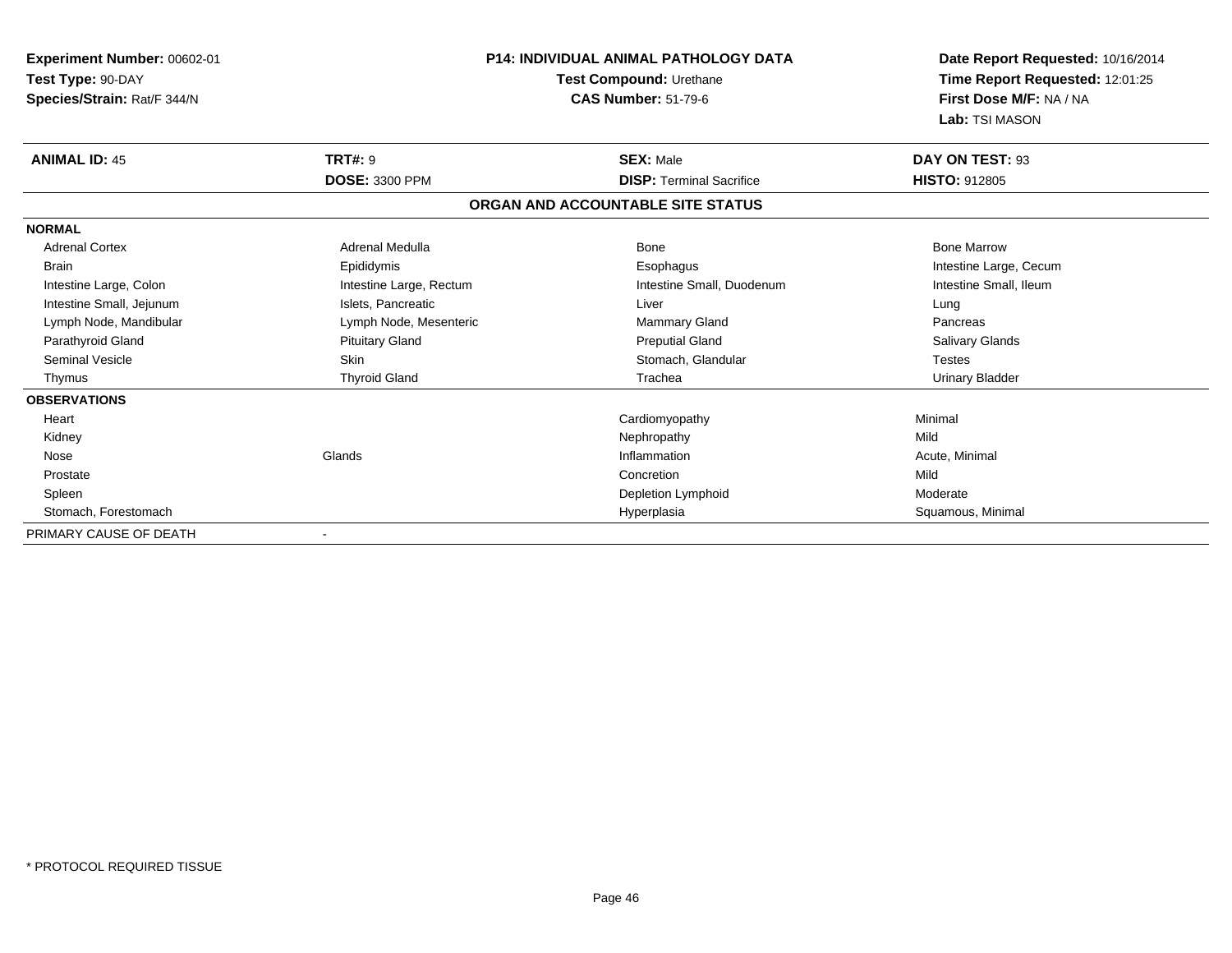**Experiment Number:** 00602-01
**Test Type:** 90-DAY
**Species/Strain:** Rat/F 344/N

**P14: INDIVIDUAL ANIMAL PATHOLOGY DATA**
**Test Compound:** Urethane
**CAS Number:** 51-79-6

**Date Report Requested:** 10/16/2014
**Time Report Requested:** 12:01:25
**First Dose M/F:** NA / NA
**Lab:** TSI MASON

| | | | |
|---|---|---|---|
| **ANIMAL ID:** 45 | **TRT#:** 9 | **SEX:** Male | **DAY ON TEST:** 93 |
| | **DOSE:** 3300 PPM | **DISP:** Terminal Sacrifice | **HISTO:** 912805 |

**ORGAN AND ACCOUNTABLE SITE STATUS**

| | | | |
|---|---|---|---|
| **NORMAL** | | | |
| Adrenal Cortex | Adrenal Medulla | Bone | Bone Marrow |
| Brain | Epididymis | Esophagus | Intestine Large, Cecum |
| Intestine Large, Colon | Intestine Large, Rectum | Intestine Small, Duodenum | Intestine Small, Ileum |
| Intestine Small, Jejunum | Islets, Pancreatic | Liver | Lung |
| Lymph Node, Mandibular | Lymph Node, Mesenteric | Mammary Gland | Pancreas |
| Parathyroid Gland | Pituitary Gland | Preputial Gland | Salivary Glands |
| Seminal Vesicle | Skin | Stomach, Glandular | Testes |
| Thymus | Thyroid Gland | Trachea | Urinary Bladder |
| **OBSERVATIONS** | | | |
| Heart | | Cardiomyopathy | Minimal |
| Kidney | | Nephropathy | Mild |
| Nose | Glands | Inflammation | Acute, Minimal |
| Prostate | | Concretion | Mild |
| Spleen | | Depletion Lymphoid | Moderate |
| Stomach, Forestomach | | Hyperplasia | Squamous, Minimal |
| PRIMARY CAUSE OF DEATH | - | | |

* PROTOCOL REQUIRED TISSUE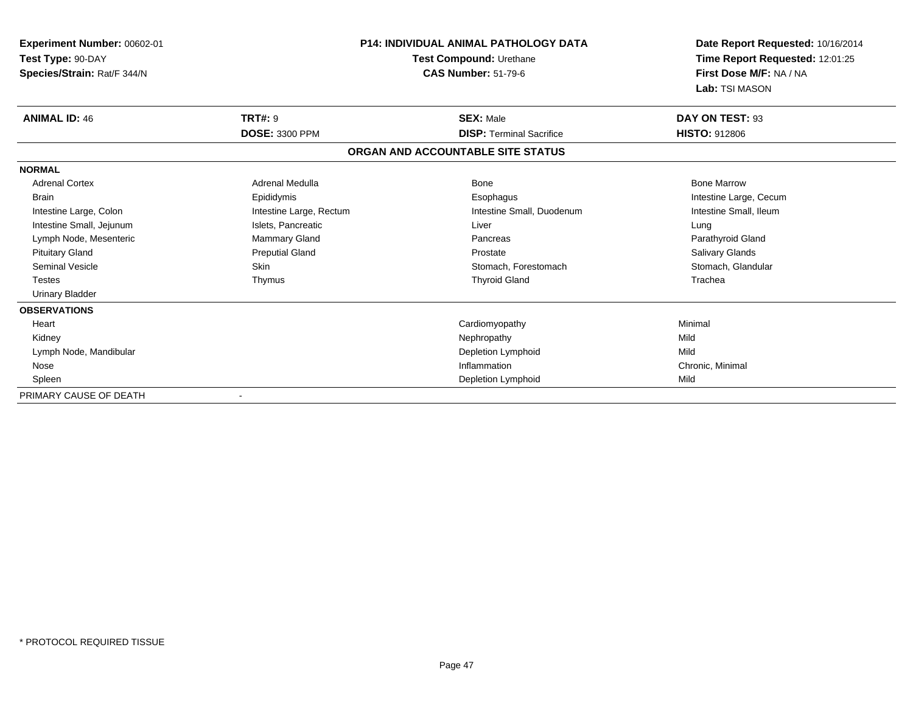**Experiment Number:** 00602-01
**Test Type:** 90-DAY
**Species/Strain:** Rat/F 344/N

**P14: INDIVIDUAL ANIMAL PATHOLOGY DATA**
**Test Compound:** Urethane
**CAS Number:** 51-79-6

**Date Report Requested:** 10/16/2014
**Time Report Requested:** 12:01:25
**First Dose M/F:** NA / NA
**Lab:** TSI MASON

| | | | |
|---|---|---|---|
| **ANIMAL ID:** 46 | **TRT#:** 9 | **SEX:** Male | **DAY ON TEST:** 93 |
| | **DOSE:** 3300 PPM | **DISP:** Terminal Sacrifice | **HISTO:** 912806 |

**ORGAN AND ACCOUNTABLE SITE STATUS**

**NORMAL**

| | | | |
|---|---|---|---|
| Adrenal Cortex | Adrenal Medulla | Bone | Bone Marrow |
| Brain | Epididymis | Esophagus | Intestine Large, Cecum |
| Intestine Large, Colon | Intestine Large, Rectum | Intestine Small, Duodenum | Intestine Small, Ileum |
| Intestine Small, Jejunum | Islets, Pancreatic | Liver | Lung |
| Lymph Node, Mesenteric | Mammary Gland | Pancreas | Parathyroid Gland |
| Pituitary Gland | Preputial Gland | Prostate | Salivary Glands |
| Seminal Vesicle | Skin | Stomach, Forestomach | Stomach, Glandular |
| Testes | Thymus | Thyroid Gland | Trachea |
| Urinary Bladder | | | |

**OBSERVATIONS**

| | | |
|---|---|---|
| Heart | Cardiomyopathy | Minimal |
| Kidney | Nephropathy | Mild |
| Lymph Node, Mandibular | Depletion Lymphoid | Mild |
| Nose | Inflammation | Chronic, Minimal |
| Spleen | Depletion Lymphoid | Mild |

PRIMARY CAUSE OF DEATH -

* PROTOCOL REQUIRED TISSUE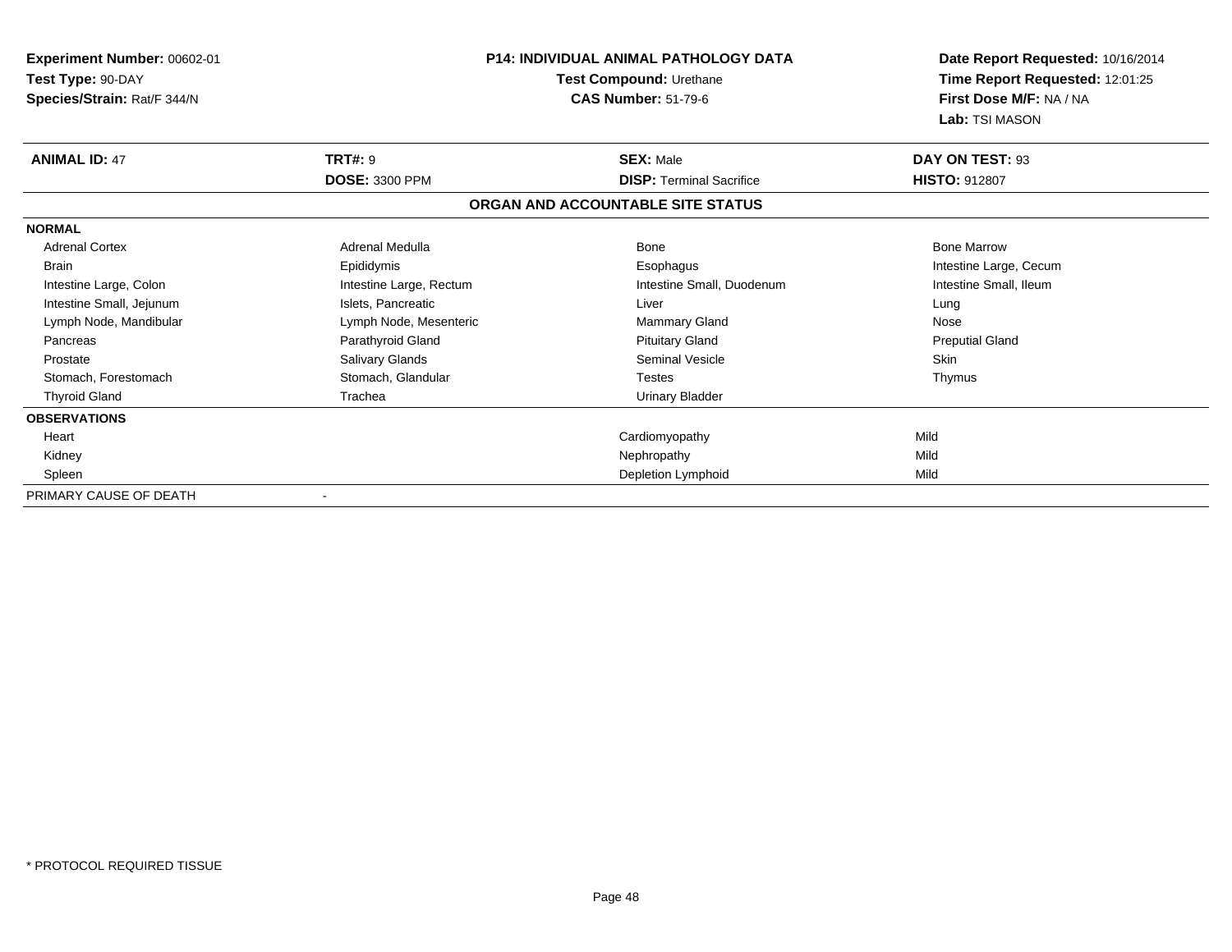**Experiment Number:** 00602-01
**Test Type:** 90-DAY
**Species/Strain:** Rat/F 344/N

**P14: INDIVIDUAL ANIMAL PATHOLOGY DATA**
**Test Compound:** Urethane
**CAS Number:** 51-79-6

**Date Report Requested:** 10/16/2014
**Time Report Requested:** 12:01:25
**First Dose M/F:** NA / NA
**Lab:** TSI MASON

| **ANIMAL ID:** 47 | **TRT#:** 9 | **SEX:** Male | **DAY ON TEST:** 93 |
|---|---|---|---|
| | **DOSE:** 3300 PPM | **DISP:** Terminal Sacrifice | **HISTO:** 912807 |

**ORGAN AND ACCOUNTABLE SITE STATUS**

| | | | |
|---|---|---|---|
| **NORMAL** | | | |
| Adrenal Cortex | Adrenal Medulla | Bone | Bone Marrow |
| Brain | Epididymis | Esophagus | Intestine Large, Cecum |
| Intestine Large, Colon | Intestine Large, Rectum | Intestine Small, Duodenum | Intestine Small, Ileum |
| Intestine Small, Jejunum | Islets, Pancreatic | Liver | Lung |
| Lymph Node, Mandibular | Lymph Node, Mesenteric | Mammary Gland | Nose |
| Pancreas | Parathyroid Gland | Pituitary Gland | Preputial Gland |
| Prostate | Salivary Glands | Seminal Vesicle | Skin |
| Stomach, Forestomach | Stomach, Glandular | Testes | Thymus |
| Thyroid Gland | Trachea | Urinary Bladder | |
| **OBSERVATIONS** | | | |
| Heart | | Cardiomyopathy | Mild |
| Kidney | | Nephropathy | Mild |
| Spleen | | Depletion Lymphoid | Mild |
| PRIMARY CAUSE OF DEATH | - | | |

* PROTOCOL REQUIRED TISSUE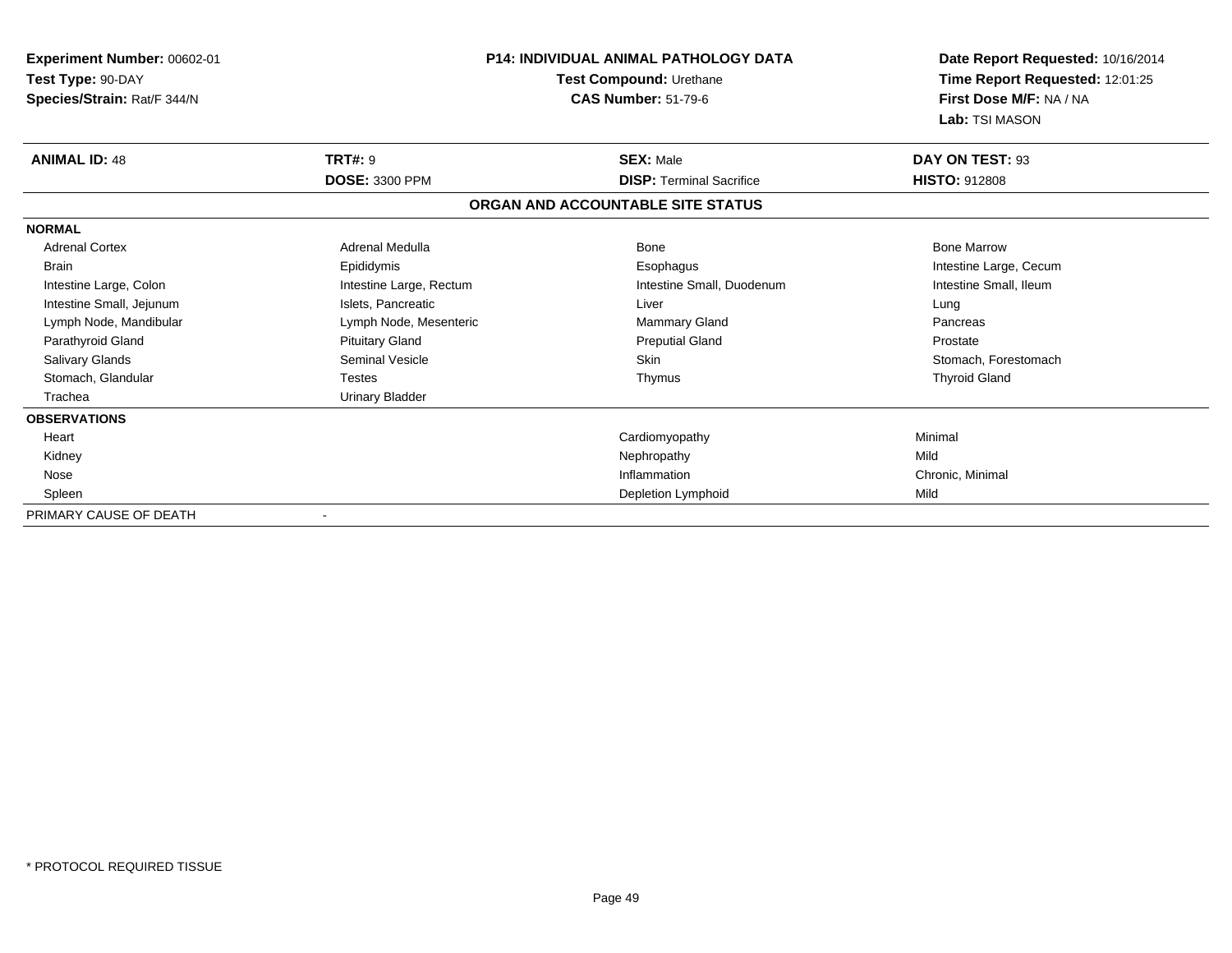**Experiment Number:** 00602-01
**Test Type:** 90-DAY
**Species/Strain:** Rat/F 344/N

**P14: INDIVIDUAL ANIMAL PATHOLOGY DATA**
**Test Compound:** Urethane
**CAS Number:** 51-79-6

**Date Report Requested:** 10/16/2014
**Time Report Requested:** 12:01:25
**First Dose M/F:** NA / NA
**Lab:** TSI MASON

| **ANIMAL ID:** 48 | **TRT#:** 9 | **SEX:** Male | **DAY ON TEST:** 93 |
|---|---|---|---|
| | **DOSE:** 3300 PPM | **DISP:** Terminal Sacrifice | **HISTO:** 912808 |

## ORGAN AND ACCOUNTABLE SITE STATUS

| | | | |
|---|---|---|---|
| **NORMAL** | | | |
| Adrenal Cortex | Adrenal Medulla | Bone | Bone Marrow |
| Brain | Epididymis | Esophagus | Intestine Large, Cecum |
| Intestine Large, Colon | Intestine Large, Rectum | Intestine Small, Duodenum | Intestine Small, Ileum |
| Intestine Small, Jejunum | Islets, Pancreatic | Liver | Lung |
| Lymph Node, Mandibular | Lymph Node, Mesenteric | Mammary Gland | Pancreas |
| Parathyroid Gland | Pituitary Gland | Preputial Gland | Prostate |
| Salivary Glands | Seminal Vesicle | Skin | Stomach, Forestomach |
| Stomach, Glandular | Testes | Thymus | Thyroid Gland |
| Trachea | Urinary Bladder | | |
| **OBSERVATIONS** | | | |
| Heart | | Cardiomyopathy | Minimal |
| Kidney | | Nephropathy | Mild |
| Nose | | Inflammation | Chronic, Minimal |
| Spleen | | Depletion Lymphoid | Mild |
| PRIMARY CAUSE OF DEATH | - | | |

\* PROTOCOL REQUIRED TISSUE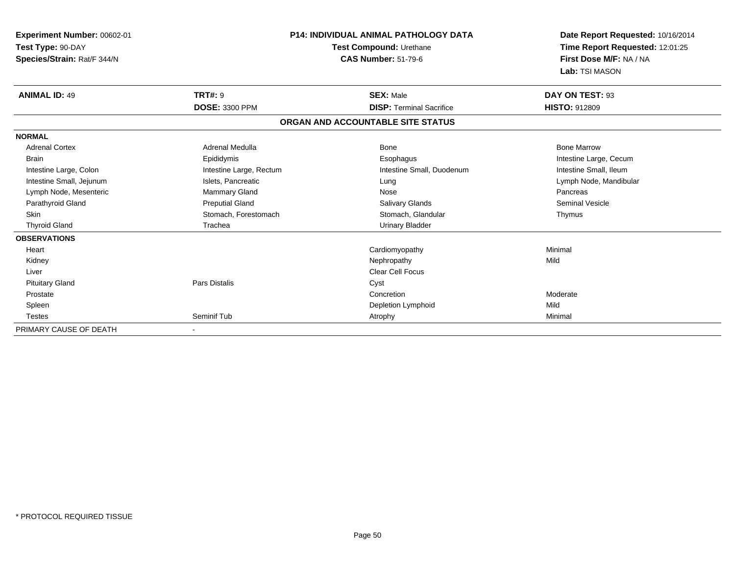**Experiment Number:** 00602-01
**Test Type:** 90-DAY
**Species/Strain:** Rat/F 344/N

**P14: INDIVIDUAL ANIMAL PATHOLOGY DATA**
**Test Compound:** Urethane
**CAS Number:** 51-79-6

**Date Report Requested:** 10/16/2014
**Time Report Requested:** 12:01:25
**First Dose M/F:** NA / NA
**Lab:** TSI MASON

| **ANIMAL ID:** 49 | **TRT#:** 9 | **SEX:** Male | **DAY ON TEST:** 93 |
|---|---|---|---|
| | **DOSE:** 3300 PPM | **DISP:** Terminal Sacrifice | **HISTO:** 912809 |

**ORGAN AND ACCOUNTABLE SITE STATUS**

| | | | |
|---|---|---|---|
| **NORMAL** | | | |
| Adrenal Cortex | Adrenal Medulla | Bone | Bone Marrow |
| Brain | Epididymis | Esophagus | Intestine Large, Cecum |
| Intestine Large, Colon | Intestine Large, Rectum | Intestine Small, Duodenum | Intestine Small, Ileum |
| Intestine Small, Jejunum | Islets, Pancreatic | Lung | Lymph Node, Mandibular |
| Lymph Node, Mesenteric | Mammary Gland | Nose | Pancreas |
| Parathyroid Gland | Preputial Gland | Salivary Glands | Seminal Vesicle |
| Skin | Stomach, Forestomach | Stomach, Glandular | Thymus |
| Thyroid Gland | Trachea | Urinary Bladder | |
| **OBSERVATIONS** | | | |
| Heart | | Cardiomyopathy | Minimal |
| Kidney | | Nephropathy | Mild |
| Liver | | Clear Cell Focus | |
| Pituitary Gland | Pars Distalis | Cyst | |
| Prostate | | Concretion | Moderate |
| Spleen | | Depletion Lymphoid | Mild |
| Testes | Seminif Tub | Atrophy | Minimal |
| PRIMARY CAUSE OF DEATH | - | | |

\* PROTOCOL REQUIRED TISSUE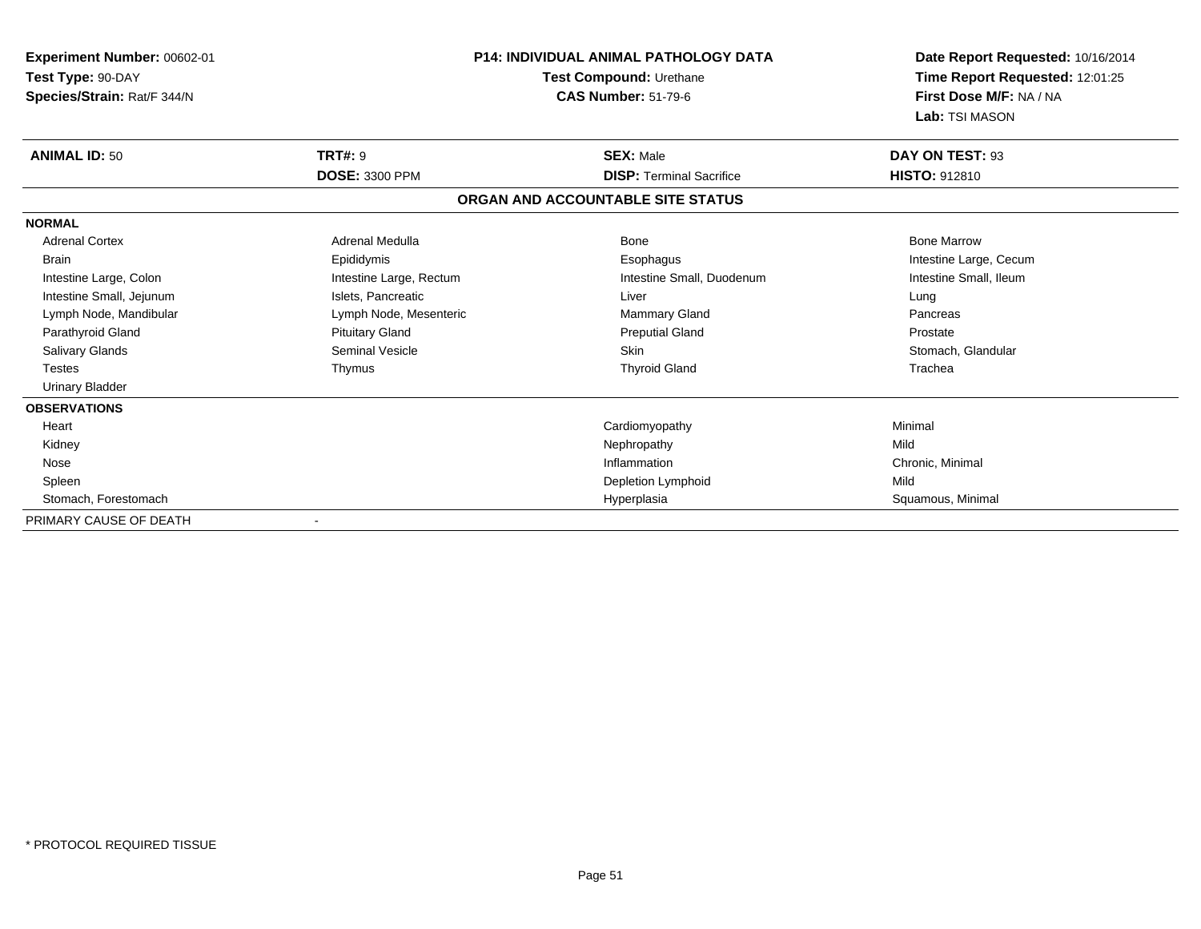**Experiment Number:** 00602-01
**Test Type:** 90-DAY
**Species/Strain:** Rat/F 344/N

**P14: INDIVIDUAL ANIMAL PATHOLOGY DATA**
**Test Compound:** Urethane
**CAS Number:** 51-79-6

**Date Report Requested:** 10/16/2014
**Time Report Requested:** 12:01:25
**First Dose M/F:** NA / NA
**Lab:** TSI MASON

| | | | |
|---|---|---|---|
| **ANIMAL ID:** 50 | **TRT#:** 9 | **SEX:** Male | **DAY ON TEST:** 93 |
| | **DOSE:** 3300 PPM | **DISP:** Terminal Sacrifice | **HISTO:** 912810 |

**ORGAN AND ACCOUNTABLE SITE STATUS**

**NORMAL**

| | | | |
|---|---|---|---|
| Adrenal Cortex | Adrenal Medulla | Bone | Bone Marrow |
| Brain | Epididymis | Esophagus | Intestine Large, Cecum |
| Intestine Large, Colon | Intestine Large, Rectum | Intestine Small, Duodenum | Intestine Small, Ileum |
| Intestine Small, Jejunum | Islets, Pancreatic | Liver | Lung |
| Lymph Node, Mandibular | Lymph Node, Mesenteric | Mammary Gland | Pancreas |
| Parathyroid Gland | Pituitary Gland | Preputial Gland | Prostate |
| Salivary Glands | Seminal Vesicle | Skin | Stomach, Glandular |
| Testes | Thymus | Thyroid Gland | Trachea |
| Urinary Bladder | | | |

**OBSERVATIONS**

| | | |
|---|---|---|
| Heart | Cardiomyopathy | Minimal |
| Kidney | Nephropathy | Mild |
| Nose | Inflammation | Chronic, Minimal |
| Spleen | Depletion Lymphoid | Mild |
| Stomach, Forestomach | Hyperplasia | Squamous, Minimal |

PRIMARY CAUSE OF DEATH -

* PROTOCOL REQUIRED TISSUE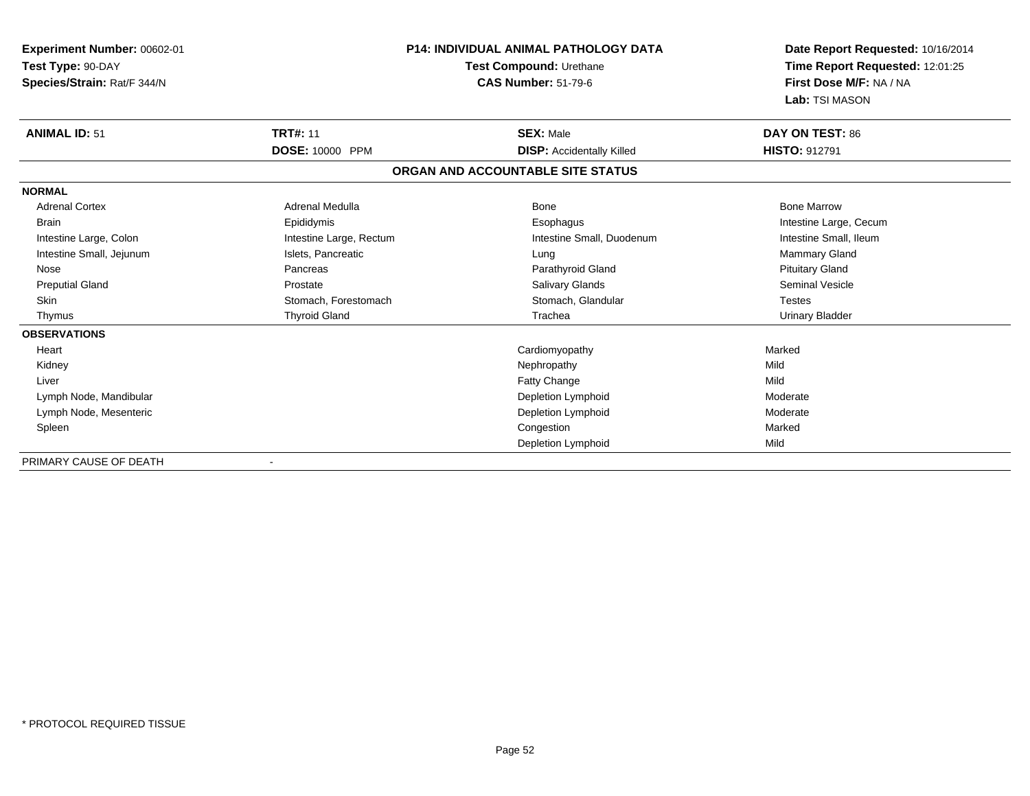**Experiment Number:** 00602-01
**Test Type:** 90-DAY
**Species/Strain:** Rat/F 344/N

**P14: INDIVIDUAL ANIMAL PATHOLOGY DATA**
**Test Compound:** Urethane
**CAS Number:** 51-79-6

**Date Report Requested:** 10/16/2014
**Time Report Requested:** 12:01:25
**First Dose M/F:** NA / NA
**Lab:** TSI MASON

| **ANIMAL ID:** 51 | **TRT#:** 11 | **SEX:** Male | **DAY ON TEST:** 86 |
|---|---|---|---|
| | **DOSE:** 10000 PPM | **DISP:** Accidentally Killed | **HISTO:** 912791 |

## ORGAN AND ACCOUNTABLE SITE STATUS

| | | | |
|---|---|---|---|
| **NORMAL** | | | |
| Adrenal Cortex | Adrenal Medulla | Bone | Bone Marrow |
| Brain | Epididymis | Esophagus | Intestine Large, Cecum |
| Intestine Large, Colon | Intestine Large, Rectum | Intestine Small, Duodenum | Intestine Small, Ileum |
| Intestine Small, Jejunum | Islets, Pancreatic | Lung | Mammary Gland |
| Nose | Pancreas | Parathyroid Gland | Pituitary Gland |
| Preputial Gland | Prostate | Salivary Glands | Seminal Vesicle |
| Skin | Stomach, Forestomach | Stomach, Glandular | Testes |
| Thymus | Thyroid Gland | Trachea | Urinary Bladder |
| **OBSERVATIONS** | | | |
| Heart | | Cardiomyopathy | Marked |
| Kidney | | Nephropathy | Mild |
| Liver | | Fatty Change | Mild |
| Lymph Node, Mandibular | | Depletion Lymphoid | Moderate |
| Lymph Node, Mesenteric | | Depletion Lymphoid | Moderate |
| Spleen | | Congestion | Marked |
| | | Depletion Lymphoid | Mild |
| PRIMARY CAUSE OF DEATH | - | | |

* PROTOCOL REQUIRED TISSUE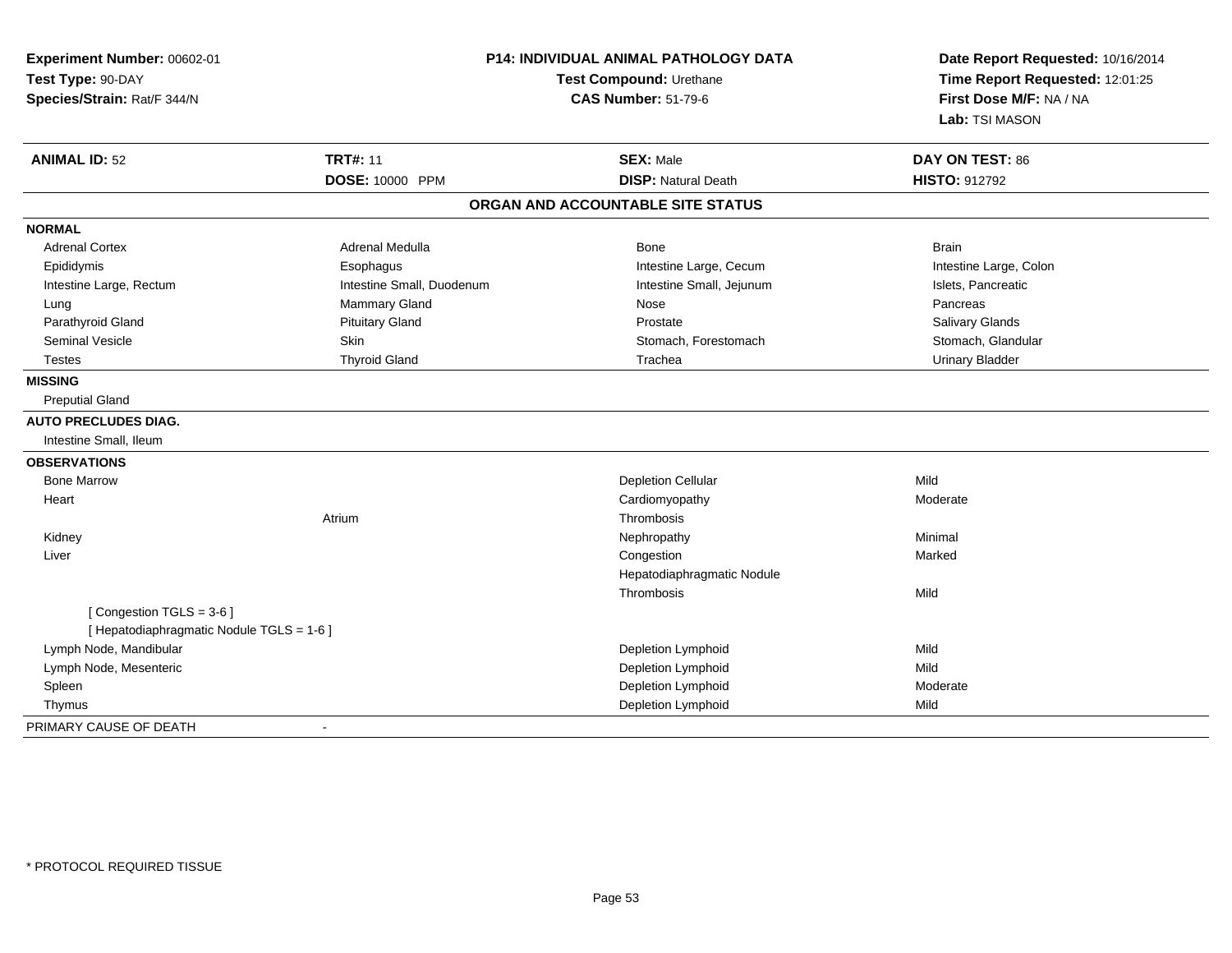**Experiment Number:** 00602-01
**Test Type:** 90-DAY
**Species/Strain:** Rat/F 344/N

**P14: INDIVIDUAL ANIMAL PATHOLOGY DATA**
**Test Compound:** Urethane
**CAS Number:** 51-79-6

**Date Report Requested:** 10/16/2014
**Time Report Requested:** 12:01:25
**First Dose M/F:** NA / NA
**Lab:** TSI MASON

| **ANIMAL ID:** 52 | **TRT#:** 11 | **SEX:** Male | **DAY ON TEST:** 86 |
|---|---|---|---|
| | **DOSE:** 10000 PPM | **DISP:** Natural Death | **HISTO:** 912792 |

**ORGAN AND ACCOUNTABLE SITE STATUS**

| | | | |
|---|---|---|---|
| **NORMAL** | | | |
| Adrenal Cortex | Adrenal Medulla | Bone | Brain |
| Epididymis | Esophagus | Intestine Large, Cecum | Intestine Large, Colon |
| Intestine Large, Rectum | Intestine Small, Duodenum | Intestine Small, Jejunum | Islets, Pancreatic |
| Lung | Mammary Gland | Nose | Pancreas |
| Parathyroid Gland | Pituitary Gland | Prostate | Salivary Glands |
| Seminal Vesicle | Skin | Stomach, Forestomach | Stomach, Glandular |
| Testes | Thyroid Gland | Trachea | Urinary Bladder |
| **MISSING** | | | |
| Preputial Gland | | | |
| **AUTO PRECLUDES DIAG.** | | | |
| Intestine Small, Ileum | | | |
| **OBSERVATIONS** | | | |
| Bone Marrow | | Depletion Cellular | Mild |
| Heart | | Cardiomyopathy | Moderate |
| | Atrium | Thrombosis | |
| Kidney | | Nephropathy | Minimal |
| Liver | | Congestion | Marked |
| | | Hepatodiaphragmatic Nodule | |
| | | Thrombosis | Mild |
| [ Congestion TGLS = 3-6 ] | | | |
| [ Hepatodiaphragmatic Nodule TGLS = 1-6 ] | | | |
| Lymph Node, Mandibular | | Depletion Lymphoid | Mild |
| Lymph Node, Mesenteric | | Depletion Lymphoid | Mild |
| Spleen | | Depletion Lymphoid | Moderate |
| Thymus | | Depletion Lymphoid | Mild |
| PRIMARY CAUSE OF DEATH | - | | |

* PROTOCOL REQUIRED TISSUE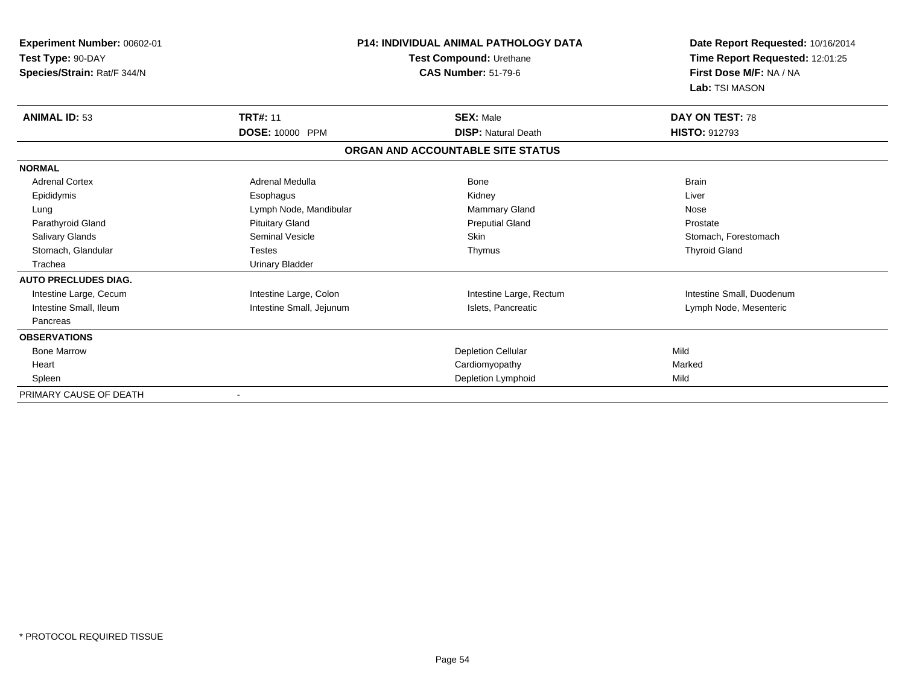**Experiment Number:** 00602-01
**Test Type:** 90-DAY
**Species/Strain:** Rat/F 344/N

**P14: INDIVIDUAL ANIMAL PATHOLOGY DATA**
**Test Compound:** Urethane
**CAS Number:** 51-79-6

**Date Report Requested:** 10/16/2014
**Time Report Requested:** 12:01:25
**First Dose M/F:** NA / NA
**Lab:** TSI MASON

| | | | |
|---|---|---|---|
| **ANIMAL ID:** 53 | **TRT#:** 11 | **SEX:** Male | **DAY ON TEST:** 78 |
| | **DOSE:** 10000 PPM | **DISP:** Natural Death | **HISTO:** 912793 |

**ORGAN AND ACCOUNTABLE SITE STATUS**

| | | | |
|---|---|---|---|
| **NORMAL** | | | |
| Adrenal Cortex | Adrenal Medulla | Bone | Brain |
| Epididymis | Esophagus | Kidney | Liver |
| Lung | Lymph Node, Mandibular | Mammary Gland | Nose |
| Parathyroid Gland | Pituitary Gland | Preputial Gland | Prostate |
| Salivary Glands | Seminal Vesicle | Skin | Stomach, Forestomach |
| Stomach, Glandular | Testes | Thymus | Thyroid Gland |
| Trachea | Urinary Bladder | | |
| **AUTO PRECLUDES DIAG.** | | | |
| Intestine Large, Cecum | Intestine Large, Colon | Intestine Large, Rectum | Intestine Small, Duodenum |
| Intestine Small, Ileum | Intestine Small, Jejunum | Islets, Pancreatic | Lymph Node, Mesenteric |
| Pancreas | | | |
| **OBSERVATIONS** | | | |
| Bone Marrow | | Depletion Cellular | Mild |
| Heart | | Cardiomyopathy | Marked |
| Spleen | | Depletion Lymphoid | Mild |
| PRIMARY CAUSE OF DEATH | - | | |

\* PROTOCOL REQUIRED TISSUE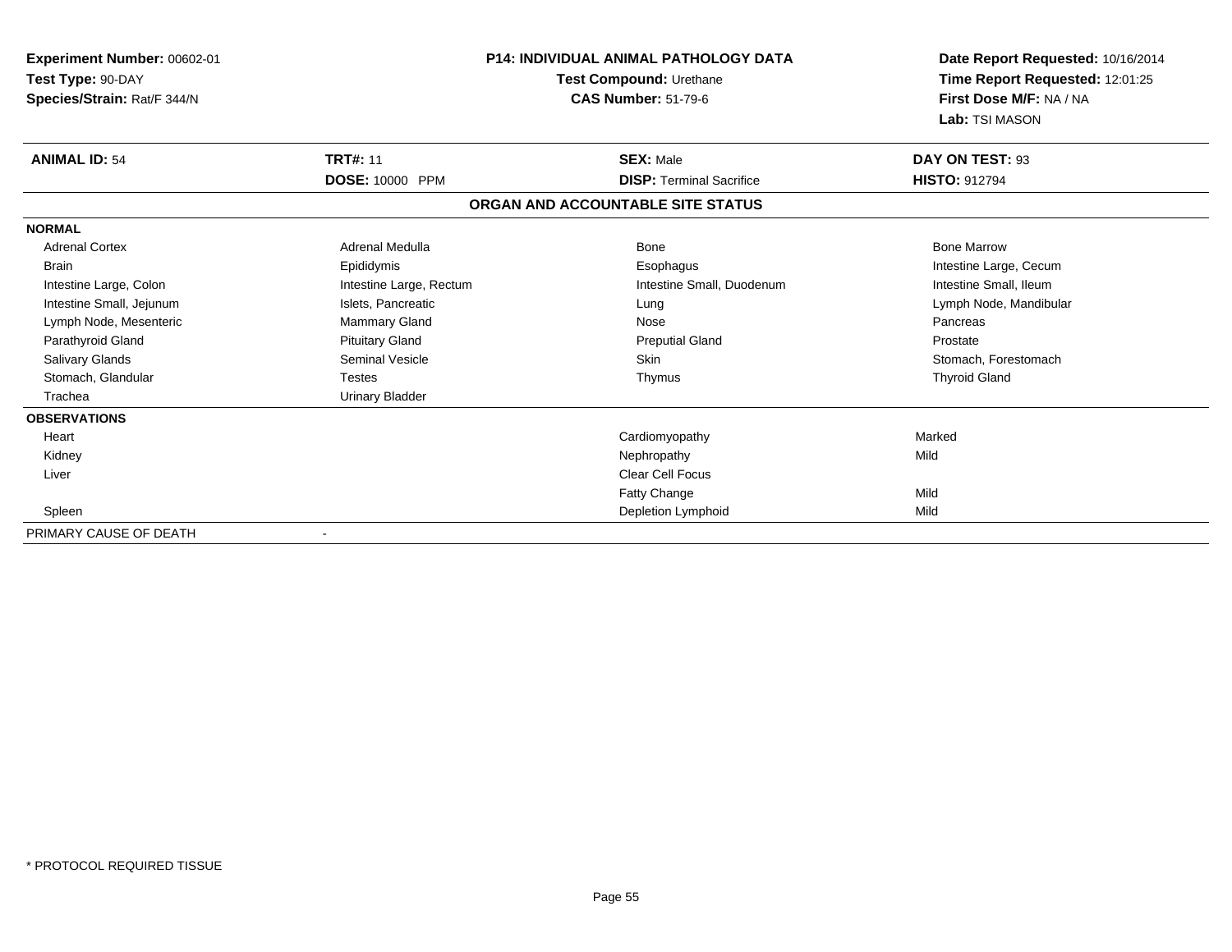**Experiment Number:** 00602-01
**Test Type:** 90-DAY
**Species/Strain:** Rat/F 344/N

**P14: INDIVIDUAL ANIMAL PATHOLOGY DATA**
**Test Compound:** Urethane
**CAS Number:** 51-79-6

**Date Report Requested:** 10/16/2014
**Time Report Requested:** 12:01:25
**First Dose M/F:** NA / NA
**Lab:** TSI MASON

| **ANIMAL ID:** 54 | **TRT#:** 11 | **SEX:** Male | **DAY ON TEST:** 93 |
|---|---|---|---|
| | **DOSE:** 10000 PPM | **DISP:** Terminal Sacrifice | **HISTO:** 912794 |

**ORGAN AND ACCOUNTABLE SITE STATUS**

| | | | |
|---|---|---|---|
| **NORMAL** | | | |
| Adrenal Cortex | Adrenal Medulla | Bone | Bone Marrow |
| Brain | Epididymis | Esophagus | Intestine Large, Cecum |
| Intestine Large, Colon | Intestine Large, Rectum | Intestine Small, Duodenum | Intestine Small, Ileum |
| Intestine Small, Jejunum | Islets, Pancreatic | Lung | Lymph Node, Mandibular |
| Lymph Node, Mesenteric | Mammary Gland | Nose | Pancreas |
| Parathyroid Gland | Pituitary Gland | Preputial Gland | Prostate |
| Salivary Glands | Seminal Vesicle | Skin | Stomach, Forestomach |
| Stomach, Glandular | Testes | Thymus | Thyroid Gland |
| Trachea | Urinary Bladder | | |
| **OBSERVATIONS** | | | |
| Heart | | Cardiomyopathy | Marked |
| Kidney | | Nephropathy | Mild |
| Liver | | Clear Cell Focus | |
| | | Fatty Change | Mild |
| Spleen | | Depletion Lymphoid | Mild |
| PRIMARY CAUSE OF DEATH | - | | |

* PROTOCOL REQUIRED TISSUE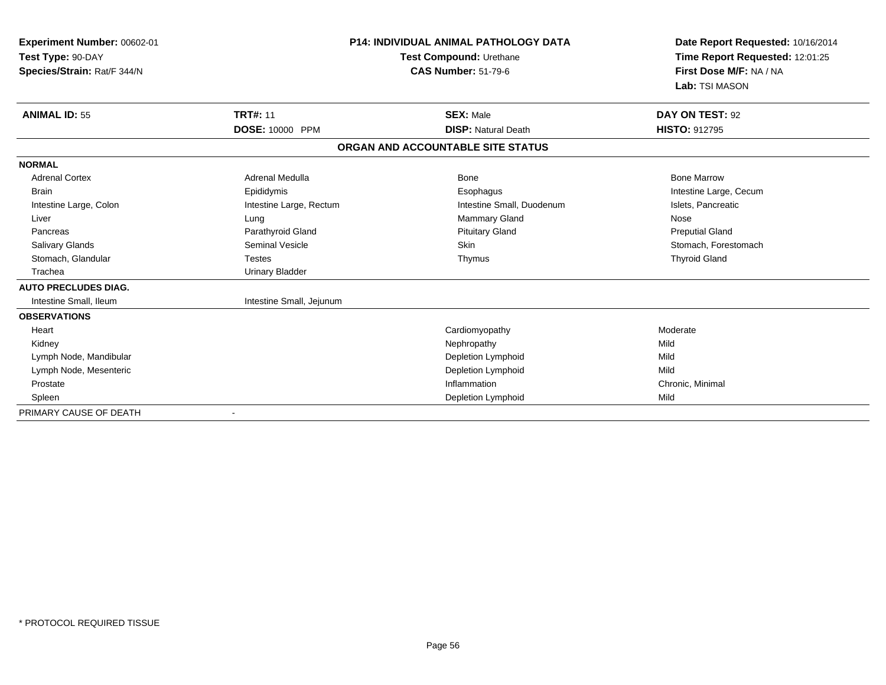**Experiment Number:** 00602-01
**Test Type:** 90-DAY
**Species/Strain:** Rat/F 344/N

**P14: INDIVIDUAL ANIMAL PATHOLOGY DATA**
**Test Compound:** Urethane
**CAS Number:** 51-79-6

**Date Report Requested:** 10/16/2014
**Time Report Requested:** 12:01:25
**First Dose M/F:** NA / NA
**Lab:** TSI MASON

| **ANIMAL ID:** 55 | **TRT#:** 11 | **SEX:** Male | **DAY ON TEST:** 92 |
|---|---|---|---|
| | **DOSE:** 10000 PPM | **DISP:** Natural Death | **HISTO:** 912795 |

## ORGAN AND ACCOUNTABLE SITE STATUS

| | | | |
|---|---|---|---|
| **NORMAL** | | | |
| Adrenal Cortex | Adrenal Medulla | Bone | Bone Marrow |
| Brain | Epididymis | Esophagus | Intestine Large, Cecum |
| Intestine Large, Colon | Intestine Large, Rectum | Intestine Small, Duodenum | Islets, Pancreatic |
| Liver | Lung | Mammary Gland | Nose |
| Pancreas | Parathyroid Gland | Pituitary Gland | Preputial Gland |
| Salivary Glands | Seminal Vesicle | Skin | Stomach, Forestomach |
| Stomach, Glandular | Testes | Thymus | Thyroid Gland |
| Trachea | Urinary Bladder | | |
| **AUTO PRECLUDES DIAG.** | | | |
| Intestine Small, Ileum | Intestine Small, Jejunum | | |
| **OBSERVATIONS** | | | |
| Heart | | Cardiomyopathy | Moderate |
| Kidney | | Nephropathy | Mild |
| Lymph Node, Mandibular | | Depletion Lymphoid | Mild |
| Lymph Node, Mesenteric | | Depletion Lymphoid | Mild |
| Prostate | | Inflammation | Chronic, Minimal |
| Spleen | | Depletion Lymphoid | Mild |
| PRIMARY CAUSE OF DEATH | - | | |

\* PROTOCOL REQUIRED TISSUE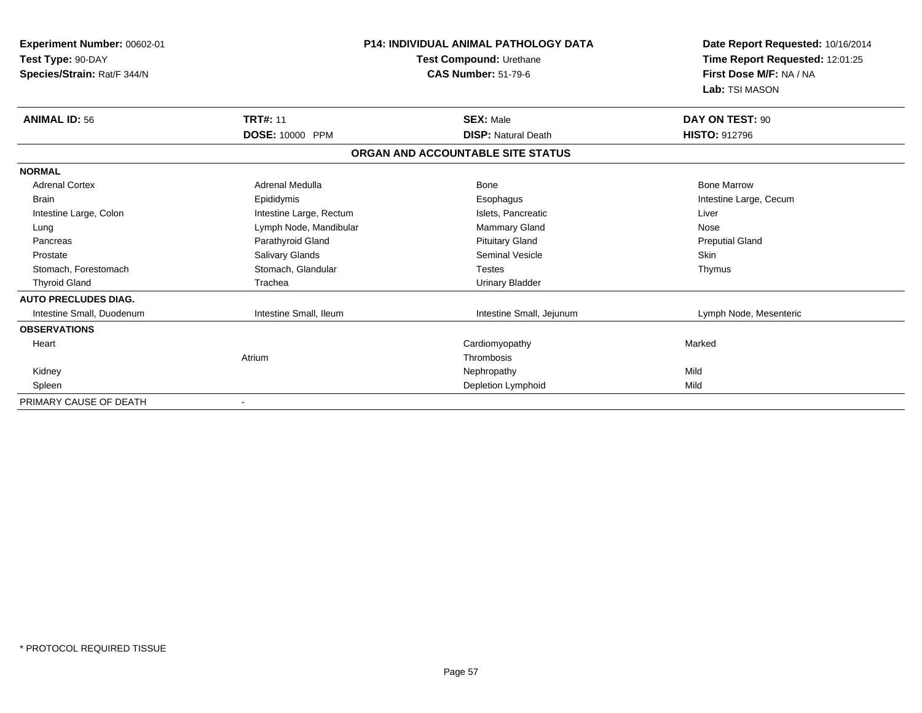**Experiment Number:** 00602-01
**Test Type:** 90-DAY
**Species/Strain:** Rat/F 344/N

**P14: INDIVIDUAL ANIMAL PATHOLOGY DATA**
**Test Compound:** Urethane
**CAS Number:** 51-79-6

**Date Report Requested:** 10/16/2014
**Time Report Requested:** 12:01:25
**First Dose M/F:** NA / NA
**Lab:** TSI MASON

| **ANIMAL ID:** 56 | **TRT#:** 11 | **SEX:** Male | **DAY ON TEST:** 90 |
|---|---|---|---|
| | **DOSE:** 10000 PPM | **DISP:** Natural Death | **HISTO:** 912796 |

**ORGAN AND ACCOUNTABLE SITE STATUS**

| | | | |
|---|---|---|---|
| **NORMAL** | | | |
| Adrenal Cortex | Adrenal Medulla | Bone | Bone Marrow |
| Brain | Epididymis | Esophagus | Intestine Large, Cecum |
| Intestine Large, Colon | Intestine Large, Rectum | Islets, Pancreatic | Liver |
| Lung | Lymph Node, Mandibular | Mammary Gland | Nose |
| Pancreas | Parathyroid Gland | Pituitary Gland | Preputial Gland |
| Prostate | Salivary Glands | Seminal Vesicle | Skin |
| Stomach, Forestomach | Stomach, Glandular | Testes | Thymus |
| Thyroid Gland | Trachea | Urinary Bladder | |
| **AUTO PRECLUDES DIAG.** | | | |
| Intestine Small, Duodenum | Intestine Small, Ileum | Intestine Small, Jejunum | Lymph Node, Mesenteric |
| **OBSERVATIONS** | | | |
| Heart | | Cardiomyopathy | Marked |
| | Atrium | Thrombosis | |
| Kidney | | Nephropathy | Mild |
| Spleen | | Depletion Lymphoid | Mild |
| PRIMARY CAUSE OF DEATH | - | | |

\* PROTOCOL REQUIRED TISSUE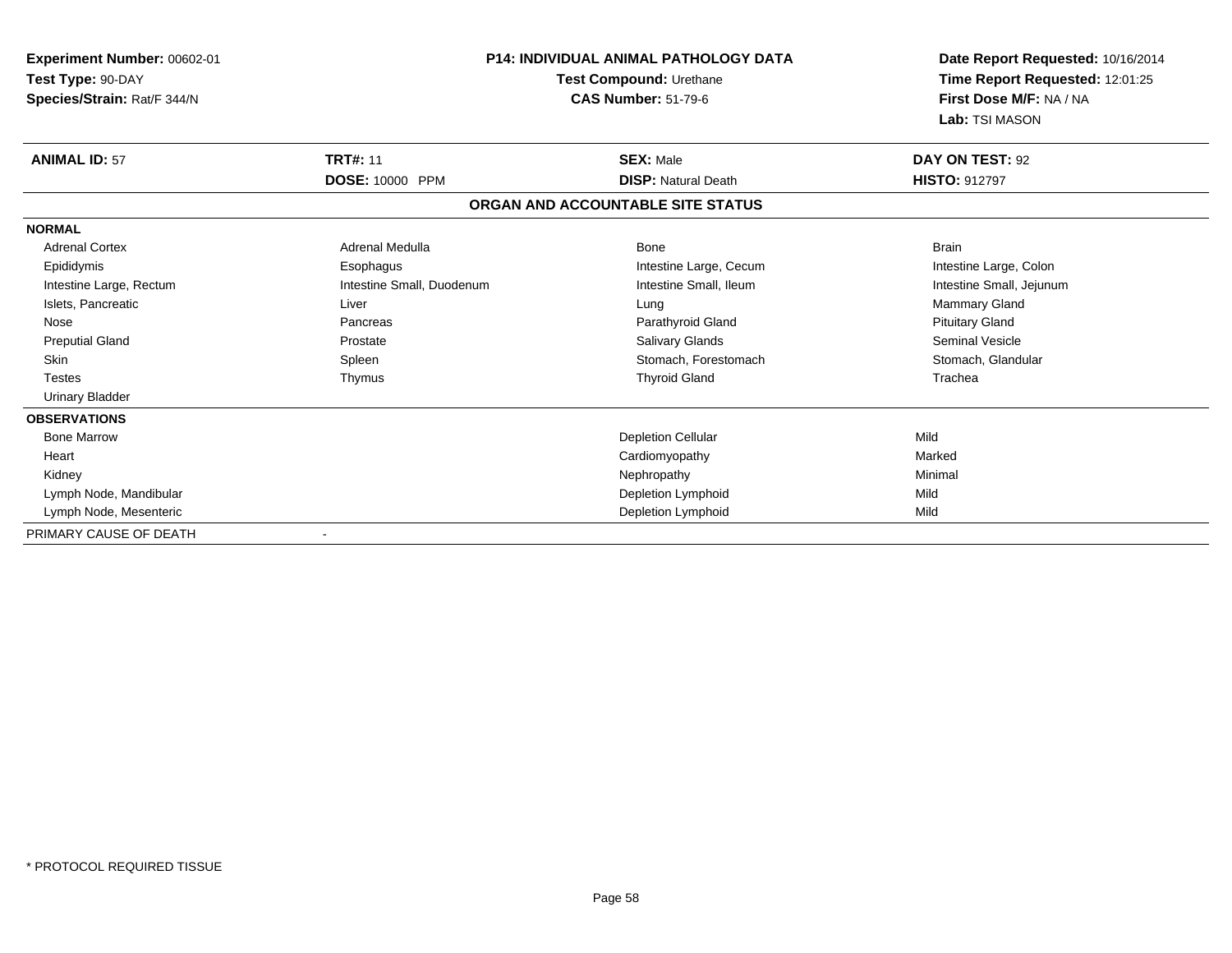**Experiment Number:** 00602-01
**Test Type:** 90-DAY
**Species/Strain:** Rat/F 344/N

**P14: INDIVIDUAL ANIMAL PATHOLOGY DATA**
**Test Compound:** Urethane
**CAS Number:** 51-79-6

**Date Report Requested:** 10/16/2014
**Time Report Requested:** 12:01:25
**First Dose M/F:** NA / NA
**Lab:** TSI MASON

| | | | |
|---|---|---|---|
| **ANIMAL ID:** 57 | **TRT#:** 11 | **SEX:** Male | **DAY ON TEST:** 92 |
| | **DOSE:** 10000 PPM | **DISP:** Natural Death | **HISTO:** 912797 |

**ORGAN AND ACCOUNTABLE SITE STATUS**

**NORMAL**

| | | | |
|---|---|---|---|
| Adrenal Cortex | Adrenal Medulla | Bone | Brain |
| Epididymis | Esophagus | Intestine Large, Cecum | Intestine Large, Colon |
| Intestine Large, Rectum | Intestine Small, Duodenum | Intestine Small, Ileum | Intestine Small, Jejunum |
| Islets, Pancreatic | Liver | Lung | Mammary Gland |
| Nose | Pancreas | Parathyroid Gland | Pituitary Gland |
| Preputial Gland | Prostate | Salivary Glands | Seminal Vesicle |
| Skin | Spleen | Stomach, Forestomach | Stomach, Glandular |
| Testes | Thymus | Thyroid Gland | Trachea |
| Urinary Bladder | | | |

**OBSERVATIONS**

| | | |
|---|---|---|
| Bone Marrow | Depletion Cellular | Mild |
| Heart | Cardiomyopathy | Marked |
| Kidney | Nephropathy | Minimal |
| Lymph Node, Mandibular | Depletion Lymphoid | Mild |
| Lymph Node, Mesenteric | Depletion Lymphoid | Mild |

PRIMARY CAUSE OF DEATH -

\* PROTOCOL REQUIRED TISSUE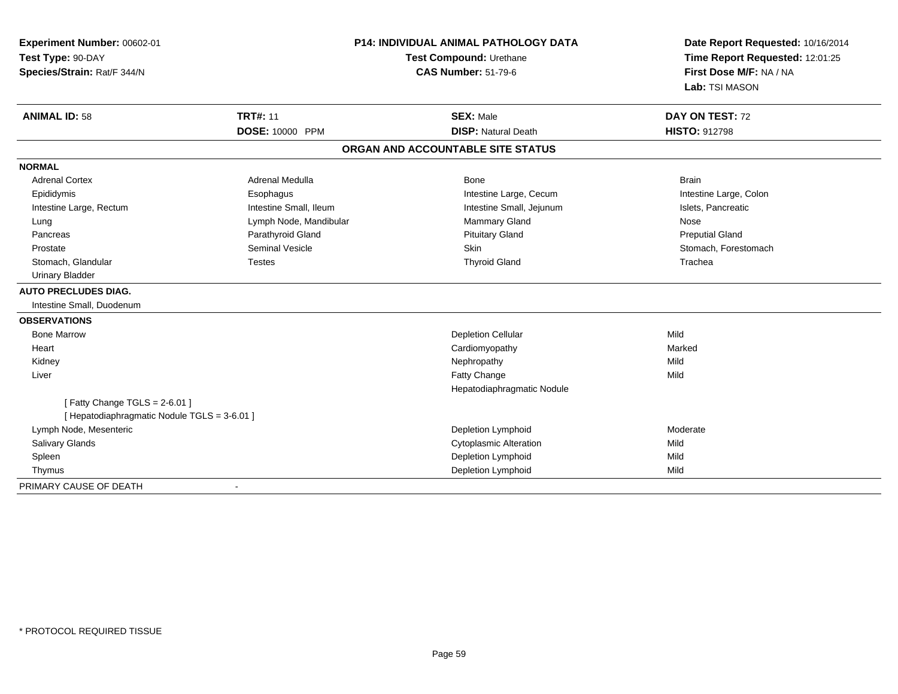**Experiment Number:** 00602-01
**Test Type:** 90-DAY
**Species/Strain:** Rat/F 344/N

**P14: INDIVIDUAL ANIMAL PATHOLOGY DATA**
**Test Compound:** Urethane
**CAS Number:** 51-79-6

**Date Report Requested:** 10/16/2014
**Time Report Requested:** 12:01:25
**First Dose M/F:** NA / NA
**Lab:** TSI MASON

| **ANIMAL ID:** 58 | **TRT#:** 11 | **SEX:** Male | **DAY ON TEST:** 72 |
|---|---|---|---|
| | **DOSE:** 10000 PPM | **DISP:** Natural Death | **HISTO:** 912798 |

## ORGAN AND ACCOUNTABLE SITE STATUS

**NORMAL**

| | | | |
|---|---|---|---|
| Adrenal Cortex | Adrenal Medulla | Bone | Brain |
| Epididymis | Esophagus | Intestine Large, Cecum | Intestine Large, Colon |
| Intestine Large, Rectum | Intestine Small, Ileum | Intestine Small, Jejunum | Islets, Pancreatic |
| Lung | Lymph Node, Mandibular | Mammary Gland | Nose |
| Pancreas | Parathyroid Gland | Pituitary Gland | Preputial Gland |
| Prostate | Seminal Vesicle | Skin | Stomach, Forestomach |
| Stomach, Glandular | Testes | Thyroid Gland | Trachea |
| Urinary Bladder | | | |

**AUTO PRECLUDES DIAG.**

Intestine Small, Duodenum

**OBSERVATIONS**

| | | |
|---|---|---|
| Bone Marrow | Depletion Cellular | Mild |
| Heart | Cardiomyopathy | Marked |
| Kidney | Nephropathy | Mild |
| Liver | Fatty Change | Mild |
| | Hepatodiaphragmatic Nodule | |
| [ Fatty Change TGLS = 2-6.01 ] | | |
| [ Hepatodiaphragmatic Nodule TGLS = 3-6.01 ] | | |
| Lymph Node, Mesenteric | Depletion Lymphoid | Moderate |
| Salivary Glands | Cytoplasmic Alteration | Mild |
| Spleen | Depletion Lymphoid | Mild |
| Thymus | Depletion Lymphoid | Mild |

PRIMARY CAUSE OF DEATH -

* PROTOCOL REQUIRED TISSUE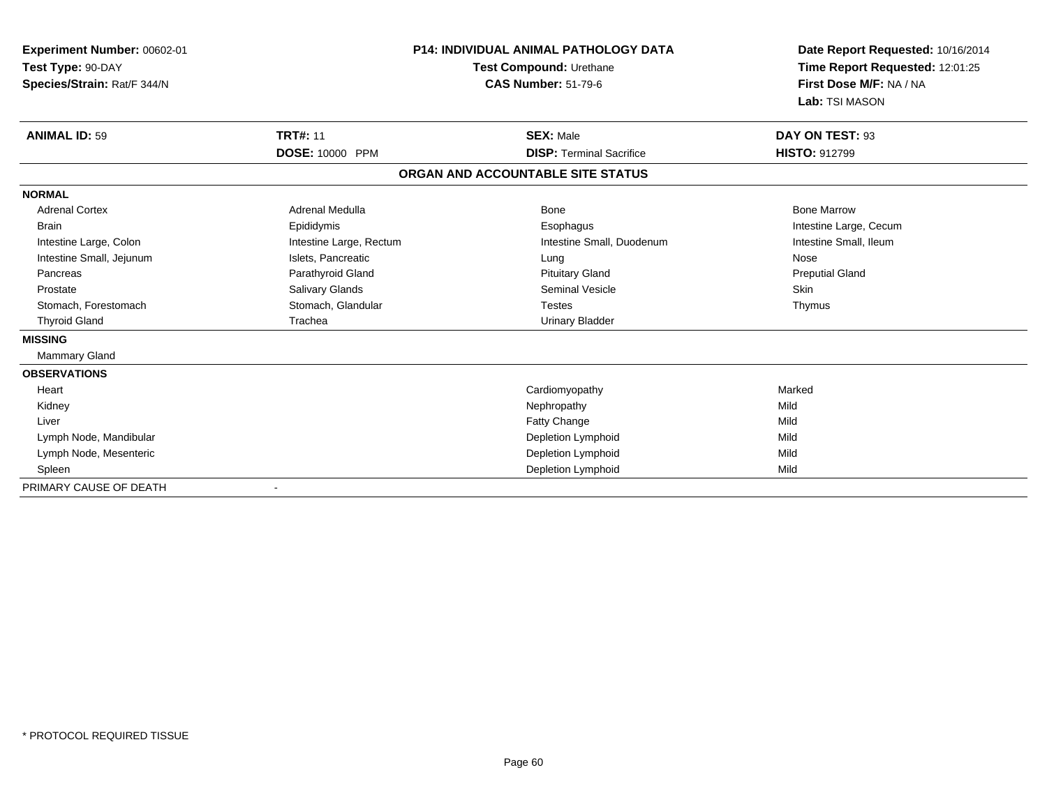**Experiment Number:** 00602-01
**Test Type:** 90-DAY
**Species/Strain:** Rat/F 344/N

**P14: INDIVIDUAL ANIMAL PATHOLOGY DATA**
**Test Compound:** Urethane
**CAS Number:** 51-79-6

**Date Report Requested:** 10/16/2014
**Time Report Requested:** 12:01:25
**First Dose M/F:** NA / NA
**Lab:** TSI MASON

| | | | |
|---|---|---|---|
| **ANIMAL ID:** 59 | **TRT#:** 11 | **SEX:** Male | **DAY ON TEST:** 93 |
| | **DOSE:** 10000 PPM | **DISP:** Terminal Sacrifice | **HISTO:** 912799 |

## ORGAN AND ACCOUNTABLE SITE STATUS

| | | | |
|---|---|---|---|
| **NORMAL** | | | |
| Adrenal Cortex | Adrenal Medulla | Bone | Bone Marrow |
| Brain | Epididymis | Esophagus | Intestine Large, Cecum |
| Intestine Large, Colon | Intestine Large, Rectum | Intestine Small, Duodenum | Intestine Small, Ileum |
| Intestine Small, Jejunum | Islets, Pancreatic | Lung | Nose |
| Pancreas | Parathyroid Gland | Pituitary Gland | Preputial Gland |
| Prostate | Salivary Glands | Seminal Vesicle | Skin |
| Stomach, Forestomach | Stomach, Glandular | Testes | Thymus |
| Thyroid Gland | Trachea | Urinary Bladder | |
| **MISSING** | | | |
| Mammary Gland | | | |
| **OBSERVATIONS** | | | |
| Heart | | Cardiomyopathy | Marked |
| Kidney | | Nephropathy | Mild |
| Liver | | Fatty Change | Mild |
| Lymph Node, Mandibular | | Depletion Lymphoid | Mild |
| Lymph Node, Mesenteric | | Depletion Lymphoid | Mild |
| Spleen | | Depletion Lymphoid | Mild |
| PRIMARY CAUSE OF DEATH | - | | |

* PROTOCOL REQUIRED TISSUE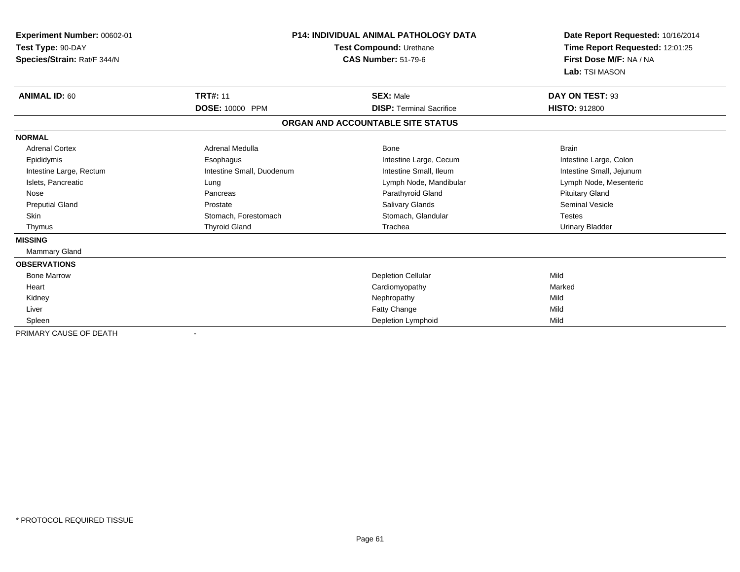**Experiment Number:** 00602-01
**Test Type:** 90-DAY
**Species/Strain:** Rat/F 344/N

**P14: INDIVIDUAL ANIMAL PATHOLOGY DATA**
**Test Compound:** Urethane
**CAS Number:** 51-79-6

**Date Report Requested:** 10/16/2014
**Time Report Requested:** 12:01:25
**First Dose M/F:** NA / NA
**Lab:** TSI MASON

| **ANIMAL ID:** 60 | **TRT#:** 11 | **SEX:** Male | **DAY ON TEST:** 93 |
|---|---|---|---|
| | **DOSE:** 10000 PPM | **DISP:** Terminal Sacrifice | **HISTO:** 912800 |

**ORGAN AND ACCOUNTABLE SITE STATUS**

| | | | |
|---|---|---|---|
| **NORMAL** | | | |
| Adrenal Cortex | Adrenal Medulla | Bone | Brain |
| Epididymis | Esophagus | Intestine Large, Cecum | Intestine Large, Colon |
| Intestine Large, Rectum | Intestine Small, Duodenum | Intestine Small, Ileum | Intestine Small, Jejunum |
| Islets, Pancreatic | Lung | Lymph Node, Mandibular | Lymph Node, Mesenteric |
| Nose | Pancreas | Parathyroid Gland | Pituitary Gland |
| Preputial Gland | Prostate | Salivary Glands | Seminal Vesicle |
| Skin | Stomach, Forestomach | Stomach, Glandular | Testes |
| Thymus | Thyroid Gland | Trachea | Urinary Bladder |
| **MISSING** | | | |
| Mammary Gland | | | |
| **OBSERVATIONS** | | | |
| Bone Marrow | | Depletion Cellular | Mild |
| Heart | | Cardiomyopathy | Marked |
| Kidney | | Nephropathy | Mild |
| Liver | | Fatty Change | Mild |
| Spleen | | Depletion Lymphoid | Mild |
| PRIMARY CAUSE OF DEATH | - | | |

* PROTOCOL REQUIRED TISSUE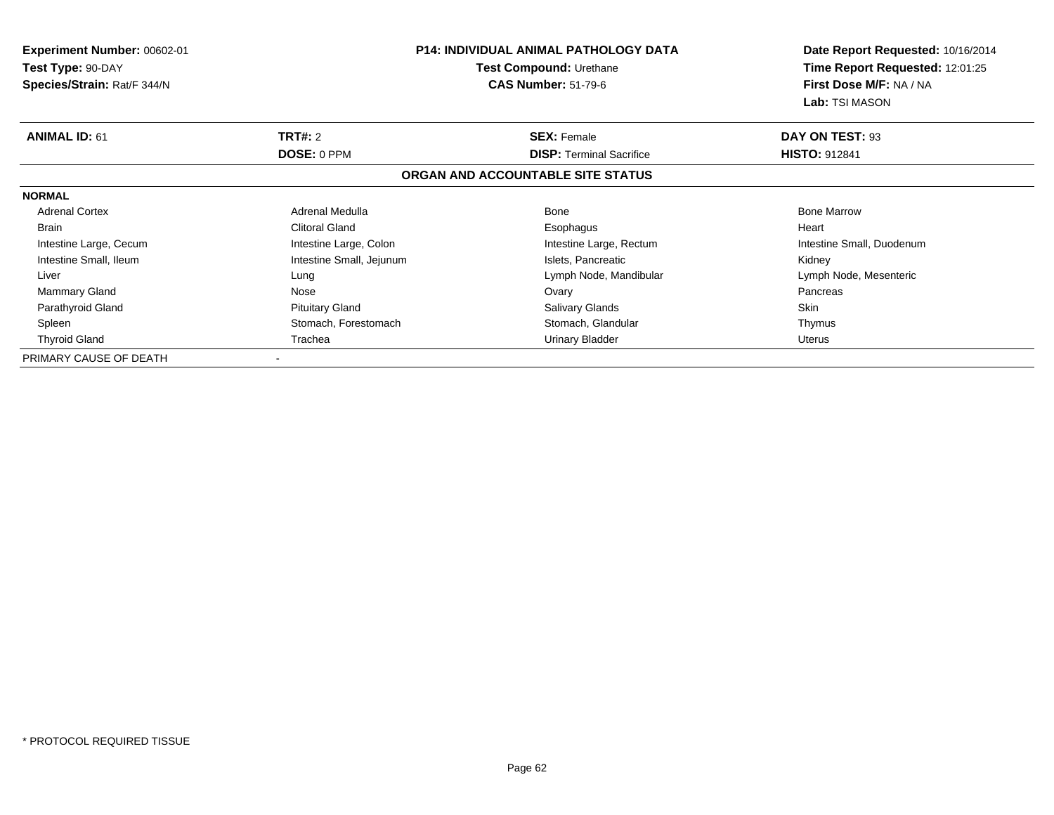**Experiment Number:** 00602-01
**Test Type:** 90-DAY
**Species/Strain:** Rat/F 344/N

**P14: INDIVIDUAL ANIMAL PATHOLOGY DATA**
**Test Compound:** Urethane
**CAS Number:** 51-79-6

**Date Report Requested:** 10/16/2014
**Time Report Requested:** 12:01:25
**First Dose M/F:** NA / NA
**Lab:** TSI MASON

| | | | |
|---|---|---|---|
| **ANIMAL ID:** 61 | **TRT#:** 2 | **SEX:** Female | **DAY ON TEST:** 93 |
| | **DOSE:** 0 PPM | **DISP:** Terminal Sacrifice | **HISTO:** 912841 |

**ORGAN AND ACCOUNTABLE SITE STATUS**

**NORMAL**

| | | | |
|---|---|---|---|
| Adrenal Cortex | Adrenal Medulla | Bone | Bone Marrow |
| Brain | Clitoral Gland | Esophagus | Heart |
| Intestine Large, Cecum | Intestine Large, Colon | Intestine Large, Rectum | Intestine Small, Duodenum |
| Intestine Small, Ileum | Intestine Small, Jejunum | Islets, Pancreatic | Kidney |
| Liver | Lung | Lymph Node, Mandibular | Lymph Node, Mesenteric |
| Mammary Gland | Nose | Ovary | Pancreas |
| Parathyroid Gland | Pituitary Gland | Salivary Glands | Skin |
| Spleen | Stomach, Forestomach | Stomach, Glandular | Thymus |
| Thyroid Gland | Trachea | Urinary Bladder | Uterus |

PRIMARY CAUSE OF DEATH -

* PROTOCOL REQUIRED TISSUE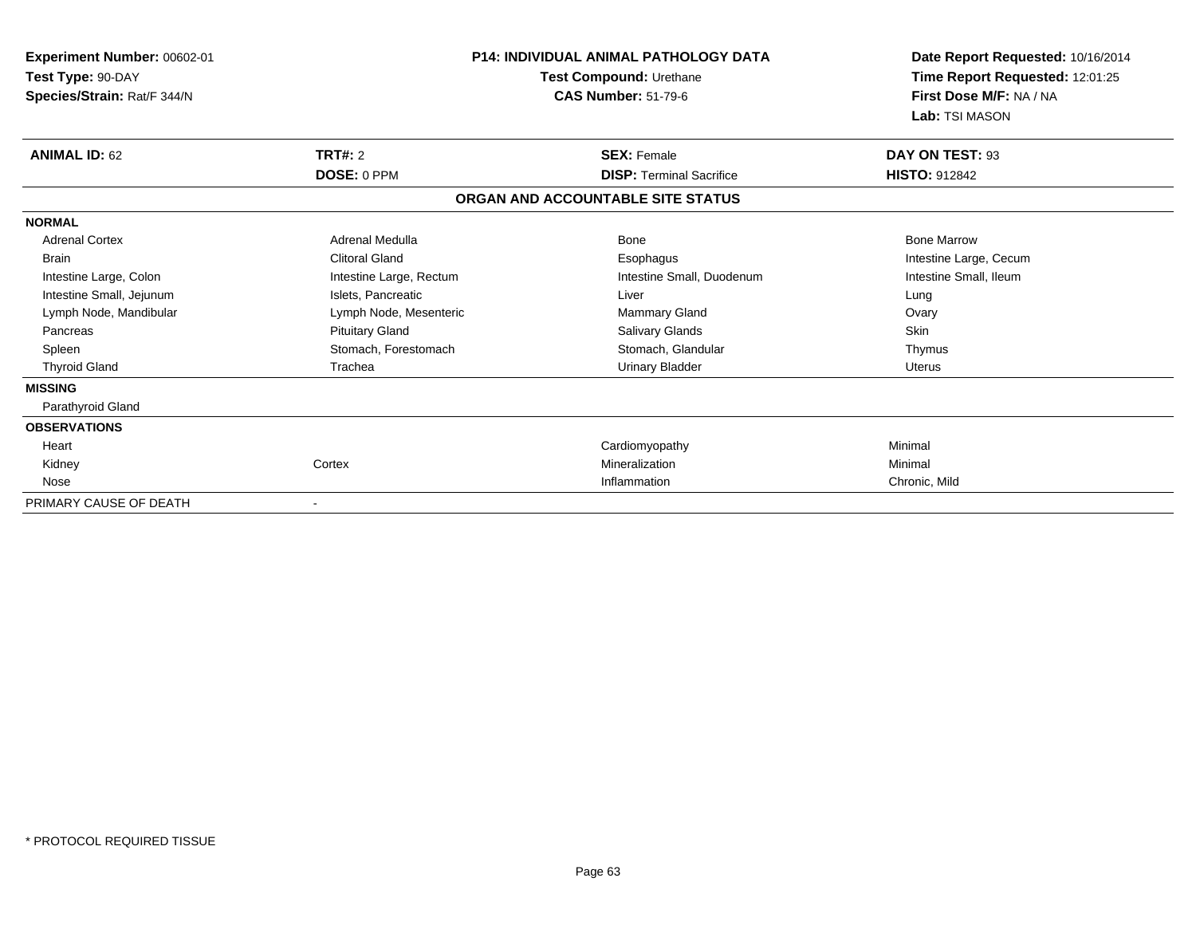**Experiment Number:** 00602-01
**Test Type:** 90-DAY
**Species/Strain:** Rat/F 344/N

**P14: INDIVIDUAL ANIMAL PATHOLOGY DATA**
**Test Compound:** Urethane
**CAS Number:** 51-79-6

**Date Report Requested:** 10/16/2014
**Time Report Requested:** 12:01:25
**First Dose M/F:** NA / NA
**Lab:** TSI MASON

| | | | |
|---|---|---|---|
| **ANIMAL ID:** 62 | **TRT#:** 2 | **SEX:** Female | **DAY ON TEST:** 93 |
| | **DOSE:** 0 PPM | **DISP:** Terminal Sacrifice | **HISTO:** 912842 |

### ORGAN AND ACCOUNTABLE SITE STATUS

| | | | |
|---|---|---|---|
| **NORMAL** | | | |
| Adrenal Cortex | Adrenal Medulla | Bone | Bone Marrow |
| Brain | Clitoral Gland | Esophagus | Intestine Large, Cecum |
| Intestine Large, Colon | Intestine Large, Rectum | Intestine Small, Duodenum | Intestine Small, Ileum |
| Intestine Small, Jejunum | Islets, Pancreatic | Liver | Lung |
| Lymph Node, Mandibular | Lymph Node, Mesenteric | Mammary Gland | Ovary |
| Pancreas | Pituitary Gland | Salivary Glands | Skin |
| Spleen | Stomach, Forestomach | Stomach, Glandular | Thymus |
| Thyroid Gland | Trachea | Urinary Bladder | Uterus |
| **MISSING** | | | |
| Parathyroid Gland | | | |
| **OBSERVATIONS** | | | |
| Heart | | Cardiomyopathy | Minimal |
| Kidney | Cortex | Mineralization | Minimal |
| Nose | | Inflammation | Chronic, Mild |
| PRIMARY CAUSE OF DEATH | - | | |

\* PROTOCOL REQUIRED TISSUE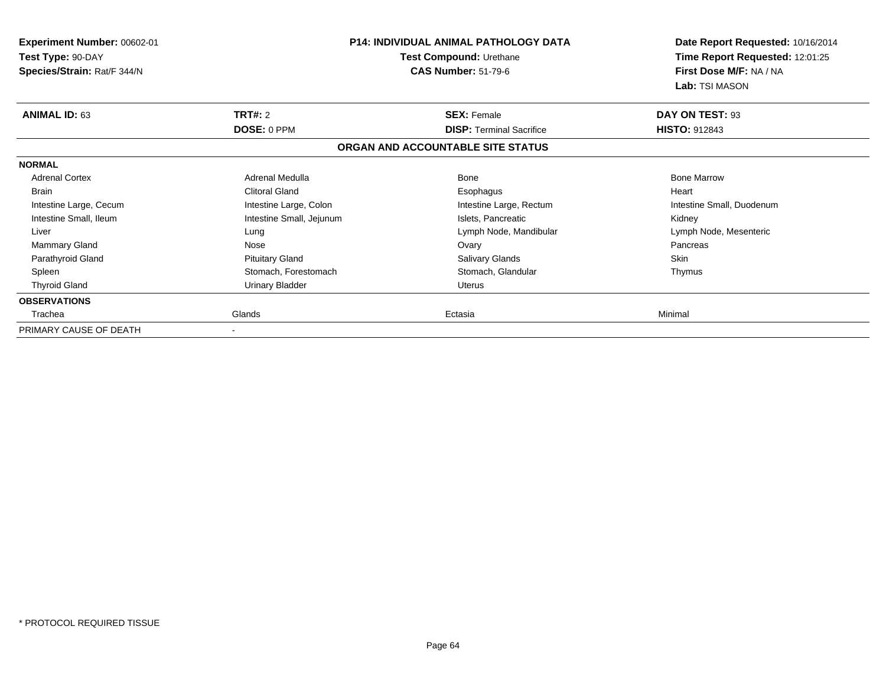**Experiment Number:** 00602-01
**Test Type:** 90-DAY
**Species/Strain:** Rat/F 344/N

**P14: INDIVIDUAL ANIMAL PATHOLOGY DATA**
**Test Compound:** Urethane
**CAS Number:** 51-79-6

**Date Report Requested:** 10/16/2014
**Time Report Requested:** 12:01:25
**First Dose M/F:** NA / NA
**Lab:** TSI MASON

| | | | |
|---|---|---|---|
| **ANIMAL ID:** 63 | **TRT#:** 2 | **SEX:** Female | **DAY ON TEST:** 93 |
| | **DOSE:** 0 PPM | **DISP:** Terminal Sacrifice | **HISTO:** 912843 |

**ORGAN AND ACCOUNTABLE SITE STATUS**

| | | | |
|---|---|---|---|
| **NORMAL** | | | |
| Adrenal Cortex | Adrenal Medulla | Bone | Bone Marrow |
| Brain | Clitoral Gland | Esophagus | Heart |
| Intestine Large, Cecum | Intestine Large, Colon | Intestine Large, Rectum | Intestine Small, Duodenum |
| Intestine Small, Ileum | Intestine Small, Jejunum | Islets, Pancreatic | Kidney |
| Liver | Lung | Lymph Node, Mandibular | Lymph Node, Mesenteric |
| Mammary Gland | Nose | Ovary | Pancreas |
| Parathyroid Gland | Pituitary Gland | Salivary Glands | Skin |
| Spleen | Stomach, Forestomach | Stomach, Glandular | Thymus |
| Thyroid Gland | Urinary Bladder | Uterus | |
| **OBSERVATIONS** | | | |
| Trachea | Glands | Ectasia | Minimal |
| PRIMARY CAUSE OF DEATH | - | | |

* PROTOCOL REQUIRED TISSUE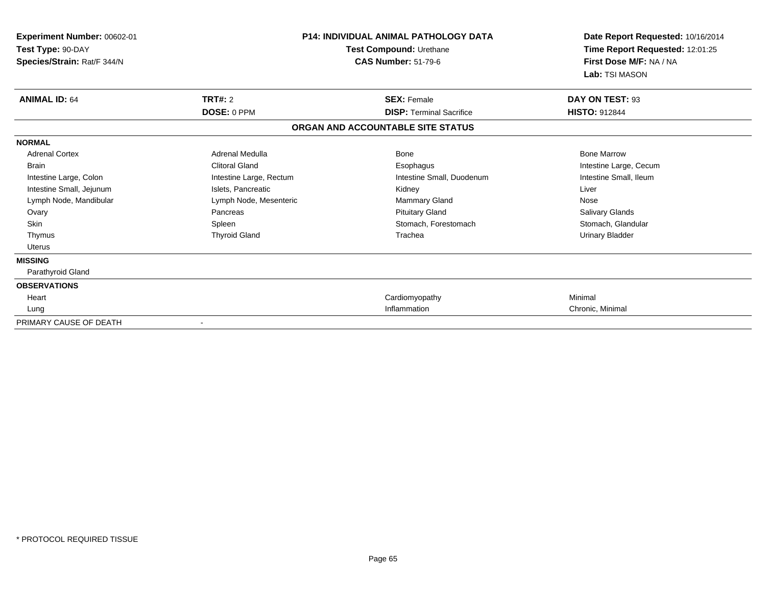**Experiment Number:** 00602-01
**Test Type:** 90-DAY
**Species/Strain:** Rat/F 344/N

**P14: INDIVIDUAL ANIMAL PATHOLOGY DATA**
**Test Compound:** Urethane
**CAS Number:** 51-79-6

**Date Report Requested:** 10/16/2014
**Time Report Requested:** 12:01:25
**First Dose M/F:** NA / NA
**Lab:** TSI MASON

| **ANIMAL ID:** 64 | **TRT#:** 2 | **SEX:** Female | **DAY ON TEST:** 93 |
|---|---|---|---|
| | **DOSE:** 0 PPM | **DISP:** Terminal Sacrifice | **HISTO:** 912844 |

**ORGAN AND ACCOUNTABLE SITE STATUS**

| | | | |
|---|---|---|---|
| **NORMAL** | | | |
| Adrenal Cortex | Adrenal Medulla | Bone | Bone Marrow |
| Brain | Clitoral Gland | Esophagus | Intestine Large, Cecum |
| Intestine Large, Colon | Intestine Large, Rectum | Intestine Small, Duodenum | Intestine Small, Ileum |
| Intestine Small, Jejunum | Islets, Pancreatic | Kidney | Liver |
| Lymph Node, Mandibular | Lymph Node, Mesenteric | Mammary Gland | Nose |
| Ovary | Pancreas | Pituitary Gland | Salivary Glands |
| Skin | Spleen | Stomach, Forestomach | Stomach, Glandular |
| Thymus | Thyroid Gland | Trachea | Urinary Bladder |
| Uterus | | | |
| **MISSING** | | | |
| Parathyroid Gland | | | |
| **OBSERVATIONS** | | | |
| Heart | | Cardiomyopathy | Minimal |
| Lung | | Inflammation | Chronic, Minimal |
| PRIMARY CAUSE OF DEATH | - | | |

* PROTOCOL REQUIRED TISSUE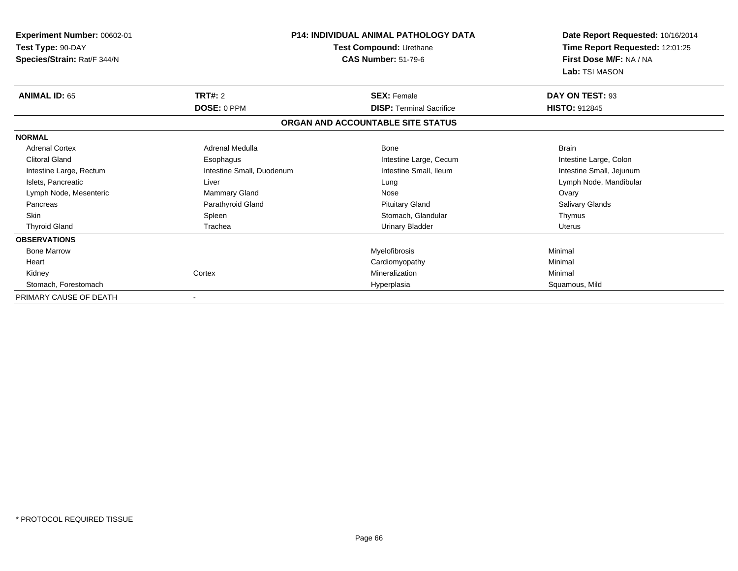**Experiment Number:** 00602-01
**Test Type:** 90-DAY
**Species/Strain:** Rat/F 344/N

**P14: INDIVIDUAL ANIMAL PATHOLOGY DATA**
**Test Compound:** Urethane
**CAS Number:** 51-79-6

**Date Report Requested:** 10/16/2014
**Time Report Requested:** 12:01:25
**First Dose M/F:** NA / NA
**Lab:** TSI MASON

| **ANIMAL ID:** 65 | **TRT#:** 2 | **SEX:** Female | **DAY ON TEST:** 93 |
|---|---|---|---|
| | **DOSE:** 0 PPM | **DISP:** Terminal Sacrifice | **HISTO:** 912845 |

## ORGAN AND ACCOUNTABLE SITE STATUS

| | | | |
|---|---|---|---|
| **NORMAL** | | | |
| Adrenal Cortex | Adrenal Medulla | Bone | Brain |
| Clitoral Gland | Esophagus | Intestine Large, Cecum | Intestine Large, Colon |
| Intestine Large, Rectum | Intestine Small, Duodenum | Intestine Small, Ileum | Intestine Small, Jejunum |
| Islets, Pancreatic | Liver | Lung | Lymph Node, Mandibular |
| Lymph Node, Mesenteric | Mammary Gland | Nose | Ovary |
| Pancreas | Parathyroid Gland | Pituitary Gland | Salivary Glands |
| Skin | Spleen | Stomach, Glandular | Thymus |
| Thyroid Gland | Trachea | Urinary Bladder | Uterus |
| **OBSERVATIONS** | | | |
| Bone Marrow | | Myelofibrosis | Minimal |
| Heart | | Cardiomyopathy | Minimal |
| Kidney | Cortex | Mineralization | Minimal |
| Stomach, Forestomach | | Hyperplasia | Squamous, Mild |
| PRIMARY CAUSE OF DEATH | - | | |

* PROTOCOL REQUIRED TISSUE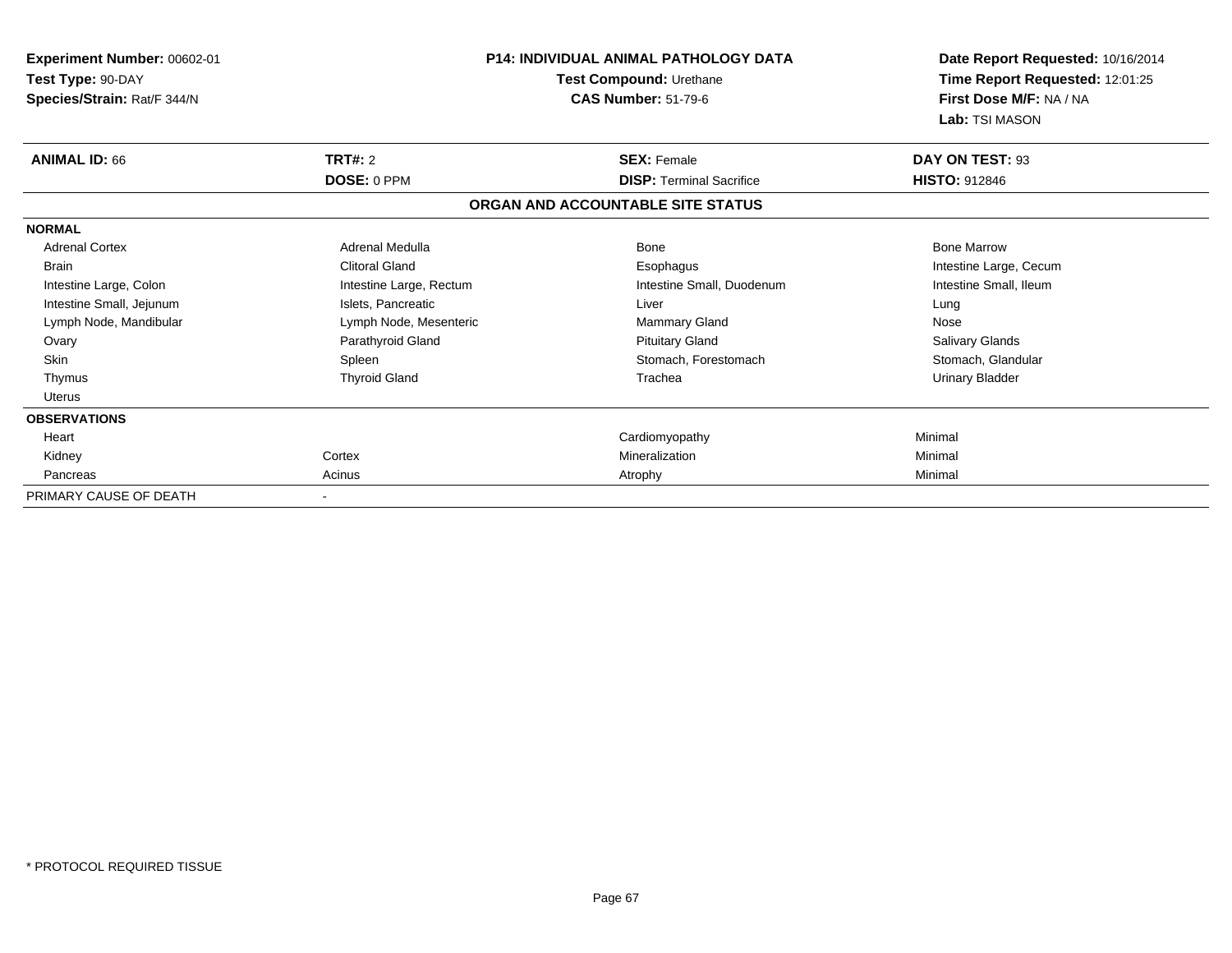**Experiment Number:** 00602-01
**Test Type:** 90-DAY
**Species/Strain:** Rat/F 344/N

**P14: INDIVIDUAL ANIMAL PATHOLOGY DATA**
**Test Compound:** Urethane
**CAS Number:** 51-79-6

**Date Report Requested:** 10/16/2014
**Time Report Requested:** 12:01:25
**First Dose M/F:** NA / NA
**Lab:** TSI MASON

| **ANIMAL ID:** 66 | **TRT#:** 2 | **SEX:** Female | **DAY ON TEST:** 93 |
|---|---|---|---|
| | **DOSE:** 0 PPM | **DISP:** Terminal Sacrifice | **HISTO:** 912846 |

**ORGAN AND ACCOUNTABLE SITE STATUS**

| | | | |
|---|---|---|---|
| **NORMAL** | | | |
| Adrenal Cortex | Adrenal Medulla | Bone | Bone Marrow |
| Brain | Clitoral Gland | Esophagus | Intestine Large, Cecum |
| Intestine Large, Colon | Intestine Large, Rectum | Intestine Small, Duodenum | Intestine Small, Ileum |
| Intestine Small, Jejunum | Islets, Pancreatic | Liver | Lung |
| Lymph Node, Mandibular | Lymph Node, Mesenteric | Mammary Gland | Nose |
| Ovary | Parathyroid Gland | Pituitary Gland | Salivary Glands |
| Skin | Spleen | Stomach, Forestomach | Stomach, Glandular |
| Thymus | Thyroid Gland | Trachea | Urinary Bladder |
| Uterus | | | |
| **OBSERVATIONS** | | | |
| Heart | | Cardiomyopathy | Minimal |
| Kidney | Cortex | Mineralization | Minimal |
| Pancreas | Acinus | Atrophy | Minimal |
| PRIMARY CAUSE OF DEATH | - | | |

\* PROTOCOL REQUIRED TISSUE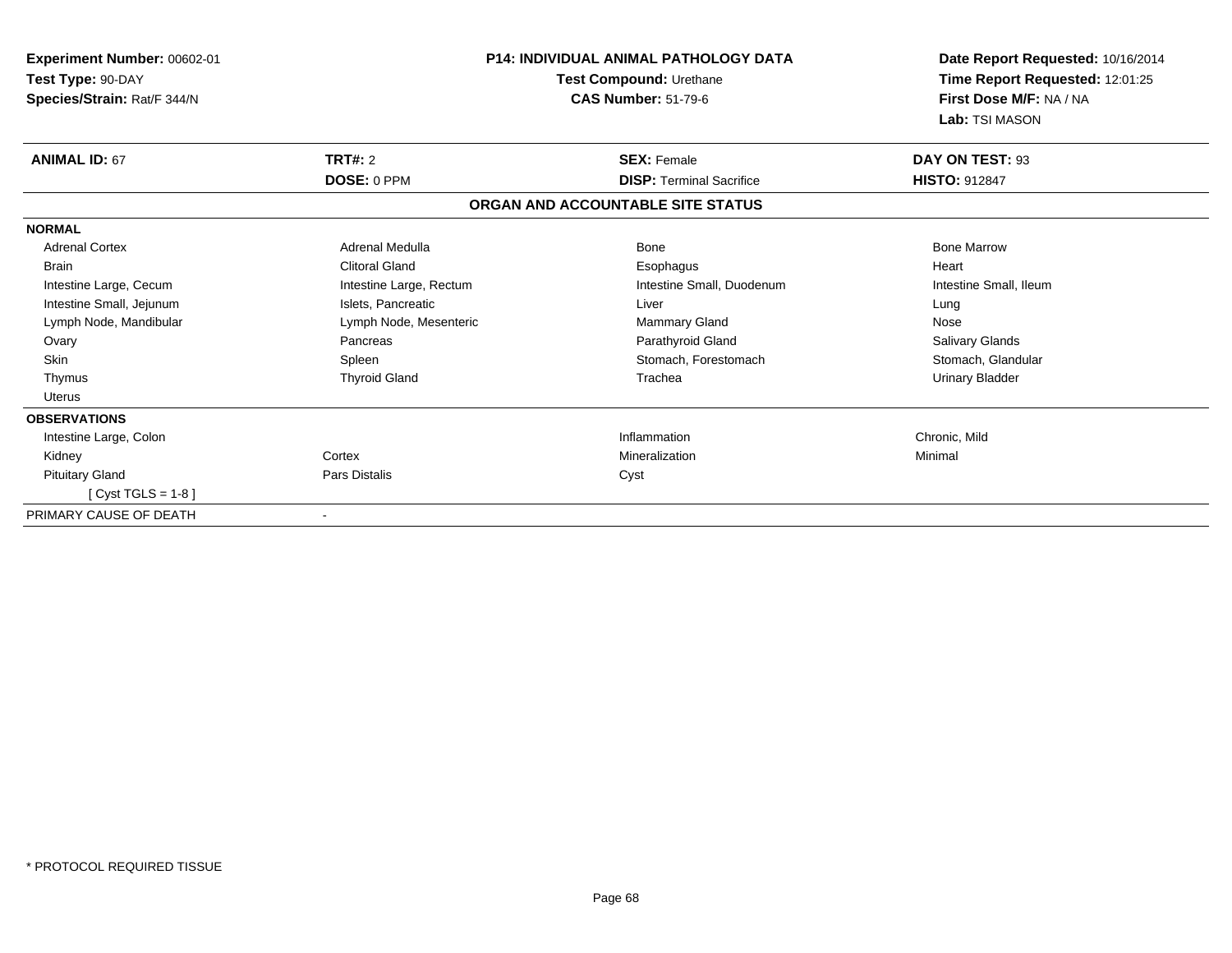**Experiment Number:** 00602-01
**Test Type:** 90-DAY
**Species/Strain:** Rat/F 344/N

**P14: INDIVIDUAL ANIMAL PATHOLOGY DATA**
**Test Compound:** Urethane
**CAS Number:** 51-79-6

**Date Report Requested:** 10/16/2014
**Time Report Requested:** 12:01:25
**First Dose M/F:** NA / NA
**Lab:** TSI MASON

| | | | |
|---|---|---|---|
| **ANIMAL ID:** 67 | **TRT#:** 2 | **SEX:** Female | **DAY ON TEST:** 93 |
| | **DOSE:** 0 PPM | **DISP:** Terminal Sacrifice | **HISTO:** 912847 |

**ORGAN AND ACCOUNTABLE SITE STATUS**

| | | | |
|---|---|---|---|
| **NORMAL** | | | |
| Adrenal Cortex | Adrenal Medulla | Bone | Bone Marrow |
| Brain | Clitoral Gland | Esophagus | Heart |
| Intestine Large, Cecum | Intestine Large, Rectum | Intestine Small, Duodenum | Intestine Small, Ileum |
| Intestine Small, Jejunum | Islets, Pancreatic | Liver | Lung |
| Lymph Node, Mandibular | Lymph Node, Mesenteric | Mammary Gland | Nose |
| Ovary | Pancreas | Parathyroid Gland | Salivary Glands |
| Skin | Spleen | Stomach, Forestomach | Stomach, Glandular |
| Thymus | Thyroid Gland | Trachea | Urinary Bladder |
| Uterus | | | |
| **OBSERVATIONS** | | | |
| Intestine Large, Colon | | Inflammation | Chronic, Mild |
| Kidney | Cortex | Mineralization | Minimal |
| Pituitary Gland | Pars Distalis | Cyst | |
| [ Cyst TGLS = 1-8 ] | | | |
| PRIMARY CAUSE OF DEATH | - | | |

* PROTOCOL REQUIRED TISSUE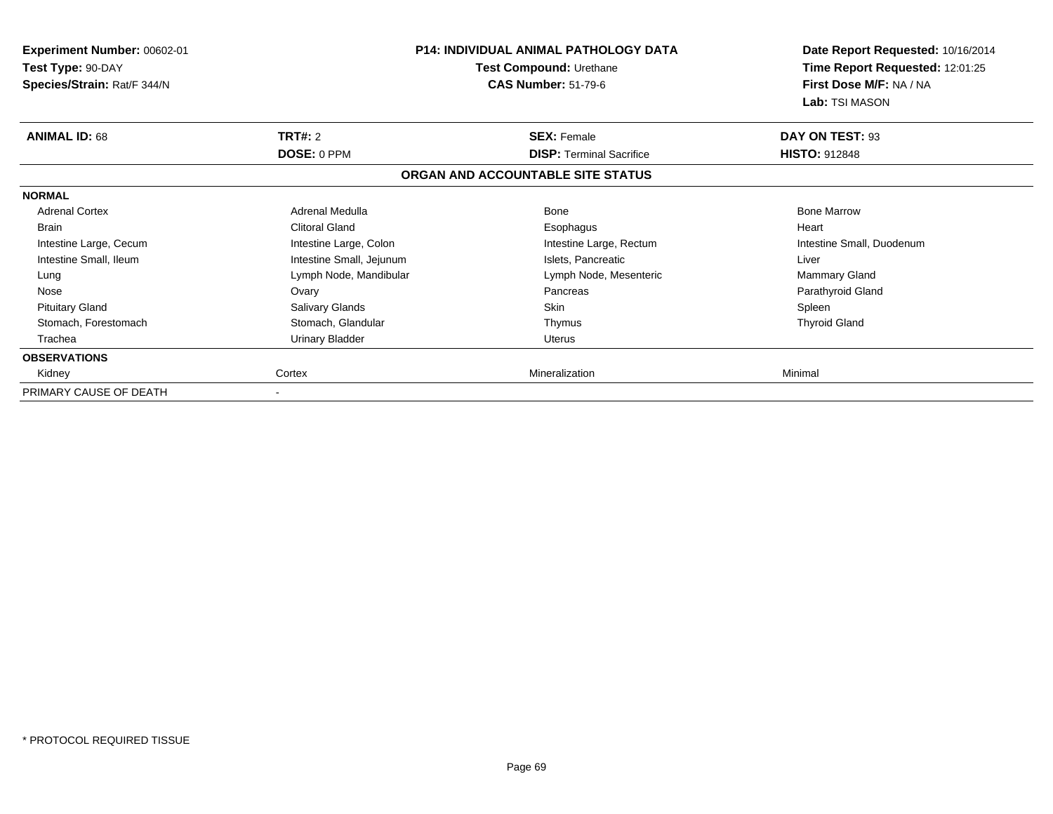**Experiment Number:** 00602-01
**Test Type:** 90-DAY
**Species/Strain:** Rat/F 344/N

**P14: INDIVIDUAL ANIMAL PATHOLOGY DATA**
**Test Compound:** Urethane
**CAS Number:** 51-79-6

**Date Report Requested:** 10/16/2014
**Time Report Requested:** 12:01:25
**First Dose M/F:** NA / NA
**Lab:** TSI MASON

| **ANIMAL ID:** 68 | **TRT#:** 2 | **SEX:** Female | **DAY ON TEST:** 93 |
|---|---|---|---|
| | **DOSE:** 0 PPM | **DISP:** Terminal Sacrifice | **HISTO:** 912848 |

**ORGAN AND ACCOUNTABLE SITE STATUS**

| | | | |
|---|---|---|---|
| **NORMAL** | | | |
| Adrenal Cortex | Adrenal Medulla | Bone | Bone Marrow |
| Brain | Clitoral Gland | Esophagus | Heart |
| Intestine Large, Cecum | Intestine Large, Colon | Intestine Large, Rectum | Intestine Small, Duodenum |
| Intestine Small, Ileum | Intestine Small, Jejunum | Islets, Pancreatic | Liver |
| Lung | Lymph Node, Mandibular | Lymph Node, Mesenteric | Mammary Gland |
| Nose | Ovary | Pancreas | Parathyroid Gland |
| Pituitary Gland | Salivary Glands | Skin | Spleen |
| Stomach, Forestomach | Stomach, Glandular | Thymus | Thyroid Gland |
| Trachea | Urinary Bladder | Uterus | |
| **OBSERVATIONS** | | | |
| Kidney | Cortex | Mineralization | Minimal |
| PRIMARY CAUSE OF DEATH | - | | |

* PROTOCOL REQUIRED TISSUE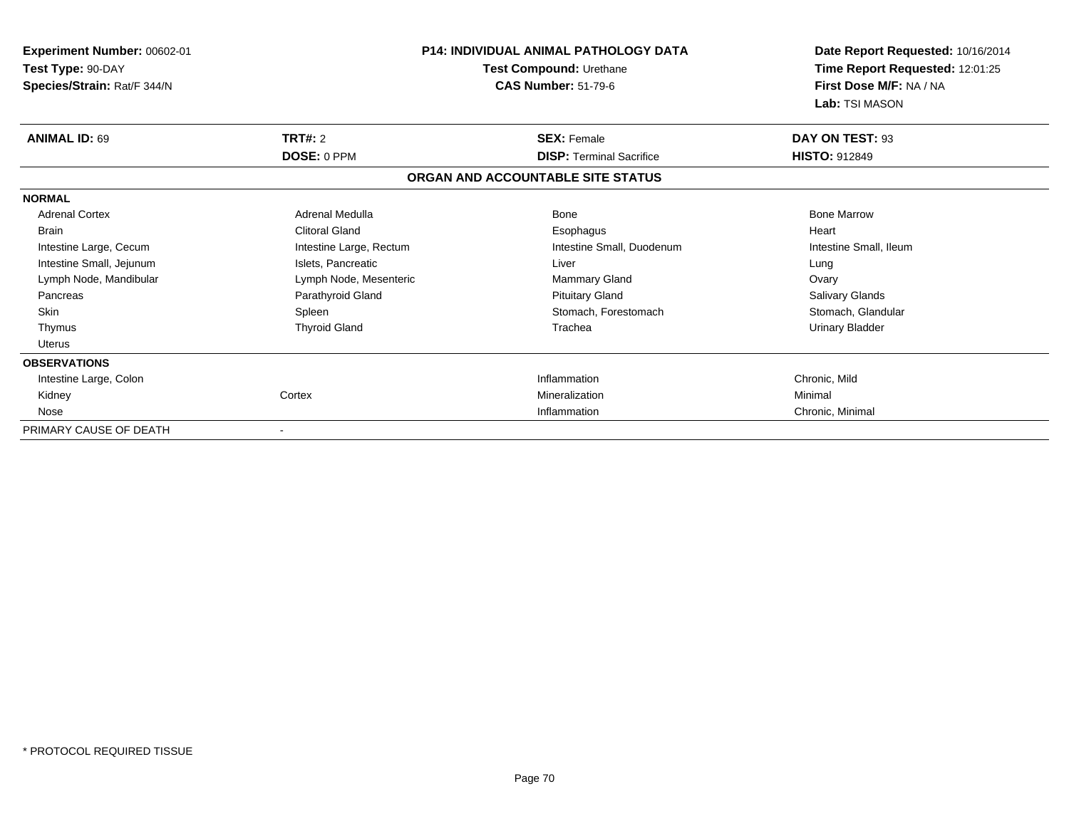**Experiment Number:** 00602-01
**Test Type:** 90-DAY
**Species/Strain:** Rat/F 344/N

**P14: INDIVIDUAL ANIMAL PATHOLOGY DATA**
**Test Compound:** Urethane
**CAS Number:** 51-79-6

**Date Report Requested:** 10/16/2014
**Time Report Requested:** 12:01:25
**First Dose M/F:** NA / NA
**Lab:** TSI MASON

| | | | |
|---|---|---|---|
| **ANIMAL ID:** 69 | **TRT#:** 2 | **SEX:** Female | **DAY ON TEST:** 93 |
| | **DOSE:** 0 PPM | **DISP:** Terminal Sacrifice | **HISTO:** 912849 |

**ORGAN AND ACCOUNTABLE SITE STATUS**

| | | | |
|---|---|---|---|
| **NORMAL** | | | |
| Adrenal Cortex | Adrenal Medulla | Bone | Bone Marrow |
| Brain | Clitoral Gland | Esophagus | Heart |
| Intestine Large, Cecum | Intestine Large, Rectum | Intestine Small, Duodenum | Intestine Small, Ileum |
| Intestine Small, Jejunum | Islets, Pancreatic | Liver | Lung |
| Lymph Node, Mandibular | Lymph Node, Mesenteric | Mammary Gland | Ovary |
| Pancreas | Parathyroid Gland | Pituitary Gland | Salivary Glands |
| Skin | Spleen | Stomach, Forestomach | Stomach, Glandular |
| Thymus | Thyroid Gland | Trachea | Urinary Bladder |
| Uterus | | | |
| **OBSERVATIONS** | | | |
| Intestine Large, Colon | | Inflammation | Chronic, Mild |
| Kidney | Cortex | Mineralization | Minimal |
| Nose | | Inflammation | Chronic, Minimal |
| PRIMARY CAUSE OF DEATH | - | | |

\* PROTOCOL REQUIRED TISSUE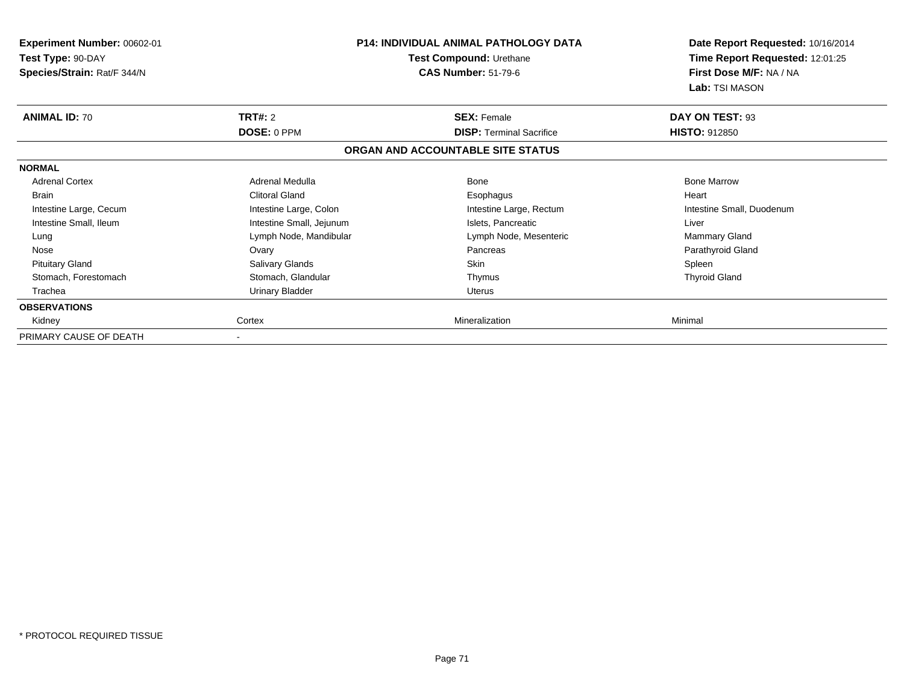**Experiment Number:** 00602-01
**Test Type:** 90-DAY
**Species/Strain:** Rat/F 344/N

**P14: INDIVIDUAL ANIMAL PATHOLOGY DATA**
**Test Compound:** Urethane
**CAS Number:** 51-79-6

**Date Report Requested:** 10/16/2014
**Time Report Requested:** 12:01:25
**First Dose M/F:** NA / NA
**Lab:** TSI MASON

| | | | |
|---|---|---|---|
| **ANIMAL ID:** 70 | **TRT#:** 2 | **SEX:** Female | **DAY ON TEST:** 93 |
| | **DOSE:** 0 PPM | **DISP:** Terminal Sacrifice | **HISTO:** 912850 |

**ORGAN AND ACCOUNTABLE SITE STATUS**

| | | | |
|---|---|---|---|
| **NORMAL** | | | |
| Adrenal Cortex | Adrenal Medulla | Bone | Bone Marrow |
| Brain | Clitoral Gland | Esophagus | Heart |
| Intestine Large, Cecum | Intestine Large, Colon | Intestine Large, Rectum | Intestine Small, Duodenum |
| Intestine Small, Ileum | Intestine Small, Jejunum | Islets, Pancreatic | Liver |
| Lung | Lymph Node, Mandibular | Lymph Node, Mesenteric | Mammary Gland |
| Nose | Ovary | Pancreas | Parathyroid Gland |
| Pituitary Gland | Salivary Glands | Skin | Spleen |
| Stomach, Forestomach | Stomach, Glandular | Thymus | Thyroid Gland |
| Trachea | Urinary Bladder | Uterus | |
| **OBSERVATIONS** | | | |
| Kidney | Cortex | Mineralization | Minimal |
| PRIMARY CAUSE OF DEATH | - | | |

* PROTOCOL REQUIRED TISSUE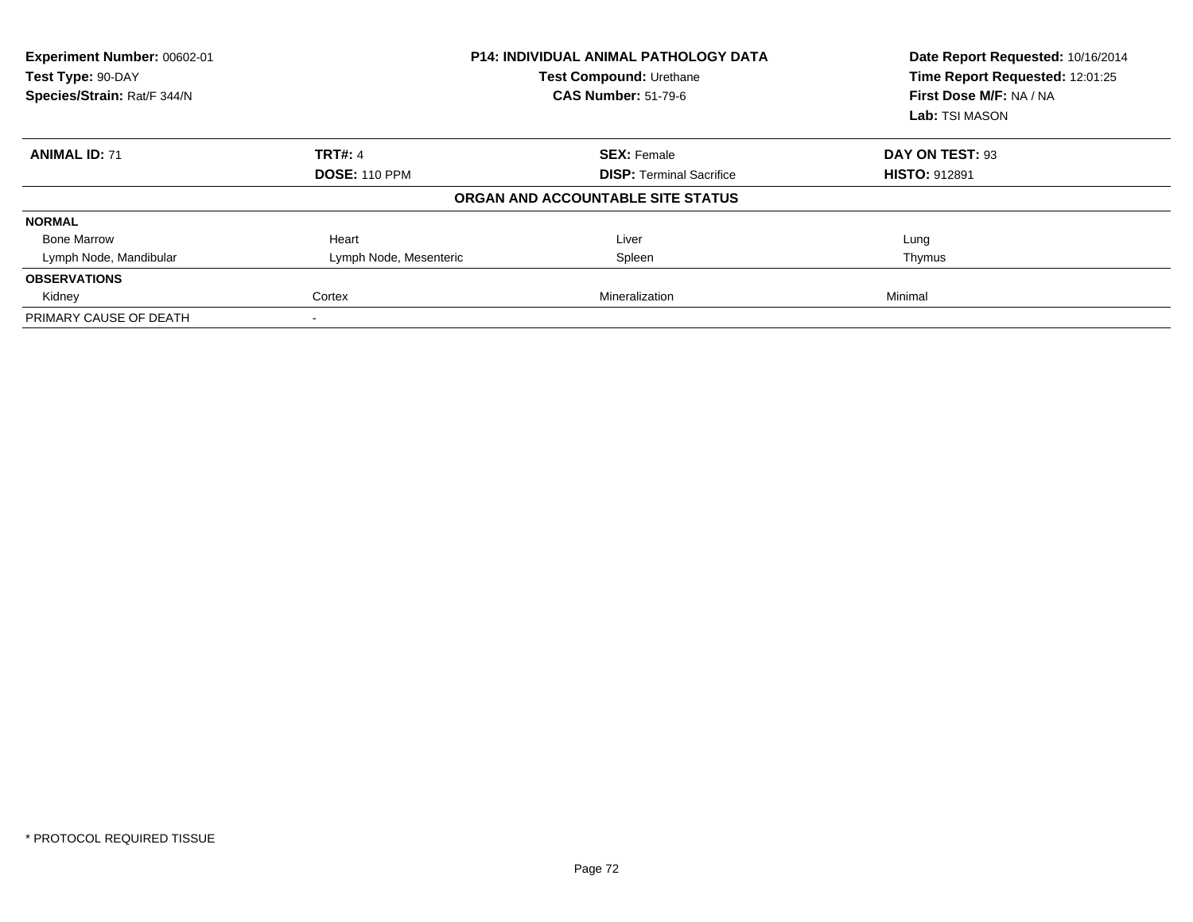| | | | |
|---|---|---|---|
| **Experiment Number:** 00602-01 | **P14: INDIVIDUAL ANIMAL PATHOLOGY DATA** | | **Date Report Requested:** 10/16/2014 |
| **Test Type:** 90-DAY | **Test Compound:** Urethane | | **Time Report Requested:** 12:01:25 |
| **Species/Strain:** Rat/F 344/N | **CAS Number:** 51-79-6 | | **First Dose M/F:** NA / NA |
| | | | **Lab:** TSI MASON |

| | | | |
|---|---|---|---|
| **ANIMAL ID:** 71 | **TRT#:** 4 | **SEX:** Female | **DAY ON TEST:** 93 |
| | **DOSE:** 110 PPM | **DISP:** Terminal Sacrifice | **HISTO:** 912891 |

**ORGAN AND ACCOUNTABLE SITE STATUS**

| | | | |
|---|---|---|---|
| **NORMAL** | | | |
| Bone Marrow | Heart | Liver | Lung |
| Lymph Node, Mandibular | Lymph Node, Mesenteric | Spleen | Thymus |
| **OBSERVATIONS** | | | |
| Kidney | Cortex | Mineralization | Minimal |
| PRIMARY CAUSE OF DEATH | - | | |

* PROTOCOL REQUIRED TISSUE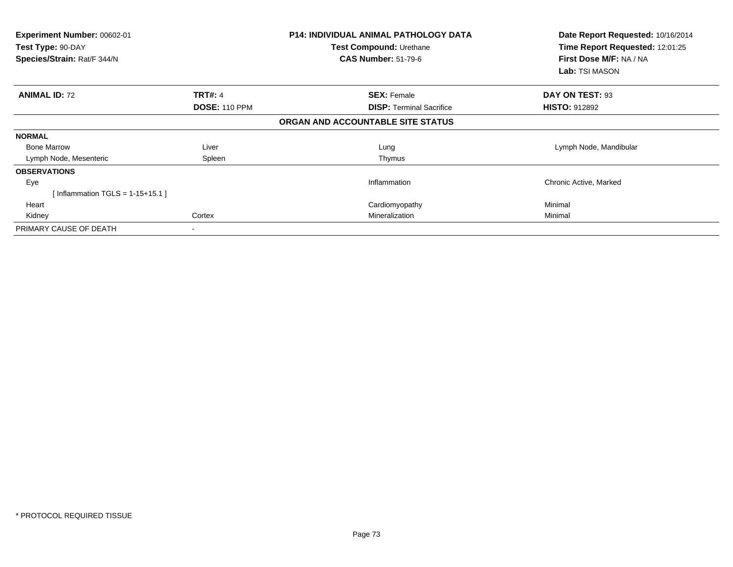| | | | |
|---|---|---|---|
| **Experiment Number:** 00602-01 | | **P14: INDIVIDUAL ANIMAL PATHOLOGY DATA** | **Date Report Requested:** 10/16/2014 |
| **Test Type:** 90-DAY | | **Test Compound:** Urethane | **Time Report Requested:** 12:01:25 |
| **Species/Strain:** Rat/F 344/N | | **CAS Number:** 51-79-6 | **First Dose M/F:** NA / NA |
| | | | **Lab:** TSI MASON |

| **ANIMAL ID:** 72 | **TRT#:** 4 | **SEX:** Female | **DAY ON TEST:** 93 |
|---|---|---|---|
| | **DOSE:** 110 PPM | **DISP:** Terminal Sacrifice | **HISTO:** 912892 |
| | | **ORGAN AND ACCOUNTABLE SITE STATUS** | |
| **NORMAL** | | | |
| Bone Marrow | Liver | Lung | Lymph Node, Mandibular |
| Lymph Node, Mesenteric | Spleen | Thymus | |
| **OBSERVATIONS** | | | |
| Eye | | Inflammation | Chronic Active, Marked |
| [ Inflammation TGLS = 1-15+15.1 ] | | | |
| Heart | | Cardiomyopathy | Minimal |
| Kidney | Cortex | Mineralization | Minimal |
| PRIMARY CAUSE OF DEATH | - | | |

* PROTOCOL REQUIRED TISSUE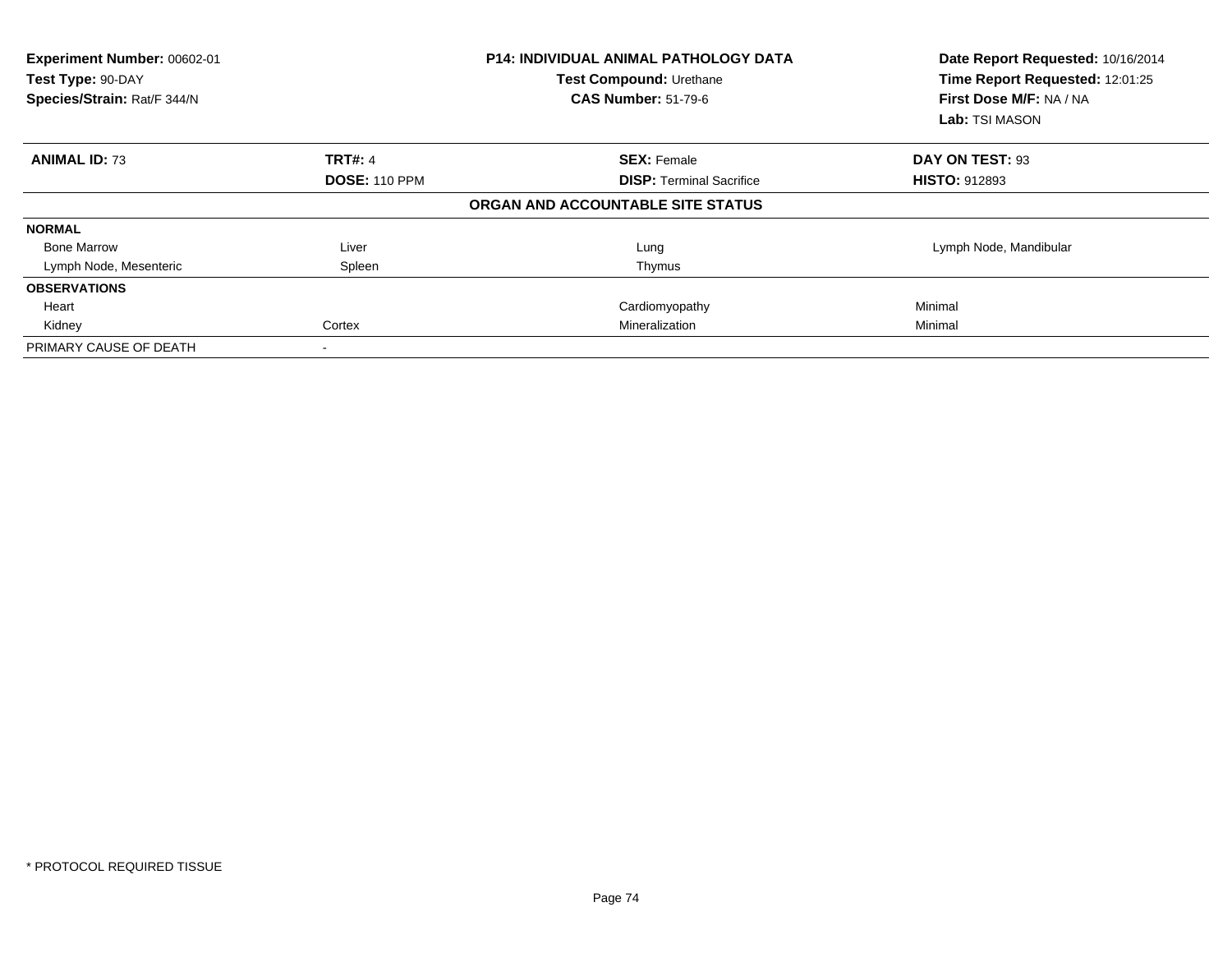**Experiment Number:** 00602-01
**Test Type:** 90-DAY
**Species/Strain:** Rat/F 344/N

**P14: INDIVIDUAL ANIMAL PATHOLOGY DATA**
**Test Compound:** Urethane
**CAS Number:** 51-79-6

**Date Report Requested:** 10/16/2014
**Time Report Requested:** 12:01:25
**First Dose M/F:** NA / NA
**Lab:** TSI MASON

| | | | |
|---|---|---|---|
| **ANIMAL ID:** 73 | **TRT#:** 4 | **SEX:** Female | **DAY ON TEST:** 93 |
| | **DOSE:** 110 PPM | **DISP:** Terminal Sacrifice | **HISTO:** 912893 |

**ORGAN AND ACCOUNTABLE SITE STATUS**

| | | | |
|---|---|---|---|
| **NORMAL** | | | |
| Bone Marrow | Liver | Lung | Lymph Node, Mandibular |
| Lymph Node, Mesenteric | Spleen | Thymus | |
| **OBSERVATIONS** | | | |
| Heart | | Cardiomyopathy | Minimal |
| Kidney | Cortex | Mineralization | Minimal |
| PRIMARY CAUSE OF DEATH | - | | |

* PROTOCOL REQUIRED TISSUE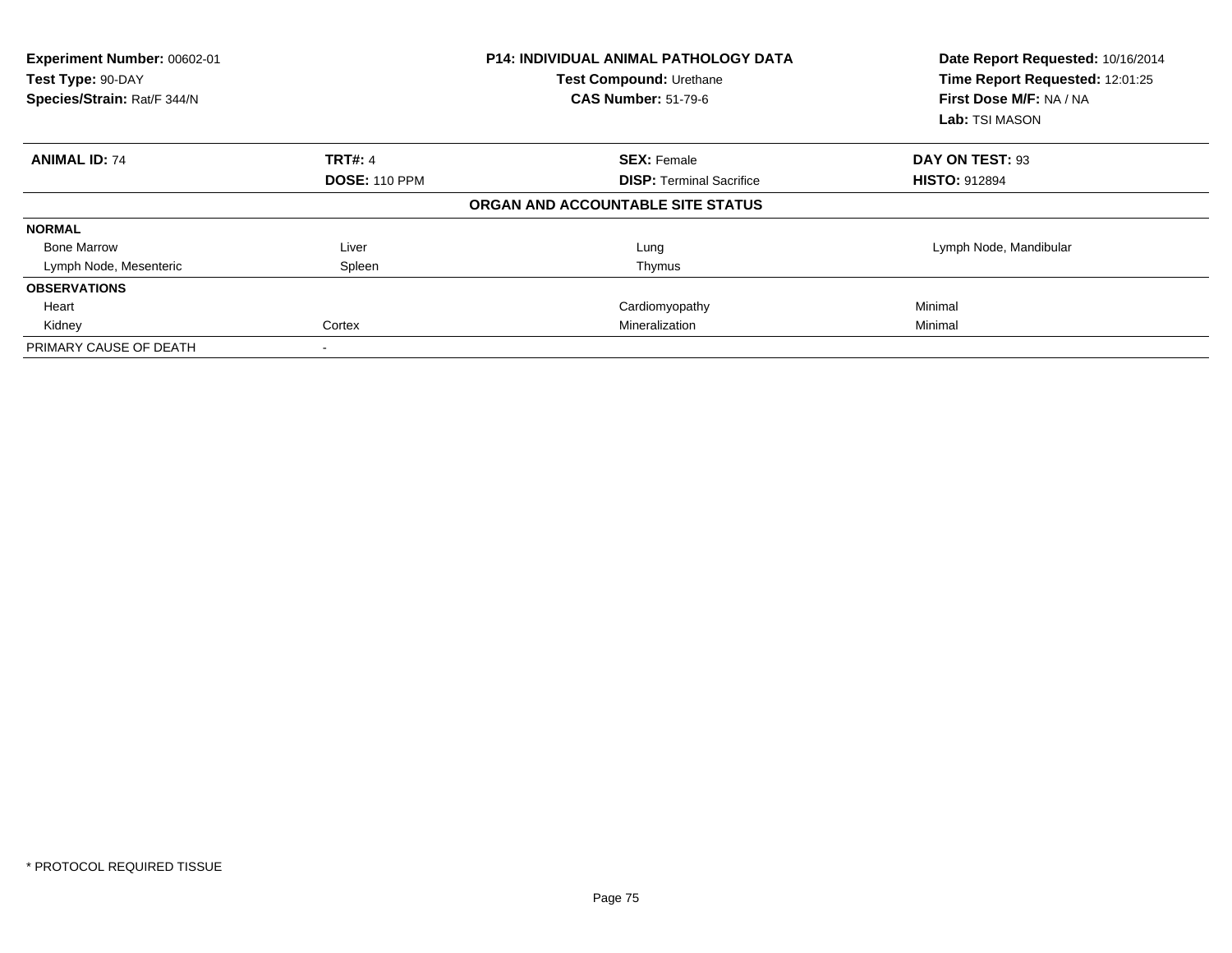**Experiment Number:** 00602-01
**Test Type:** 90-DAY
**Species/Strain:** Rat/F 344/N

**P14: INDIVIDUAL ANIMAL PATHOLOGY DATA**
**Test Compound:** Urethane
**CAS Number:** 51-79-6

**Date Report Requested:** 10/16/2014
**Time Report Requested:** 12:01:25
**First Dose M/F:** NA / NA
**Lab:** TSI MASON

| | | | |
|---|---|---|---|
| **ANIMAL ID:** 74 | **TRT#:** 4 | **SEX:** Female | **DAY ON TEST:** 93 |
| | **DOSE:** 110 PPM | **DISP:** Terminal Sacrifice | **HISTO:** 912894 |

**ORGAN AND ACCOUNTABLE SITE STATUS**

| | | | |
|---|---|---|---|
| **NORMAL** | | | |
| Bone Marrow | Liver | Lung | Lymph Node, Mandibular |
| Lymph Node, Mesenteric | Spleen | Thymus | |
| **OBSERVATIONS** | | | |
| Heart | | Cardiomyopathy | Minimal |
| Kidney | Cortex | Mineralization | Minimal |
| PRIMARY CAUSE OF DEATH | - | | |

* PROTOCOL REQUIRED TISSUE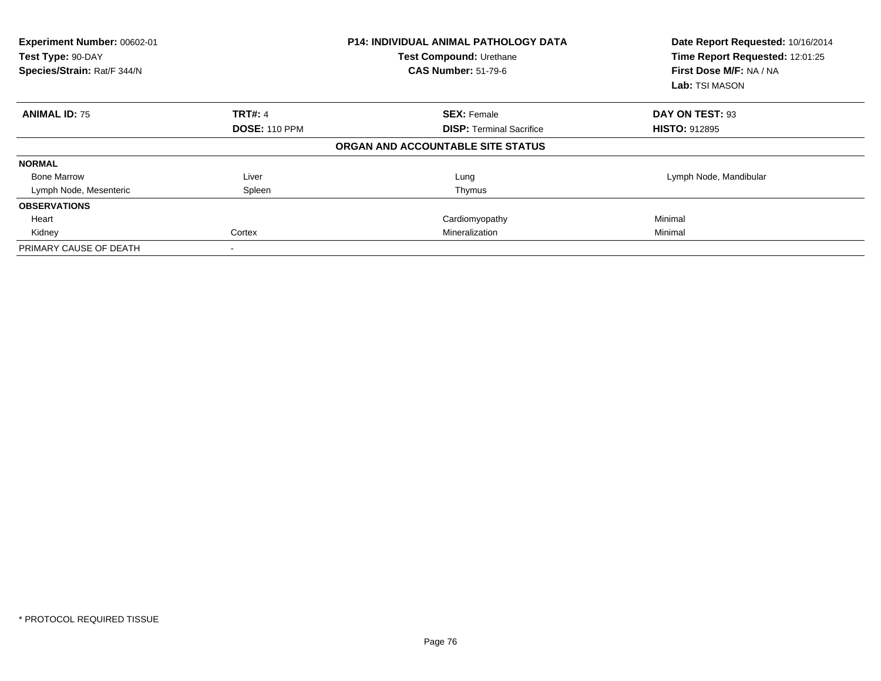| | | | |
|---|---|---|---|
| **Experiment Number:** 00602-01 | | **P14: INDIVIDUAL ANIMAL PATHOLOGY DATA** | **Date Report Requested:** 10/16/2014 |
| **Test Type:** 90-DAY | | **Test Compound:** Urethane | **Time Report Requested:** 12:01:25 |
| **Species/Strain:** Rat/F 344/N | | **CAS Number:** 51-79-6 | **First Dose M/F:** NA / NA |
| | | | **Lab:** TSI MASON |

| | | | |
|---|---|---|---|
| **ANIMAL ID:** 75 | **TRT#:** 4 | **SEX:** Female | **DAY ON TEST:** 93 |
| | **DOSE:** 110 PPM | **DISP:** Terminal Sacrifice | **HISTO:** 912895 |
| | | **ORGAN AND ACCOUNTABLE SITE STATUS** | |
| **NORMAL** | | | |
| Bone Marrow | Liver | Lung | Lymph Node, Mandibular |
| Lymph Node, Mesenteric | Spleen | Thymus | |
| **OBSERVATIONS** | | | |
| Heart | | Cardiomyopathy | Minimal |
| Kidney | Cortex | Mineralization | Minimal |
| PRIMARY CAUSE OF DEATH | - | | |

* PROTOCOL REQUIRED TISSUE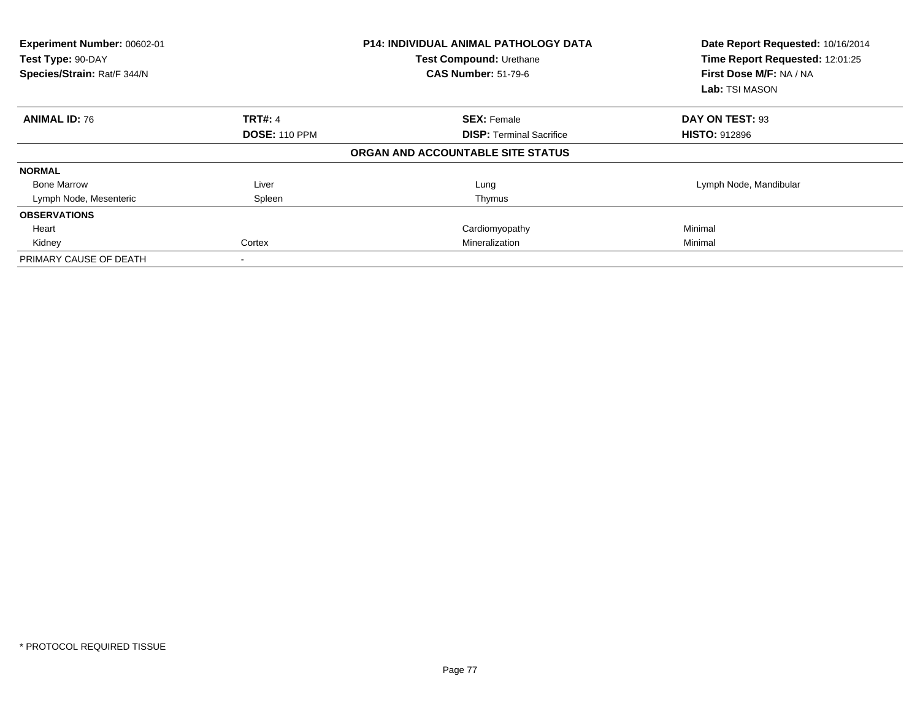**Experiment Number:** 00602-01
**Test Type:** 90-DAY
**Species/Strain:** Rat/F 344/N

**P14: INDIVIDUAL ANIMAL PATHOLOGY DATA**
**Test Compound:** Urethane
**CAS Number:** 51-79-6

**Date Report Requested:** 10/16/2014
**Time Report Requested:** 12:01:25
**First Dose M/F:** NA / NA
**Lab:** TSI MASON

| | | | |
|---|---|---|---|
| **ANIMAL ID:** 76 | **TRT#:** 4 | **SEX:** Female | **DAY ON TEST:** 93 |
| | **DOSE:** 110 PPM | **DISP:** Terminal Sacrifice | **HISTO:** 912896 |

**ORGAN AND ACCOUNTABLE SITE STATUS**

| | | | |
|---|---|---|---|
| **NORMAL** | | | |
| Bone Marrow | Liver | Lung | Lymph Node, Mandibular |
| Lymph Node, Mesenteric | Spleen | Thymus | |
| **OBSERVATIONS** | | | |
| Heart | | Cardiomyopathy | Minimal |
| Kidney | Cortex | Mineralization | Minimal |
| PRIMARY CAUSE OF DEATH | - | | |

* PROTOCOL REQUIRED TISSUE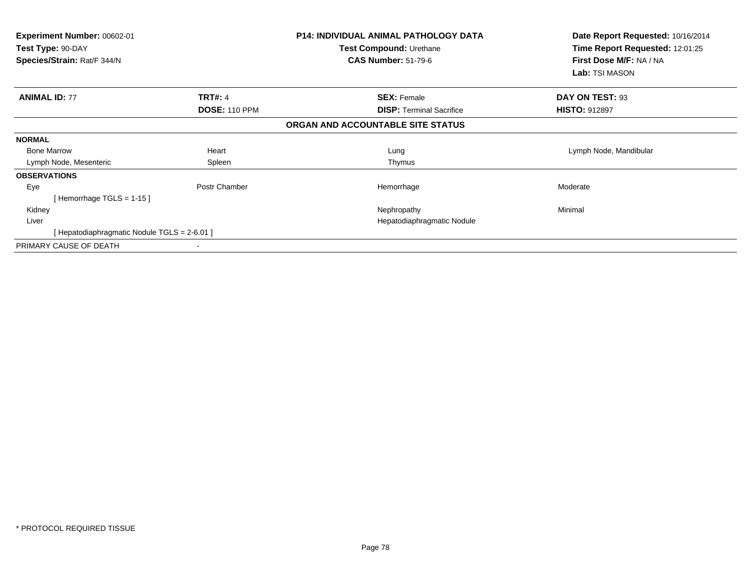| | | | |
|---|---|---|---|
| **Experiment Number:** 00602-01 | **P14: INDIVIDUAL ANIMAL PATHOLOGY DATA** | | **Date Report Requested:** 10/16/2014 |
| **Test Type:** 90-DAY | **Test Compound:** Urethane | | **Time Report Requested:** 12:01:25 |
| **Species/Strain:** Rat/F 344/N | **CAS Number:** 51-79-6 | | **First Dose M/F:** NA / NA |
| | | | **Lab:** TSI MASON |

| | | | |
|---|---|---|---|
| **ANIMAL ID:** 77 | **TRT#:** 4 | **SEX:** Female | **DAY ON TEST:** 93 |
| | **DOSE:** 110 PPM | **DISP:** Terminal Sacrifice | **HISTO:** 912897 |

## ORGAN AND ACCOUNTABLE SITE STATUS

| | | | |
|---|---|---|---|
| **NORMAL** | | | |
| Bone Marrow | Heart | Lung | Lymph Node, Mandibular |
| Lymph Node, Mesenteric | Spleen | Thymus | |
| **OBSERVATIONS** | | | |
| Eye | Postr Chamber | Hemorrhage | Moderate |
| [ Hemorrhage TGLS = 1-15 ] | | | |
| Kidney | | Nephropathy | Minimal |
| Liver | | Hepatodiaphragmatic Nodule | |
| [ Hepatodiaphragmatic Nodule TGLS = 2-6.01 ] | | | |
| PRIMARY CAUSE OF DEATH | - | | |

* PROTOCOL REQUIRED TISSUE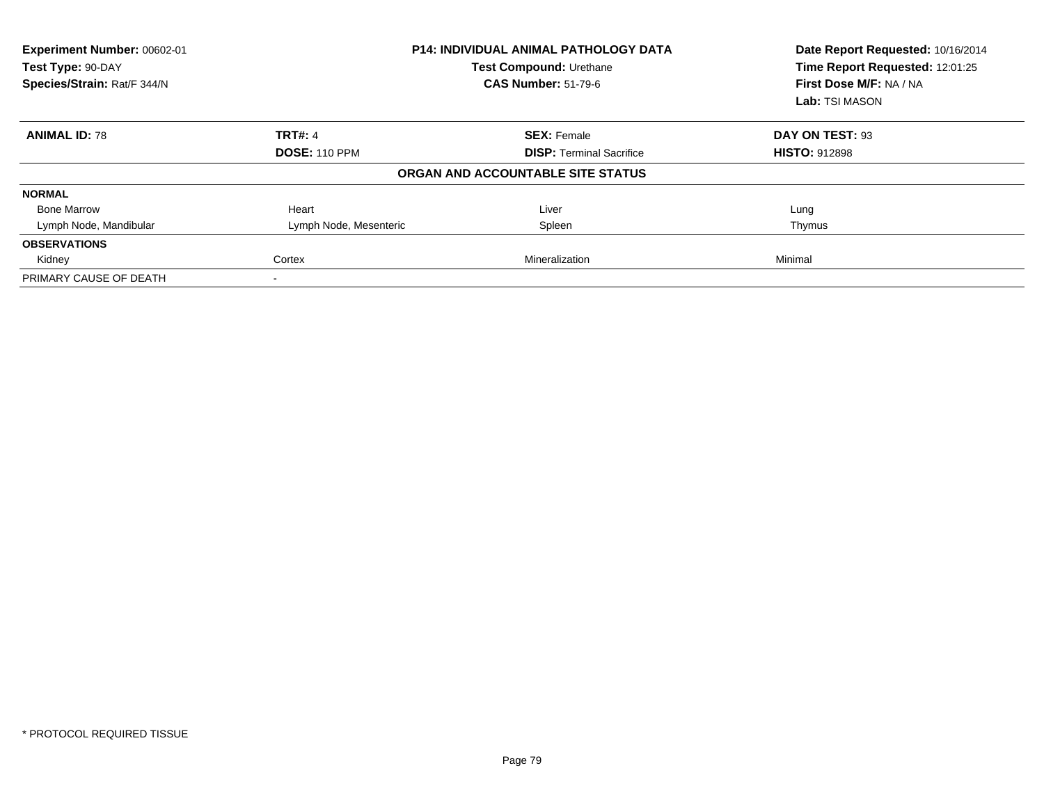| | | | |
|---|---|---|---|
| **Experiment Number:** 00602-01 | **P14: INDIVIDUAL ANIMAL PATHOLOGY DATA** | | **Date Report Requested:** 10/16/2014 |
| **Test Type:** 90-DAY | **Test Compound:** Urethane | | **Time Report Requested:** 12:01:25 |
| **Species/Strain:** Rat/F 344/N | **CAS Number:** 51-79-6 | | **First Dose M/F:** NA / NA |
| | | | **Lab:** TSI MASON |

| | | | |
|---|---|---|---|
| **ANIMAL ID:** 78 | **TRT#:** 4 | **SEX:** Female | **DAY ON TEST:** 93 |
| | **DOSE:** 110 PPM | **DISP:** Terminal Sacrifice | **HISTO:** 912898 |
| **ORGAN AND ACCOUNTABLE SITE STATUS** | | | |
| **NORMAL** | | | |
| Bone Marrow | Heart | Liver | Lung |
| Lymph Node, Mandibular | Lymph Node, Mesenteric | Spleen | Thymus |
| **OBSERVATIONS** | | | |
| Kidney | Cortex | Mineralization | Minimal |
| PRIMARY CAUSE OF DEATH | - | | |

* PROTOCOL REQUIRED TISSUE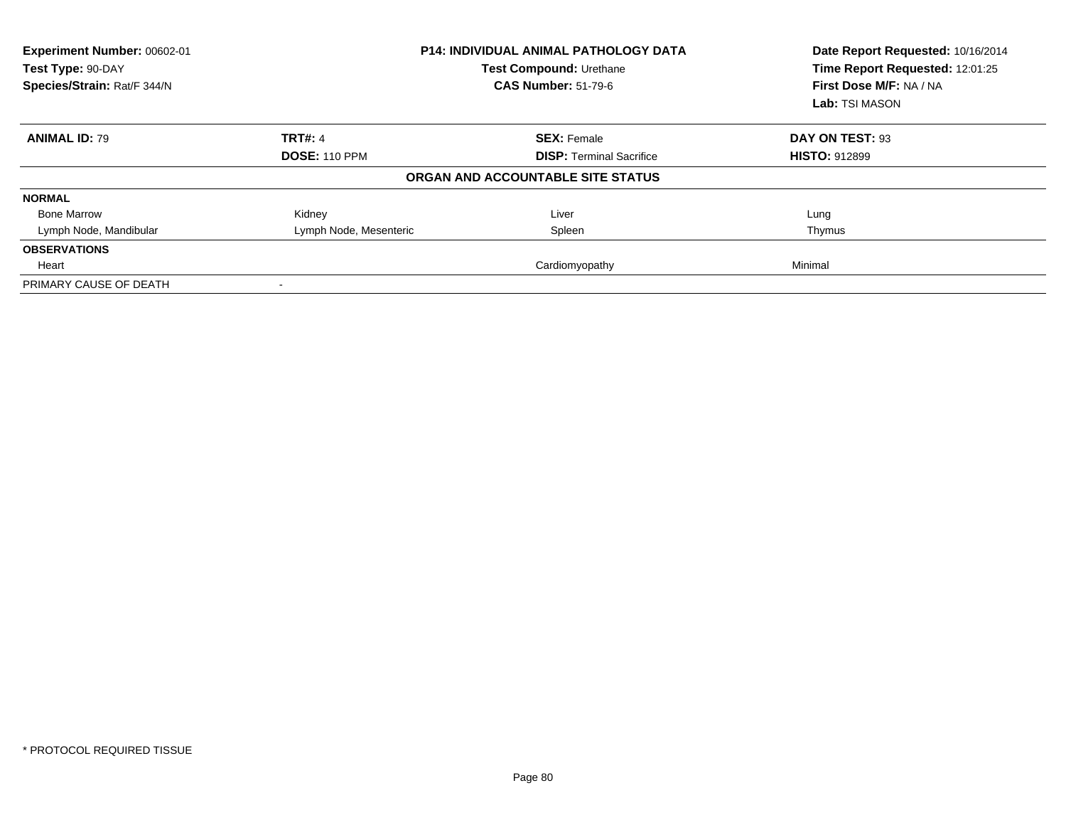| | | | |
|---|---|---|---|
| **Experiment Number:** 00602-01 | **P14: INDIVIDUAL ANIMAL PATHOLOGY DATA** | | **Date Report Requested:** 10/16/2014 |
| **Test Type:** 90-DAY | **Test Compound:** Urethane | | **Time Report Requested:** 12:01:25 |
| **Species/Strain:** Rat/F 344/N | **CAS Number:** 51-79-6 | | **First Dose M/F:** NA / NA |
| | | | **Lab:** TSI MASON |

| | | | |
|---|---|---|---|
| **ANIMAL ID:** 79 | **TRT#:** 4 | **SEX:** Female | **DAY ON TEST:** 93 |
| | **DOSE:** 110 PPM | **DISP:** Terminal Sacrifice | **HISTO:** 912899 |

**ORGAN AND ACCOUNTABLE SITE STATUS**

| | | | |
|---|---|---|---|
| **NORMAL** | | | |
| Bone Marrow | Kidney | Liver | Lung |
| Lymph Node, Mandibular | Lymph Node, Mesenteric | Spleen | Thymus |
| **OBSERVATIONS** | | | |
| Heart | | Cardiomyopathy | Minimal |
| PRIMARY CAUSE OF DEATH | - | | |

* PROTOCOL REQUIRED TISSUE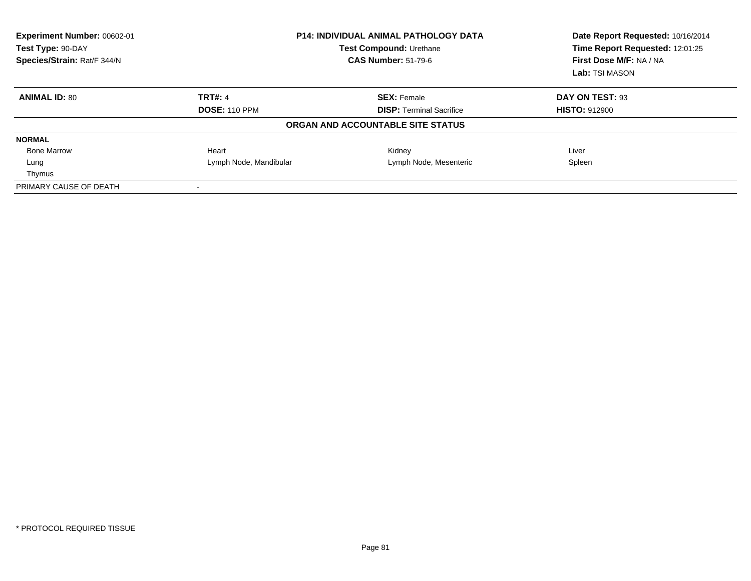**Experiment Number:** 00602-01
**Test Type:** 90-DAY
**Species/Strain:** Rat/F 344/N

**P14: INDIVIDUAL ANIMAL PATHOLOGY DATA**
**Test Compound:** Urethane
**CAS Number:** 51-79-6

**Date Report Requested:** 10/16/2014
**Time Report Requested:** 12:01:25
**First Dose M/F:** NA / NA
**Lab:** TSI MASON

| | | | |
|---|---|---|---|
| **ANIMAL ID:** 80 | **TRT#:** 4 | **SEX:** Female | **DAY ON TEST:** 93 |
| | **DOSE:** 110 PPM | **DISP:** Terminal Sacrifice | **HISTO:** 912900 |

**ORGAN AND ACCOUNTABLE SITE STATUS**

| | | | |
|---|---|---|---|
| **NORMAL** | | | |
| Bone Marrow | Heart | Kidney | Liver |
| Lung | Lymph Node, Mandibular | Lymph Node, Mesenteric | Spleen |
| Thymus | | | |
| PRIMARY CAUSE OF DEATH | - | | |

* PROTOCOL REQUIRED TISSUE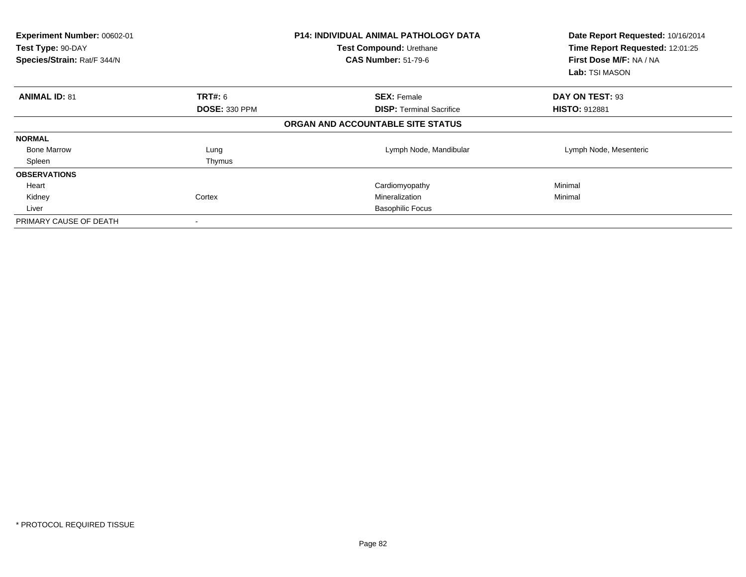**Experiment Number:** 00602-01
**Test Type:** 90-DAY
**Species/Strain:** Rat/F 344/N

**P14: INDIVIDUAL ANIMAL PATHOLOGY DATA**
**Test Compound:** Urethane
**CAS Number:** 51-79-6

**Date Report Requested:** 10/16/2014
**Time Report Requested:** 12:01:25
**First Dose M/F:** NA / NA
**Lab:** TSI MASON

| **ANIMAL ID:** 81 | **TRT#:** 6 | **SEX:** Female | **DAY ON TEST:** 93 |
|---|---|---|---|
| | **DOSE:** 330 PPM | **DISP:** Terminal Sacrifice | **HISTO:** 912881 |

**ORGAN AND ACCOUNTABLE SITE STATUS**

| | | | |
|---|---|---|---|
| **NORMAL** | | | |
| Bone Marrow | Lung | Lymph Node, Mandibular | Lymph Node, Mesenteric |
| Spleen | Thymus | | |
| **OBSERVATIONS** | | | |
| Heart | | Cardiomyopathy | Minimal |
| Kidney | Cortex | Mineralization | Minimal |
| Liver | | Basophilic Focus | |
| PRIMARY CAUSE OF DEATH | - | | |

* PROTOCOL REQUIRED TISSUE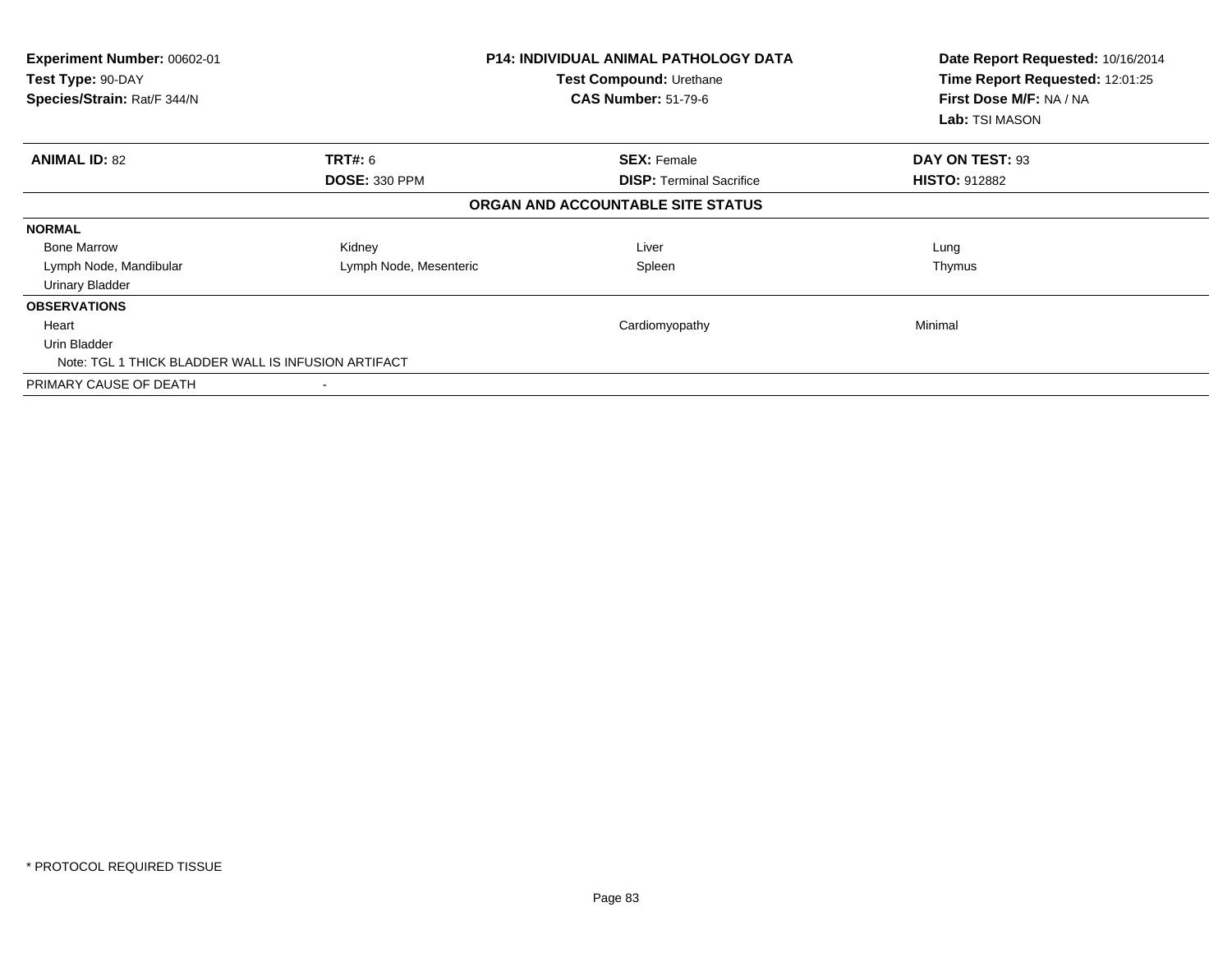**Experiment Number:** 00602-01
**Test Type:** 90-DAY
**Species/Strain:** Rat/F 344/N

**P14: INDIVIDUAL ANIMAL PATHOLOGY DATA**
**Test Compound:** Urethane
**CAS Number:** 51-79-6

**Date Report Requested:** 10/16/2014
**Time Report Requested:** 12:01:25
**First Dose M/F:** NA / NA
**Lab:** TSI MASON

| | | | |
|---|---|---|---|
| **ANIMAL ID:** 82 | **TRT#:** 6 | **SEX:** Female | **DAY ON TEST:** 93 |
| | **DOSE:** 330 PPM | **DISP:** Terminal Sacrifice | **HISTO:** 912882 |

**ORGAN AND ACCOUNTABLE SITE STATUS**

| | | | |
|---|---|---|---|
| **NORMAL** | | | |
| Bone Marrow | Kidney | Liver | Lung |
| Lymph Node, Mandibular | Lymph Node, Mesenteric | Spleen | Thymus |
| Urinary Bladder | | | |
| **OBSERVATIONS** | | | |
| Heart | | Cardiomyopathy | Minimal |
| Urin Bladder | | | |
| Note: TGL 1 THICK BLADDER WALL IS INFUSION ARTIFACT | | | |
| PRIMARY CAUSE OF DEATH | - | | |

* PROTOCOL REQUIRED TISSUE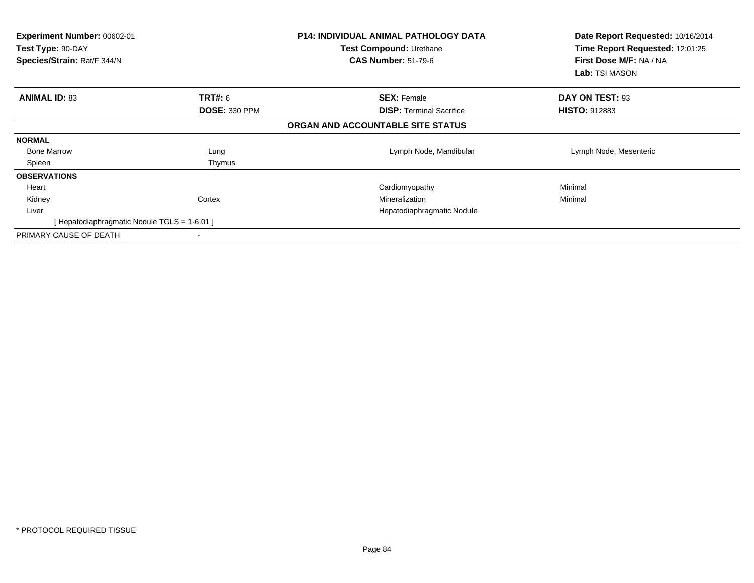**Experiment Number:** 00602-01
**Test Type:** 90-DAY
**Species/Strain:** Rat/F 344/N

**P14: INDIVIDUAL ANIMAL PATHOLOGY DATA**
**Test Compound:** Urethane
**CAS Number:** 51-79-6

**Date Report Requested:** 10/16/2014
**Time Report Requested:** 12:01:25
**First Dose M/F:** NA / NA
**Lab:** TSI MASON

| **ANIMAL ID:** 83 | **TRT#:** 6 | **SEX:** Female | **DAY ON TEST:** 93 |
|---|---|---|---|
| | **DOSE:** 330 PPM | **DISP:** Terminal Sacrifice | **HISTO:** 912883 |

**ORGAN AND ACCOUNTABLE SITE STATUS**

| | | | |
|---|---|---|---|
| **NORMAL** | | | |
| Bone Marrow | Lung | Lymph Node, Mandibular | Lymph Node, Mesenteric |
| Spleen | Thymus | | |
| **OBSERVATIONS** | | | |
| Heart | | Cardiomyopathy | Minimal |
| Kidney | Cortex | Mineralization | Minimal |
| Liver | | Hepatodiaphragmatic Nodule | |
| [ Hepatodiaphragmatic Nodule TGLS = 1-6.01 ] | | | |
| PRIMARY CAUSE OF DEATH | - | | |

\* PROTOCOL REQUIRED TISSUE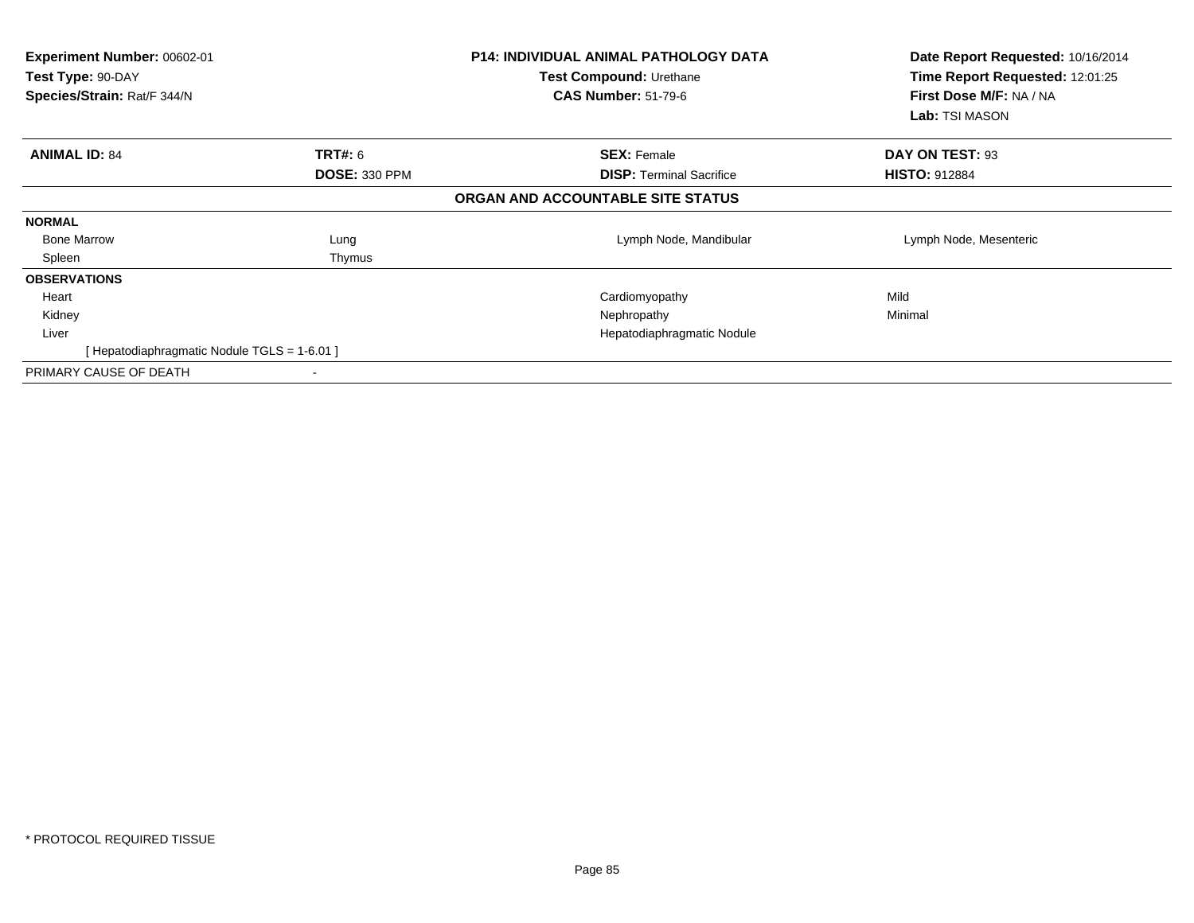| | | | |
|---|---|---|---|
| **Experiment Number:** 00602-01 | **P14: INDIVIDUAL ANIMAL PATHOLOGY DATA** | | **Date Report Requested:** 10/16/2014 |
| **Test Type:** 90-DAY | **Test Compound:** Urethane | | **Time Report Requested:** 12:01:25 |
| **Species/Strain:** Rat/F 344/N | **CAS Number:** 51-79-6 | | **First Dose M/F:** NA / NA |
| | | | **Lab:** TSI MASON |

| | | | |
|---|---|---|---|
| **ANIMAL ID:** 84 | **TRT#:** 6 | **SEX:** Female | **DAY ON TEST:** 93 |
| | **DOSE:** 330 PPM | **DISP:** Terminal Sacrifice | **HISTO:** 912884 |

**ORGAN AND ACCOUNTABLE SITE STATUS**

| | | | |
|---|---|---|---|
| **NORMAL** | | | |
| Bone Marrow | Lung | Lymph Node, Mandibular | Lymph Node, Mesenteric |
| Spleen | Thymus | | |
| **OBSERVATIONS** | | | |
| Heart | | Cardiomyopathy | Mild |
| Kidney | | Nephropathy | Minimal |
| Liver | | Hepatodiaphragmatic Nodule | |
| [ Hepatodiaphragmatic Nodule TGLS = 1-6.01 ] | | | |
| PRIMARY CAUSE OF DEATH | - | | |

* PROTOCOL REQUIRED TISSUE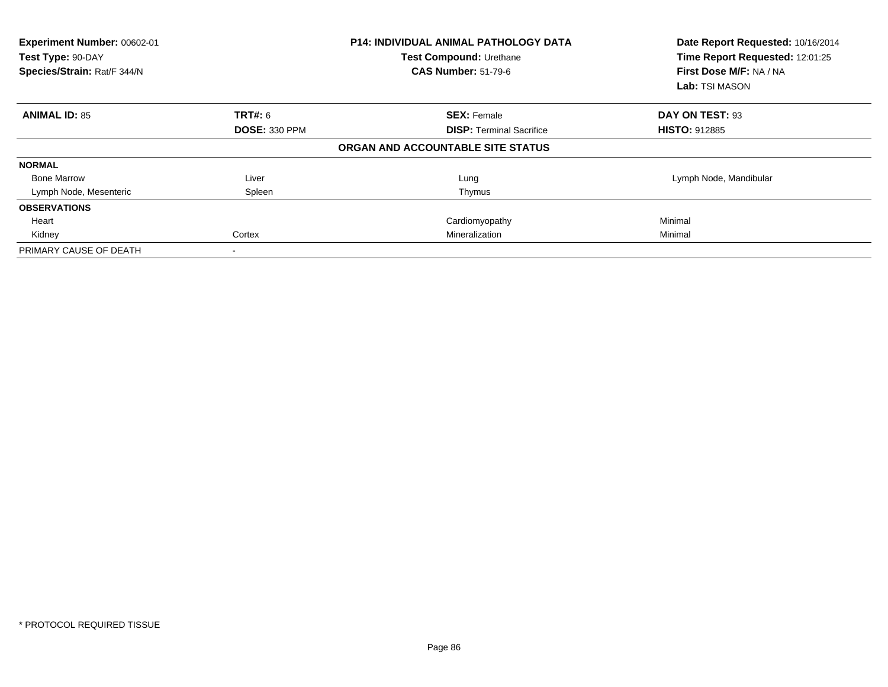**Experiment Number:** 00602-01
**Test Type:** 90-DAY
**Species/Strain:** Rat/F 344/N

**P14: INDIVIDUAL ANIMAL PATHOLOGY DATA**
**Test Compound:** Urethane
**CAS Number:** 51-79-6

**Date Report Requested:** 10/16/2014
**Time Report Requested:** 12:01:25
**First Dose M/F:** NA / NA
**Lab:** TSI MASON

| | | | |
|---|---|---|---|
| **ANIMAL ID:** 85 | **TRT#:** 6 | **SEX:** Female | **DAY ON TEST:** 93 |
| | **DOSE:** 330 PPM | **DISP:** Terminal Sacrifice | **HISTO:** 912885 |

**ORGAN AND ACCOUNTABLE SITE STATUS**

| | | | |
|---|---|---|---|
| **NORMAL** | | | |
| Bone Marrow | Liver | Lung | Lymph Node, Mandibular |
| Lymph Node, Mesenteric | Spleen | Thymus | |
| **OBSERVATIONS** | | | |
| Heart | | Cardiomyopathy | Minimal |
| Kidney | Cortex | Mineralization | Minimal |
| PRIMARY CAUSE OF DEATH | - | | |

* PROTOCOL REQUIRED TISSUE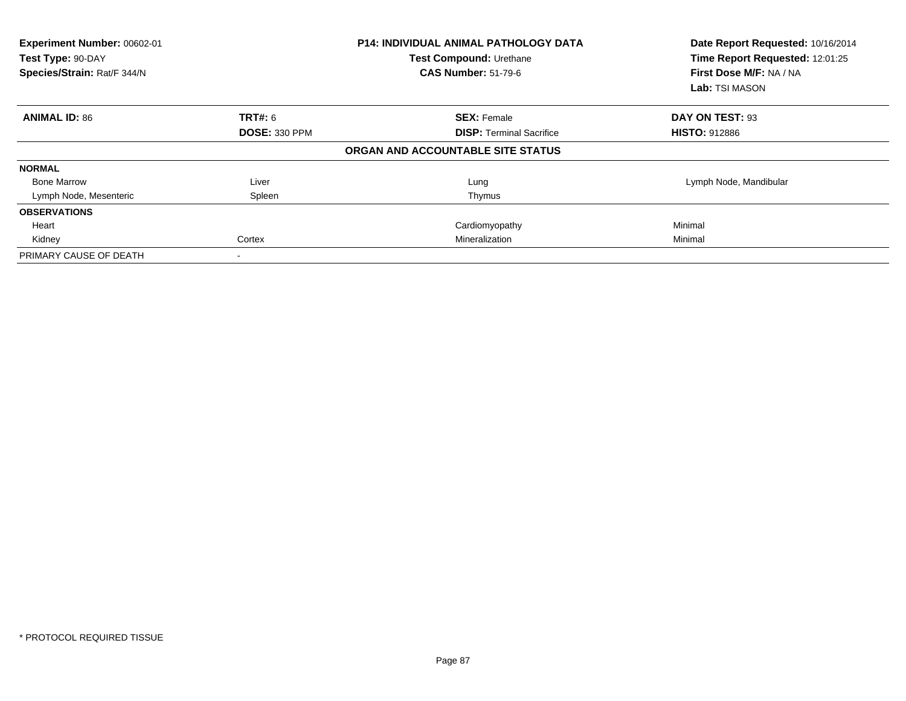| | | | |
|---|---|---|---|
| **Experiment Number:** 00602-01 | **P14: INDIVIDUAL ANIMAL PATHOLOGY DATA** | | **Date Report Requested:** 10/16/2014 |
| **Test Type:** 90-DAY | **Test Compound:** Urethane | | **Time Report Requested:** 12:01:25 |
| **Species/Strain:** Rat/F 344/N | **CAS Number:** 51-79-6 | | **First Dose M/F:** NA / NA |
| | | | **Lab:** TSI MASON |

| | | | |
|---|---|---|---|
| **ANIMAL ID:** 86 | **TRT#:** 6 | **SEX:** Female | **DAY ON TEST:** 93 |
| | **DOSE:** 330 PPM | **DISP:** Terminal Sacrifice | **HISTO:** 912886 |
| | | **ORGAN AND ACCOUNTABLE SITE STATUS** | |
| **NORMAL** | | | |
| Bone Marrow | Liver | Lung | Lymph Node, Mandibular |
| Lymph Node, Mesenteric | Spleen | Thymus | |
| **OBSERVATIONS** | | | |
| Heart | | Cardiomyopathy | Minimal |
| Kidney | Cortex | Mineralization | Minimal |
| PRIMARY CAUSE OF DEATH | - | | |

* PROTOCOL REQUIRED TISSUE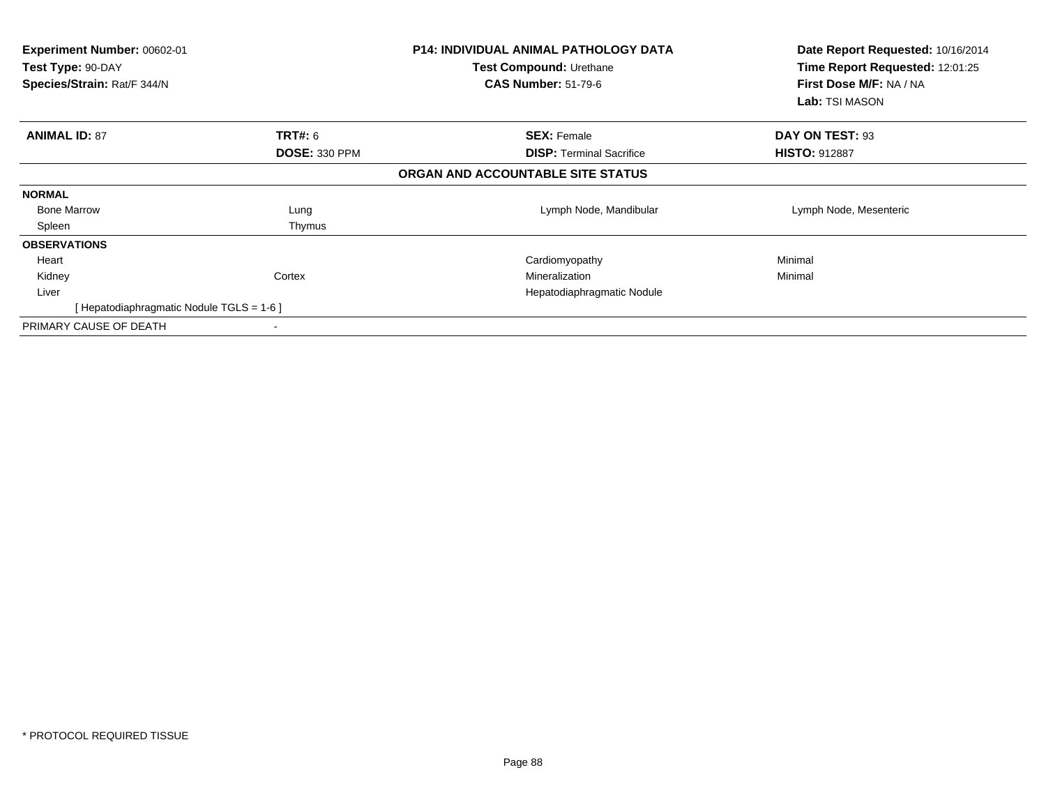**Experiment Number:** 00602-01
**Test Type:** 90-DAY
**Species/Strain:** Rat/F 344/N

**P14: INDIVIDUAL ANIMAL PATHOLOGY DATA**
**Test Compound:** Urethane
**CAS Number:** 51-79-6

**Date Report Requested:** 10/16/2014
**Time Report Requested:** 12:01:25
**First Dose M/F:** NA / NA
**Lab:** TSI MASON

| | | | |
|---|---|---|---|
| **ANIMAL ID:** 87 | **TRT#:** 6 | **SEX:** Female | **DAY ON TEST:** 93 |
| | **DOSE:** 330 PPM | **DISP:** Terminal Sacrifice | **HISTO:** 912887 |

**ORGAN AND ACCOUNTABLE SITE STATUS**

| | | | |
|---|---|---|---|
| **NORMAL** | | | |
| Bone Marrow | Lung | Lymph Node, Mandibular | Lymph Node, Mesenteric |
| Spleen | Thymus | | |
| **OBSERVATIONS** | | | |
| Heart | | Cardiomyopathy | Minimal |
| Kidney | Cortex | Mineralization | Minimal |
| Liver | | Hepatodiaphragmatic Nodule | |
| [ Hepatodiaphragmatic Nodule TGLS = 1-6 ] | | | |
| PRIMARY CAUSE OF DEATH | - | | |

* PROTOCOL REQUIRED TISSUE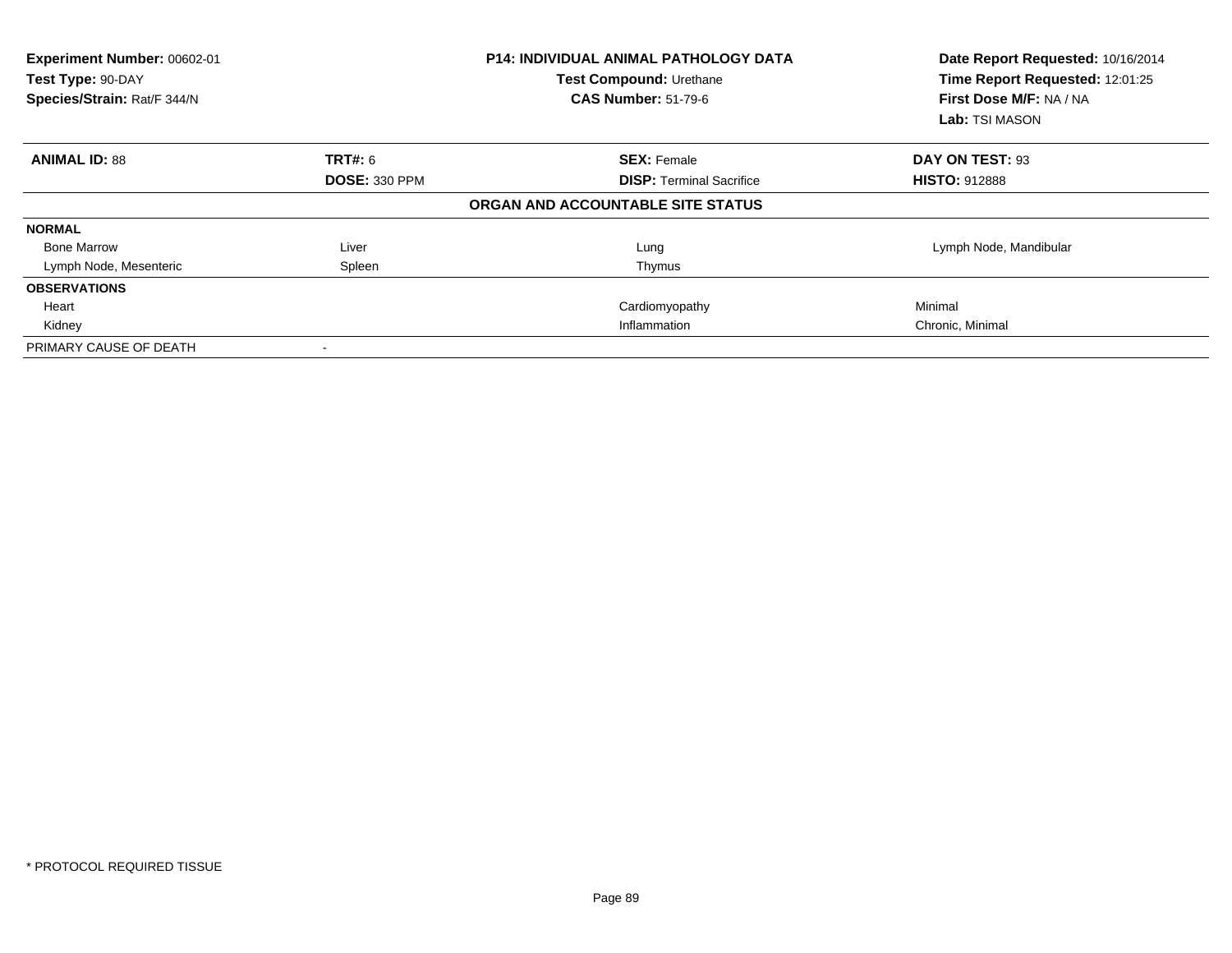**Experiment Number:** 00602-01
**Test Type:** 90-DAY
**Species/Strain:** Rat/F 344/N

**P14: INDIVIDUAL ANIMAL PATHOLOGY DATA**
**Test Compound:** Urethane
**CAS Number:** 51-79-6

**Date Report Requested:** 10/16/2014
**Time Report Requested:** 12:01:25
**First Dose M/F:** NA / NA
**Lab:** TSI MASON

| | | | |
|---|---|---|---|
| **ANIMAL ID:** 88 | **TRT#:** 6 | **SEX:** Female | **DAY ON TEST:** 93 |
| | **DOSE:** 330 PPM | **DISP:** Terminal Sacrifice | **HISTO:** 912888 |

**ORGAN AND ACCOUNTABLE SITE STATUS**

| | | | |
|---|---|---|---|
| **NORMAL** | | | |
| Bone Marrow | Liver | Lung | Lymph Node, Mandibular |
| Lymph Node, Mesenteric | Spleen | Thymus | |
| **OBSERVATIONS** | | | |
| Heart | | Cardiomyopathy | Minimal |
| Kidney | | Inflammation | Chronic, Minimal |
| PRIMARY CAUSE OF DEATH | - | | |

* PROTOCOL REQUIRED TISSUE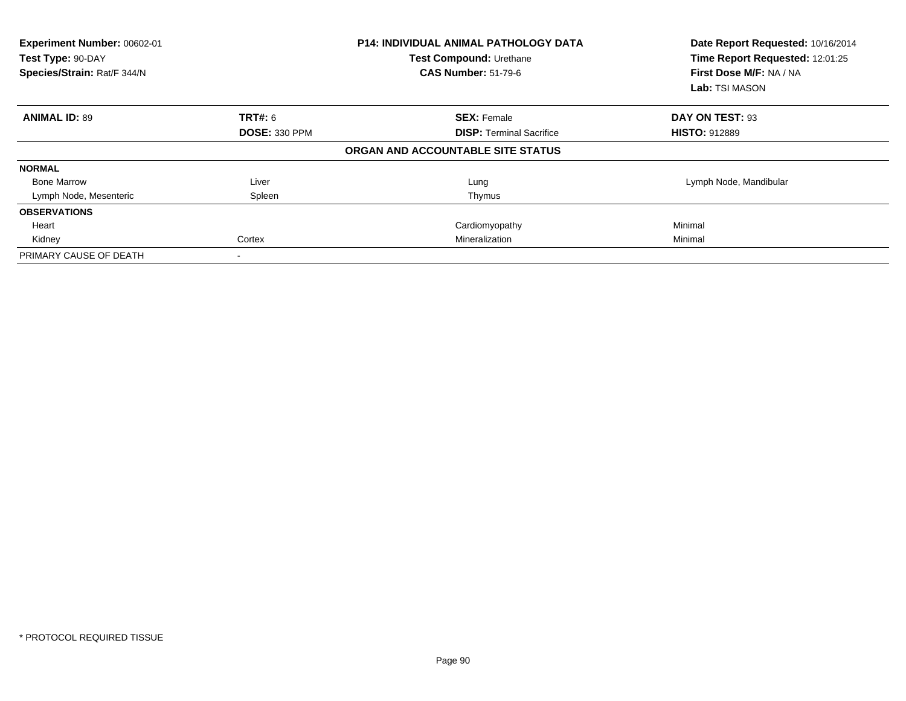**Experiment Number:** 00602-01
**Test Type:** 90-DAY
**Species/Strain:** Rat/F 344/N

**P14: INDIVIDUAL ANIMAL PATHOLOGY DATA**
**Test Compound:** Urethane
**CAS Number:** 51-79-6

**Date Report Requested:** 10/16/2014
**Time Report Requested:** 12:01:25
**First Dose M/F:** NA / NA
**Lab:** TSI MASON

| **ANIMAL ID:** 89 | **TRT#:** 6 | **SEX:** Female | **DAY ON TEST:** 93 |
|---|---|---|---|
| | **DOSE:** 330 PPM | **DISP:** Terminal Sacrifice | **HISTO:** 912889 |

**ORGAN AND ACCOUNTABLE SITE STATUS**

| | | | |
|---|---|---|---|
| **NORMAL** | | | |
| Bone Marrow | Liver | Lung | Lymph Node, Mandibular |
| Lymph Node, Mesenteric | Spleen | Thymus | |
| **OBSERVATIONS** | | | |
| Heart | | Cardiomyopathy | Minimal |
| Kidney | Cortex | Mineralization | Minimal |
| PRIMARY CAUSE OF DEATH | - | | |

* PROTOCOL REQUIRED TISSUE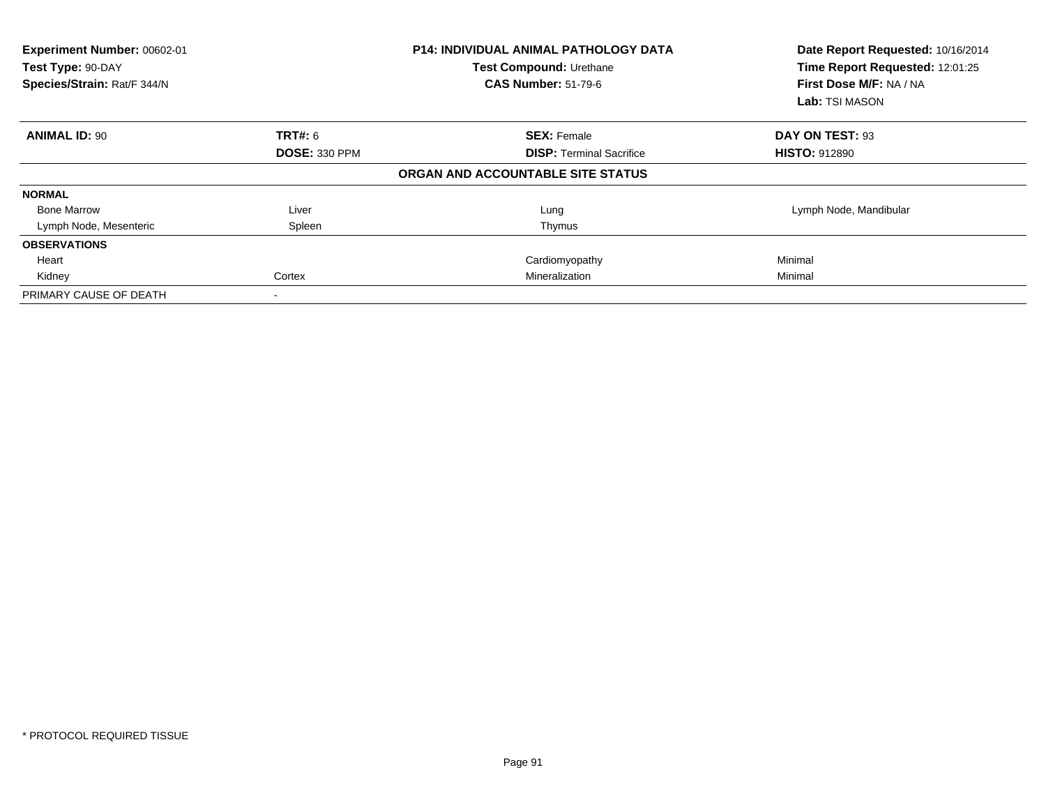| | | | |
|---|---|---|---|
| **Experiment Number:** 00602-01 | **P14: INDIVIDUAL ANIMAL PATHOLOGY DATA** | | **Date Report Requested:** 10/16/2014 |
| **Test Type:** 90-DAY | **Test Compound:** Urethane | | **Time Report Requested:** 12:01:25 |
| **Species/Strain:** Rat/F 344/N | **CAS Number:** 51-79-6 | | **First Dose M/F:** NA / NA |
| | | | **Lab:** TSI MASON |

| | | | |
|---|---|---|---|
| **ANIMAL ID:** 90 | **TRT#:** 6 | **SEX:** Female | **DAY ON TEST:** 93 |
| | **DOSE:** 330 PPM | **DISP:** Terminal Sacrifice | **HISTO:** 912890 |
| **ORGAN AND ACCOUNTABLE SITE STATUS** | | | |
| **NORMAL** | | | |
| Bone Marrow | Liver | Lung | Lymph Node, Mandibular |
| Lymph Node, Mesenteric | Spleen | Thymus | |
| **OBSERVATIONS** | | | |
| Heart | | Cardiomyopathy | Minimal |
| Kidney | Cortex | Mineralization | Minimal |
| PRIMARY CAUSE OF DEATH | - | | |

* PROTOCOL REQUIRED TISSUE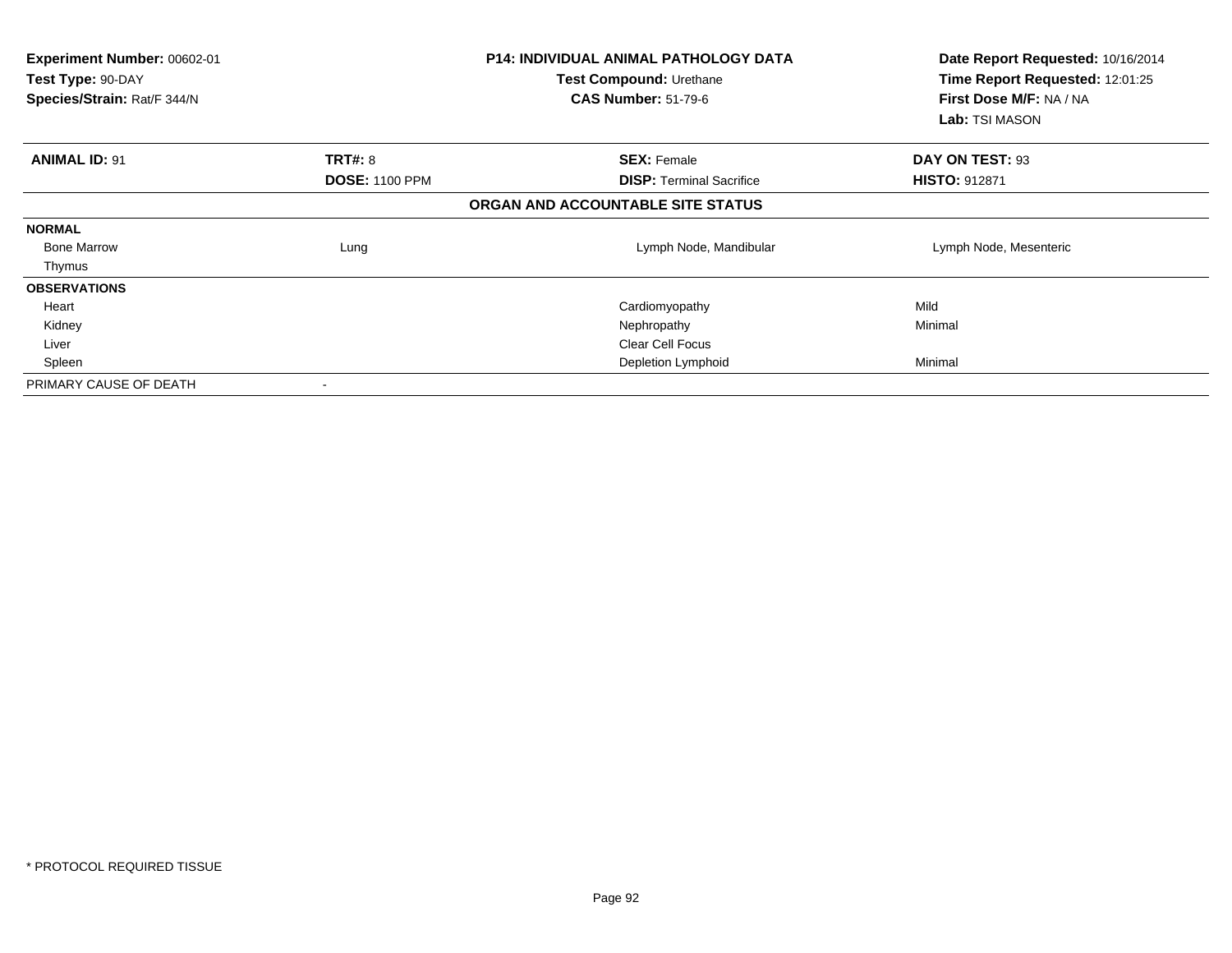**Experiment Number:** 00602-01
**Test Type:** 90-DAY
**Species/Strain:** Rat/F 344/N

**P14: INDIVIDUAL ANIMAL PATHOLOGY DATA**
**Test Compound:** Urethane
**CAS Number:** 51-79-6

**Date Report Requested:** 10/16/2014
**Time Report Requested:** 12:01:25
**First Dose M/F:** NA / NA
**Lab:** TSI MASON

| | | | |
|---|---|---|---|
| **ANIMAL ID:** 91 | **TRT#:** 8 | **SEX:** Female | **DAY ON TEST:** 93 |
| | **DOSE:** 1100 PPM | **DISP:** Terminal Sacrifice | **HISTO:** 912871 |

**ORGAN AND ACCOUNTABLE SITE STATUS**

| | | | |
|---|---|---|---|
| **NORMAL** | | | |
| Bone Marrow | Lung | Lymph Node, Mandibular | Lymph Node, Mesenteric |
| Thymus | | | |
| **OBSERVATIONS** | | | |
| Heart | | Cardiomyopathy | Mild |
| Kidney | | Nephropathy | Minimal |
| Liver | | Clear Cell Focus | |
| Spleen | | Depletion Lymphoid | Minimal |
| PRIMARY CAUSE OF DEATH | - | | |

\* PROTOCOL REQUIRED TISSUE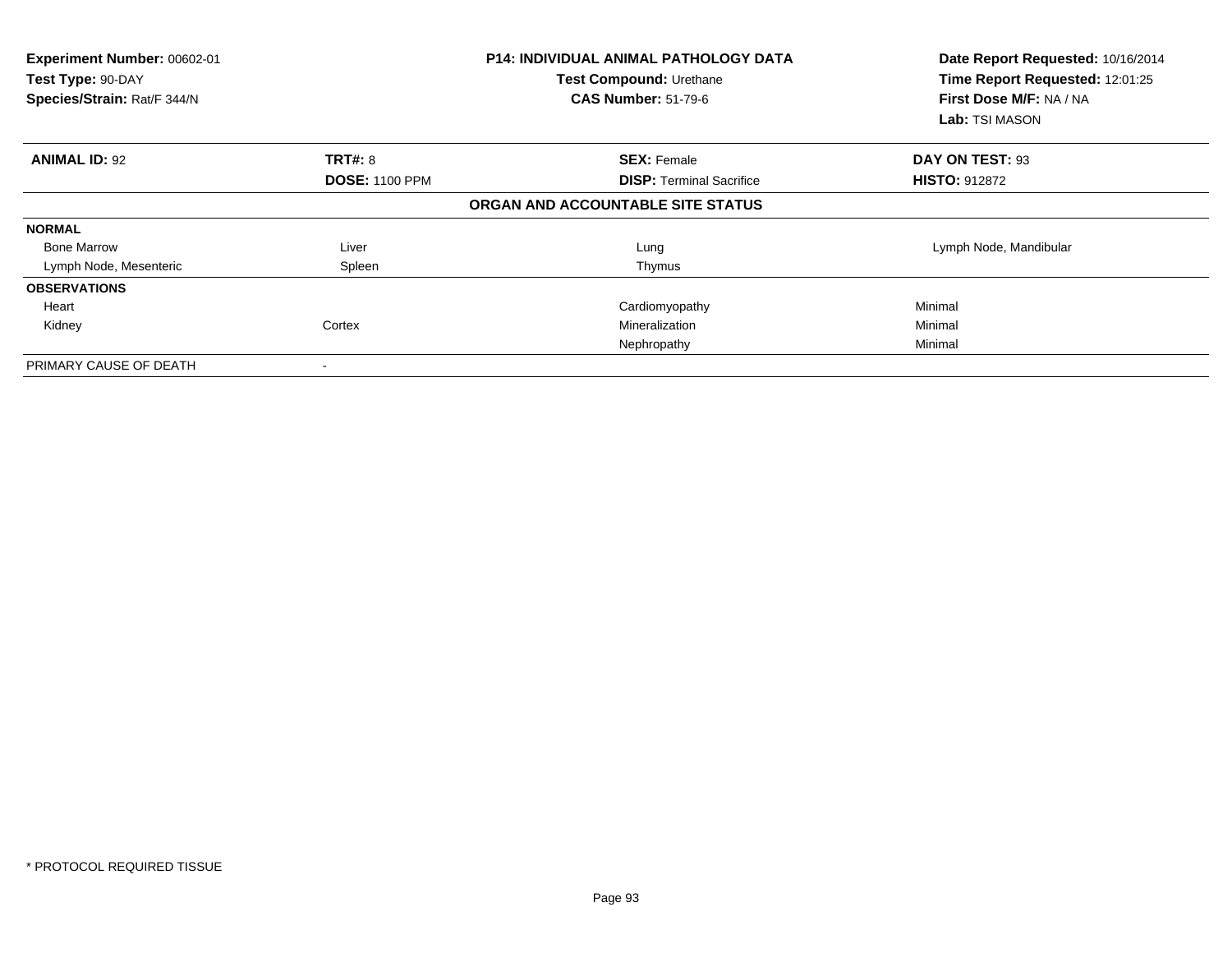**Experiment Number:** 00602-01
**Test Type:** 90-DAY
**Species/Strain:** Rat/F 344/N

**P14: INDIVIDUAL ANIMAL PATHOLOGY DATA**
**Test Compound:** Urethane
**CAS Number:** 51-79-6

**Date Report Requested:** 10/16/2014
**Time Report Requested:** 12:01:25
**First Dose M/F:** NA / NA
**Lab:** TSI MASON

| | | | |
|---|---|---|---|
| **ANIMAL ID:** 92 | **TRT#:** 8 | **SEX:** Female | **DAY ON TEST:** 93 |
| | **DOSE:** 1100 PPM | **DISP:** Terminal Sacrifice | **HISTO:** 912872 |

**ORGAN AND ACCOUNTABLE SITE STATUS**

| | | | |
|---|---|---|---|
| **NORMAL** | | | |
| Bone Marrow | Liver | Lung | Lymph Node, Mandibular |
| Lymph Node, Mesenteric | Spleen | Thymus | |
| **OBSERVATIONS** | | | |
| Heart | | Cardiomyopathy | Minimal |
| Kidney | Cortex | Mineralization | Minimal |
| | | Nephropathy | Minimal |
| PRIMARY CAUSE OF DEATH | - | | |

* PROTOCOL REQUIRED TISSUE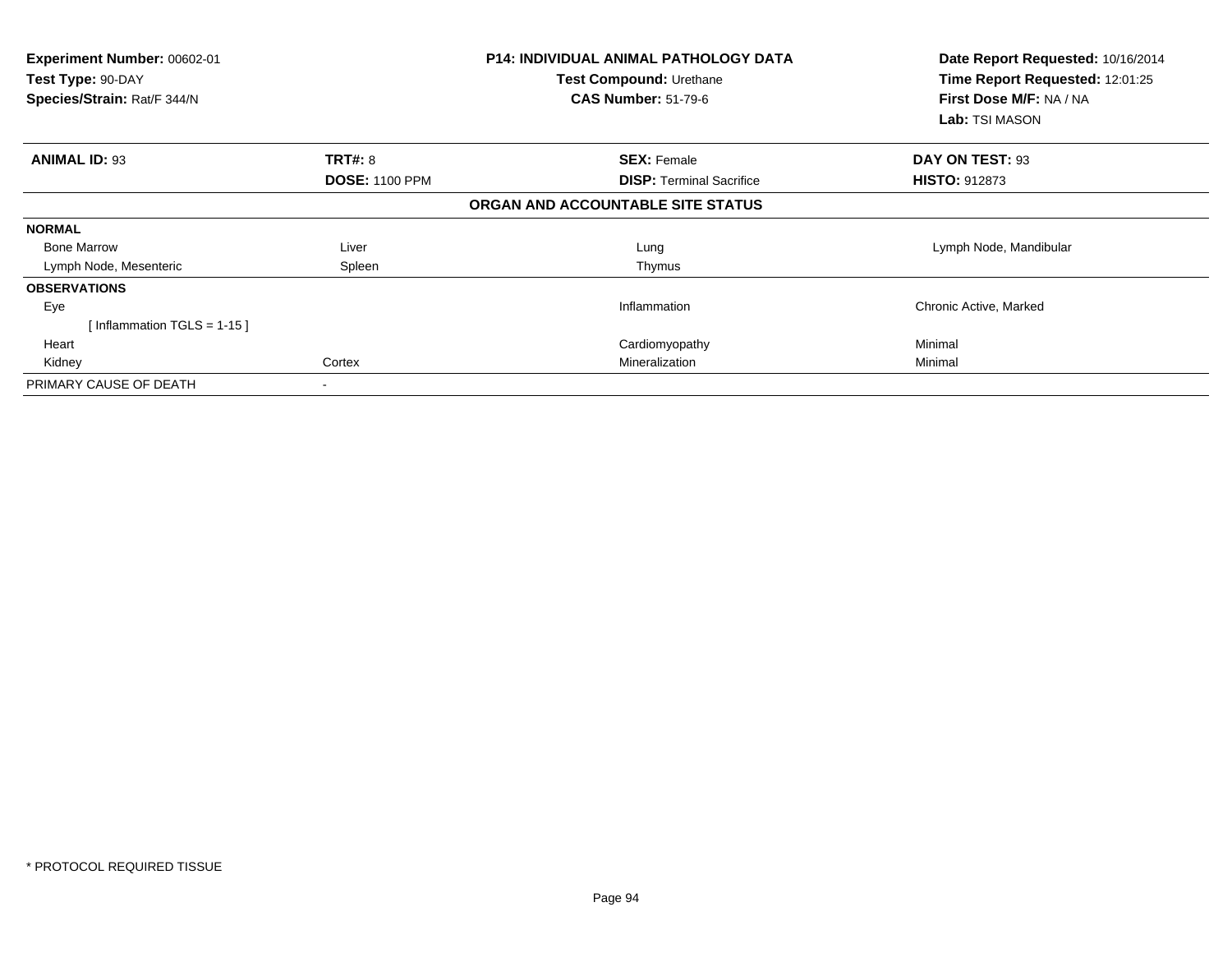| | | | |
|---|---|---|---|
| **Experiment Number:** 00602-01 | **P14: INDIVIDUAL ANIMAL PATHOLOGY DATA** | | **Date Report Requested:** 10/16/2014 |
| **Test Type:** 90-DAY | **Test Compound:** Urethane | | **Time Report Requested:** 12:01:25 |
| **Species/Strain:** Rat/F 344/N | **CAS Number:** 51-79-6 | | **First Dose M/F:** NA / NA |
| | | | **Lab:** TSI MASON |

| | | | |
|---|---|---|---|
| **ANIMAL ID:** 93 | **TRT#:** 8 | **SEX:** Female | **DAY ON TEST:** 93 |
| | **DOSE:** 1100 PPM | **DISP:** Terminal Sacrifice | **HISTO:** 912873 |

**ORGAN AND ACCOUNTABLE SITE STATUS**

| | | | |
|---|---|---|---|
| **NORMAL** | | | |
| Bone Marrow | Liver | Lung | Lymph Node, Mandibular |
| Lymph Node, Mesenteric | Spleen | Thymus | |
| **OBSERVATIONS** | | | |
| Eye | | Inflammation | Chronic Active, Marked |
| [ Inflammation TGLS = 1-15 ] | | | |
| Heart | | Cardiomyopathy | Minimal |
| Kidney | Cortex | Mineralization | Minimal |
| PRIMARY CAUSE OF DEATH | - | | |

* PROTOCOL REQUIRED TISSUE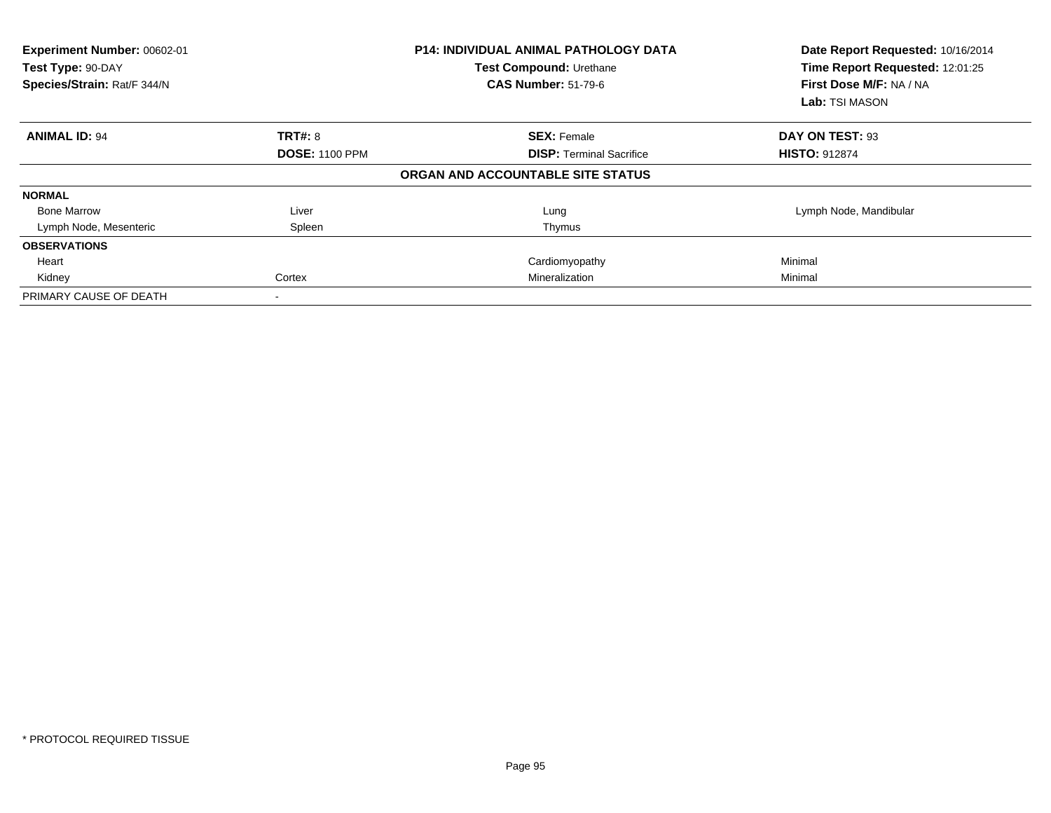| | | | |
|---|---|---|---|
| **Experiment Number:** 00602-01 | | **P14: INDIVIDUAL ANIMAL PATHOLOGY DATA** | **Date Report Requested:** 10/16/2014 |
| **Test Type:** 90-DAY | | **Test Compound:** Urethane | **Time Report Requested:** 12:01:25 |
| **Species/Strain:** Rat/F 344/N | | **CAS Number:** 51-79-6 | **First Dose M/F:** NA / NA |
| | | | **Lab:** TSI MASON |

| | | | |
|---|---|---|---|
| **ANIMAL ID:** 94 | **TRT#:** 8 | **SEX:** Female | **DAY ON TEST:** 93 |
| | **DOSE:** 1100 PPM | **DISP:** Terminal Sacrifice | **HISTO:** 912874 |
| | | **ORGAN AND ACCOUNTABLE SITE STATUS** | |
| **NORMAL** | | | |
| Bone Marrow | Liver | Lung | Lymph Node, Mandibular |
| Lymph Node, Mesenteric | Spleen | Thymus | |
| **OBSERVATIONS** | | | |
| Heart | | Cardiomyopathy | Minimal |
| Kidney | Cortex | Mineralization | Minimal |
| PRIMARY CAUSE OF DEATH | - | | |

* PROTOCOL REQUIRED TISSUE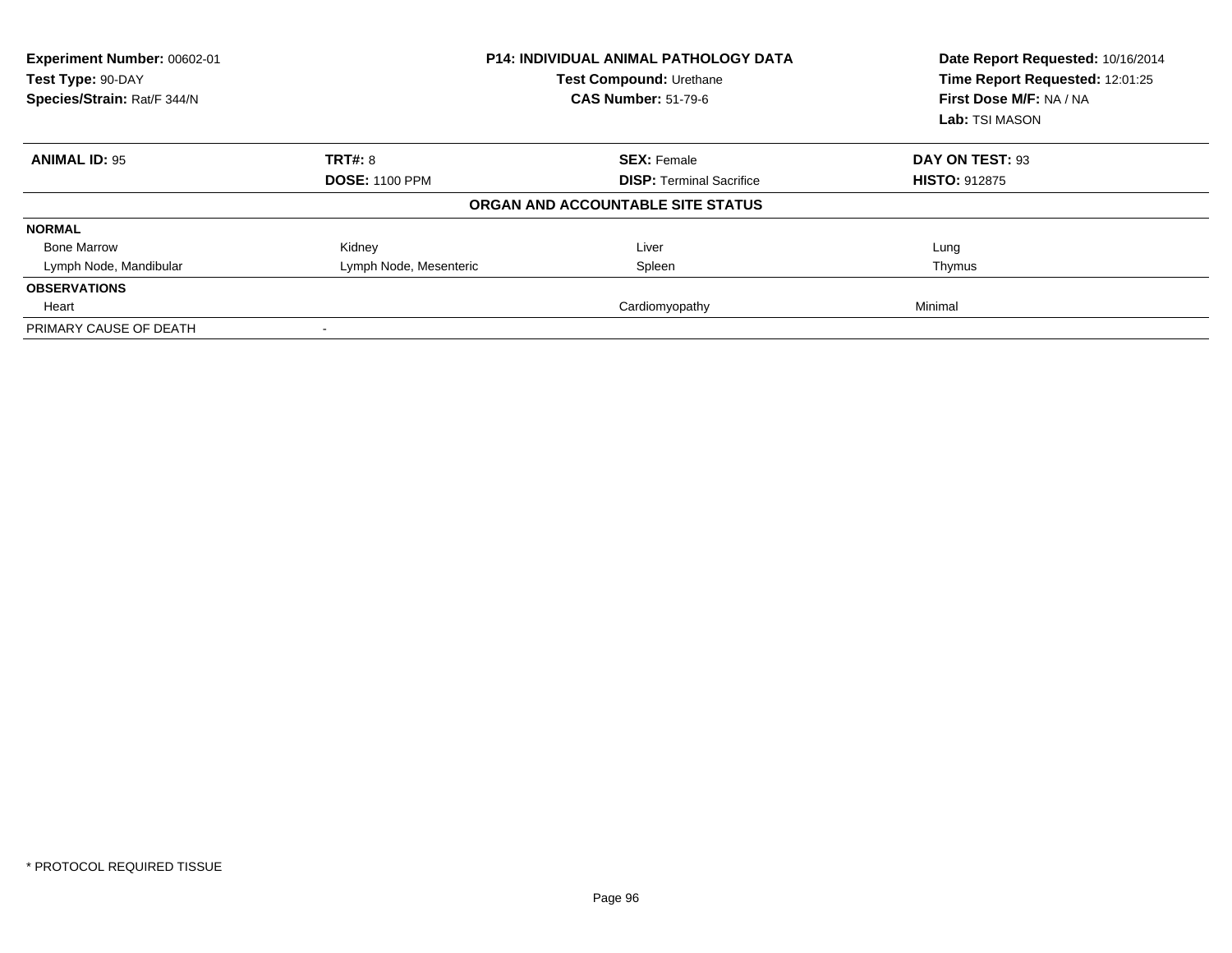**Experiment Number:** 00602-01
**Test Type:** 90-DAY
**Species/Strain:** Rat/F 344/N

**P14: INDIVIDUAL ANIMAL PATHOLOGY DATA**
**Test Compound:** Urethane
**CAS Number:** 51-79-6

**Date Report Requested:** 10/16/2014
**Time Report Requested:** 12:01:25
**First Dose M/F:** NA / NA
**Lab:** TSI MASON

| | | | |
|---|---|---|---|
| **ANIMAL ID:** 95 | **TRT#:** 8 | **SEX:** Female | **DAY ON TEST:** 93 |
| | **DOSE:** 1100 PPM | **DISP:** Terminal Sacrifice | **HISTO:** 912875 |

**ORGAN AND ACCOUNTABLE SITE STATUS**

| | | | |
|---|---|---|---|
| **NORMAL** | | | |
| Bone Marrow | Kidney | Liver | Lung |
| Lymph Node, Mandibular | Lymph Node, Mesenteric | Spleen | Thymus |
| **OBSERVATIONS** | | | |
| Heart | | Cardiomyopathy | Minimal |
| PRIMARY CAUSE OF DEATH | - | | |

* PROTOCOL REQUIRED TISSUE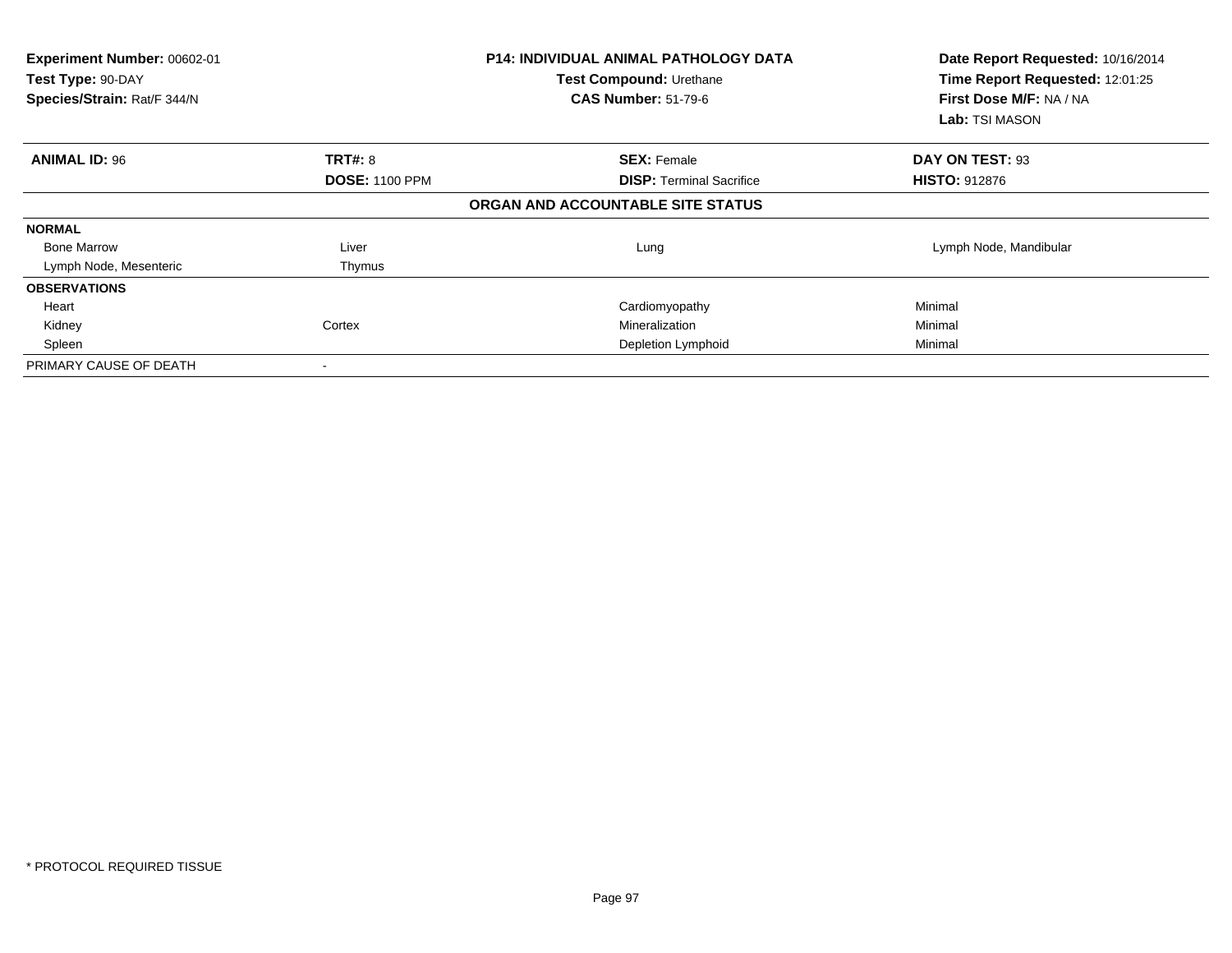**Experiment Number:** 00602-01
**Test Type:** 90-DAY
**Species/Strain:** Rat/F 344/N

**P14: INDIVIDUAL ANIMAL PATHOLOGY DATA**
**Test Compound:** Urethane
**CAS Number:** 51-79-6

**Date Report Requested:** 10/16/2014
**Time Report Requested:** 12:01:25
**First Dose M/F:** NA / NA
**Lab:** TSI MASON

| **ANIMAL ID:** 96 | **TRT#:** 8 | **SEX:** Female | **DAY ON TEST:** 93 |
|---|---|---|---|
| | **DOSE:** 1100 PPM | **DISP:** Terminal Sacrifice | **HISTO:** 912876 |

**ORGAN AND ACCOUNTABLE SITE STATUS**

| | | | |
|---|---|---|---|
| **NORMAL** | | | |
| Bone Marrow | Liver | Lung | Lymph Node, Mandibular |
| Lymph Node, Mesenteric | Thymus | | |
| **OBSERVATIONS** | | | |
| Heart | | Cardiomyopathy | Minimal |
| Kidney | Cortex | Mineralization | Minimal |
| Spleen | | Depletion Lymphoid | Minimal |
| PRIMARY CAUSE OF DEATH | - | | |

* PROTOCOL REQUIRED TISSUE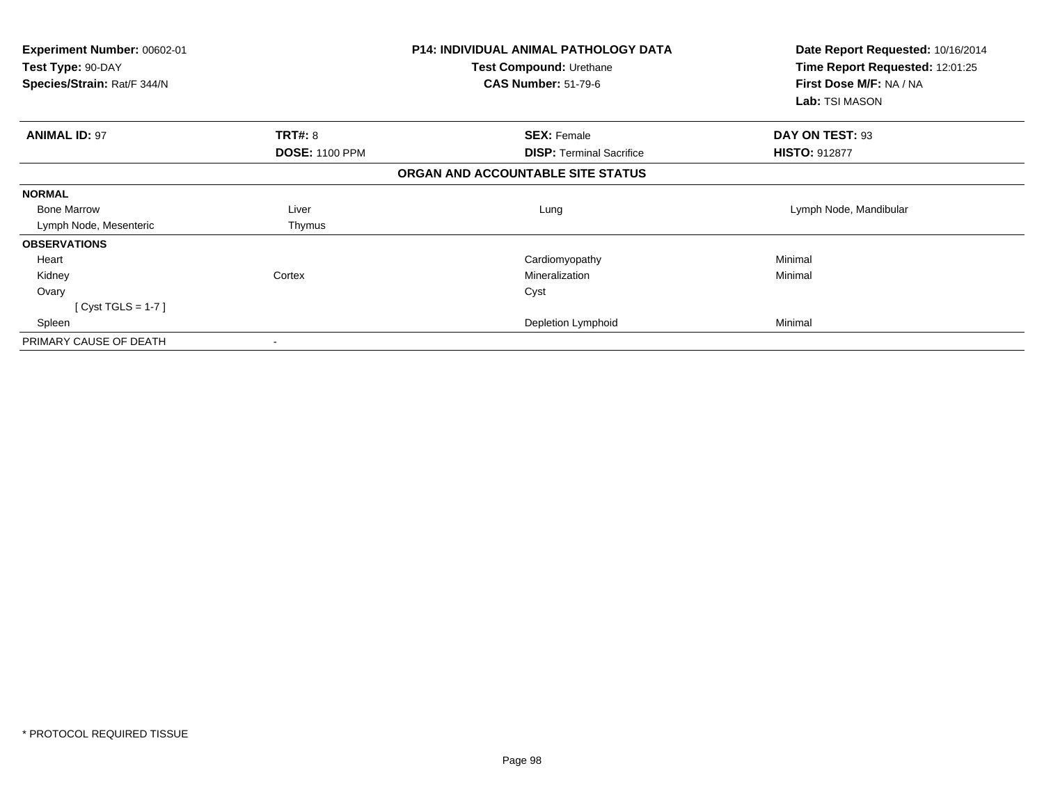**Experiment Number:** 00602-01
**Test Type:** 90-DAY
**Species/Strain:** Rat/F 344/N

**P14: INDIVIDUAL ANIMAL PATHOLOGY DATA**
**Test Compound:** Urethane
**CAS Number:** 51-79-6

**Date Report Requested:** 10/16/2014
**Time Report Requested:** 12:01:25
**First Dose M/F:** NA / NA
**Lab:** TSI MASON

| **ANIMAL ID:** 97 | **TRT#:** 8 | **SEX:** Female | **DAY ON TEST:** 93 |
|---|---|---|---|
| | **DOSE:** 1100 PPM | **DISP:** Terminal Sacrifice | **HISTO:** 912877 |

**ORGAN AND ACCOUNTABLE SITE STATUS**

| | | | |
|---|---|---|---|
| **NORMAL** | | | |
| Bone Marrow | Liver | Lung | Lymph Node, Mandibular |
| Lymph Node, Mesenteric | Thymus | | |
| **OBSERVATIONS** | | | |
| Heart | | Cardiomyopathy | Minimal |
| Kidney | Cortex | Mineralization | Minimal |
| Ovary | | Cyst | |
| [ Cyst TGLS = 1-7 ] | | | |
| Spleen | | Depletion Lymphoid | Minimal |
| PRIMARY CAUSE OF DEATH | - | | |

* PROTOCOL REQUIRED TISSUE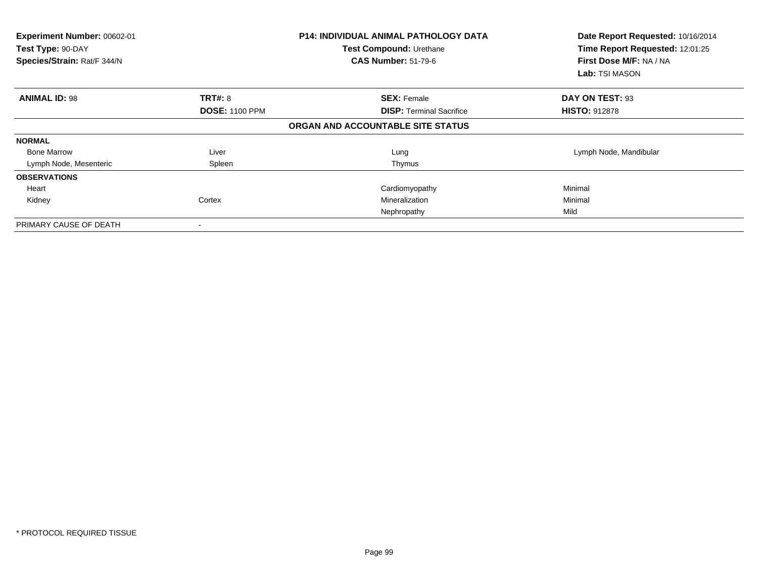**Experiment Number:** 00602-01
**Test Type:** 90-DAY
**Species/Strain:** Rat/F 344/N

**P14: INDIVIDUAL ANIMAL PATHOLOGY DATA**
**Test Compound:** Urethane
**CAS Number:** 51-79-6

**Date Report Requested:** 10/16/2014
**Time Report Requested:** 12:01:25
**First Dose M/F:** NA / NA
**Lab:** TSI MASON

| | | | |
|---|---|---|---|
| **ANIMAL ID:** 98 | **TRT#:** 8 | **SEX:** Female | **DAY ON TEST:** 93 |
| | **DOSE:** 1100 PPM | **DISP:** Terminal Sacrifice | **HISTO:** 912878 |

**ORGAN AND ACCOUNTABLE SITE STATUS**

| | | | |
|---|---|---|---|
| **NORMAL** | | | |
| Bone Marrow | Liver | Lung | Lymph Node, Mandibular |
| Lymph Node, Mesenteric | Spleen | Thymus | |
| **OBSERVATIONS** | | | |
| Heart | | Cardiomyopathy | Minimal |
| Kidney | Cortex | Mineralization | Minimal |
| | | Nephropathy | Mild |
| PRIMARY CAUSE OF DEATH | - | | |

* PROTOCOL REQUIRED TISSUE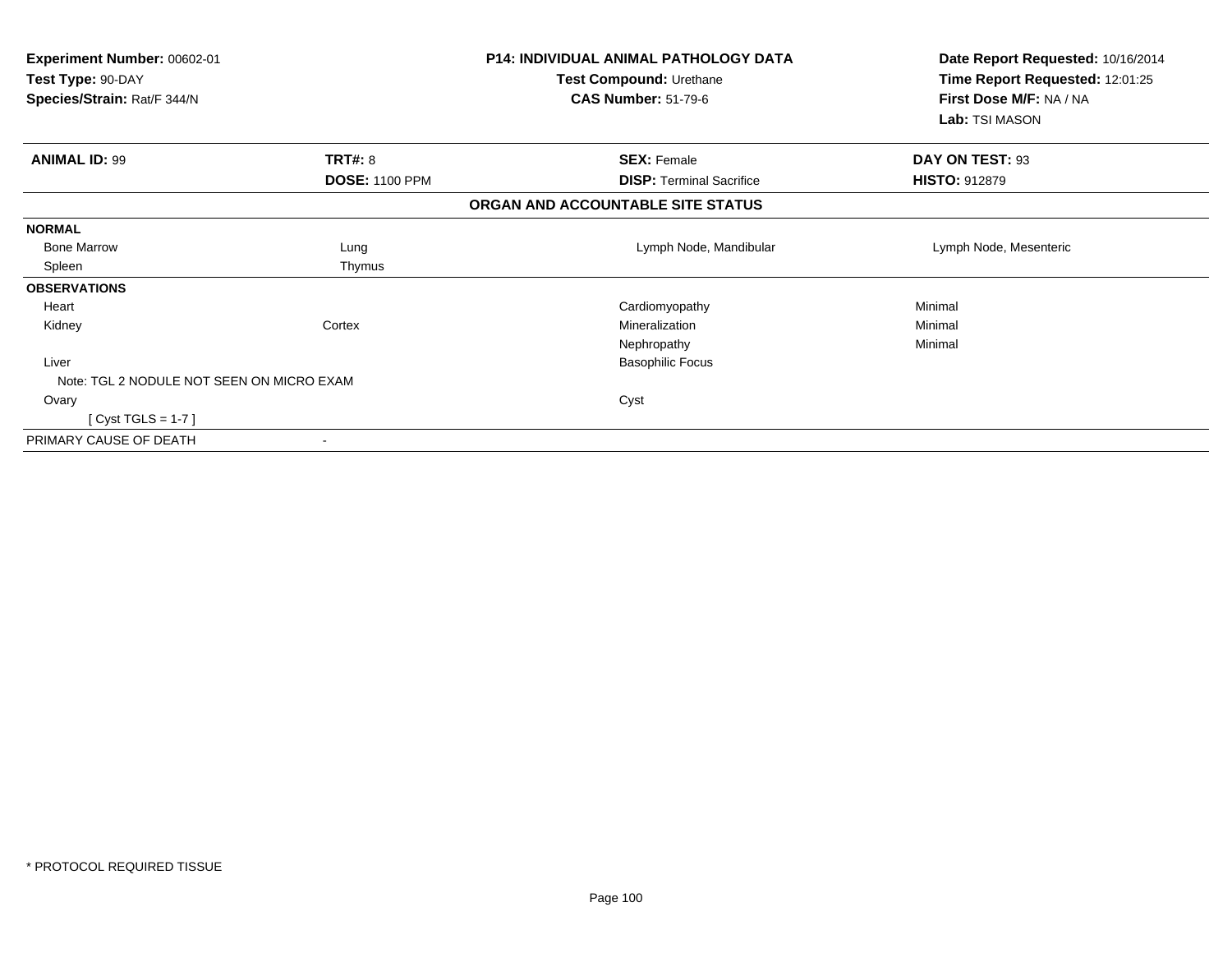**Experiment Number:** 00602-01
**Test Type:** 90-DAY
**Species/Strain:** Rat/F 344/N

**P14: INDIVIDUAL ANIMAL PATHOLOGY DATA**
**Test Compound:** Urethane
**CAS Number:** 51-79-6

**Date Report Requested:** 10/16/2014
**Time Report Requested:** 12:01:25
**First Dose M/F:** NA / NA
**Lab:** TSI MASON

| **ANIMAL ID:** 99 | **TRT#:** 8 | **SEX:** Female | **DAY ON TEST:** 93 |
|---|---|---|---|
| | **DOSE:** 1100 PPM | **DISP:** Terminal Sacrifice | **HISTO:** 912879 |

**ORGAN AND ACCOUNTABLE SITE STATUS**

| | | | |
|---|---|---|---|
| **NORMAL** | | | |
| Bone Marrow | Lung | Lymph Node, Mandibular | Lymph Node, Mesenteric |
| Spleen | Thymus | | |
| **OBSERVATIONS** | | | |
| Heart | | Cardiomyopathy | Minimal |
| Kidney | Cortex | Mineralization | Minimal |
| | | Nephropathy | Minimal |
| Liver | | Basophilic Focus | |
| Note: TGL 2 NODULE NOT SEEN ON MICRO EXAM | | | |
| Ovary | | Cyst | |
| [ Cyst TGLS = 1-7 ] | | | |
| PRIMARY CAUSE OF DEATH | - | | |

* PROTOCOL REQUIRED TISSUE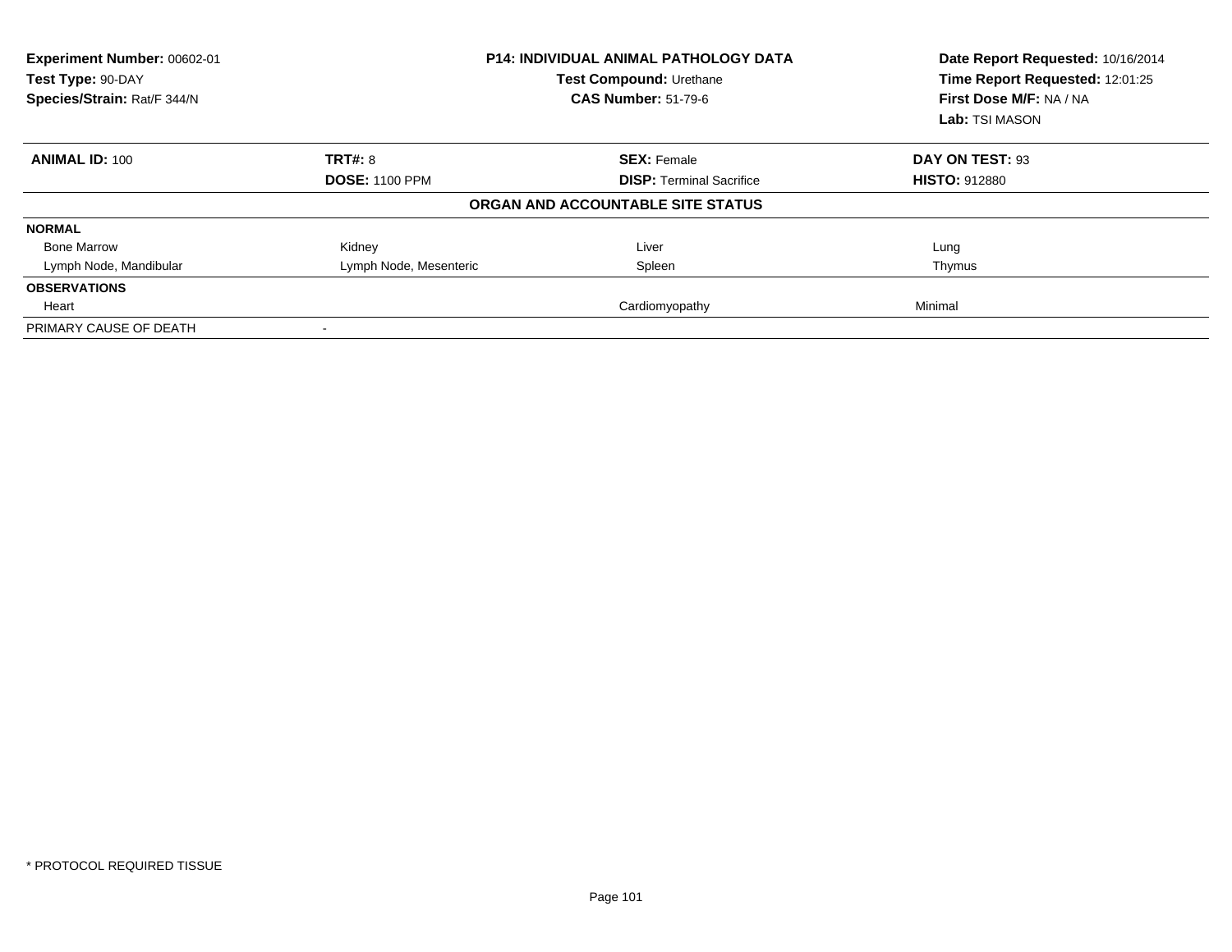**Experiment Number:** 00602-01
**Test Type:** 90-DAY
**Species/Strain:** Rat/F 344/N

**P14: INDIVIDUAL ANIMAL PATHOLOGY DATA**
**Test Compound:** Urethane
**CAS Number:** 51-79-6

**Date Report Requested:** 10/16/2014
**Time Report Requested:** 12:01:25
**First Dose M/F:** NA / NA
**Lab:** TSI MASON

| | | | |
|---|---|---|---|
| **ANIMAL ID:** 100 | **TRT#:** 8 | **SEX:** Female | **DAY ON TEST:** 93 |
| | **DOSE:** 1100 PPM | **DISP:** Terminal Sacrifice | **HISTO:** 912880 |

## ORGAN AND ACCOUNTABLE SITE STATUS

| | | | |
|---|---|---|---|
| **NORMAL** | | | |
| Bone Marrow | Kidney | Liver | Lung |
| Lymph Node, Mandibular | Lymph Node, Mesenteric | Spleen | Thymus |
| **OBSERVATIONS** | | | |
| Heart | | Cardiomyopathy | Minimal |
| PRIMARY CAUSE OF DEATH | - | | |

* PROTOCOL REQUIRED TISSUE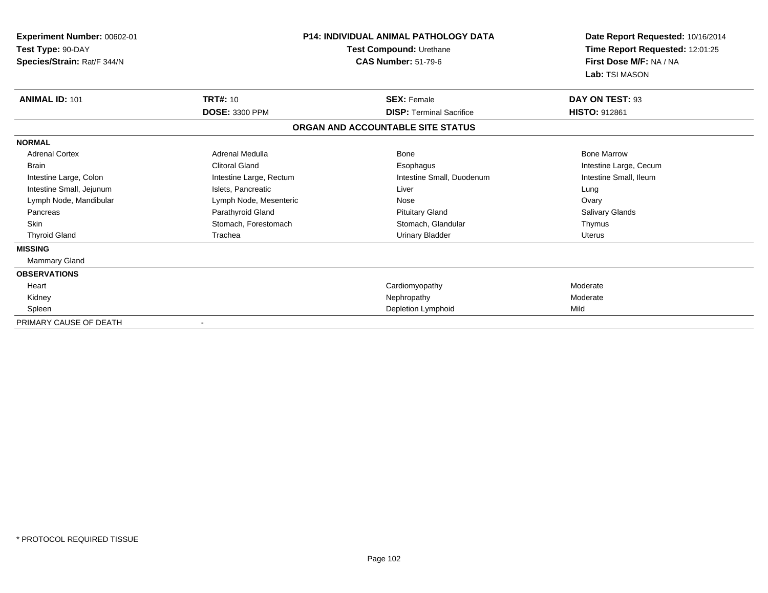**Experiment Number:** 00602-01
**Test Type:** 90-DAY
**Species/Strain:** Rat/F 344/N

**P14: INDIVIDUAL ANIMAL PATHOLOGY DATA**
**Test Compound:** Urethane
**CAS Number:** 51-79-6

**Date Report Requested:** 10/16/2014
**Time Report Requested:** 12:01:25
**First Dose M/F:** NA / NA
**Lab:** TSI MASON

| | | | |
|---|---|---|---|
| **ANIMAL ID:** 101 | **TRT#:** 10 | **SEX:** Female | **DAY ON TEST:** 93 |
| | **DOSE:** 3300 PPM | **DISP:** Terminal Sacrifice | **HISTO:** 912861 |

## ORGAN AND ACCOUNTABLE SITE STATUS

| | | | |
|---|---|---|---|
| **NORMAL** | | | |
| Adrenal Cortex | Adrenal Medulla | Bone | Bone Marrow |
| Brain | Clitoral Gland | Esophagus | Intestine Large, Cecum |
| Intestine Large, Colon | Intestine Large, Rectum | Intestine Small, Duodenum | Intestine Small, Ileum |
| Intestine Small, Jejunum | Islets, Pancreatic | Liver | Lung |
| Lymph Node, Mandibular | Lymph Node, Mesenteric | Nose | Ovary |
| Pancreas | Parathyroid Gland | Pituitary Gland | Salivary Glands |
| Skin | Stomach, Forestomach | Stomach, Glandular | Thymus |
| Thyroid Gland | Trachea | Urinary Bladder | Uterus |
| **MISSING** | | | |
| Mammary Gland | | | |
| **OBSERVATIONS** | | | |
| Heart | | Cardiomyopathy | Moderate |
| Kidney | | Nephropathy | Moderate |
| Spleen | | Depletion Lymphoid | Mild |
| PRIMARY CAUSE OF DEATH | - | | |

* PROTOCOL REQUIRED TISSUE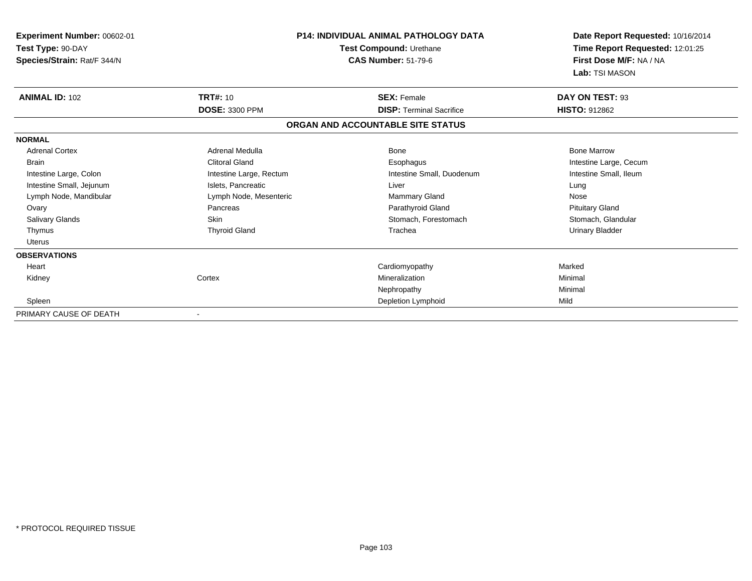**Experiment Number:** 00602-01
**Test Type:** 90-DAY
**Species/Strain:** Rat/F 344/N

**P14: INDIVIDUAL ANIMAL PATHOLOGY DATA**
**Test Compound:** Urethane
**CAS Number:** 51-79-6

**Date Report Requested:** 10/16/2014
**Time Report Requested:** 12:01:25
**First Dose M/F:** NA / NA
**Lab:** TSI MASON

| | | | |
|---|---|---|---|
| **ANIMAL ID:** 102 | **TRT#:** 10 | **SEX:** Female | **DAY ON TEST:** 93 |
| | **DOSE:** 3300 PPM | **DISP:** Terminal Sacrifice | **HISTO:** 912862 |

**ORGAN AND ACCOUNTABLE SITE STATUS**

**NORMAL**

| | | | |
|---|---|---|---|
| Adrenal Cortex | Adrenal Medulla | Bone | Bone Marrow |
| Brain | Clitoral Gland | Esophagus | Intestine Large, Cecum |
| Intestine Large, Colon | Intestine Large, Rectum | Intestine Small, Duodenum | Intestine Small, Ileum |
| Intestine Small, Jejunum | Islets, Pancreatic | Liver | Lung |
| Lymph Node, Mandibular | Lymph Node, Mesenteric | Mammary Gland | Nose |
| Ovary | Pancreas | Parathyroid Gland | Pituitary Gland |
| Salivary Glands | Skin | Stomach, Forestomach | Stomach, Glandular |
| Thymus | Thyroid Gland | Trachea | Urinary Bladder |
| Uterus | | | |

**OBSERVATIONS**

| | | | |
|---|---|---|---|
| Heart | | Cardiomyopathy | Marked |
| Kidney | Cortex | Mineralization | Minimal |
| | | Nephropathy | Minimal |
| Spleen | | Depletion Lymphoid | Mild |

PRIMARY CAUSE OF DEATH -

* PROTOCOL REQUIRED TISSUE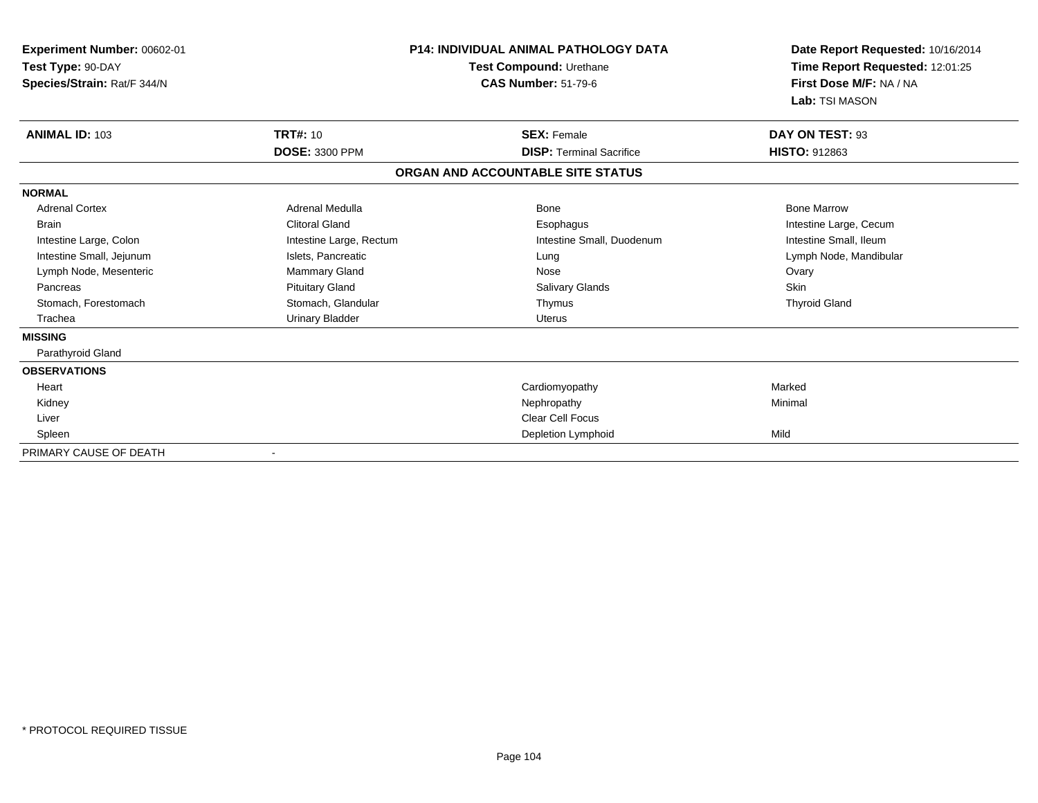**Experiment Number:** 00602-01
**Test Type:** 90-DAY
**Species/Strain:** Rat/F 344/N

**P14: INDIVIDUAL ANIMAL PATHOLOGY DATA**
**Test Compound:** Urethane
**CAS Number:** 51-79-6

**Date Report Requested:** 10/16/2014
**Time Report Requested:** 12:01:25
**First Dose M/F:** NA / NA
**Lab:** TSI MASON

| **ANIMAL ID:** 103 | **TRT#:** 10 | **SEX:** Female | **DAY ON TEST:** 93 |
|---|---|---|---|
| | **DOSE:** 3300 PPM | **DISP:** Terminal Sacrifice | **HISTO:** 912863 |

**ORGAN AND ACCOUNTABLE SITE STATUS**

| | | | |
|---|---|---|---|
| **NORMAL** | | | |
| Adrenal Cortex | Adrenal Medulla | Bone | Bone Marrow |
| Brain | Clitoral Gland | Esophagus | Intestine Large, Cecum |
| Intestine Large, Colon | Intestine Large, Rectum | Intestine Small, Duodenum | Intestine Small, Ileum |
| Intestine Small, Jejunum | Islets, Pancreatic | Lung | Lymph Node, Mandibular |
| Lymph Node, Mesenteric | Mammary Gland | Nose | Ovary |
| Pancreas | Pituitary Gland | Salivary Glands | Skin |
| Stomach, Forestomach | Stomach, Glandular | Thymus | Thyroid Gland |
| Trachea | Urinary Bladder | Uterus | |
| **MISSING** | | | |
| Parathyroid Gland | | | |
| **OBSERVATIONS** | | | |
| Heart | | Cardiomyopathy | Marked |
| Kidney | | Nephropathy | Minimal |
| Liver | | Clear Cell Focus | |
| Spleen | | Depletion Lymphoid | Mild |
| PRIMARY CAUSE OF DEATH | - | | |

\* PROTOCOL REQUIRED TISSUE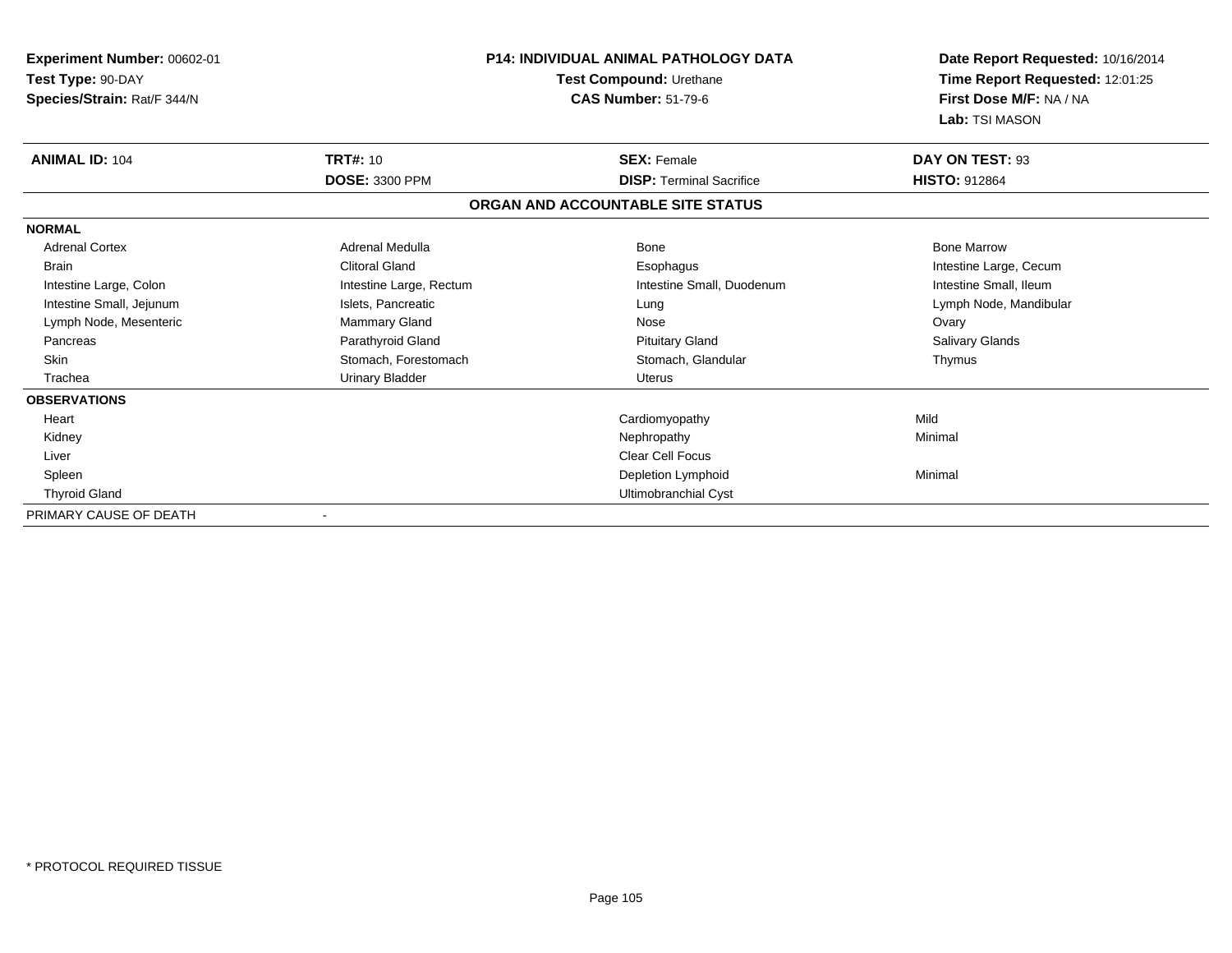**Experiment Number:** 00602-01
**Test Type:** 90-DAY
**Species/Strain:** Rat/F 344/N

**P14: INDIVIDUAL ANIMAL PATHOLOGY DATA**
**Test Compound:** Urethane
**CAS Number:** 51-79-6

**Date Report Requested:** 10/16/2014
**Time Report Requested:** 12:01:25
**First Dose M/F:** NA / NA
**Lab:** TSI MASON

| | | | |
|---|---|---|---|
| **ANIMAL ID:** 104 | **TRT#:** 10 | **SEX:** Female | **DAY ON TEST:** 93 |
| | **DOSE:** 3300 PPM | **DISP:** Terminal Sacrifice | **HISTO:** 912864 |

**ORGAN AND ACCOUNTABLE SITE STATUS**

**NORMAL**

| | | | |
|---|---|---|---|
| Adrenal Cortex | Adrenal Medulla | Bone | Bone Marrow |
| Brain | Clitoral Gland | Esophagus | Intestine Large, Cecum |
| Intestine Large, Colon | Intestine Large, Rectum | Intestine Small, Duodenum | Intestine Small, Ileum |
| Intestine Small, Jejunum | Islets, Pancreatic | Lung | Lymph Node, Mandibular |
| Lymph Node, Mesenteric | Mammary Gland | Nose | Ovary |
| Pancreas | Parathyroid Gland | Pituitary Gland | Salivary Glands |
| Skin | Stomach, Forestomach | Stomach, Glandular | Thymus |
| Trachea | Urinary Bladder | Uterus | |

**OBSERVATIONS**

| | | |
|---|---|---|
| Heart | Cardiomyopathy | Mild |
| Kidney | Nephropathy | Minimal |
| Liver | Clear Cell Focus | |
| Spleen | Depletion Lymphoid | Minimal |
| Thyroid Gland | Ultimobranchial Cyst | |

PRIMARY CAUSE OF DEATH -

* PROTOCOL REQUIRED TISSUE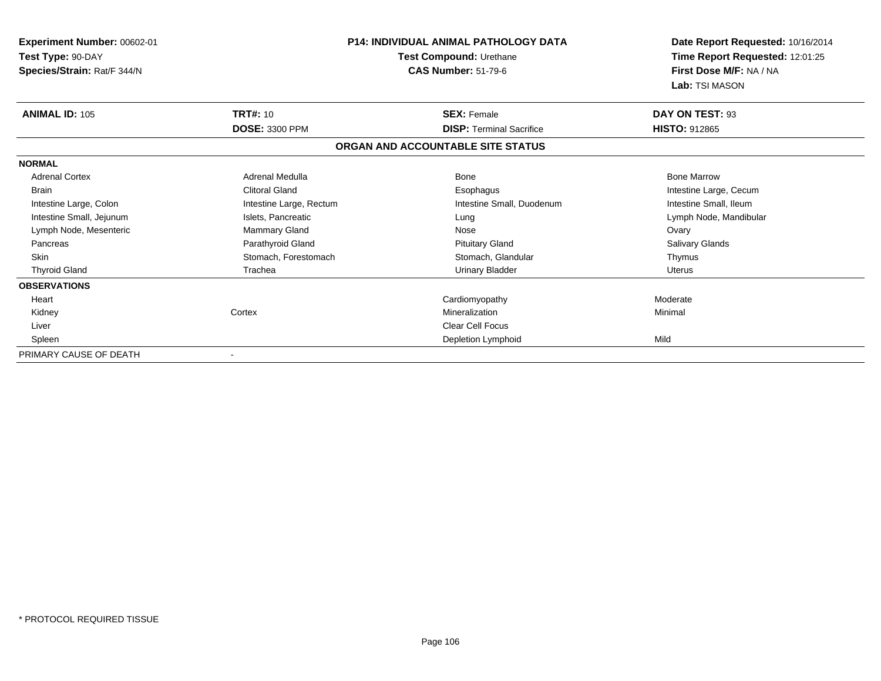**Experiment Number:** 00602-01
**Test Type:** 90-DAY
**Species/Strain:** Rat/F 344/N

**P14: INDIVIDUAL ANIMAL PATHOLOGY DATA**
**Test Compound:** Urethane
**CAS Number:** 51-79-6

**Date Report Requested:** 10/16/2014
**Time Report Requested:** 12:01:25
**First Dose M/F:** NA / NA
**Lab:** TSI MASON

| **ANIMAL ID:** 105 | **TRT#:** 10 | **SEX:** Female | **DAY ON TEST:** 93 |
|---|---|---|---|
| | **DOSE:** 3300 PPM | **DISP:** Terminal Sacrifice | **HISTO:** 912865 |

**ORGAN AND ACCOUNTABLE SITE STATUS**

| | | | |
|---|---|---|---|
| **NORMAL** | | | |
| Adrenal Cortex | Adrenal Medulla | Bone | Bone Marrow |
| Brain | Clitoral Gland | Esophagus | Intestine Large, Cecum |
| Intestine Large, Colon | Intestine Large, Rectum | Intestine Small, Duodenum | Intestine Small, Ileum |
| Intestine Small, Jejunum | Islets, Pancreatic | Lung | Lymph Node, Mandibular |
| Lymph Node, Mesenteric | Mammary Gland | Nose | Ovary |
| Pancreas | Parathyroid Gland | Pituitary Gland | Salivary Glands |
| Skin | Stomach, Forestomach | Stomach, Glandular | Thymus |
| Thyroid Gland | Trachea | Urinary Bladder | Uterus |
| **OBSERVATIONS** | | | |
| Heart | | Cardiomyopathy | Moderate |
| Kidney | Cortex | Mineralization | Minimal |
| Liver | | Clear Cell Focus | |
| Spleen | | Depletion Lymphoid | Mild |
| PRIMARY CAUSE OF DEATH | - | | |

\* PROTOCOL REQUIRED TISSUE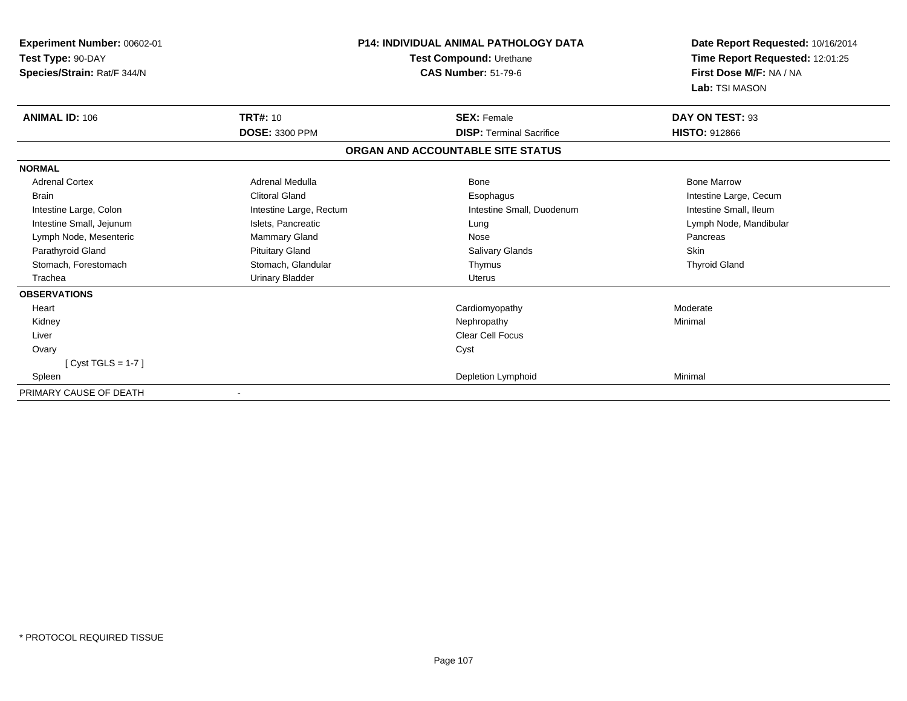**Experiment Number:** 00602-01
**Test Type:** 90-DAY
**Species/Strain:** Rat/F 344/N

**P14: INDIVIDUAL ANIMAL PATHOLOGY DATA**
**Test Compound:** Urethane
**CAS Number:** 51-79-6

**Date Report Requested:** 10/16/2014
**Time Report Requested:** 12:01:25
**First Dose M/F:** NA / NA
**Lab:** TSI MASON

| **ANIMAL ID:** 106 | **TRT#:** 10 | **SEX:** Female | **DAY ON TEST:** 93 |
|---|---|---|---|
| | **DOSE:** 3300 PPM | **DISP:** Terminal Sacrifice | **HISTO:** 912866 |

**ORGAN AND ACCOUNTABLE SITE STATUS**

| | | | |
|---|---|---|---|
| **NORMAL** | | | |
| Adrenal Cortex | Adrenal Medulla | Bone | Bone Marrow |
| Brain | Clitoral Gland | Esophagus | Intestine Large, Cecum |
| Intestine Large, Colon | Intestine Large, Rectum | Intestine Small, Duodenum | Intestine Small, Ileum |
| Intestine Small, Jejunum | Islets, Pancreatic | Lung | Lymph Node, Mandibular |
| Lymph Node, Mesenteric | Mammary Gland | Nose | Pancreas |
| Parathyroid Gland | Pituitary Gland | Salivary Glands | Skin |
| Stomach, Forestomach | Stomach, Glandular | Thymus | Thyroid Gland |
| Trachea | Urinary Bladder | Uterus | |
| **OBSERVATIONS** | | | |
| Heart | | Cardiomyopathy | Moderate |
| Kidney | | Nephropathy | Minimal |
| Liver | | Clear Cell Focus | |
| Ovary | | Cyst | |
| [ Cyst TGLS = 1-7 ] | | | |
| Spleen | | Depletion Lymphoid | Minimal |
| PRIMARY CAUSE OF DEATH | - | | |

* PROTOCOL REQUIRED TISSUE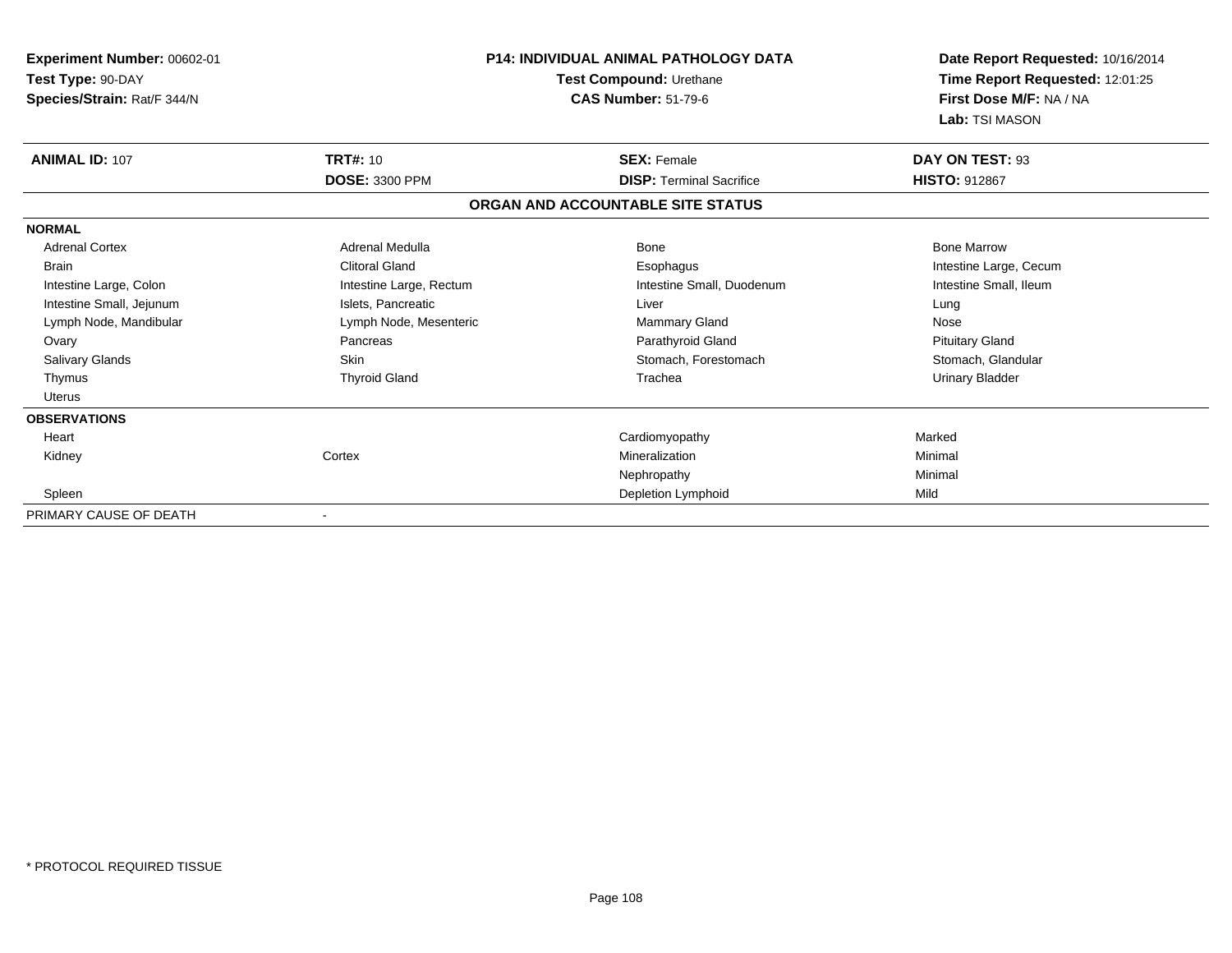**Experiment Number:** 00602-01
**Test Type:** 90-DAY
**Species/Strain:** Rat/F 344/N

**P14: INDIVIDUAL ANIMAL PATHOLOGY DATA**
**Test Compound:** Urethane
**CAS Number:** 51-79-6

**Date Report Requested:** 10/16/2014
**Time Report Requested:** 12:01:25
**First Dose M/F:** NA / NA
**Lab:** TSI MASON

| **ANIMAL ID:** 107 | **TRT#:** 10 | **SEX:** Female | **DAY ON TEST:** 93 |
|---|---|---|---|
| | **DOSE:** 3300 PPM | **DISP:** Terminal Sacrifice | **HISTO:** 912867 |

## ORGAN AND ACCOUNTABLE SITE STATUS

**NORMAL**

| | | | |
|---|---|---|---|
| Adrenal Cortex | Adrenal Medulla | Bone | Bone Marrow |
| Brain | Clitoral Gland | Esophagus | Intestine Large, Cecum |
| Intestine Large, Colon | Intestine Large, Rectum | Intestine Small, Duodenum | Intestine Small, Ileum |
| Intestine Small, Jejunum | Islets, Pancreatic | Liver | Lung |
| Lymph Node, Mandibular | Lymph Node, Mesenteric | Mammary Gland | Nose |
| Ovary | Pancreas | Parathyroid Gland | Pituitary Gland |
| Salivary Glands | Skin | Stomach, Forestomach | Stomach, Glandular |
| Thymus | Thyroid Gland | Trachea | Urinary Bladder |
| Uterus | | | |

**OBSERVATIONS**

| | | | |
|---|---|---|---|
| Heart | | Cardiomyopathy | Marked |
| Kidney | Cortex | Mineralization | Minimal |
| | | Nephropathy | Minimal |
| Spleen | | Depletion Lymphoid | Mild |

PRIMARY CAUSE OF DEATH -

\* PROTOCOL REQUIRED TISSUE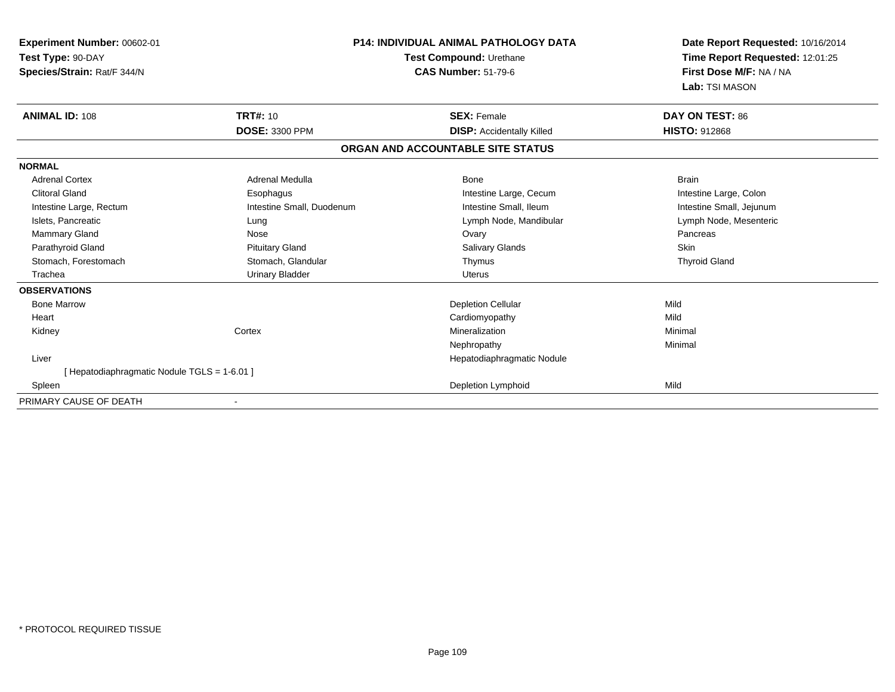**Experiment Number:** 00602-01
**Test Type:** 90-DAY
**Species/Strain:** Rat/F 344/N

**P14: INDIVIDUAL ANIMAL PATHOLOGY DATA**
**Test Compound:** Urethane
**CAS Number:** 51-79-6

**Date Report Requested:** 10/16/2014
**Time Report Requested:** 12:01:25
**First Dose M/F:** NA / NA
**Lab:** TSI MASON

| | | | |
|---|---|---|---|
| **ANIMAL ID:** 108 | **TRT#:** 10 | **SEX:** Female | **DAY ON TEST:** 86 |
| | **DOSE:** 3300 PPM | **DISP:** Accidentally Killed | **HISTO:** 912868 |

**ORGAN AND ACCOUNTABLE SITE STATUS**

**NORMAL**

| | | | |
|---|---|---|---|
| Adrenal Cortex | Adrenal Medulla | Bone | Brain |
| Clitoral Gland | Esophagus | Intestine Large, Cecum | Intestine Large, Colon |
| Intestine Large, Rectum | Intestine Small, Duodenum | Intestine Small, Ileum | Intestine Small, Jejunum |
| Islets, Pancreatic | Lung | Lymph Node, Mandibular | Lymph Node, Mesenteric |
| Mammary Gland | Nose | Ovary | Pancreas |
| Parathyroid Gland | Pituitary Gland | Salivary Glands | Skin |
| Stomach, Forestomach | Stomach, Glandular | Thymus | Thyroid Gland |
| Trachea | Urinary Bladder | Uterus | |

**OBSERVATIONS**

| | | | |
|---|---|---|---|
| Bone Marrow | | Depletion Cellular | Mild |
| Heart | | Cardiomyopathy | Mild |
| Kidney | Cortex | Mineralization | Minimal |
| | | Nephropathy | Minimal |
| Liver | | Hepatodiaphragmatic Nodule | |
| [ Hepatodiaphragmatic Nodule TGLS = 1-6.01 ] | | | |
| Spleen | | Depletion Lymphoid | Mild |

PRIMARY CAUSE OF DEATH -

\* PROTOCOL REQUIRED TISSUE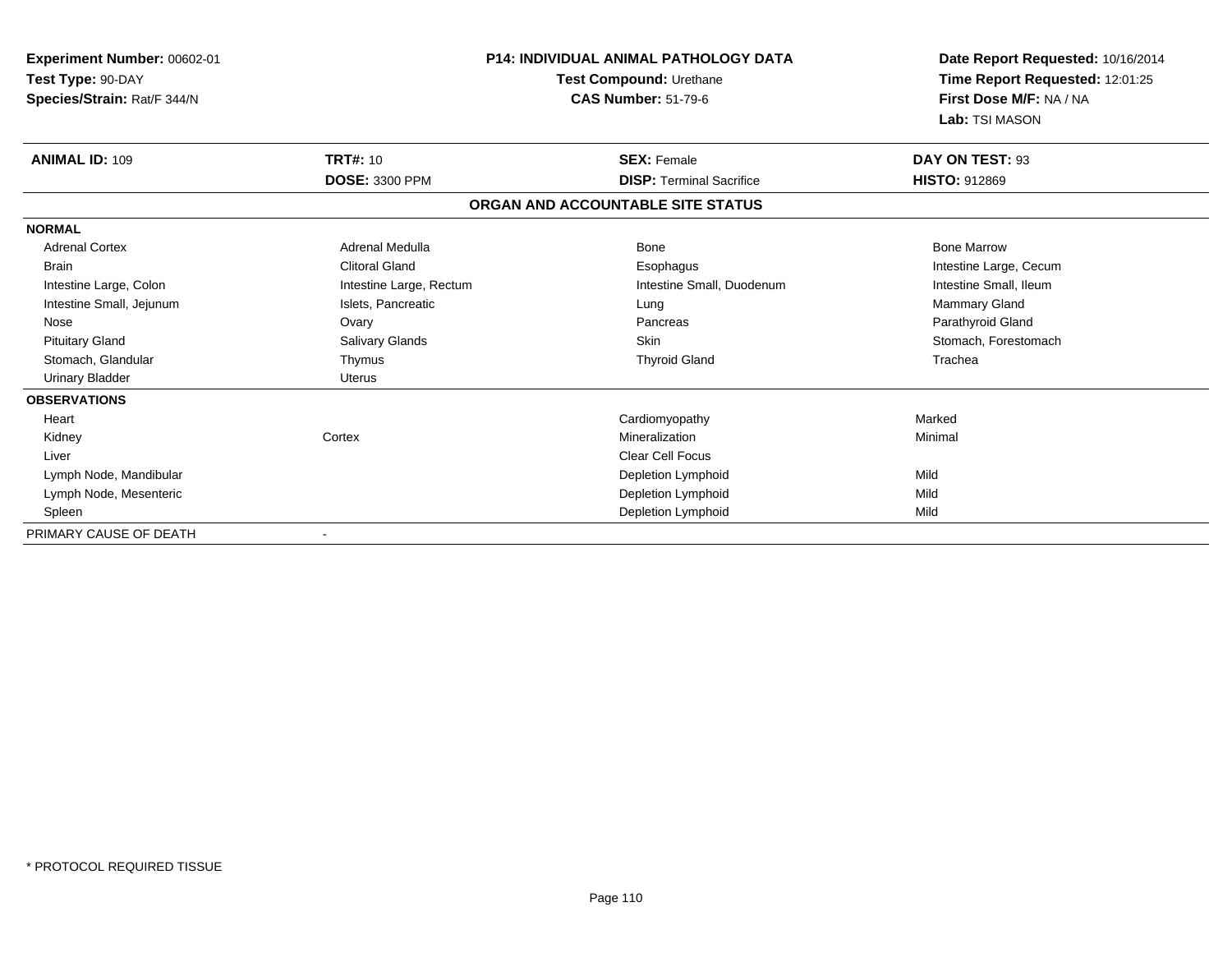**Experiment Number:** 00602-01
**Test Type:** 90-DAY
**Species/Strain:** Rat/F 344/N

**P14: INDIVIDUAL ANIMAL PATHOLOGY DATA**
**Test Compound:** Urethane
**CAS Number:** 51-79-6

**Date Report Requested:** 10/16/2014
**Time Report Requested:** 12:01:25
**First Dose M/F:** NA / NA
**Lab:** TSI MASON

| **ANIMAL ID:** 109 | **TRT#:** 10 | **SEX:** Female | **DAY ON TEST:** 93 |
|---|---|---|---|
| | **DOSE:** 3300 PPM | **DISP:** Terminal Sacrifice | **HISTO:** 912869 |

**ORGAN AND ACCOUNTABLE SITE STATUS**

| | | | |
|---|---|---|---|
| **NORMAL** | | | |
| Adrenal Cortex | Adrenal Medulla | Bone | Bone Marrow |
| Brain | Clitoral Gland | Esophagus | Intestine Large, Cecum |
| Intestine Large, Colon | Intestine Large, Rectum | Intestine Small, Duodenum | Intestine Small, Ileum |
| Intestine Small, Jejunum | Islets, Pancreatic | Lung | Mammary Gland |
| Nose | Ovary | Pancreas | Parathyroid Gland |
| Pituitary Gland | Salivary Glands | Skin | Stomach, Forestomach |
| Stomach, Glandular | Thymus | Thyroid Gland | Trachea |
| Urinary Bladder | Uterus | | |
| **OBSERVATIONS** | | | |
| Heart | | Cardiomyopathy | Marked |
| Kidney | Cortex | Mineralization | Minimal |
| Liver | | Clear Cell Focus | |
| Lymph Node, Mandibular | | Depletion Lymphoid | Mild |
| Lymph Node, Mesenteric | | Depletion Lymphoid | Mild |
| Spleen | | Depletion Lymphoid | Mild |
| PRIMARY CAUSE OF DEATH | - | | |

\* PROTOCOL REQUIRED TISSUE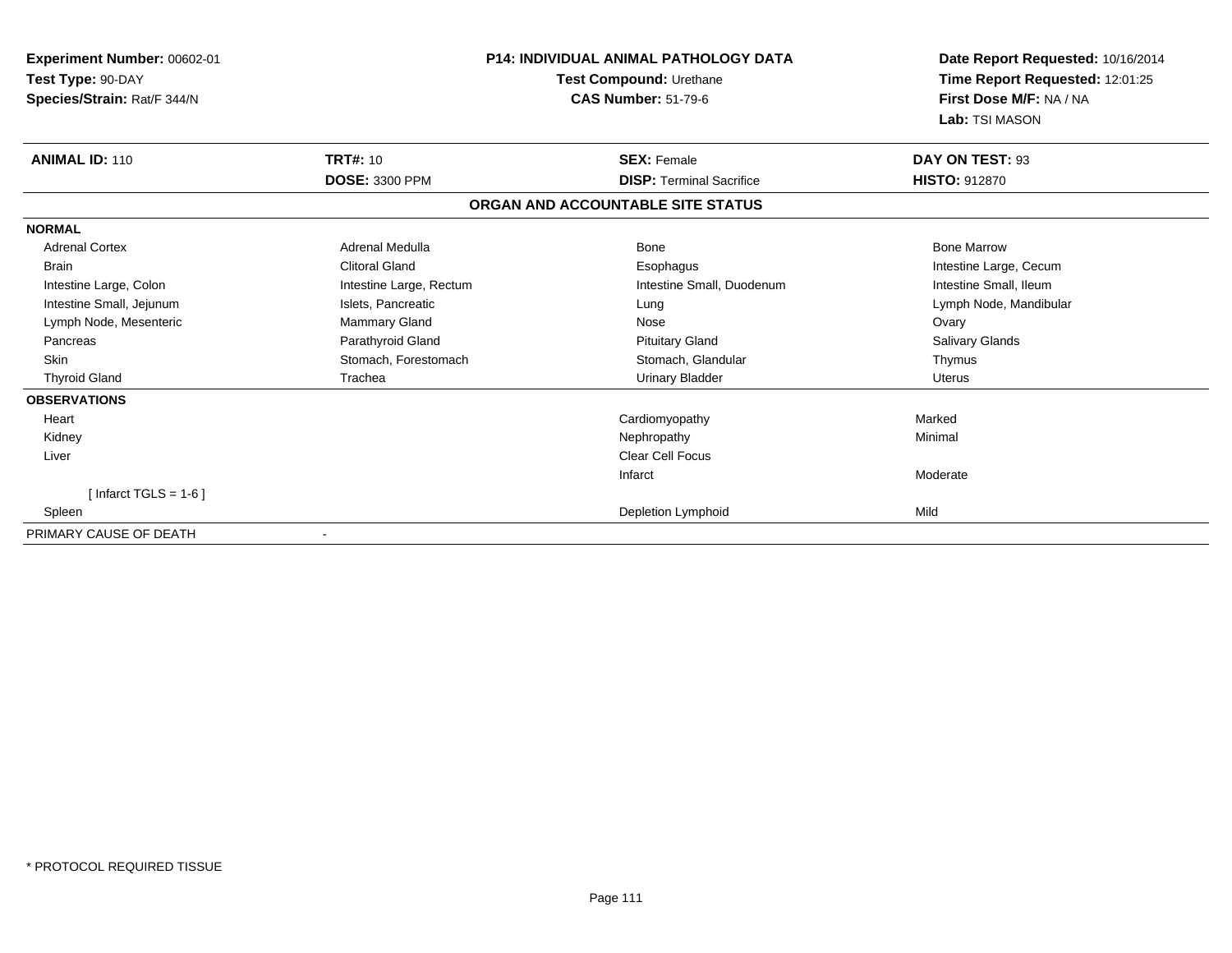**Experiment Number:** 00602-01
**Test Type:** 90-DAY
**Species/Strain:** Rat/F 344/N

**P14: INDIVIDUAL ANIMAL PATHOLOGY DATA**
**Test Compound:** Urethane
**CAS Number:** 51-79-6

**Date Report Requested:** 10/16/2014
**Time Report Requested:** 12:01:25
**First Dose M/F:** NA / NA
**Lab:** TSI MASON

| | | | |
|---|---|---|---|
| **ANIMAL ID:** 110 | **TRT#:** 10 | **SEX:** Female | **DAY ON TEST:** 93 |
| | **DOSE:** 3300 PPM | **DISP:** Terminal Sacrifice | **HISTO:** 912870 |

**ORGAN AND ACCOUNTABLE SITE STATUS**

| | | | |
|---|---|---|---|
| **NORMAL** | | | |
| Adrenal Cortex | Adrenal Medulla | Bone | Bone Marrow |
| Brain | Clitoral Gland | Esophagus | Intestine Large, Cecum |
| Intestine Large, Colon | Intestine Large, Rectum | Intestine Small, Duodenum | Intestine Small, Ileum |
| Intestine Small, Jejunum | Islets, Pancreatic | Lung | Lymph Node, Mandibular |
| Lymph Node, Mesenteric | Mammary Gland | Nose | Ovary |
| Pancreas | Parathyroid Gland | Pituitary Gland | Salivary Glands |
| Skin | Stomach, Forestomach | Stomach, Glandular | Thymus |
| Thyroid Gland | Trachea | Urinary Bladder | Uterus |
| **OBSERVATIONS** | | | |
| Heart | | Cardiomyopathy | Marked |
| Kidney | | Nephropathy | Minimal |
| Liver | | Clear Cell Focus | |
| | | Infarct | Moderate |
| [ Infarct TGLS = 1-6 ] | | | |
| Spleen | | Depletion Lymphoid | Mild |
| PRIMARY CAUSE OF DEATH | - | | |

* PROTOCOL REQUIRED TISSUE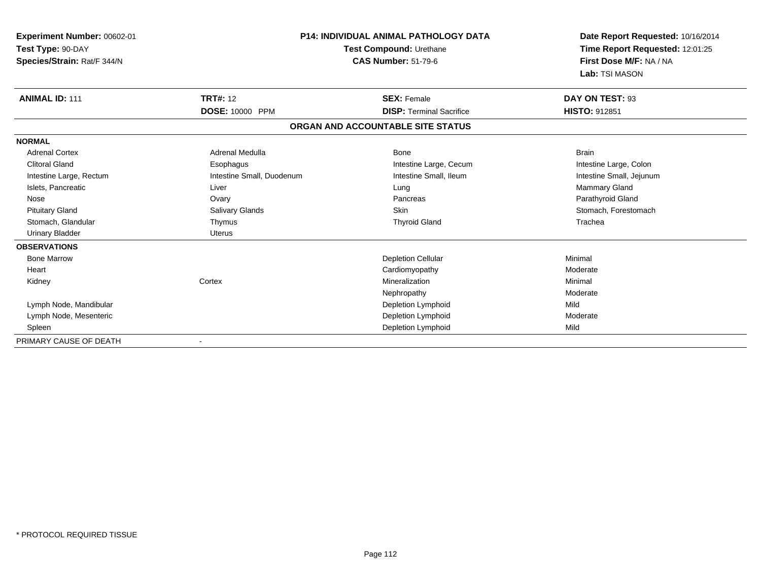**Experiment Number:** 00602-01
**Test Type:** 90-DAY
**Species/Strain:** Rat/F 344/N

**P14: INDIVIDUAL ANIMAL PATHOLOGY DATA**
**Test Compound:** Urethane
**CAS Number:** 51-79-6

**Date Report Requested:** 10/16/2014
**Time Report Requested:** 12:01:25
**First Dose M/F:** NA / NA
**Lab:** TSI MASON

| | | | |
|---|---|---|---|
| **ANIMAL ID:** 111 | **TRT#:** 12 | **SEX:** Female | **DAY ON TEST:** 93 |
| | **DOSE:** 10000 PPM | **DISP:** Terminal Sacrifice | **HISTO:** 912851 |

**ORGAN AND ACCOUNTABLE SITE STATUS**

| | | | |
|---|---|---|---|
| **NORMAL** | | | |
| Adrenal Cortex | Adrenal Medulla | Bone | Brain |
| Clitoral Gland | Esophagus | Intestine Large, Cecum | Intestine Large, Colon |
| Intestine Large, Rectum | Intestine Small, Duodenum | Intestine Small, Ileum | Intestine Small, Jejunum |
| Islets, Pancreatic | Liver | Lung | Mammary Gland |
| Nose | Ovary | Pancreas | Parathyroid Gland |
| Pituitary Gland | Salivary Glands | Skin | Stomach, Forestomach |
| Stomach, Glandular | Thymus | Thyroid Gland | Trachea |
| Urinary Bladder | Uterus | | |
| **OBSERVATIONS** | | | |
| Bone Marrow | | Depletion Cellular | Minimal |
| Heart | | Cardiomyopathy | Moderate |
| Kidney | Cortex | Mineralization | Minimal |
| | | Nephropathy | Moderate |
| Lymph Node, Mandibular | | Depletion Lymphoid | Mild |
| Lymph Node, Mesenteric | | Depletion Lymphoid | Moderate |
| Spleen | | Depletion Lymphoid | Mild |
| PRIMARY CAUSE OF DEATH | - | | |

\* PROTOCOL REQUIRED TISSUE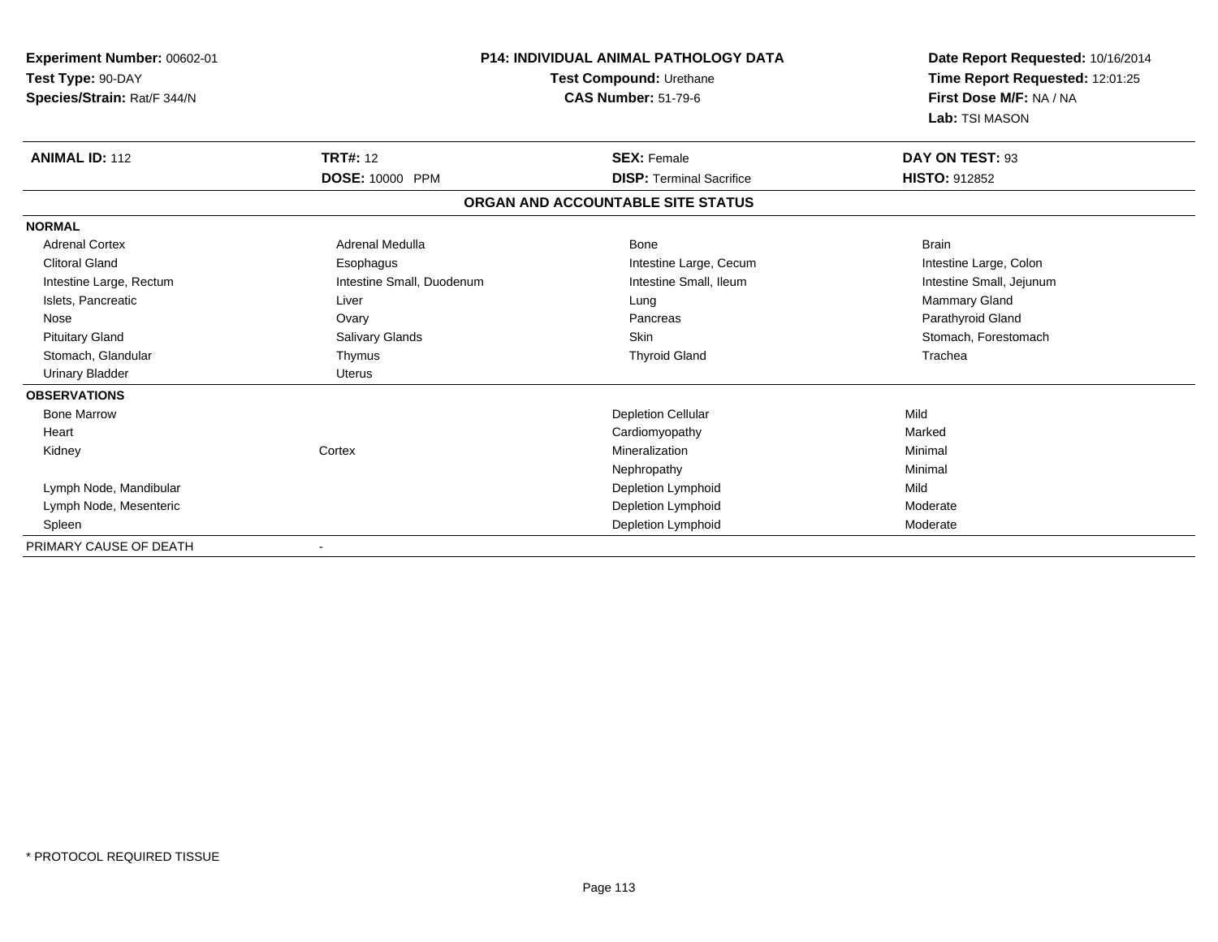**Experiment Number:** 00602-01
**Test Type:** 90-DAY
**Species/Strain:** Rat/F 344/N

**P14: INDIVIDUAL ANIMAL PATHOLOGY DATA**
**Test Compound:** Urethane
**CAS Number:** 51-79-6

**Date Report Requested:** 10/16/2014
**Time Report Requested:** 12:01:25
**First Dose M/F:** NA / NA
**Lab:** TSI MASON

| **ANIMAL ID:** 112 | **TRT#:** 12 | **SEX:** Female | **DAY ON TEST:** 93 |
|---|---|---|---|
| | **DOSE:** 10000 PPM | **DISP:** Terminal Sacrifice | **HISTO:** 912852 |

**ORGAN AND ACCOUNTABLE SITE STATUS**

| | | | |
|---|---|---|---|
| **NORMAL** | | | |
| Adrenal Cortex | Adrenal Medulla | Bone | Brain |
| Clitoral Gland | Esophagus | Intestine Large, Cecum | Intestine Large, Colon |
| Intestine Large, Rectum | Intestine Small, Duodenum | Intestine Small, Ileum | Intestine Small, Jejunum |
| Islets, Pancreatic | Liver | Lung | Mammary Gland |
| Nose | Ovary | Pancreas | Parathyroid Gland |
| Pituitary Gland | Salivary Glands | Skin | Stomach, Forestomach |
| Stomach, Glandular | Thymus | Thyroid Gland | Trachea |
| Urinary Bladder | Uterus | | |
| **OBSERVATIONS** | | | |
| Bone Marrow | | Depletion Cellular | Mild |
| Heart | | Cardiomyopathy | Marked |
| Kidney | Cortex | Mineralization | Minimal |
| | | Nephropathy | Minimal |
| Lymph Node, Mandibular | | Depletion Lymphoid | Mild |
| Lymph Node, Mesenteric | | Depletion Lymphoid | Moderate |
| Spleen | | Depletion Lymphoid | Moderate |
| PRIMARY CAUSE OF DEATH | - | | |

* PROTOCOL REQUIRED TISSUE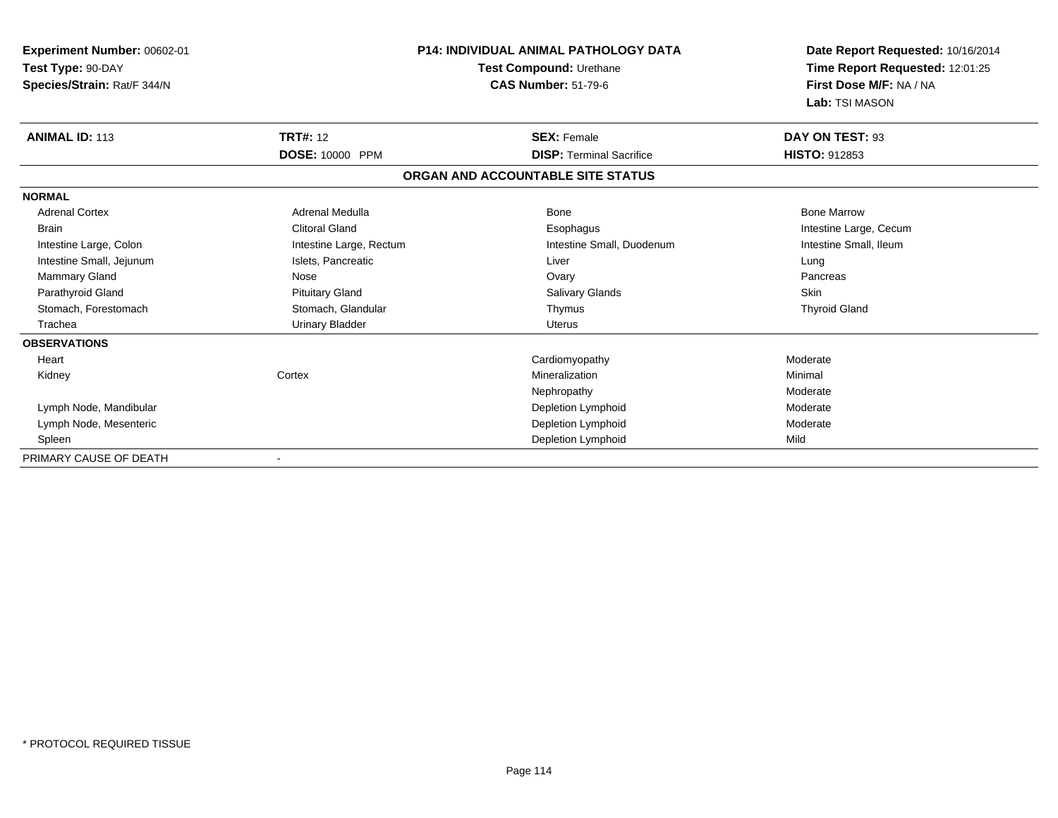**Experiment Number:** 00602-01
**Test Type:** 90-DAY
**Species/Strain:** Rat/F 344/N

**P14: INDIVIDUAL ANIMAL PATHOLOGY DATA**
**Test Compound:** Urethane
**CAS Number:** 51-79-6

**Date Report Requested:** 10/16/2014
**Time Report Requested:** 12:01:25
**First Dose M/F:** NA / NA
**Lab:** TSI MASON

| | | | |
|---|---|---|---|
| **ANIMAL ID:** 113 | **TRT#:** 12 | **SEX:** Female | **DAY ON TEST:** 93 |
| | **DOSE:** 10000 PPM | **DISP:** Terminal Sacrifice | **HISTO:** 912853 |

**ORGAN AND ACCOUNTABLE SITE STATUS**

| | | | |
|---|---|---|---|
| **NORMAL** | | | |
| Adrenal Cortex | Adrenal Medulla | Bone | Bone Marrow |
| Brain | Clitoral Gland | Esophagus | Intestine Large, Cecum |
| Intestine Large, Colon | Intestine Large, Rectum | Intestine Small, Duodenum | Intestine Small, Ileum |
| Intestine Small, Jejunum | Islets, Pancreatic | Liver | Lung |
| Mammary Gland | Nose | Ovary | Pancreas |
| Parathyroid Gland | Pituitary Gland | Salivary Glands | Skin |
| Stomach, Forestomach | Stomach, Glandular | Thymus | Thyroid Gland |
| Trachea | Urinary Bladder | Uterus | |
| **OBSERVATIONS** | | | |
| Heart | | Cardiomyopathy | Moderate |
| Kidney | Cortex | Mineralization | Minimal |
| | | Nephropathy | Moderate |
| Lymph Node, Mandibular | | Depletion Lymphoid | Moderate |
| Lymph Node, Mesenteric | | Depletion Lymphoid | Moderate |
| Spleen | | Depletion Lymphoid | Mild |
| PRIMARY CAUSE OF DEATH | - | | |

\* PROTOCOL REQUIRED TISSUE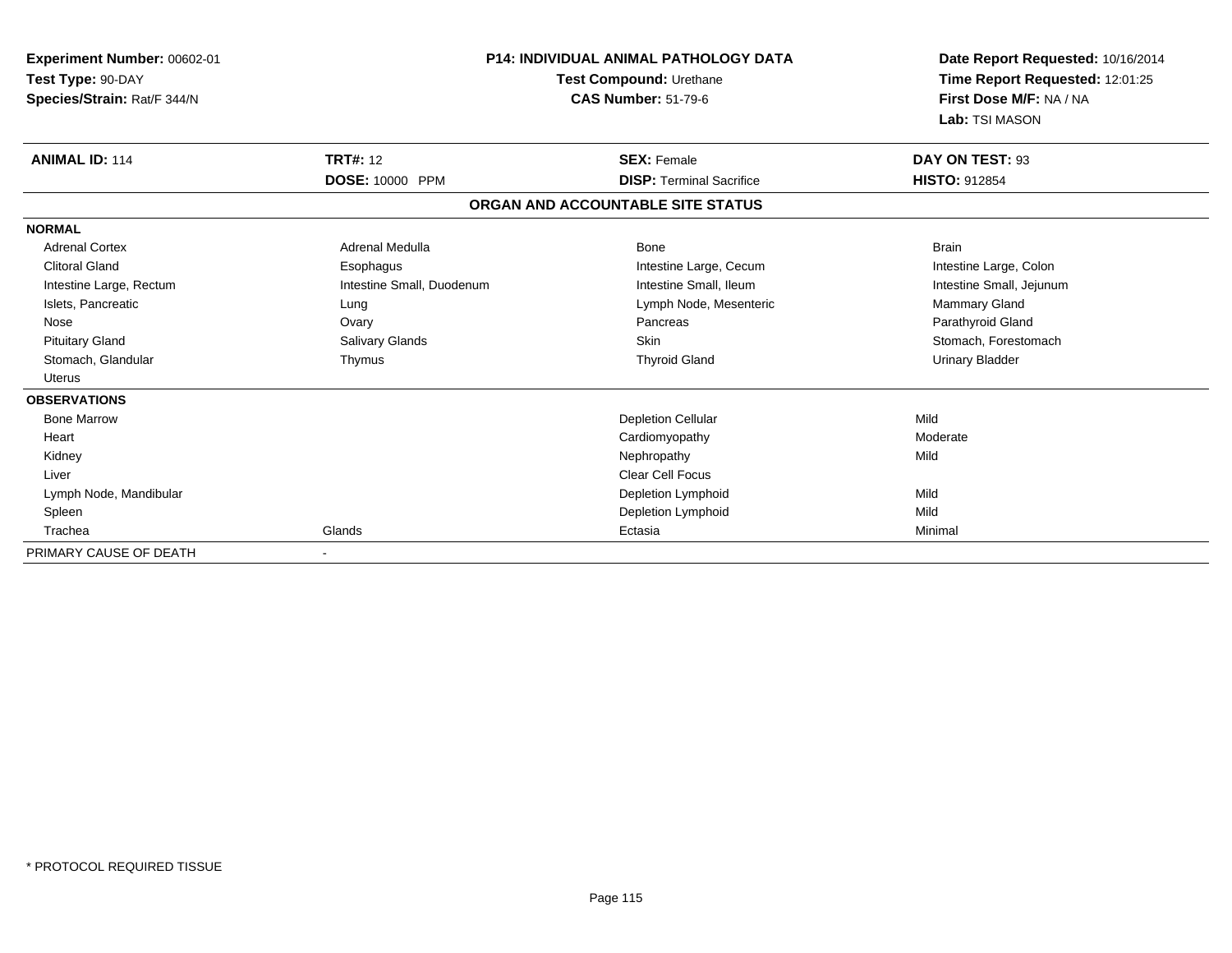**Experiment Number:** 00602-01
**Test Type:** 90-DAY
**Species/Strain:** Rat/F 344/N

**P14: INDIVIDUAL ANIMAL PATHOLOGY DATA**
**Test Compound:** Urethane
**CAS Number:** 51-79-6

**Date Report Requested:** 10/16/2014
**Time Report Requested:** 12:01:25
**First Dose M/F:** NA / NA
**Lab:** TSI MASON

| **ANIMAL ID:** 114 | **TRT#:** 12 | **SEX:** Female | **DAY ON TEST:** 93 |
|---|---|---|---|
| | **DOSE:** 10000 PPM | **DISP:** Terminal Sacrifice | **HISTO:** 912854 |

**ORGAN AND ACCOUNTABLE SITE STATUS**

| | | | |
|---|---|---|---|
| **NORMAL** | | | |
| Adrenal Cortex | Adrenal Medulla | Bone | Brain |
| Clitoral Gland | Esophagus | Intestine Large, Cecum | Intestine Large, Colon |
| Intestine Large, Rectum | Intestine Small, Duodenum | Intestine Small, Ileum | Intestine Small, Jejunum |
| Islets, Pancreatic | Lung | Lymph Node, Mesenteric | Mammary Gland |
| Nose | Ovary | Pancreas | Parathyroid Gland |
| Pituitary Gland | Salivary Glands | Skin | Stomach, Forestomach |
| Stomach, Glandular | Thymus | Thyroid Gland | Urinary Bladder |
| Uterus | | | |
| **OBSERVATIONS** | | | |
| Bone Marrow | | Depletion Cellular | Mild |
| Heart | | Cardiomyopathy | Moderate |
| Kidney | | Nephropathy | Mild |
| Liver | | Clear Cell Focus | |
| Lymph Node, Mandibular | | Depletion Lymphoid | Mild |
| Spleen | | Depletion Lymphoid | Mild |
| Trachea | Glands | Ectasia | Minimal |
| PRIMARY CAUSE OF DEATH | - | | |

\* PROTOCOL REQUIRED TISSUE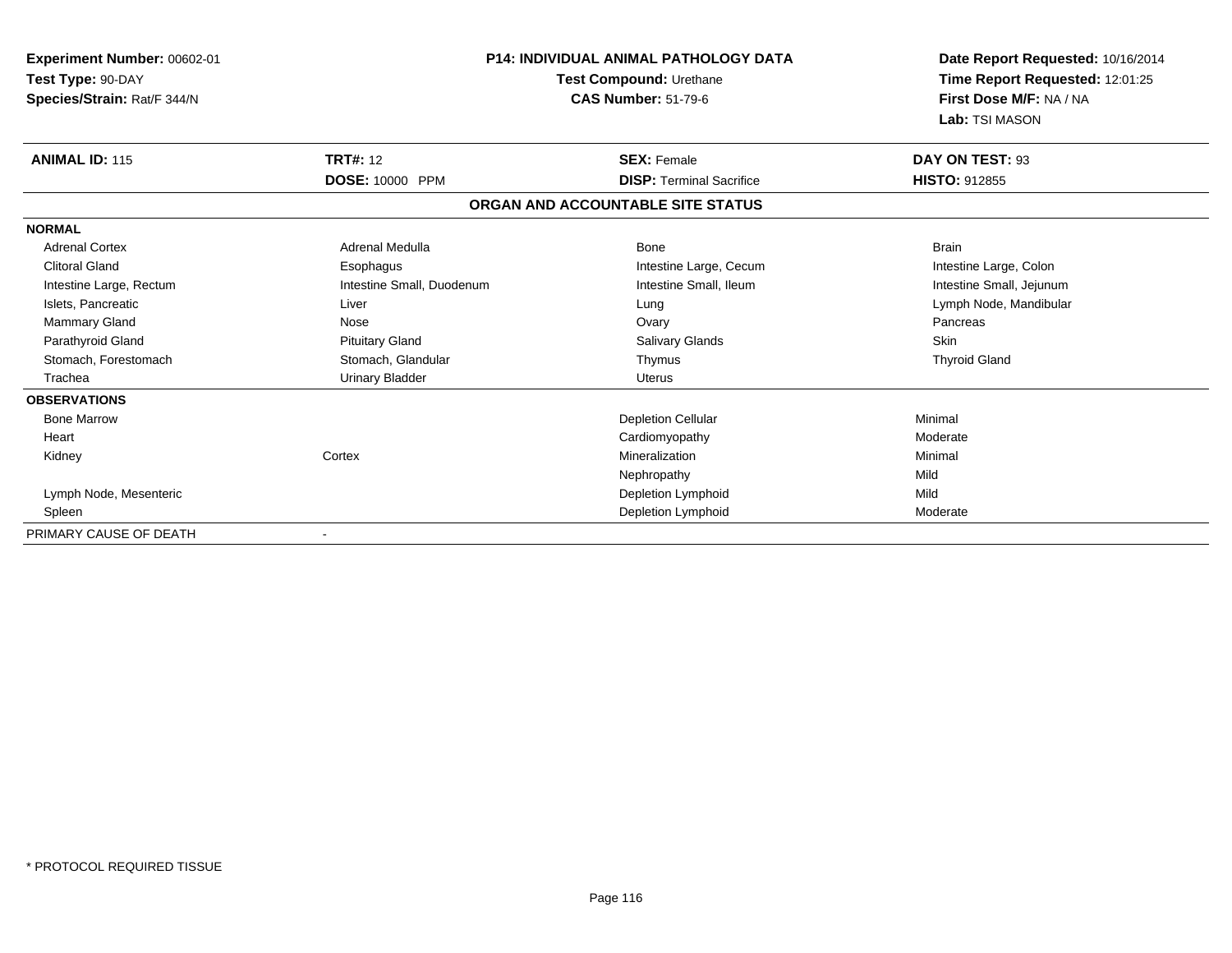**Experiment Number:** 00602-01
**Test Type:** 90-DAY
**Species/Strain:** Rat/F 344/N

**P14: INDIVIDUAL ANIMAL PATHOLOGY DATA**
**Test Compound:** Urethane
**CAS Number:** 51-79-6

**Date Report Requested:** 10/16/2014
**Time Report Requested:** 12:01:25
**First Dose M/F:** NA / NA
**Lab:** TSI MASON

| **ANIMAL ID:** 115 | **TRT#:** 12 | **SEX:** Female | **DAY ON TEST:** 93 |
|---|---|---|---|
| | **DOSE:** 10000 PPM | **DISP:** Terminal Sacrifice | **HISTO:** 912855 |

**ORGAN AND ACCOUNTABLE SITE STATUS**

| | | | |
|---|---|---|---|
| **NORMAL** | | | |
| Adrenal Cortex | Adrenal Medulla | Bone | Brain |
| Clitoral Gland | Esophagus | Intestine Large, Cecum | Intestine Large, Colon |
| Intestine Large, Rectum | Intestine Small, Duodenum | Intestine Small, Ileum | Intestine Small, Jejunum |
| Islets, Pancreatic | Liver | Lung | Lymph Node, Mandibular |
| Mammary Gland | Nose | Ovary | Pancreas |
| Parathyroid Gland | Pituitary Gland | Salivary Glands | Skin |
| Stomach, Forestomach | Stomach, Glandular | Thymus | Thyroid Gland |
| Trachea | Urinary Bladder | Uterus | |
| **OBSERVATIONS** | | | |
| Bone Marrow | | Depletion Cellular | Minimal |
| Heart | | Cardiomyopathy | Moderate |
| Kidney | Cortex | Mineralization | Minimal |
| | | Nephropathy | Mild |
| Lymph Node, Mesenteric | | Depletion Lymphoid | Mild |
| Spleen | | Depletion Lymphoid | Moderate |
| PRIMARY CAUSE OF DEATH | - | | |

* PROTOCOL REQUIRED TISSUE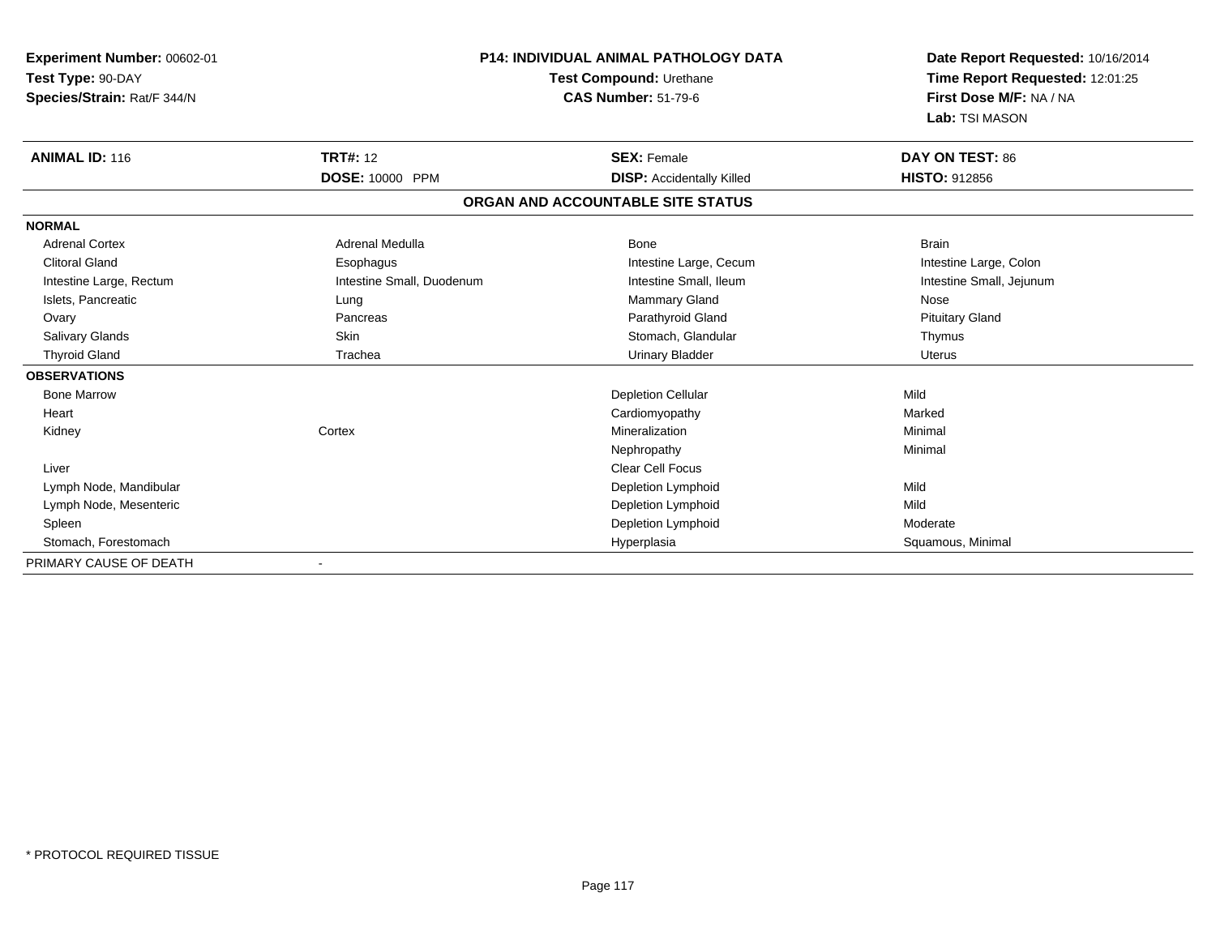**Experiment Number:** 00602-01
**Test Type:** 90-DAY
**Species/Strain:** Rat/F 344/N

**P14: INDIVIDUAL ANIMAL PATHOLOGY DATA**
**Test Compound:** Urethane
**CAS Number:** 51-79-6

**Date Report Requested:** 10/16/2014
**Time Report Requested:** 12:01:25
**First Dose M/F:** NA / NA
**Lab:** TSI MASON

| **ANIMAL ID:** 116 | **TRT#:** 12 | **SEX:** Female | **DAY ON TEST:** 86 |
|---|---|---|---|
| | **DOSE:** 10000 PPM | **DISP:** Accidentally Killed | **HISTO:** 912856 |

**ORGAN AND ACCOUNTABLE SITE STATUS**

| | | | |
|---|---|---|---|
| **NORMAL** | | | |
| Adrenal Cortex | Adrenal Medulla | Bone | Brain |
| Clitoral Gland | Esophagus | Intestine Large, Cecum | Intestine Large, Colon |
| Intestine Large, Rectum | Intestine Small, Duodenum | Intestine Small, Ileum | Intestine Small, Jejunum |
| Islets, Pancreatic | Lung | Mammary Gland | Nose |
| Ovary | Pancreas | Parathyroid Gland | Pituitary Gland |
| Salivary Glands | Skin | Stomach, Glandular | Thymus |
| Thyroid Gland | Trachea | Urinary Bladder | Uterus |
| **OBSERVATIONS** | | | |
| Bone Marrow | | Depletion Cellular | Mild |
| Heart | | Cardiomyopathy | Marked |
| Kidney | Cortex | Mineralization | Minimal |
| | | Nephropathy | Minimal |
| Liver | | Clear Cell Focus | |
| Lymph Node, Mandibular | | Depletion Lymphoid | Mild |
| Lymph Node, Mesenteric | | Depletion Lymphoid | Mild |
| Spleen | | Depletion Lymphoid | Moderate |
| Stomach, Forestomach | | Hyperplasia | Squamous, Minimal |
| PRIMARY CAUSE OF DEATH | - | | |

* PROTOCOL REQUIRED TISSUE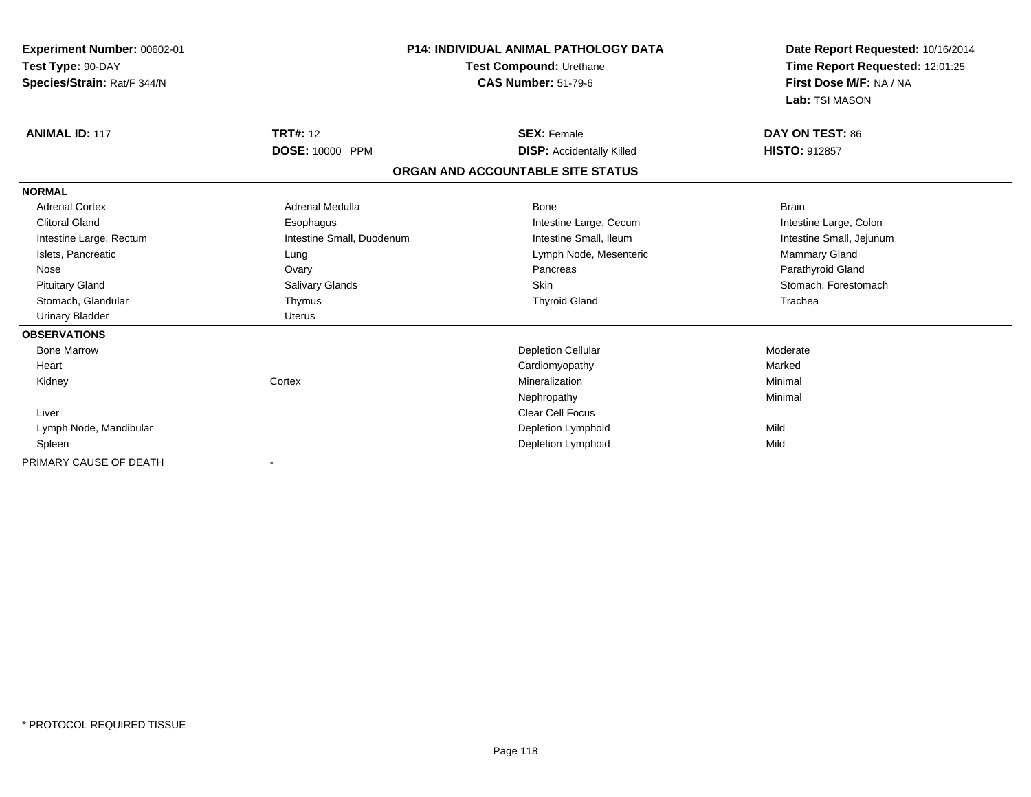**Experiment Number:** 00602-01
**Test Type:** 90-DAY
**Species/Strain:** Rat/F 344/N

**P14: INDIVIDUAL ANIMAL PATHOLOGY DATA**
**Test Compound:** Urethane
**CAS Number:** 51-79-6

**Date Report Requested:** 10/16/2014
**Time Report Requested:** 12:01:25
**First Dose M/F:** NA / NA
**Lab:** TSI MASON

| **ANIMAL ID:** 117 | **TRT#:** 12 | **SEX:** Female | **DAY ON TEST:** 86 |
|---|---|---|---|
| | **DOSE:** 10000 PPM | **DISP:** Accidentally Killed | **HISTO:** 912857 |

**ORGAN AND ACCOUNTABLE SITE STATUS**

| | | | |
|---|---|---|---|
| **NORMAL** | | | |
| Adrenal Cortex | Adrenal Medulla | Bone | Brain |
| Clitoral Gland | Esophagus | Intestine Large, Cecum | Intestine Large, Colon |
| Intestine Large, Rectum | Intestine Small, Duodenum | Intestine Small, Ileum | Intestine Small, Jejunum |
| Islets, Pancreatic | Lung | Lymph Node, Mesenteric | Mammary Gland |
| Nose | Ovary | Pancreas | Parathyroid Gland |
| Pituitary Gland | Salivary Glands | Skin | Stomach, Forestomach |
| Stomach, Glandular | Thymus | Thyroid Gland | Trachea |
| Urinary Bladder | Uterus | | |
| **OBSERVATIONS** | | | |
| Bone Marrow | | Depletion Cellular | Moderate |
| Heart | | Cardiomyopathy | Marked |
| Kidney | Cortex | Mineralization | Minimal |
| | | Nephropathy | Minimal |
| Liver | | Clear Cell Focus | |
| Lymph Node, Mandibular | | Depletion Lymphoid | Mild |
| Spleen | | Depletion Lymphoid | Mild |
| PRIMARY CAUSE OF DEATH | - | | |

* PROTOCOL REQUIRED TISSUE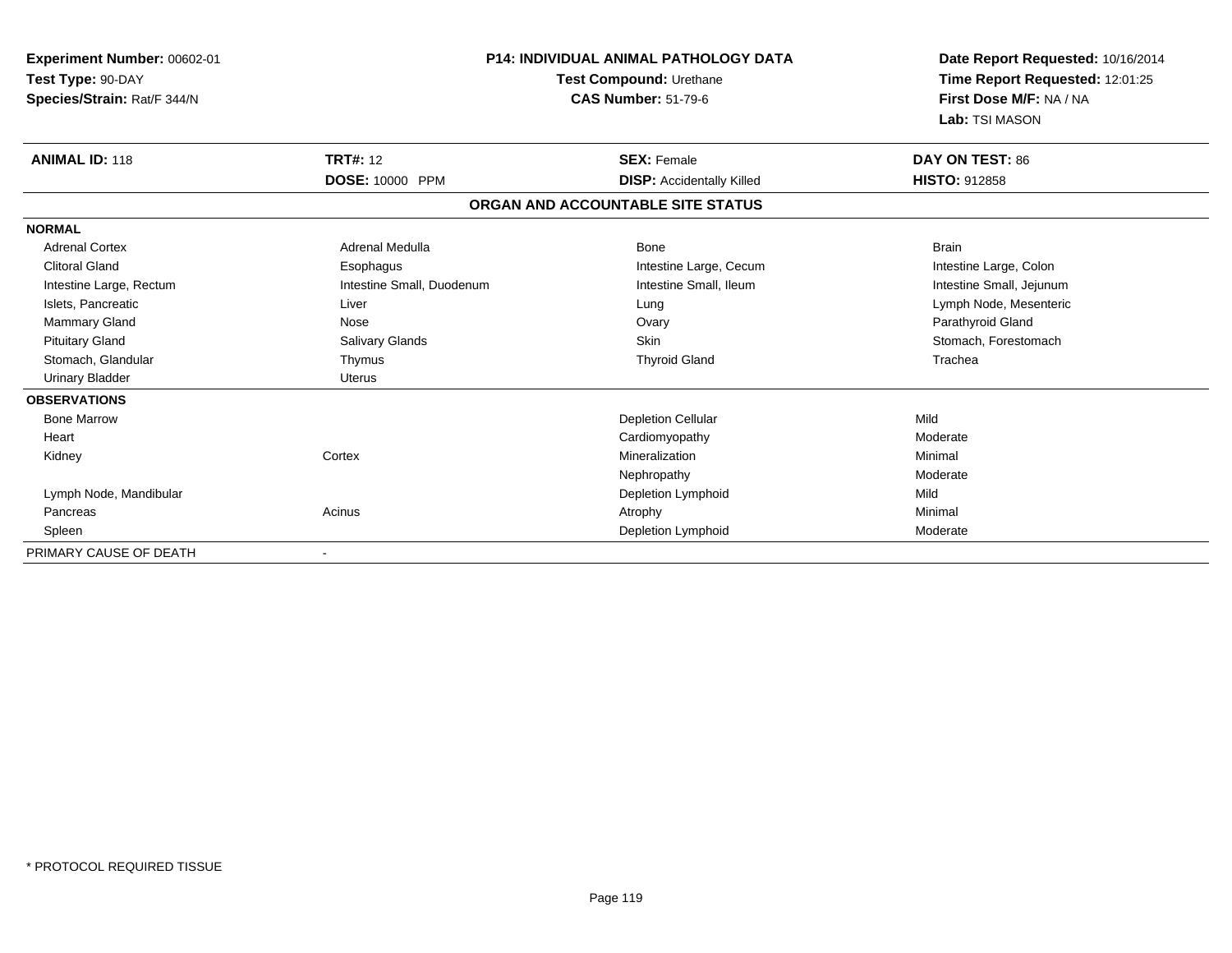**Experiment Number:** 00602-01
**Test Type:** 90-DAY
**Species/Strain:** Rat/F 344/N

**P14: INDIVIDUAL ANIMAL PATHOLOGY DATA**
**Test Compound:** Urethane
**CAS Number:** 51-79-6

**Date Report Requested:** 10/16/2014
**Time Report Requested:** 12:01:25
**First Dose M/F:** NA / NA
**Lab:** TSI MASON

| | | | |
|---|---|---|---|
| **ANIMAL ID:** 118 | **TRT#:** 12 | **SEX:** Female | **DAY ON TEST:** 86 |
| | **DOSE:** 10000 PPM | **DISP:** Accidentally Killed | **HISTO:** 912858 |

**ORGAN AND ACCOUNTABLE SITE STATUS**

| | | | |
|---|---|---|---|
| **NORMAL** | | | |
| Adrenal Cortex | Adrenal Medulla | Bone | Brain |
| Clitoral Gland | Esophagus | Intestine Large, Cecum | Intestine Large, Colon |
| Intestine Large, Rectum | Intestine Small, Duodenum | Intestine Small, Ileum | Intestine Small, Jejunum |
| Islets, Pancreatic | Liver | Lung | Lymph Node, Mesenteric |
| Mammary Gland | Nose | Ovary | Parathyroid Gland |
| Pituitary Gland | Salivary Glands | Skin | Stomach, Forestomach |
| Stomach, Glandular | Thymus | Thyroid Gland | Trachea |
| Urinary Bladder | Uterus | | |
| **OBSERVATIONS** | | | |
| Bone Marrow | | Depletion Cellular | Mild |
| Heart | | Cardiomyopathy | Moderate |
| Kidney | Cortex | Mineralization | Minimal |
| | | Nephropathy | Moderate |
| Lymph Node, Mandibular | | Depletion Lymphoid | Mild |
| Pancreas | Acinus | Atrophy | Minimal |
| Spleen | | Depletion Lymphoid | Moderate |
| PRIMARY CAUSE OF DEATH | - | | |

\* PROTOCOL REQUIRED TISSUE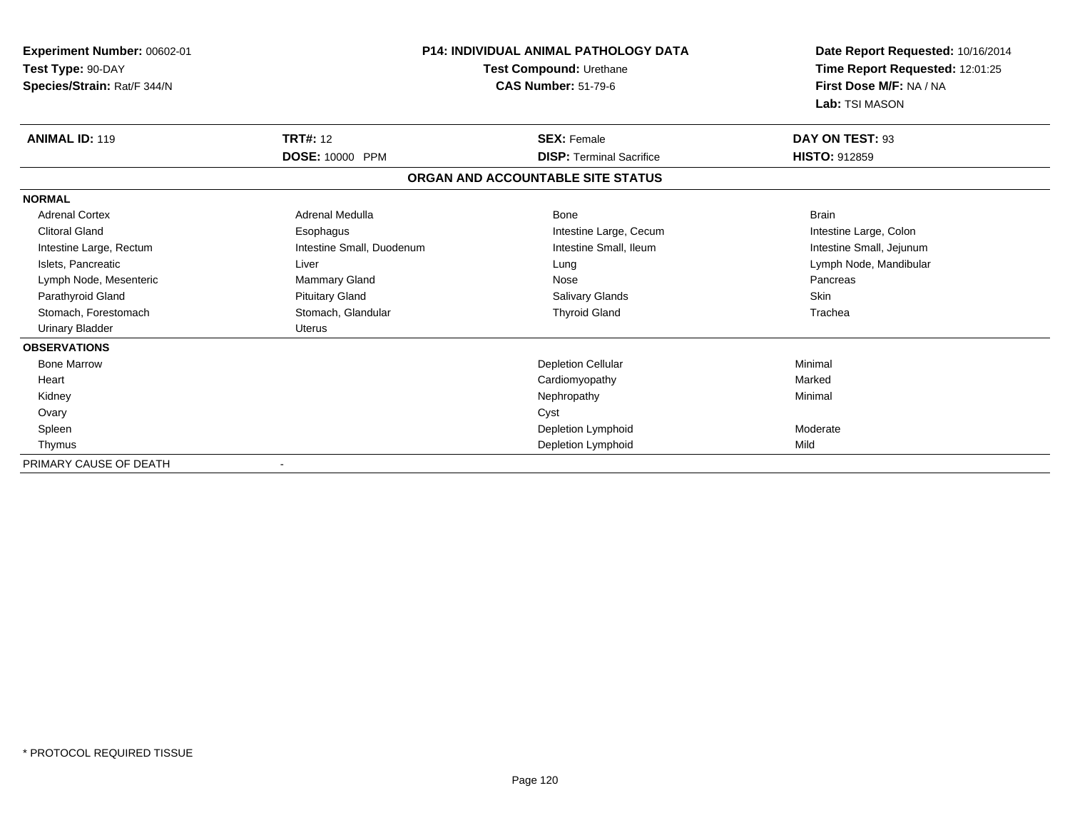**Experiment Number:** 00602-01
**Test Type:** 90-DAY
**Species/Strain:** Rat/F 344/N

**P14: INDIVIDUAL ANIMAL PATHOLOGY DATA**
**Test Compound:** Urethane
**CAS Number:** 51-79-6

**Date Report Requested:** 10/16/2014
**Time Report Requested:** 12:01:25
**First Dose M/F:** NA / NA
**Lab:** TSI MASON

| **ANIMAL ID:** 119 | **TRT#:** 12 | **SEX:** Female | **DAY ON TEST:** 93 |
|---|---|---|---|
| | **DOSE:** 10000 PPM | **DISP:** Terminal Sacrifice | **HISTO:** 912859 |

**ORGAN AND ACCOUNTABLE SITE STATUS**

**NORMAL**

| | | | |
|---|---|---|---|
| Adrenal Cortex | Adrenal Medulla | Bone | Brain |
| Clitoral Gland | Esophagus | Intestine Large, Cecum | Intestine Large, Colon |
| Intestine Large, Rectum | Intestine Small, Duodenum | Intestine Small, Ileum | Intestine Small, Jejunum |
| Islets, Pancreatic | Liver | Lung | Lymph Node, Mandibular |
| Lymph Node, Mesenteric | Mammary Gland | Nose | Pancreas |
| Parathyroid Gland | Pituitary Gland | Salivary Glands | Skin |
| Stomach, Forestomach | Stomach, Glandular | Thyroid Gland | Trachea |
| Urinary Bladder | Uterus | | |

**OBSERVATIONS**

| | | |
|---|---|---|
| Bone Marrow | Depletion Cellular | Minimal |
| Heart | Cardiomyopathy | Marked |
| Kidney | Nephropathy | Minimal |
| Ovary | Cyst | |
| Spleen | Depletion Lymphoid | Moderate |
| Thymus | Depletion Lymphoid | Mild |

PRIMARY CAUSE OF DEATH -

\* PROTOCOL REQUIRED TISSUE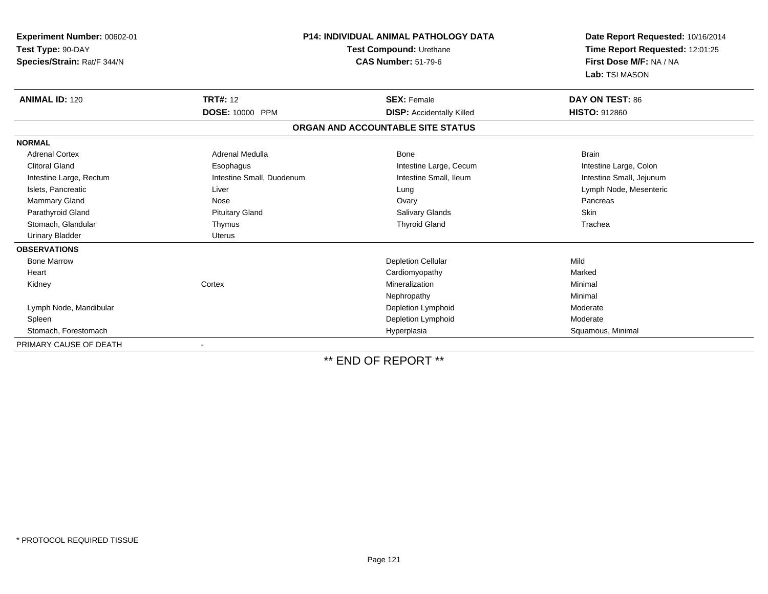**Experiment Number:** 00602-01
**Test Type:** 90-DAY
**Species/Strain:** Rat/F 344/N

**P14: INDIVIDUAL ANIMAL PATHOLOGY DATA**
**Test Compound:** Urethane
**CAS Number:** 51-79-6

**Date Report Requested:** 10/16/2014
**Time Report Requested:** 12:01:25
**First Dose M/F:** NA / NA
**Lab:** TSI MASON

| | | | |
|---|---|---|---|
| **ANIMAL ID:** 120 | **TRT#:** 12 | **SEX:** Female | **DAY ON TEST:** 86 |
| | **DOSE:** 10000 PPM | **DISP:** Accidentally Killed | **HISTO:** 912860 |

**ORGAN AND ACCOUNTABLE SITE STATUS**

| | | | |
|---|---|---|---|
| **NORMAL** | | | |
| Adrenal Cortex | Adrenal Medulla | Bone | Brain |
| Clitoral Gland | Esophagus | Intestine Large, Cecum | Intestine Large, Colon |
| Intestine Large, Rectum | Intestine Small, Duodenum | Intestine Small, Ileum | Intestine Small, Jejunum |
| Islets, Pancreatic | Liver | Lung | Lymph Node, Mesenteric |
| Mammary Gland | Nose | Ovary | Pancreas |
| Parathyroid Gland | Pituitary Gland | Salivary Glands | Skin |
| Stomach, Glandular | Thymus | Thyroid Gland | Trachea |
| Urinary Bladder | Uterus | | |
| **OBSERVATIONS** | | | |
| Bone Marrow | | Depletion Cellular | Mild |
| Heart | | Cardiomyopathy | Marked |
| Kidney | Cortex | Mineralization | Minimal |
| | | Nephropathy | Minimal |
| Lymph Node, Mandibular | | Depletion Lymphoid | Moderate |
| Spleen | | Depletion Lymphoid | Moderate |
| Stomach, Forestomach | | Hyperplasia | Squamous, Minimal |
| PRIMARY CAUSE OF DEATH | - | | |

** END OF REPORT **

* PROTOCOL REQUIRED TISSUE